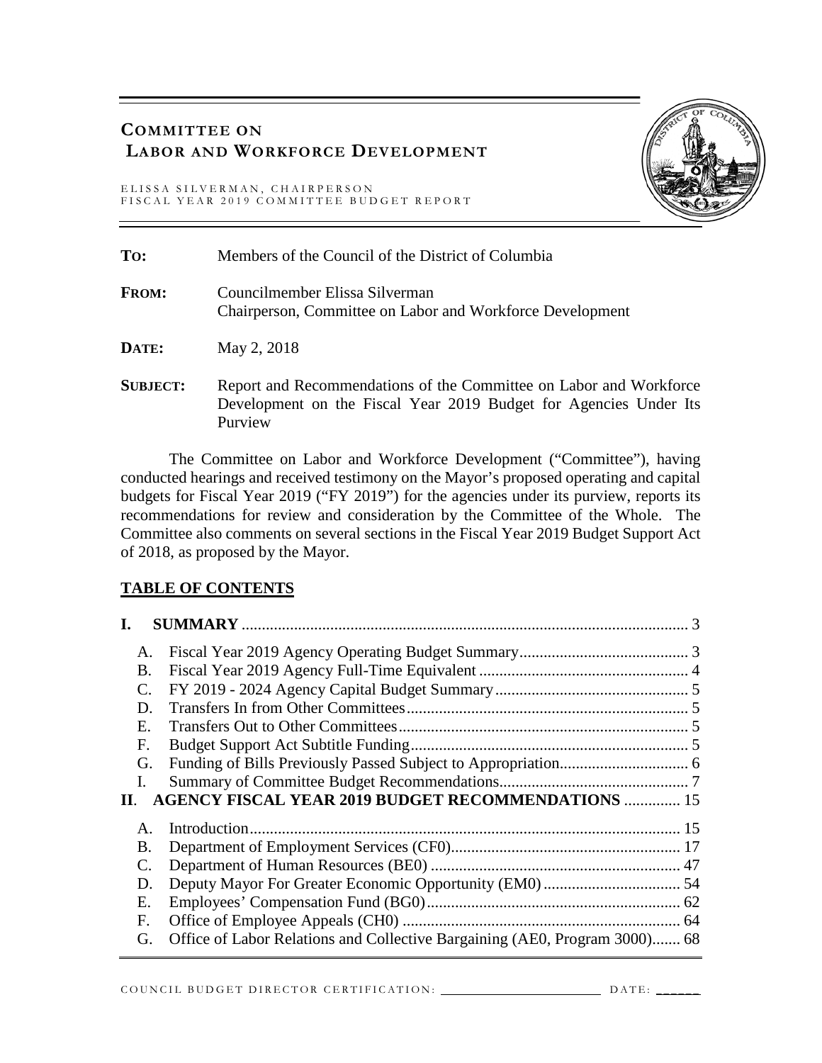# COMMITTEE ON LABOR AND WORKFORCE DEVELOPMENT

ELISSA SILVERMAN, CHAIRPERSON
FISCAL YEAR 2019 COMMITTEE BUDGET REPORT

**TO:** Members of the Council of the District of Columbia

**FROM:** Councilmember Elissa Silverman
Chairperson, Committee on Labor and Workforce Development

**DATE:** May 2, 2018

**SUBJECT:** Report and Recommendations of the Committee on Labor and Workforce Development on the Fiscal Year 2019 Budget for Agencies Under Its Purview

The Committee on Labor and Workforce Development ("Committee"), having conducted hearings and received testimony on the Mayor's proposed operating and capital budgets for Fiscal Year 2019 ("FY 2019") for the agencies under its purview, reports its recommendations for review and consideration by the Committee of the Whole. The Committee also comments on several sections in the Fiscal Year 2019 Budget Support Act of 2018, as proposed by the Mayor.

## TABLE OF CONTENTS

**I. SUMMARY** ..... 3

- A. Fiscal Year 2019 Agency Operating Budget Summary ..... 3
- B. Fiscal Year 2019 Agency Full-Time Equivalent ..... 4
- C. FY 2019 - 2024 Agency Capital Budget Summary ..... 5
- D. Transfers In from Other Committees ..... 5
- E. Transfers Out to Other Committees ..... 5
- F. Budget Support Act Subtitle Funding ..... 5
- G. Funding of Bills Previously Passed Subject to Appropriation ..... 6
- I. Summary of Committee Budget Recommendations ..... 7

**II. AGENCY FISCAL YEAR 2019 BUDGET RECOMMENDATIONS** ..... 15

- A. Introduction ..... 15
- B. Department of Employment Services (CF0) ..... 17
- C. Department of Human Resources (BE0) ..... 47
- D. Deputy Mayor For Greater Economic Opportunity (EM0) ..... 54
- E. Employees' Compensation Fund (BG0) ..... 62
- F. Office of Employee Appeals (CH0) ..... 64
- G. Office of Labor Relations and Collective Bargaining (AE0, Program 3000) ..... 68

COUNCIL BUDGET DIRECTOR CERTIFICATION: ______________________ DATE: ______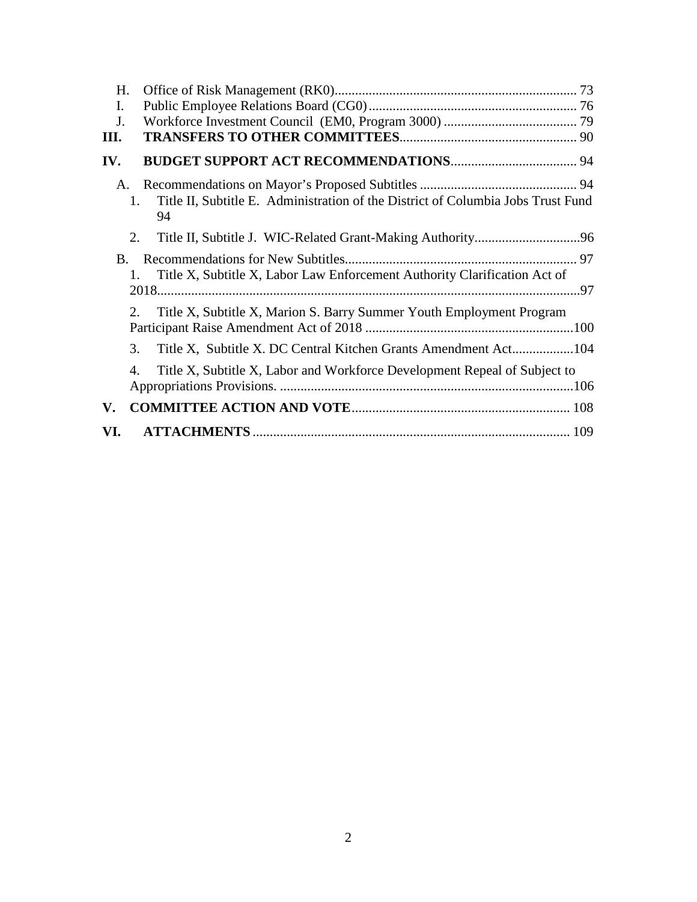H. Office of Risk Management (RK0) ..... 73
I. Public Employee Relations Board (CG0) ..... 76
J. Workforce Investment Council (EM0, Program 3000) ..... 79

**III. TRANSFERS TO OTHER COMMITTEES** ..... 90

**IV. BUDGET SUPPORT ACT RECOMMENDATIONS** ..... 94

A. Recommendations on Mayor's Proposed Subtitles ..... 94
1. Title II, Subtitle E. Administration of the District of Columbia Jobs Trust Fund ..... 94
2. Title II, Subtitle J. WIC-Related Grant-Making Authority ..... 96

B. Recommendations for New Subtitles ..... 97
1. Title X, Subtitle X, Labor Law Enforcement Authority Clarification Act of 2018 ..... 97
2. Title X, Subtitle X, Marion S. Barry Summer Youth Employment Program Participant Raise Amendment Act of 2018 ..... 100
3. Title X, Subtitle X. DC Central Kitchen Grants Amendment Act ..... 104
4. Title X, Subtitle X, Labor and Workforce Development Repeal of Subject to Appropriations Provisions. ..... 106

**V. COMMITTEE ACTION AND VOTE** ..... 108

**VI. ATTACHMENTS** ..... 109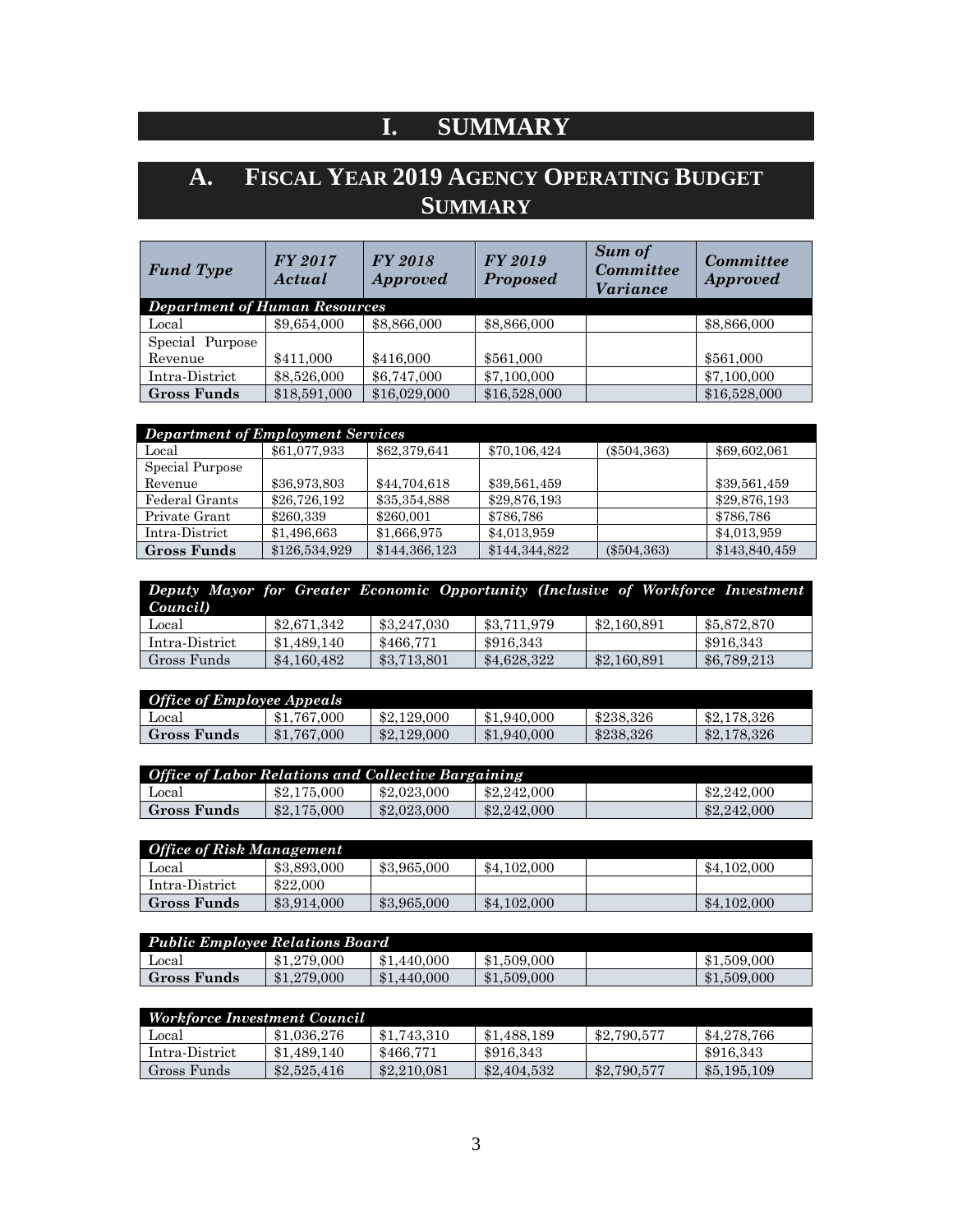# I. SUMMARY

## A. FISCAL YEAR 2019 AGENCY OPERATING BUDGET SUMMARY

| *Fund Type* | *FY 2017 Actual* | *FY 2018 Approved* | *FY 2019 Proposed* | *Sum of Committee Variance* | *Committee Approved* |
|---|---|---|---|---|---|
| ***Department of Human Resources*** | | | | | |
| Local | $9,654,000 | $8,866,000 | $8,866,000 | | $8,866,000 |
| Special Purpose Revenue | $411,000 | $416,000 | $561,000 | | $561,000 |
| Intra-District | $8,526,000 | $6,747,000 | $7,100,000 | | $7,100,000 |
| **Gross Funds** | $18,591,000 | $16,029,000 | $16,528,000 | | $16,528,000 |
| ***Department of Employment Services*** | | | | | |
| Local | $61,077,933 | $62,379,641 | $70,106,424 | ($504,363) | $69,602,061 |
| Special Purpose Revenue | $36,973,803 | $44,704,618 | $39,561,459 | | $39,561,459 |
| Federal Grants | $26,726,192 | $35,354,888 | $29,876,193 | | $29,876,193 |
| Private Grant | $260,339 | $260,001 | $786,786 | | $786,786 |
| Intra-District | $1,496,663 | $1,666,975 | $4,013,959 | | $4,013,959 |
| **Gross Funds** | $126,534,929 | $144,366,123 | $144,344,822 | ($504,363) | $143,840,459 |
| ***Deputy Mayor for Greater Economic Opportunity (Inclusive of Workforce Investment Council)*** | | | | | |
| Local | $2,671,342 | $3,247,030 | $3,711,979 | $2,160,891 | $5,872,870 |
| Intra-District | $1,489,140 | $466,771 | $916,343 | | $916,343 |
| Gross Funds | $4,160,482 | $3,713,801 | $4,628,322 | $2,160,891 | $6,789,213 |
| ***Office of Employee Appeals*** | | | | | |
| Local | $1,767,000 | $2,129,000 | $1,940,000 | $238,326 | $2,178,326 |
| **Gross Funds** | $1,767,000 | $2,129,000 | $1,940,000 | $238,326 | $2,178,326 |
| ***Office of Labor Relations and Collective Bargaining*** | | | | | |
| Local | $2,175,000 | $2,023,000 | $2,242,000 | | $2,242,000 |
| **Gross Funds** | $2,175,000 | $2,023,000 | $2,242,000 | | $2,242,000 |
| ***Office of Risk Management*** | | | | | |
| Local | $3,893,000 | $3,965,000 | $4,102,000 | | $4,102,000 |
| Intra-District | $22,000 | | | | |
| **Gross Funds** | $3,914,000 | $3,965,000 | $4,102,000 | | $4,102,000 |
| ***Public Employee Relations Board*** | | | | | |
| Local | $1,279,000 | $1,440,000 | $1,509,000 | | $1,509,000 |
| **Gross Funds** | $1,279,000 | $1,440,000 | $1,509,000 | | $1,509,000 |
| ***Workforce Investment Council*** | | | | | |
| Local | $1,036,276 | $1,743,310 | $1,488,189 | $2,790,577 | $4,278,766 |
| Intra-District | $1,489,140 | $466,771 | $916,343 | | $916,343 |
| Gross Funds | $2,525,416 | $2,210,081 | $2,404,532 | $2,790,577 | $5,195,109 |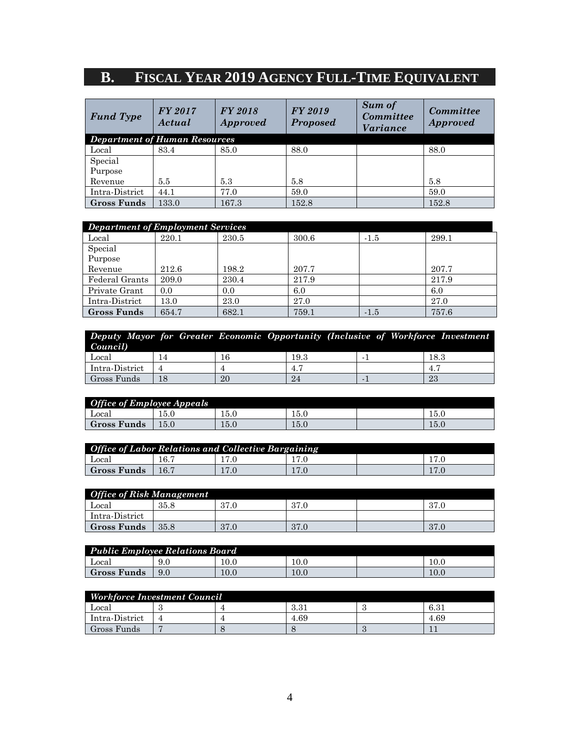## B. FISCAL YEAR 2019 AGENCY FULL-TIME EQUIVALENT

| Fund Type | FY 2017 Actual | FY 2018 Approved | FY 2019 Proposed | Sum of Committee Variance | Committee Approved |
|---|---|---|---|---|---|
| ***Department of Human Resources*** | | | | | |
| Local | 83.4 | 85.0 | 88.0 | | 88.0 |
| Special Purpose Revenue | 5.5 | 5.3 | 5.8 | | 5.8 |
| Intra-District | 44.1 | 77.0 | 59.0 | | 59.0 |
| **Gross Funds** | 133.0 | 167.3 | 152.8 | | 152.8 |
| ***Department of Employment Services*** | | | | | |
| Local | 220.1 | 230.5 | 300.6 | -1.5 | 299.1 |
| Special Purpose Revenue | 212.6 | 198.2 | 207.7 | | 207.7 |
| Federal Grants | 209.0 | 230.4 | 217.9 | | 217.9 |
| Private Grant | 0.0 | 0.0 | 6.0 | | 6.0 |
| Intra-District | 13.0 | 23.0 | 27.0 | | 27.0 |
| **Gross Funds** | 654.7 | 682.1 | 759.1 | -1.5 | 757.6 |
| ***Deputy Mayor for Greater Economic Opportunity (Inclusive of Workforce Investment Council)*** | | | | | |
| Local | 14 | 16 | 19.3 | -1 | 18.3 |
| Intra-District | 4 | 4 | 4.7 | | 4.7 |
| Gross Funds | 18 | 20 | 24 | -1 | 23 |
| ***Office of Employee Appeals*** | | | | | |
| Local | 15.0 | 15.0 | 15.0 | | 15.0 |
| **Gross Funds** | 15.0 | 15.0 | 15.0 | | 15.0 |
| ***Office of Labor Relations and Collective Bargaining*** | | | | | |
| Local | 16.7 | 17.0 | 17.0 | | 17.0 |
| **Gross Funds** | 16.7 | 17.0 | 17.0 | | 17.0 |
| ***Office of Risk Management*** | | | | | |
| Local | 35.8 | 37.0 | 37.0 | | 37.0 |
| Intra-District | | | | | |
| **Gross Funds** | 35.8 | 37.0 | 37.0 | | 37.0 |
| ***Public Employee Relations Board*** | | | | | |
| Local | 9.0 | 10.0 | 10.0 | | 10.0 |
| **Gross Funds** | 9.0 | 10.0 | 10.0 | | 10.0 |
| ***Workforce Investment Council*** | | | | | |
| Local | 3 | 4 | 3.31 | 3 | 6.31 |
| Intra-District | 4 | 4 | 4.69 | | 4.69 |
| Gross Funds | 7 | 8 | 8 | 3 | 11 |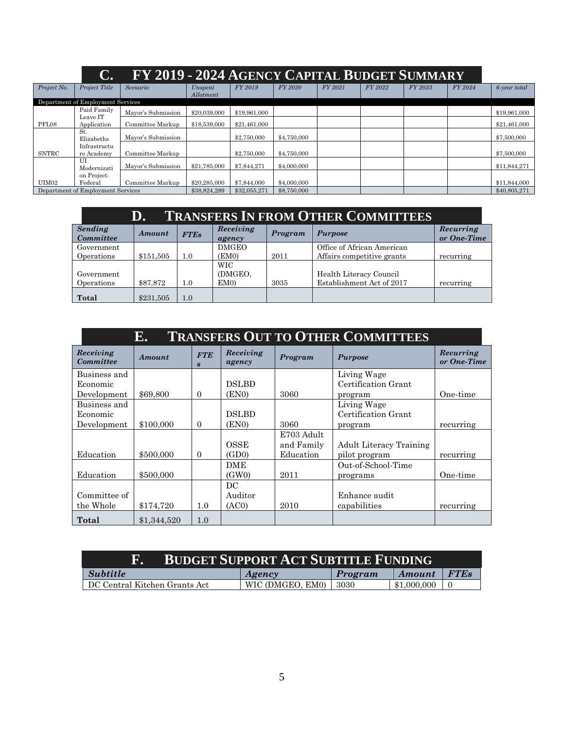## C. FY 2019 - 2024 Agency Capital Budget Summary

| *Project No.* | *Project Title* | *Scenario* | *Unspent Allotment* | *FY 2019* | *FY 2020* | *FY 2021* | *FY 2022* | *FY 2023* | *FY 2024* | *6-year total* |
|---|---|---|---|---|---|---|---|---|---|---|
| Department of Employment Services | | | | | | | | | | |
| PFL08 | Paid Family Leave IT Application | Mayor's Submission | $20,039,000 | $19,961,000 | | | | | | $19,961,000 |
| | | Committee Markup | $18,539,000 | $21,461,000 | | | | | | $21,461,000 |
| SNTRC | St. Elizabeths Infrastructure Academy | Mayor's Submission | | $2,750,000 | $4,750,000 | | | | | $7,500,000 |
| | | Committee Markup | | $2,750,000 | $4,750,000 | | | | | $7,500,000 |
| UIM02 | UI Modernization Project-Federal | Mayor's Submission | $21,785,000 | $7,844,271 | $4,000,000 | | | | | $11,844,271 |
| | | Committee Markup | $20,285,000 | $7,844,000 | $4,000,000 | | | | | $11,844,000 |
| Department of Employment Services | | | $38,824,289 | $32,055,271 | $8,750,000 | | | | | $40,805,271 |

## D. Transfers In from Other Committees

| *Sending Committee* | *Amount* | *FTEs* | *Receiving agency* | *Program* | *Purpose* | *Recurring or One-Time* |
|---|---|---|---|---|---|---|
| Government Operations | $151,505 | 1.0 | DMGEO (EM0) | 2011 | Office of African American Affairs competitive grants | recurring |
| Government Operations | $87,872 | 1.0 | WIC (DMGEO, EM0) | 3035 | Health Literacy Council Establishment Act of 2017 | recurring |
| **Total** | $231,505 | 1.0 | | | | |

## E. Transfers Out to Other Committees

| *Receiving Committee* | *Amount* | *FTEs* | *Receiving agency* | *Program* | *Purpose* | *Recurring or One-Time* |
|---|---|---|---|---|---|---|
| Business and Economic Development | $69,800 | 0 | DSLBD (EN0) | 3060 | Living Wage Certification Grant program | One-time |
| Business and Economic Development | $100,000 | 0 | DSLBD (EN0) | 3060 | Living Wage Certification Grant program | recurring |
| Education | $500,000 | 0 | OSSE (GD0) | E703 Adult and Family Education | Adult Literacy Training pilot program | recurring |
| Education | $500,000 | | DME (GW0) | 2011 | Out-of-School-Time programs | One-time |
| Committee of the Whole | $174,720 | 1.0 | DC Auditor (AC0) | 2010 | Enhance audit capabilities | recurring |
| **Total** | $1,344,520 | 1.0 | | | | |

## F. Budget Support Act Subtitle Funding

| *Subtitle* | *Agency* | *Program* | *Amount* | *FTEs* |
|---|---|---|---|---|
| DC Central Kitchen Grants Act | WIC (DMGEO, EM0) | 3030 | $1,000,000 | 0 |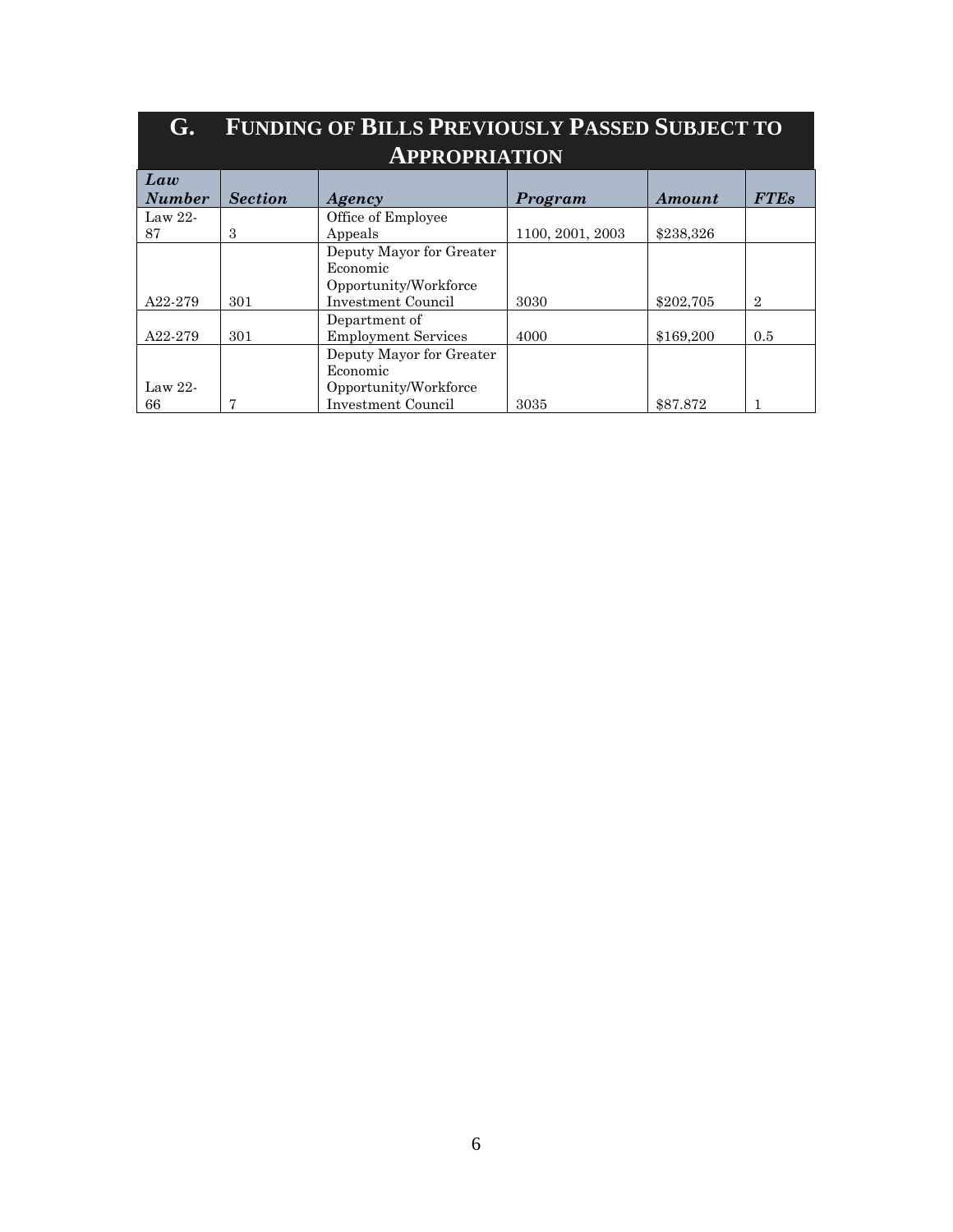## G. Funding of Bills Previously Passed Subject to Appropriation

| *Law Number* | *Section* | *Agency* | *Program* | *Amount* | *FTEs* |
|---|---|---|---|---|---|
| Law 22-87 | 3 | Office of Employee Appeals | 1100, 2001, 2003 | $238,326 | |
| A22-279 | 301 | Deputy Mayor for Greater Economic Opportunity/Workforce Investment Council | 3030 | $202,705 | 2 |
| A22-279 | 301 | Department of Employment Services | 4000 | $169,200 | 0.5 |
| Law 22-66 | 7 | Deputy Mayor for Greater Economic Opportunity/Workforce Investment Council | 3035 | $87.872 | 1 |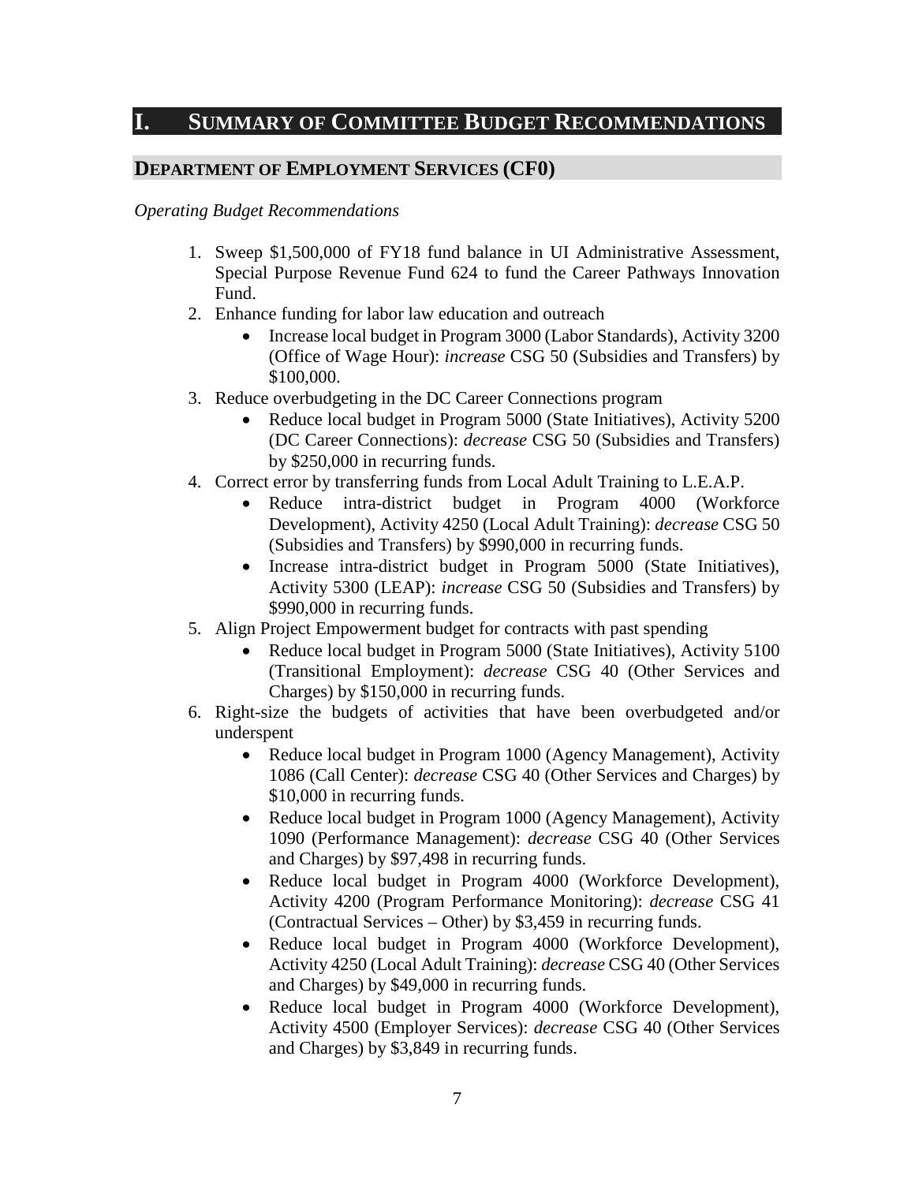# I. Summary of Committee Budget Recommendations

## Department of Employment Services (CF0)

*Operating Budget Recommendations*

1. Sweep $1,500,000 of FY18 fund balance in UI Administrative Assessment, Special Purpose Revenue Fund 624 to fund the Career Pathways Innovation Fund.
2. Enhance funding for labor law education and outreach
    - Increase local budget in Program 3000 (Labor Standards), Activity 3200 (Office of Wage Hour): *increase* CSG 50 (Subsidies and Transfers) by $100,000.
3. Reduce overbudgeting in the DC Career Connections program
    - Reduce local budget in Program 5000 (State Initiatives), Activity 5200 (DC Career Connections): *decrease* CSG 50 (Subsidies and Transfers) by $250,000 in recurring funds.
4. Correct error by transferring funds from Local Adult Training to L.E.A.P.
    - Reduce intra-district budget in Program 4000 (Workforce Development), Activity 4250 (Local Adult Training): *decrease* CSG 50 (Subsidies and Transfers) by $990,000 in recurring funds.
    - Increase intra-district budget in Program 5000 (State Initiatives), Activity 5300 (LEAP): *increase* CSG 50 (Subsidies and Transfers) by $990,000 in recurring funds.
5. Align Project Empowerment budget for contracts with past spending
    - Reduce local budget in Program 5000 (State Initiatives), Activity 5100 (Transitional Employment): *decrease* CSG 40 (Other Services and Charges) by $150,000 in recurring funds.
6. Right-size the budgets of activities that have been overbudgeted and/or underspent
    - Reduce local budget in Program 1000 (Agency Management), Activity 1086 (Call Center): *decrease* CSG 40 (Other Services and Charges) by $10,000 in recurring funds.
    - Reduce local budget in Program 1000 (Agency Management), Activity 1090 (Performance Management): *decrease* CSG 40 (Other Services and Charges) by $97,498 in recurring funds.
    - Reduce local budget in Program 4000 (Workforce Development), Activity 4200 (Program Performance Monitoring): *decrease* CSG 41 (Contractual Services – Other) by $3,459 in recurring funds.
    - Reduce local budget in Program 4000 (Workforce Development), Activity 4250 (Local Adult Training): *decrease* CSG 40 (Other Services and Charges) by $49,000 in recurring funds.
    - Reduce local budget in Program 4000 (Workforce Development), Activity 4500 (Employer Services): *decrease* CSG 40 (Other Services and Charges) by $3,849 in recurring funds.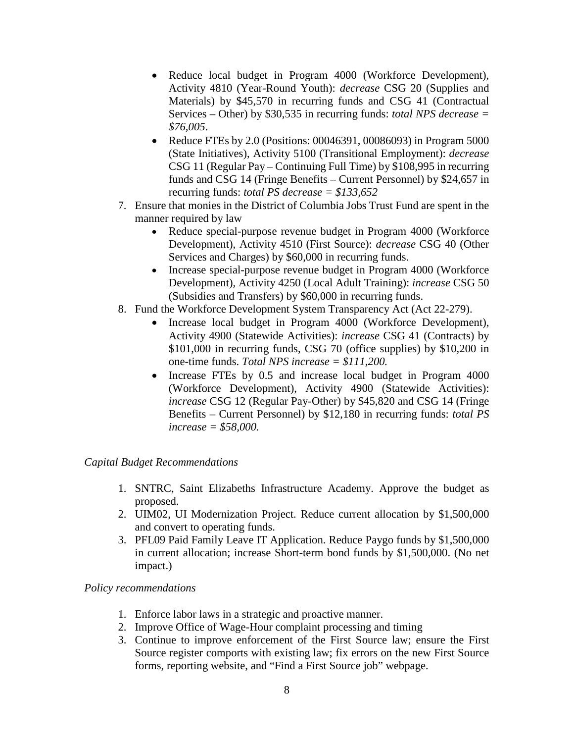- Reduce local budget in Program 4000 (Workforce Development), Activity 4810 (Year-Round Youth): *decrease* CSG 20 (Supplies and Materials) by $45,570 in recurring funds and CSG 41 (Contractual Services – Other) by $30,535 in recurring funds: *total NPS decrease = $76,005*.
- Reduce FTEs by 2.0 (Positions: 00046391, 00086093) in Program 5000 (State Initiatives), Activity 5100 (Transitional Employment): *decrease* CSG 11 (Regular Pay – Continuing Full Time) by $108,995 in recurring funds and CSG 14 (Fringe Benefits – Current Personnel) by $24,657 in recurring funds: *total PS decrease = $133,652*

7. Ensure that monies in the District of Columbia Jobs Trust Fund are spent in the manner required by law
    - Reduce special-purpose revenue budget in Program 4000 (Workforce Development), Activity 4510 (First Source): *decrease* CSG 40 (Other Services and Charges) by $60,000 in recurring funds.
    - Increase special-purpose revenue budget in Program 4000 (Workforce Development), Activity 4250 (Local Adult Training): *increase* CSG 50 (Subsidies and Transfers) by $60,000 in recurring funds.
8. Fund the Workforce Development System Transparency Act (Act 22-279).
    - Increase local budget in Program 4000 (Workforce Development), Activity 4900 (Statewide Activities): *increase* CSG 41 (Contracts) by $101,000 in recurring funds, CSG 70 (office supplies) by $10,200 in one-time funds. *Total NPS increase = $111,200.*
    - Increase FTEs by 0.5 and increase local budget in Program 4000 (Workforce Development), Activity 4900 (Statewide Activities): *increase* CSG 12 (Regular Pay-Other) by $45,820 and CSG 14 (Fringe Benefits – Current Personnel) by $12,180 in recurring funds: *total PS increase = $58,000.*

*Capital Budget Recommendations*

1. SNTRC, Saint Elizabeths Infrastructure Academy. Approve the budget as proposed.
2. UIM02, UI Modernization Project. Reduce current allocation by $1,500,000 and convert to operating funds.
3. PFL09 Paid Family Leave IT Application. Reduce Paygo funds by $1,500,000 in current allocation; increase Short-term bond funds by $1,500,000. (No net impact.)

*Policy recommendations*

1. Enforce labor laws in a strategic and proactive manner.
2. Improve Office of Wage-Hour complaint processing and timing
3. Continue to improve enforcement of the First Source law; ensure the First Source register comports with existing law; fix errors on the new First Source forms, reporting website, and "Find a First Source job" webpage.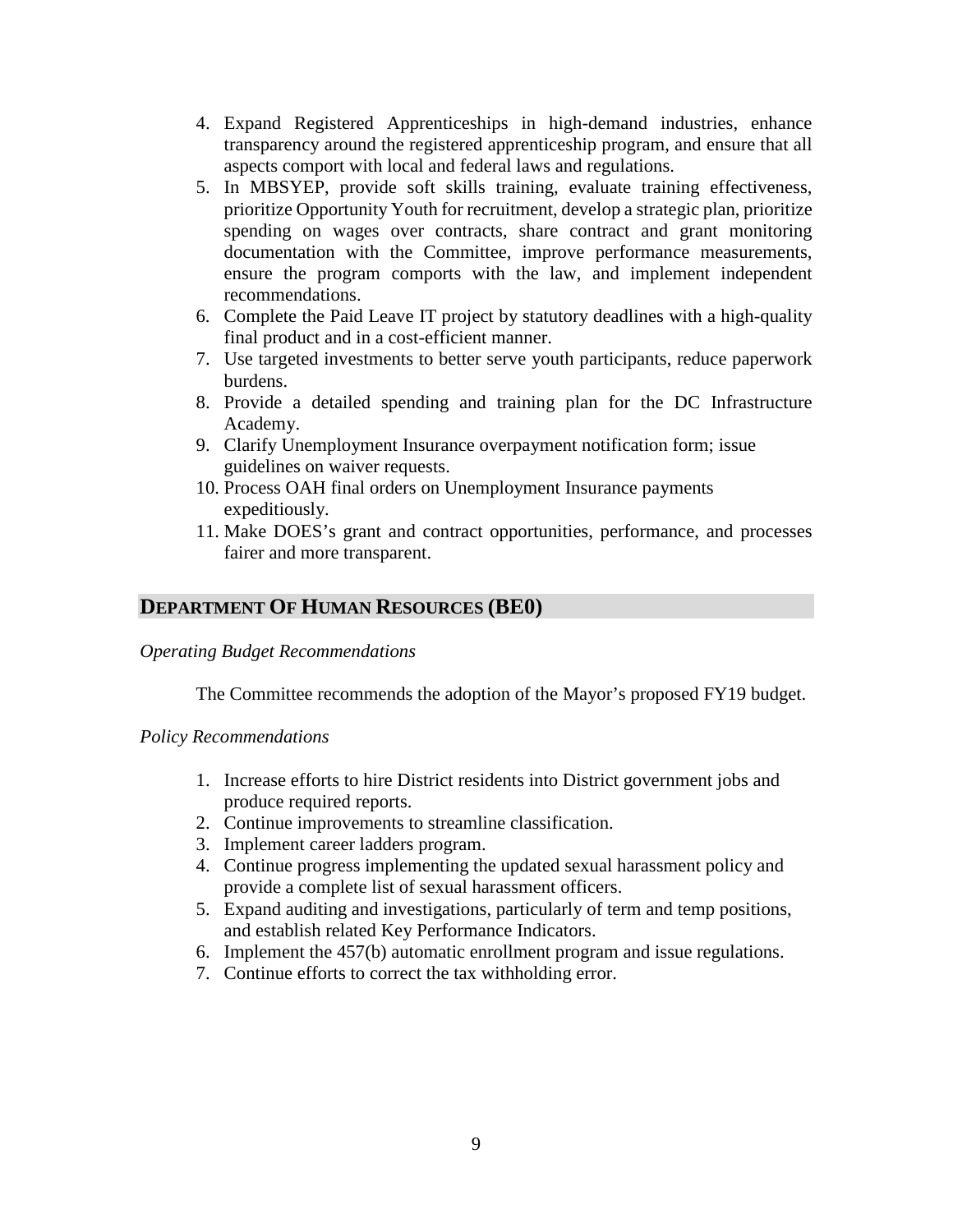4. Expand Registered Apprenticeships in high-demand industries, enhance transparency around the registered apprenticeship program, and ensure that all aspects comport with local and federal laws and regulations.
5. In MBSYEP, provide soft skills training, evaluate training effectiveness, prioritize Opportunity Youth for recruitment, develop a strategic plan, prioritize spending on wages over contracts, share contract and grant monitoring documentation with the Committee, improve performance measurements, ensure the program comports with the law, and implement independent recommendations.
6. Complete the Paid Leave IT project by statutory deadlines with a high-quality final product and in a cost-efficient manner.
7. Use targeted investments to better serve youth participants, reduce paperwork burdens.
8. Provide a detailed spending and training plan for the DC Infrastructure Academy.
9. Clarify Unemployment Insurance overpayment notification form; issue guidelines on waiver requests.
10. Process OAH final orders on Unemployment Insurance payments expeditiously.
11. Make DOES's grant and contract opportunities, performance, and processes fairer and more transparent.

## DEPARTMENT OF HUMAN RESOURCES (BE0)

*Operating Budget Recommendations*

The Committee recommends the adoption of the Mayor's proposed FY19 budget.

*Policy Recommendations*

1. Increase efforts to hire District residents into District government jobs and produce required reports.
2. Continue improvements to streamline classification.
3. Implement career ladders program.
4. Continue progress implementing the updated sexual harassment policy and provide a complete list of sexual harassment officers.
5. Expand auditing and investigations, particularly of term and temp positions, and establish related Key Performance Indicators.
6. Implement the 457(b) automatic enrollment program and issue regulations.
7. Continue efforts to correct the tax withholding error.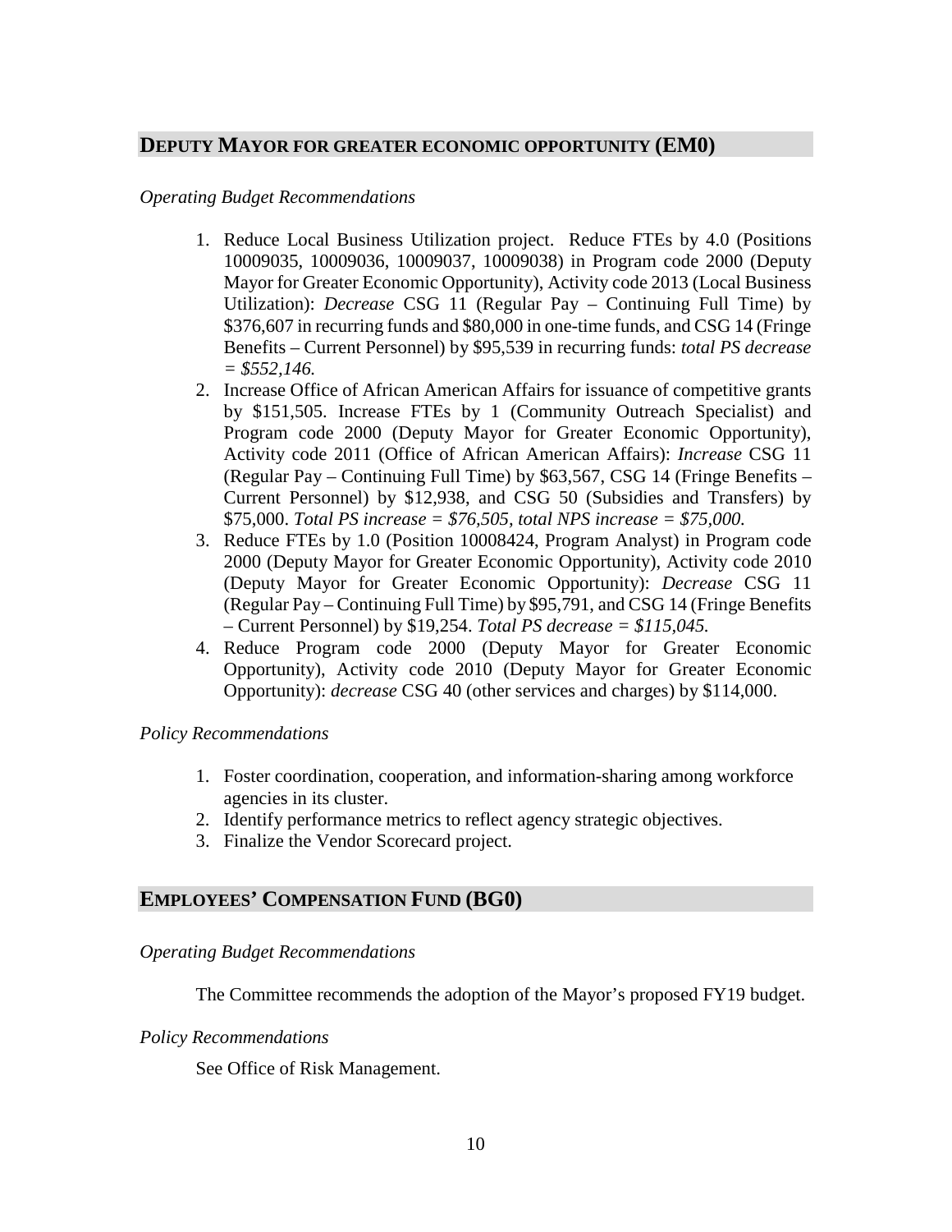## DEPUTY MAYOR FOR GREATER ECONOMIC OPPORTUNITY (EM0)

*Operating Budget Recommendations*

1. Reduce Local Business Utilization project. Reduce FTEs by 4.0 (Positions 10009035, 10009036, 10009037, 10009038) in Program code 2000 (Deputy Mayor for Greater Economic Opportunity), Activity code 2013 (Local Business Utilization): *Decrease* CSG 11 (Regular Pay – Continuing Full Time) by $376,607 in recurring funds and $80,000 in one-time funds, and CSG 14 (Fringe Benefits – Current Personnel) by $95,539 in recurring funds: *total PS decrease = $552,146.*
2. Increase Office of African American Affairs for issuance of competitive grants by $151,505. Increase FTEs by 1 (Community Outreach Specialist) and Program code 2000 (Deputy Mayor for Greater Economic Opportunity), Activity code 2011 (Office of African American Affairs): *Increase* CSG 11 (Regular Pay – Continuing Full Time) by $63,567, CSG 14 (Fringe Benefits – Current Personnel) by $12,938, and CSG 50 (Subsidies and Transfers) by $75,000. *Total PS increase = $76,505, total NPS increase = $75,000.*
3. Reduce FTEs by 1.0 (Position 10008424, Program Analyst) in Program code 2000 (Deputy Mayor for Greater Economic Opportunity), Activity code 2010 (Deputy Mayor for Greater Economic Opportunity): *Decrease* CSG 11 (Regular Pay – Continuing Full Time) by $95,791, and CSG 14 (Fringe Benefits – Current Personnel) by $19,254. *Total PS decrease = $115,045.*
4. Reduce Program code 2000 (Deputy Mayor for Greater Economic Opportunity), Activity code 2010 (Deputy Mayor for Greater Economic Opportunity): *decrease* CSG 40 (other services and charges) by $114,000.

*Policy Recommendations*

1. Foster coordination, cooperation, and information-sharing among workforce agencies in its cluster.
2. Identify performance metrics to reflect agency strategic objectives.
3. Finalize the Vendor Scorecard project.

## EMPLOYEES' COMPENSATION FUND (BG0)

*Operating Budget Recommendations*

The Committee recommends the adoption of the Mayor's proposed FY19 budget.

*Policy Recommendations*

See Office of Risk Management.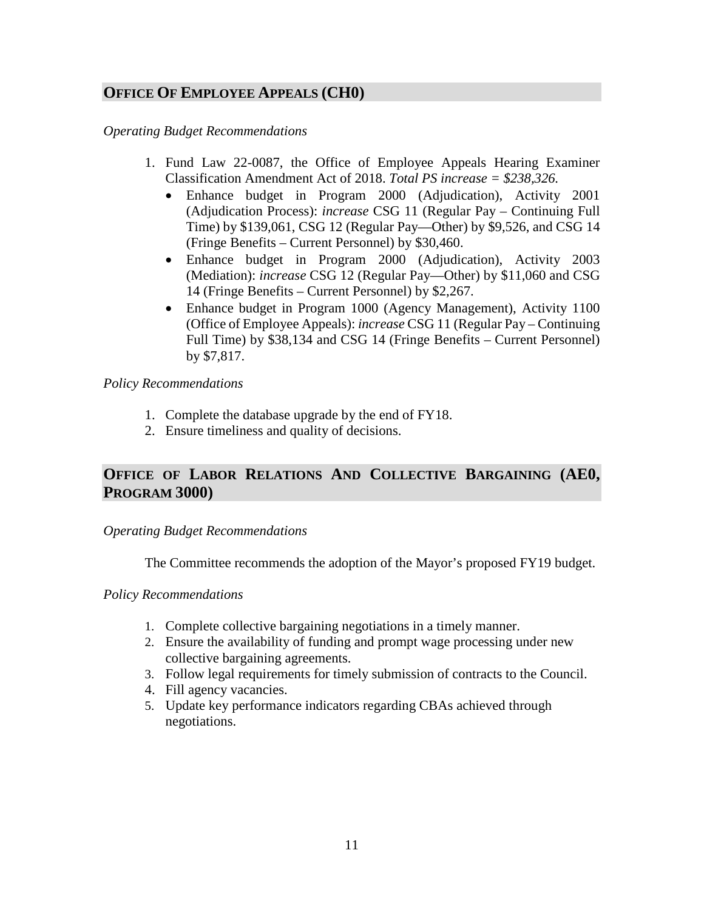## Office Of Employee Appeals (CH0)

*Operating Budget Recommendations*

1. Fund Law 22-0087, the Office of Employee Appeals Hearing Examiner Classification Amendment Act of 2018. *Total PS increase = $238,326.*
   - Enhance budget in Program 2000 (Adjudication), Activity 2001 (Adjudication Process): *increase* CSG 11 (Regular Pay – Continuing Full Time) by $139,061, CSG 12 (Regular Pay—Other) by $9,526, and CSG 14 (Fringe Benefits – Current Personnel) by $30,460.
   - Enhance budget in Program 2000 (Adjudication), Activity 2003 (Mediation): *increase* CSG 12 (Regular Pay—Other) by $11,060 and CSG 14 (Fringe Benefits – Current Personnel) by $2,267.
   - Enhance budget in Program 1000 (Agency Management), Activity 1100 (Office of Employee Appeals): *increase* CSG 11 (Regular Pay – Continuing Full Time) by $38,134 and CSG 14 (Fringe Benefits – Current Personnel) by $7,817.

*Policy Recommendations*

1. Complete the database upgrade by the end of FY18.
2. Ensure timeliness and quality of decisions.

## Office of Labor Relations And Collective Bargaining (AE0, Program 3000)

*Operating Budget Recommendations*

The Committee recommends the adoption of the Mayor's proposed FY19 budget.

*Policy Recommendations*

1. Complete collective bargaining negotiations in a timely manner.
2. Ensure the availability of funding and prompt wage processing under new collective bargaining agreements.
3. Follow legal requirements for timely submission of contracts to the Council.
4. Fill agency vacancies.
5. Update key performance indicators regarding CBAs achieved through negotiations.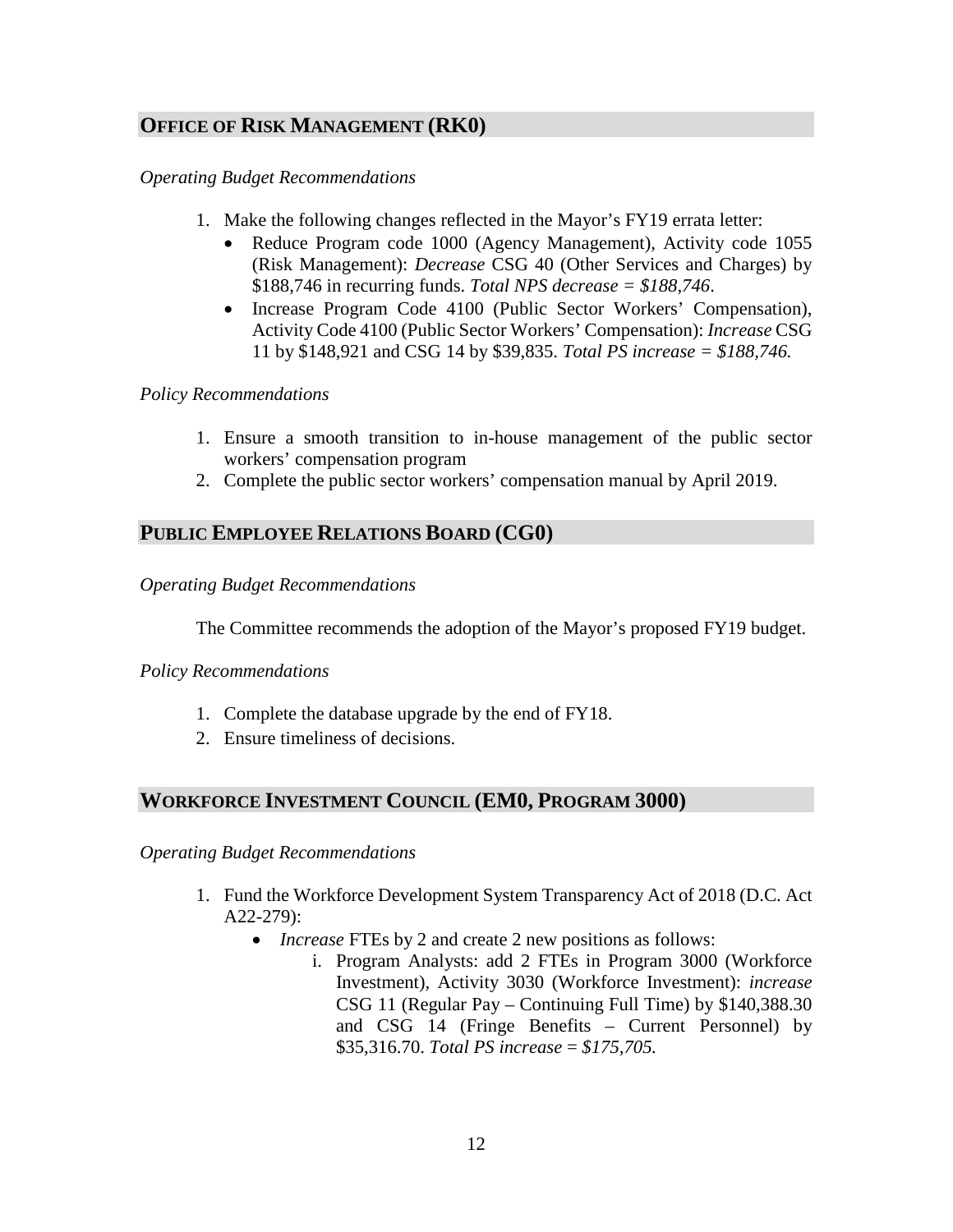## OFFICE OF RISK MANAGEMENT (RK0)

*Operating Budget Recommendations*

1. Make the following changes reflected in the Mayor's FY19 errata letter:
   - Reduce Program code 1000 (Agency Management), Activity code 1055 (Risk Management): *Decrease* CSG 40 (Other Services and Charges) by $188,746 in recurring funds. *Total NPS decrease = $188,746*.
   - Increase Program Code 4100 (Public Sector Workers' Compensation), Activity Code 4100 (Public Sector Workers' Compensation): *Increase* CSG 11 by $148,921 and CSG 14 by $39,835. *Total PS increase = $188,746.*

*Policy Recommendations*

1. Ensure a smooth transition to in-house management of the public sector workers' compensation program
2. Complete the public sector workers' compensation manual by April 2019.

## PUBLIC EMPLOYEE RELATIONS BOARD (CG0)

*Operating Budget Recommendations*

The Committee recommends the adoption of the Mayor's proposed FY19 budget.

*Policy Recommendations*

1. Complete the database upgrade by the end of FY18.
2. Ensure timeliness of decisions.

## WORKFORCE INVESTMENT COUNCIL (EM0, PROGRAM 3000)

*Operating Budget Recommendations*

1. Fund the Workforce Development System Transparency Act of 2018 (D.C. Act A22-279):
   - *Increase* FTEs by 2 and create 2 new positions as follows:
     i. Program Analysts: add 2 FTEs in Program 3000 (Workforce Investment), Activity 3030 (Workforce Investment): *increase* CSG 11 (Regular Pay – Continuing Full Time) by $140,388.30 and CSG 14 (Fringe Benefits – Current Personnel) by $35,316.70. *Total PS increase = $175,705.*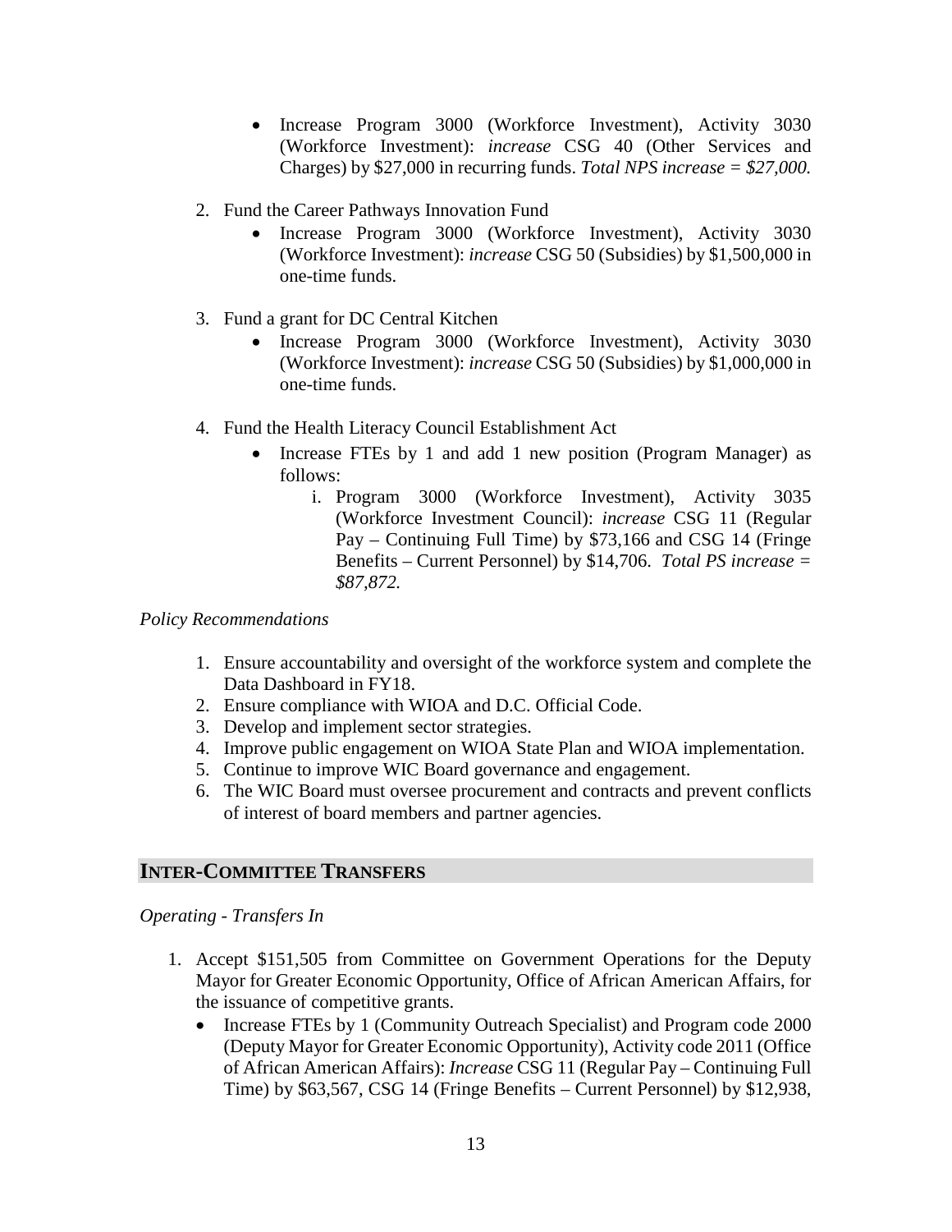- Increase Program 3000 (Workforce Investment), Activity 3030 (Workforce Investment): *increase* CSG 40 (Other Services and Charges) by $27,000 in recurring funds. *Total NPS increase = $27,000.*

2. Fund the Career Pathways Innovation Fund
   - Increase Program 3000 (Workforce Investment), Activity 3030 (Workforce Investment): *increase* CSG 50 (Subsidies) by $1,500,000 in one-time funds.

3. Fund a grant for DC Central Kitchen
   - Increase Program 3000 (Workforce Investment), Activity 3030 (Workforce Investment): *increase* CSG 50 (Subsidies) by $1,000,000 in one-time funds.

4. Fund the Health Literacy Council Establishment Act
   - Increase FTEs by 1 and add 1 new position (Program Manager) as follows:
     i. Program 3000 (Workforce Investment), Activity 3035 (Workforce Investment Council): *increase* CSG 11 (Regular Pay – Continuing Full Time) by $73,166 and CSG 14 (Fringe Benefits – Current Personnel) by $14,706. *Total PS increase = $87,872.*

*Policy Recommendations*

1. Ensure accountability and oversight of the workforce system and complete the Data Dashboard in FY18.
2. Ensure compliance with WIOA and D.C. Official Code.
3. Develop and implement sector strategies.
4. Improve public engagement on WIOA State Plan and WIOA implementation.
5. Continue to improve WIC Board governance and engagement.
6. The WIC Board must oversee procurement and contracts and prevent conflicts of interest of board members and partner agencies.

## INTER-COMMITTEE TRANSFERS

*Operating - Transfers In*

1. Accept $151,505 from Committee on Government Operations for the Deputy Mayor for Greater Economic Opportunity, Office of African American Affairs, for the issuance of competitive grants.
   - Increase FTEs by 1 (Community Outreach Specialist) and Program code 2000 (Deputy Mayor for Greater Economic Opportunity), Activity code 2011 (Office of African American Affairs): *Increase* CSG 11 (Regular Pay – Continuing Full Time) by $63,567, CSG 14 (Fringe Benefits – Current Personnel) by $12,938,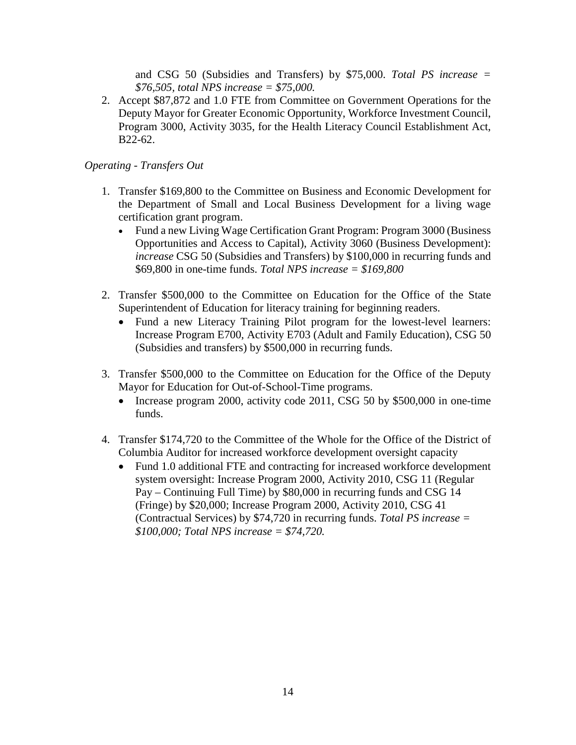and CSG 50 (Subsidies and Transfers) by $75,000. *Total PS increase = $76,505, total NPS increase = $75,000.*

2. Accept $87,872 and 1.0 FTE from Committee on Government Operations for the Deputy Mayor for Greater Economic Opportunity, Workforce Investment Council, Program 3000, Activity 3035, for the Health Literacy Council Establishment Act, B22-62.

*Operating - Transfers Out*

1. Transfer $169,800 to the Committee on Business and Economic Development for the Department of Small and Local Business Development for a living wage certification grant program.
   - Fund a new Living Wage Certification Grant Program: Program 3000 (Business Opportunities and Access to Capital), Activity 3060 (Business Development): *increase* CSG 50 (Subsidies and Transfers) by $100,000 in recurring funds and $69,800 in one-time funds. *Total NPS increase = $169,800*

2. Transfer $500,000 to the Committee on Education for the Office of the State Superintendent of Education for literacy training for beginning readers.
   - Fund a new Literacy Training Pilot program for the lowest-level learners: Increase Program E700, Activity E703 (Adult and Family Education), CSG 50 (Subsidies and transfers) by $500,000 in recurring funds.

3. Transfer $500,000 to the Committee on Education for the Office of the Deputy Mayor for Education for Out-of-School-Time programs.
   - Increase program 2000, activity code 2011, CSG 50 by $500,000 in one-time funds.

4. Transfer $174,720 to the Committee of the Whole for the Office of the District of Columbia Auditor for increased workforce development oversight capacity
   - Fund 1.0 additional FTE and contracting for increased workforce development system oversight: Increase Program 2000, Activity 2010, CSG 11 (Regular Pay – Continuing Full Time) by $80,000 in recurring funds and CSG 14 (Fringe) by $20,000; Increase Program 2000, Activity 2010, CSG 41 (Contractual Services) by $74,720 in recurring funds. *Total PS increase = $100,000; Total NPS increase = $74,720.*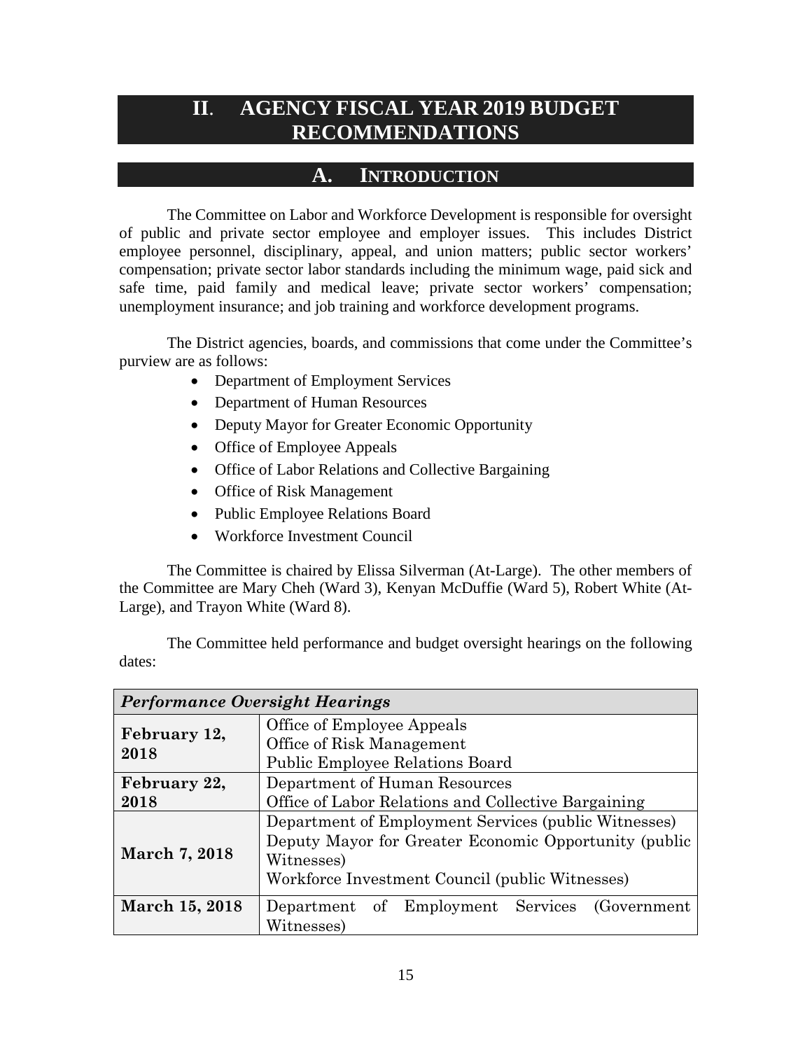# II. AGENCY FISCAL YEAR 2019 BUDGET RECOMMENDATIONS

## A. INTRODUCTION

The Committee on Labor and Workforce Development is responsible for oversight of public and private sector employee and employer issues. This includes District employee personnel, disciplinary, appeal, and union matters; public sector workers' compensation; private sector labor standards including the minimum wage, paid sick and safe time, paid family and medical leave; private sector workers' compensation; unemployment insurance; and job training and workforce development programs.

The District agencies, boards, and commissions that come under the Committee's purview are as follows:

- Department of Employment Services
- Department of Human Resources
- Deputy Mayor for Greater Economic Opportunity
- Office of Employee Appeals
- Office of Labor Relations and Collective Bargaining
- Office of Risk Management
- Public Employee Relations Board
- Workforce Investment Council

The Committee is chaired by Elissa Silverman (At-Large). The other members of the Committee are Mary Cheh (Ward 3), Kenyan McDuffie (Ward 5), Robert White (At-Large), and Trayon White (Ward 8).

The Committee held performance and budget oversight hearings on the following dates:

| *Performance Oversight Hearings* | |
|---|---|
| **February 12, 2018** | Office of Employee Appeals<br>Office of Risk Management<br>Public Employee Relations Board |
| **February 22, 2018** | Department of Human Resources<br>Office of Labor Relations and Collective Bargaining |
| **March 7, 2018** | Department of Employment Services (public Witnesses)<br>Deputy Mayor for Greater Economic Opportunity (public Witnesses)<br>Workforce Investment Council (public Witnesses) |
| **March 15, 2018** | Department of Employment Services (Government Witnesses) |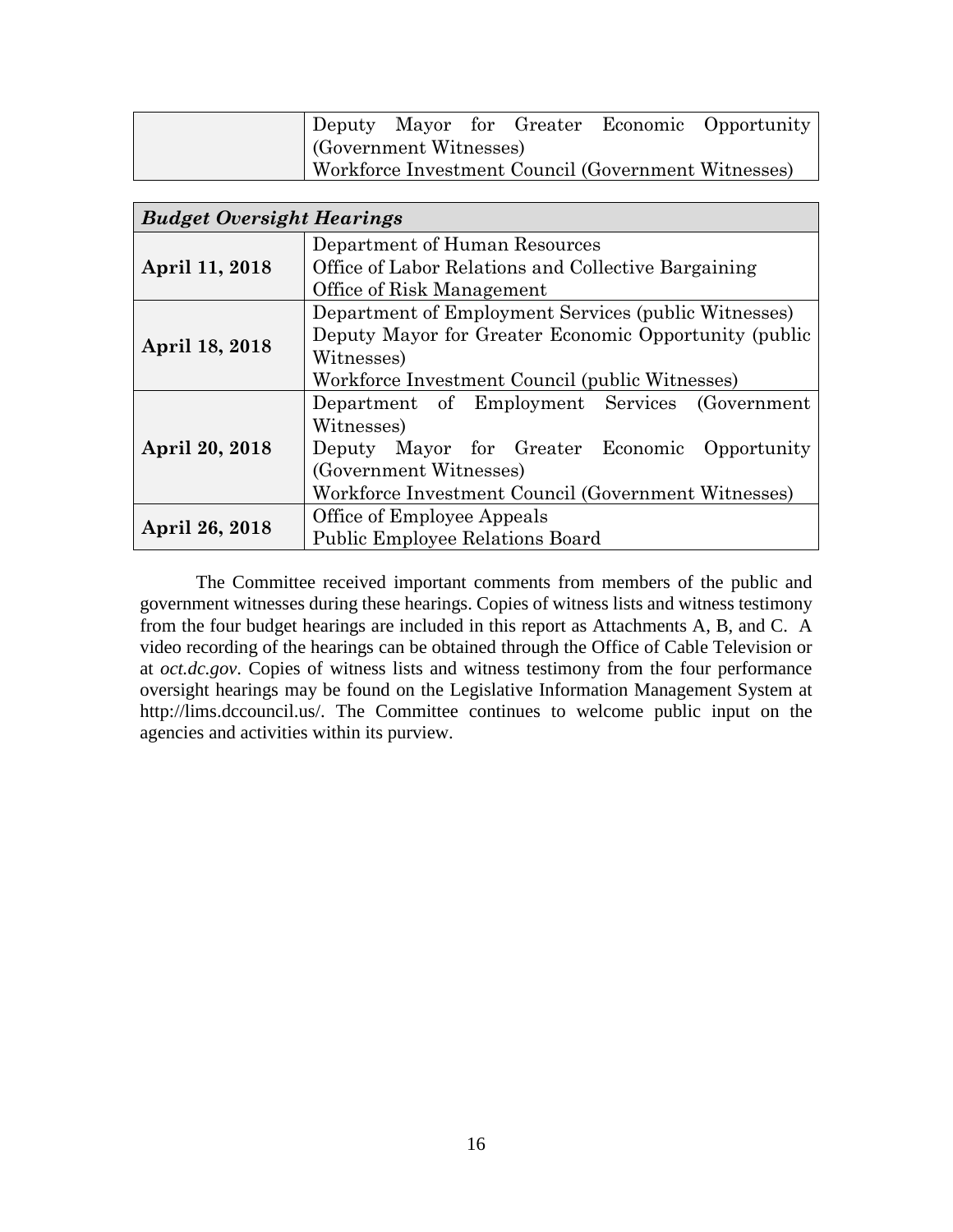| | |
|---|---|
| | Deputy Mayor for Greater Economic Opportunity (Government Witnesses)<br>Workforce Investment Council (Government Witnesses) |

| ***Budget Oversight Hearings*** | |
|---|---|
| **April 11, 2018** | Department of Human Resources<br>Office of Labor Relations and Collective Bargaining<br>Office of Risk Management |
| **April 18, 2018** | Department of Employment Services (public Witnesses)<br>Deputy Mayor for Greater Economic Opportunity (public Witnesses)<br>Workforce Investment Council (public Witnesses) |
| **April 20, 2018** | Department of Employment Services (Government Witnesses)<br>Deputy Mayor for Greater Economic Opportunity (Government Witnesses)<br>Workforce Investment Council (Government Witnesses) |
| **April 26, 2018** | Office of Employee Appeals<br>Public Employee Relations Board |

The Committee received important comments from members of the public and government witnesses during these hearings. Copies of witness lists and witness testimony from the four budget hearings are included in this report as Attachments A, B, and C. A video recording of the hearings can be obtained through the Office of Cable Television or at *oct.dc.gov*. Copies of witness lists and witness testimony from the four performance oversight hearings may be found on the Legislative Information Management System at http://lims.dccouncil.us/. The Committee continues to welcome public input on the agencies and activities within its purview.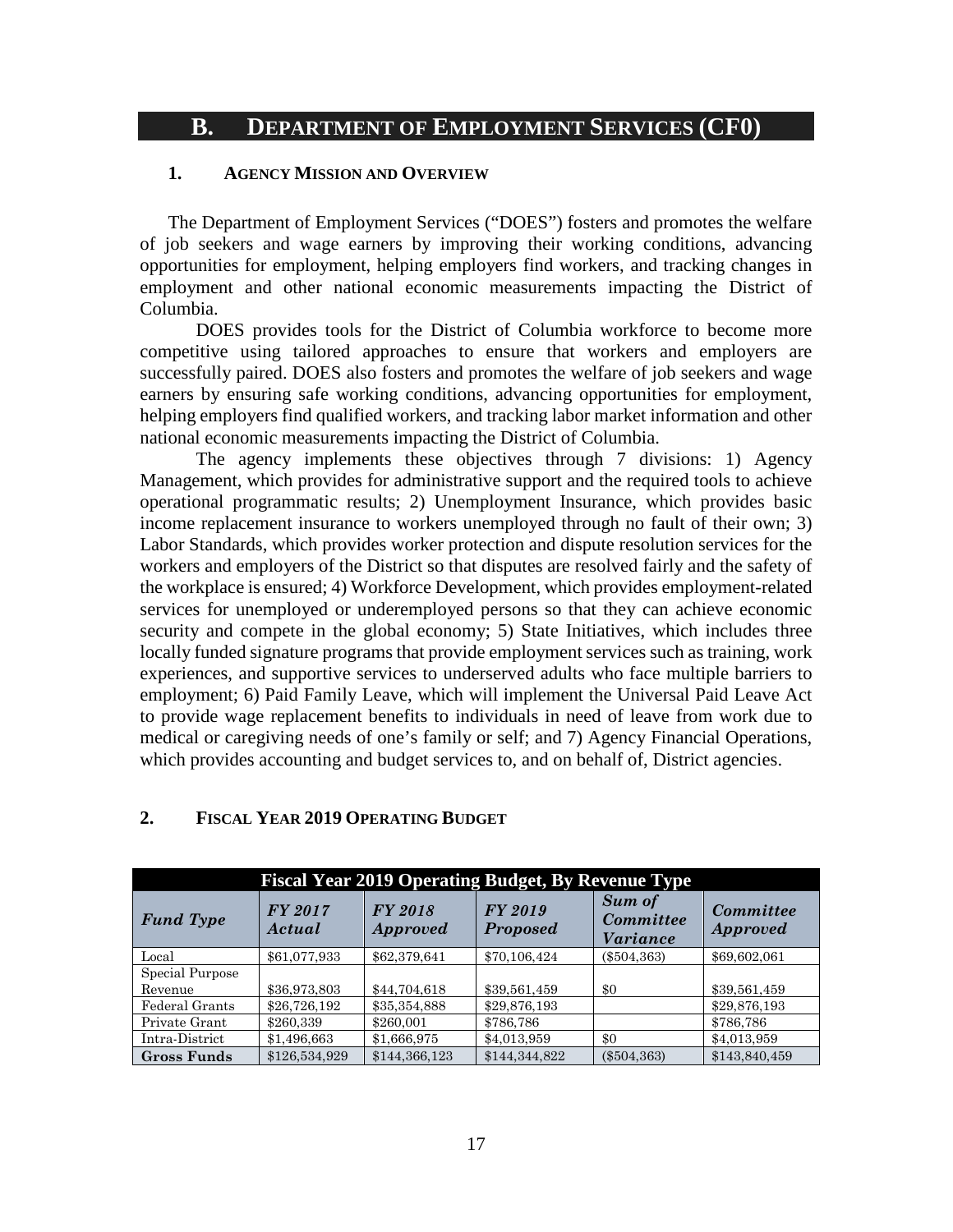## B. DEPARTMENT OF EMPLOYMENT SERVICES (CF0)

### 1. AGENCY MISSION AND OVERVIEW

The Department of Employment Services ("DOES") fosters and promotes the welfare of job seekers and wage earners by improving their working conditions, advancing opportunities for employment, helping employers find workers, and tracking changes in employment and other national economic measurements impacting the District of Columbia.

DOES provides tools for the District of Columbia workforce to become more competitive using tailored approaches to ensure that workers and employers are successfully paired. DOES also fosters and promotes the welfare of job seekers and wage earners by ensuring safe working conditions, advancing opportunities for employment, helping employers find qualified workers, and tracking labor market information and other national economic measurements impacting the District of Columbia.

The agency implements these objectives through 7 divisions: 1) Agency Management, which provides for administrative support and the required tools to achieve operational programmatic results; 2) Unemployment Insurance, which provides basic income replacement insurance to workers unemployed through no fault of their own; 3) Labor Standards, which provides worker protection and dispute resolution services for the workers and employers of the District so that disputes are resolved fairly and the safety of the workplace is ensured; 4) Workforce Development, which provides employment-related services for unemployed or underemployed persons so that they can achieve economic security and compete in the global economy; 5) State Initiatives, which includes three locally funded signature programs that provide employment services such as training, work experiences, and supportive services to underserved adults who face multiple barriers to employment; 6) Paid Family Leave, which will implement the Universal Paid Leave Act to provide wage replacement benefits to individuals in need of leave from work due to medical or caregiving needs of one's family or self; and 7) Agency Financial Operations, which provides accounting and budget services to, and on behalf of, District agencies.

### 2. FISCAL YEAR 2019 OPERATING BUDGET

| Fiscal Year 2019 Operating Budget, By Revenue Type | | | | | |
|---|---|---|---|---|---|
| *Fund Type* | *FY 2017 Actual* | *FY 2018 Approved* | *FY 2019 Proposed* | *Sum of Committee Variance* | *Committee Approved* |
| Local | \$61,077,933 | \$62,379,641 | \$70,106,424 | (\$504,363) | \$69,602,061 |
| Special Purpose Revenue | \$36,973,803 | \$44,704,618 | \$39,561,459 | \$0 | \$39,561,459 |
| Federal Grants | \$26,726,192 | \$35,354,888 | \$29,876,193 | | \$29,876,193 |
| Private Grant | \$260,339 | \$260,001 | \$786,786 | | \$786,786 |
| Intra-District | \$1,496,663 | \$1,666,975 | \$4,013,959 | \$0 | \$4,013,959 |
| **Gross Funds** | \$126,534,929 | \$144,366,123 | \$144,344,822 | (\$504,363) | \$143,840,459 |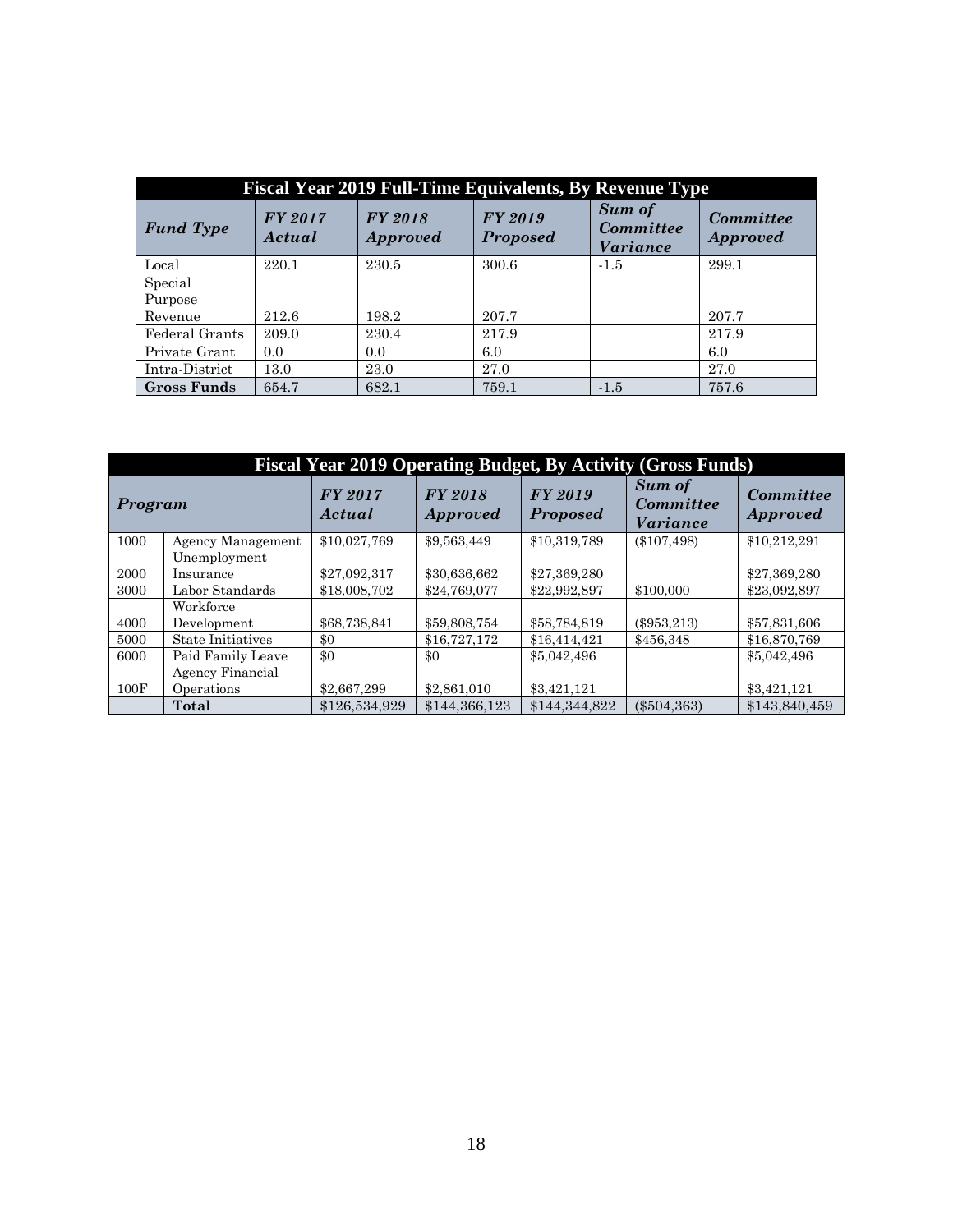| Fiscal Year 2019 Full-Time Equivalents, By Revenue Type | | | | | |
|---|---|---|---|---|---|
| ***Fund Type*** | ***FY 2017 Actual*** | ***FY 2018 Approved*** | ***FY 2019 Proposed*** | ***Sum of Committee Variance*** | ***Committee Approved*** |
| Local | 220.1 | 230.5 | 300.6 | -1.5 | 299.1 |
| Special Purpose Revenue | 212.6 | 198.2 | 207.7 | | 207.7 |
| Federal Grants | 209.0 | 230.4 | 217.9 | | 217.9 |
| Private Grant | 0.0 | 0.0 | 6.0 | | 6.0 |
| Intra-District | 13.0 | 23.0 | 27.0 | | 27.0 |
| **Gross Funds** | 654.7 | 682.1 | 759.1 | -1.5 | 757.6 |

| Fiscal Year 2019 Operating Budget, By Activity (Gross Funds) | | | | | | |
|---|---|---|---|---|---|---|
| ***Program*** | | ***FY 2017 Actual*** | ***FY 2018 Approved*** | ***FY 2019 Proposed*** | ***Sum of Committee Variance*** | ***Committee Approved*** |
| 1000 | Agency Management | $10,027,769 | $9,563,449 | $10,319,789 | ($107,498) | $10,212,291 |
| 2000 | Unemployment Insurance | $27,092,317 | $30,636,662 | $27,369,280 | | $27,369,280 |
| 3000 | Labor Standards | $18,008,702 | $24,769,077 | $22,992,897 | $100,000 | $23,092,897 |
| 4000 | Workforce Development | $68,738,841 | $59,808,754 | $58,784,819 | ($953,213) | $57,831,606 |
| 5000 | State Initiatives | $0 | $16,727,172 | $16,414,421 | $456,348 | $16,870,769 |
| 6000 | Paid Family Leave | $0 | $0 | $5,042,496 | | $5,042,496 |
| 100F | Agency Financial Operations | $2,667,299 | $2,861,010 | $3,421,121 | | $3,421,121 |
| | **Total** | $126,534,929 | $144,366,123 | $144,344,822 | ($504,363) | $143,840,459 |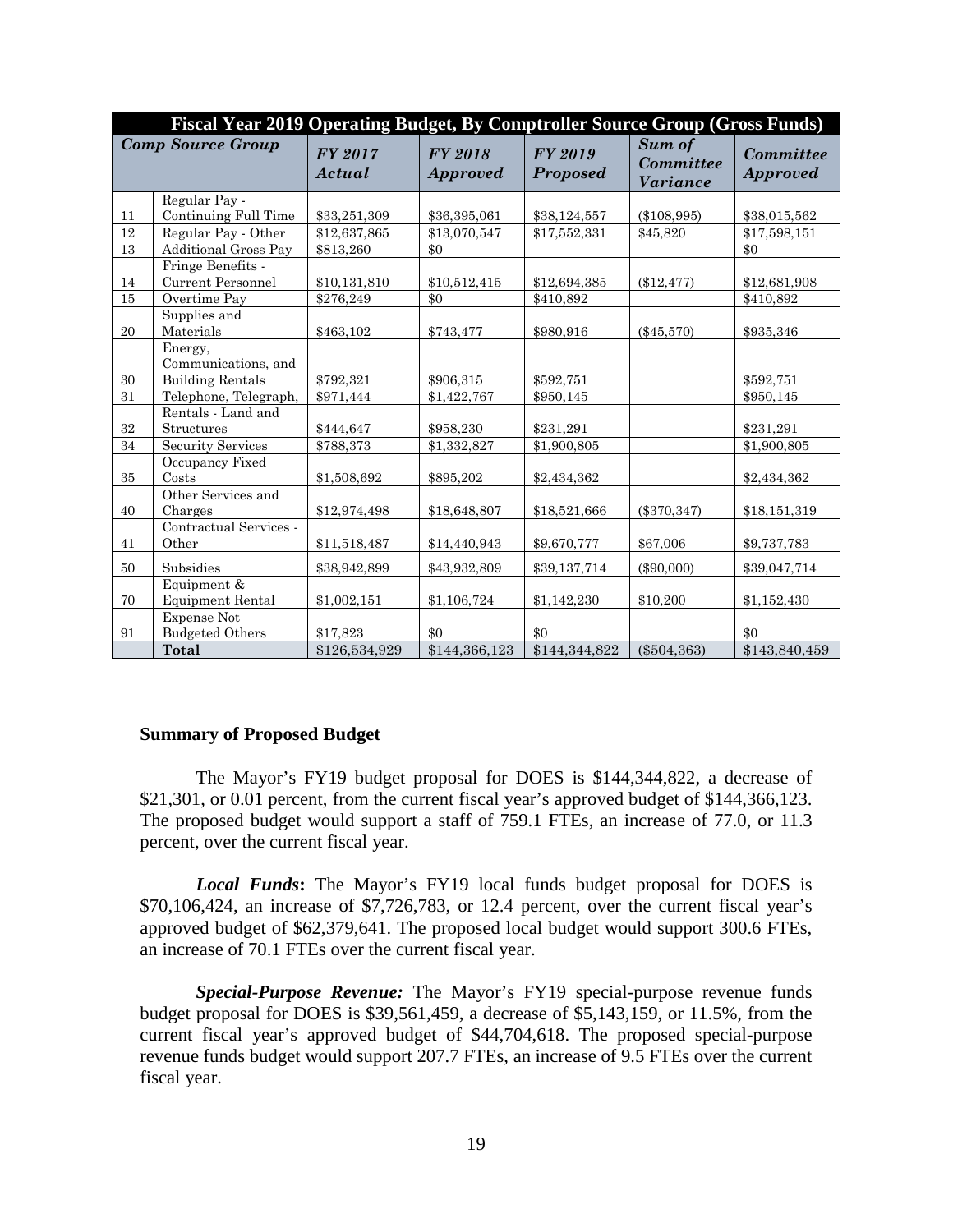| Fiscal Year 2019 Operating Budget, By Comptroller Source Group (Gross Funds) | | | | | | |
|---|---|---|---|---|---|---|
| ***Comp Source Group*** | | ***FY 2017 Actual*** | ***FY 2018 Approved*** | ***FY 2019 Proposed*** | ***Sum of Committee Variance*** | ***Committee Approved*** |
| 11 | Regular Pay - Continuing Full Time | $33,251,309 | $36,395,061 | $38,124,557 | ($108,995) | $38,015,562 |
| 12 | Regular Pay - Other | $12,637,865 | $13,070,547 | $17,552,331 | $45,820 | $17,598,151 |
| 13 | Additional Gross Pay | $813,260 | $0 | | | $0 |
| 14 | Fringe Benefits - Current Personnel | $10,131,810 | $10,512,415 | $12,694,385 | ($12,477) | $12,681,908 |
| 15 | Overtime Pay | $276,249 | $0 | $410,892 | | $410,892 |
| 20 | Supplies and Materials | $463,102 | $743,477 | $980,916 | ($45,570) | $935,346 |
| 30 | Energy, Communications, and Building Rentals | $792,321 | $906,315 | $592,751 | | $592,751 |
| 31 | Telephone, Telegraph, | $971,444 | $1,422,767 | $950,145 | | $950,145 |
| 32 | Rentals - Land and Structures | $444,647 | $958,230 | $231,291 | | $231,291 |
| 34 | Security Services | $788,373 | $1,332,827 | $1,900,805 | | $1,900,805 |
| 35 | Occupancy Fixed Costs | $1,508,692 | $895,202 | $2,434,362 | | $2,434,362 |
| 40 | Other Services and Charges | $12,974,498 | $18,648,807 | $18,521,666 | ($370,347) | $18,151,319 |
| 41 | Contractual Services - Other | $11,518,487 | $14,440,943 | $9,670,777 | $67,006 | $9,737,783 |
| 50 | Subsidies | $38,942,899 | $43,932,809 | $39,137,714 | ($90,000) | $39,047,714 |
| 70 | Equipment & Equipment Rental | $1,002,151 | $1,106,724 | $1,142,230 | $10,200 | $1,152,430 |
| 91 | Expense Not Budgeted Others | $17,823 | $0 | $0 | | $0 |
| | **Total** | $126,534,929 | $144,366,123 | $144,344,822 | ($504,363) | $143,840,459 |

**Summary of Proposed Budget**

The Mayor's FY19 budget proposal for DOES is $144,344,822, a decrease of $21,301, or 0.01 percent, from the current fiscal year's approved budget of $144,366,123. The proposed budget would support a staff of 759.1 FTEs, an increase of 77.0, or 11.3 percent, over the current fiscal year.

***Local Funds*****:** The Mayor's FY19 local funds budget proposal for DOES is $70,106,424, an increase of $7,726,783, or 12.4 percent, over the current fiscal year's approved budget of $62,379,641. The proposed local budget would support 300.6 FTEs, an increase of 70.1 FTEs over the current fiscal year.

***Special-Purpose Revenue:*** The Mayor's FY19 special-purpose revenue funds budget proposal for DOES is $39,561,459, a decrease of $5,143,159, or 11.5%, from the current fiscal year's approved budget of $44,704,618. The proposed special-purpose revenue funds budget would support 207.7 FTEs, an increase of 9.5 FTEs over the current fiscal year.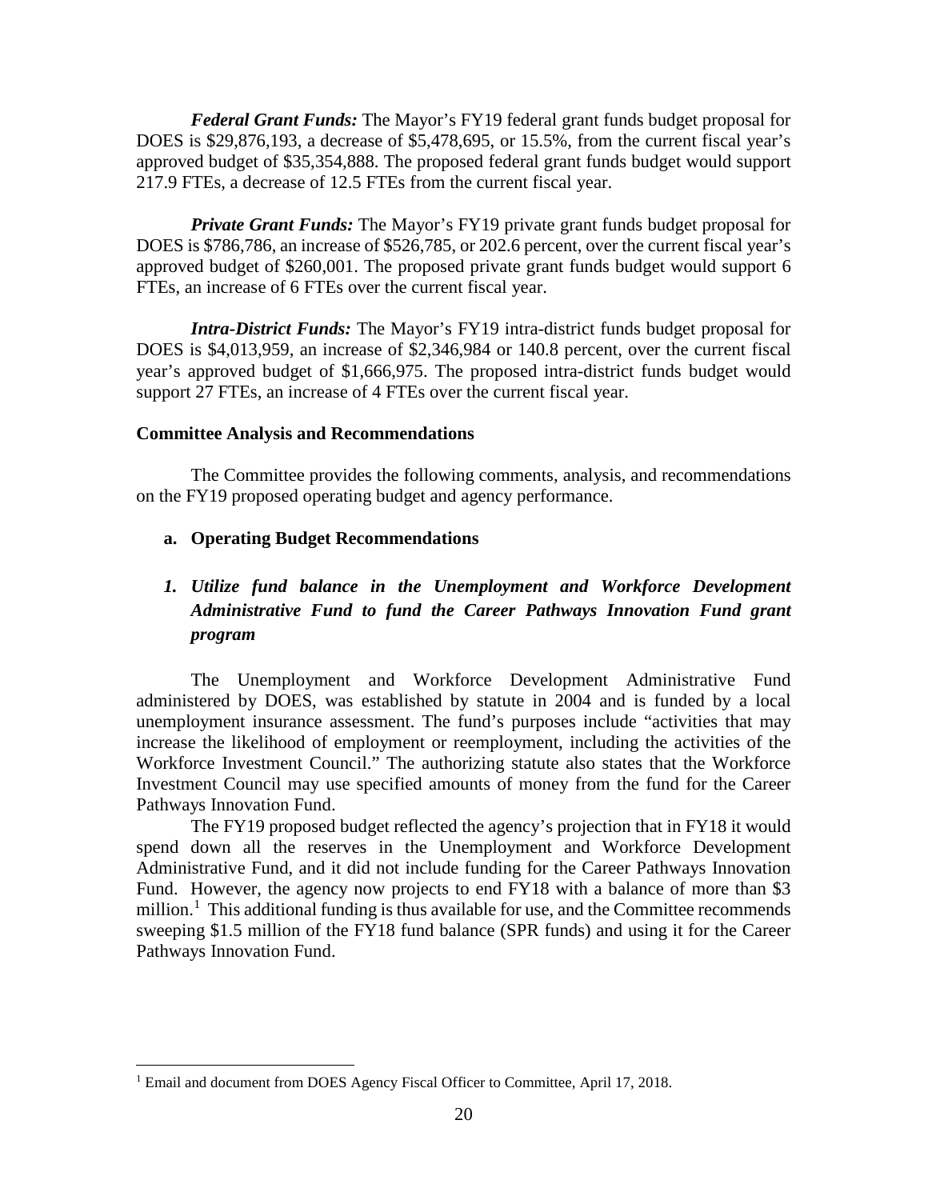***Federal Grant Funds:*** The Mayor's FY19 federal grant funds budget proposal for DOES is $29,876,193, a decrease of $5,478,695, or 15.5%, from the current fiscal year's approved budget of $35,354,888. The proposed federal grant funds budget would support 217.9 FTEs, a decrease of 12.5 FTEs from the current fiscal year.

***Private Grant Funds:*** The Mayor's FY19 private grant funds budget proposal for DOES is $786,786, an increase of $526,785, or 202.6 percent, over the current fiscal year's approved budget of $260,001. The proposed private grant funds budget would support 6 FTEs, an increase of 6 FTEs over the current fiscal year.

***Intra-District Funds:*** The Mayor's FY19 intra-district funds budget proposal for DOES is $4,013,959, an increase of $2,346,984 or 140.8 percent, over the current fiscal year's approved budget of $1,666,975. The proposed intra-district funds budget would support 27 FTEs, an increase of 4 FTEs over the current fiscal year.

**Committee Analysis and Recommendations**

The Committee provides the following comments, analysis, and recommendations on the FY19 proposed operating budget and agency performance.

**a. Operating Budget Recommendations**

***1. Utilize fund balance in the Unemployment and Workforce Development Administrative Fund to fund the Career Pathways Innovation Fund grant program***

The Unemployment and Workforce Development Administrative Fund administered by DOES, was established by statute in 2004 and is funded by a local unemployment insurance assessment. The fund's purposes include "activities that may increase the likelihood of employment or reemployment, including the activities of the Workforce Investment Council." The authorizing statute also states that the Workforce Investment Council may use specified amounts of money from the fund for the Career Pathways Innovation Fund.

The FY19 proposed budget reflected the agency's projection that in FY18 it would spend down all the reserves in the Unemployment and Workforce Development Administrative Fund, and it did not include funding for the Career Pathways Innovation Fund. However, the agency now projects to end FY18 with a balance of more than $3 million.[1] This additional funding is thus available for use, and the Committee recommends sweeping $1.5 million of the FY18 fund balance (SPR funds) and using it for the Career Pathways Innovation Fund.

[1] Email and document from DOES Agency Fiscal Officer to Committee, April 17, 2018.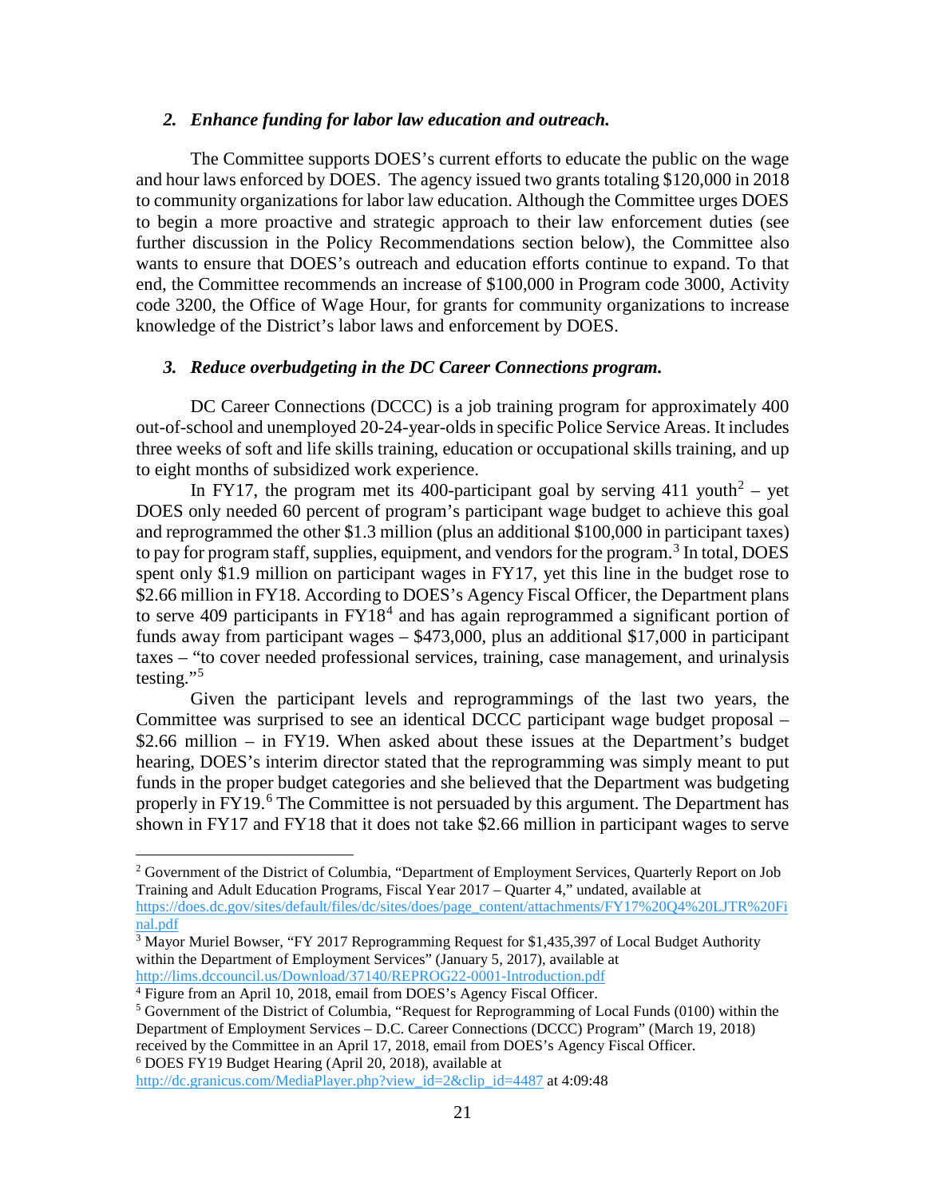### *2. Enhance funding for labor law education and outreach.*

The Committee supports DOES's current efforts to educate the public on the wage and hour laws enforced by DOES. The agency issued two grants totaling $120,000 in 2018 to community organizations for labor law education. Although the Committee urges DOES to begin a more proactive and strategic approach to their law enforcement duties (see further discussion in the Policy Recommendations section below), the Committee also wants to ensure that DOES's outreach and education efforts continue to expand. To that end, the Committee recommends an increase of $100,000 in Program code 3000, Activity code 3200, the Office of Wage Hour, for grants for community organizations to increase knowledge of the District's labor laws and enforcement by DOES.

### *3. Reduce overbudgeting in the DC Career Connections program.*

DC Career Connections (DCCC) is a job training program for approximately 400 out-of-school and unemployed 20-24-year-olds in specific Police Service Areas. It includes three weeks of soft and life skills training, education or occupational skills training, and up to eight months of subsidized work experience.

In FY17, the program met its 400-participant goal by serving 411 youth[2] – yet DOES only needed 60 percent of program's participant wage budget to achieve this goal and reprogrammed the other $1.3 million (plus an additional $100,000 in participant taxes) to pay for program staff, supplies, equipment, and vendors for the program.[3] In total, DOES spent only $1.9 million on participant wages in FY17, yet this line in the budget rose to $2.66 million in FY18. According to DOES's Agency Fiscal Officer, the Department plans to serve 409 participants in FY18[4] and has again reprogrammed a significant portion of funds away from participant wages – $473,000, plus an additional $17,000 in participant taxes – "to cover needed professional services, training, case management, and urinalysis testing."[5]

Given the participant levels and reprogrammings of the last two years, the Committee was surprised to see an identical DCCC participant wage budget proposal – $2.66 million – in FY19. When asked about these issues at the Department's budget hearing, DOES's interim director stated that the reprogramming was simply meant to put funds in the proper budget categories and she believed that the Department was budgeting properly in FY19.[6] The Committee is not persuaded by this argument. The Department has shown in FY17 and FY18 that it does not take $2.66 million in participant wages to serve

---

[2] Government of the District of Columbia, "Department of Employment Services, Quarterly Report on Job Training and Adult Education Programs, Fiscal Year 2017 – Quarter 4," undated, available at https://does.dc.gov/sites/default/files/dc/sites/does/page_content/attachments/FY17%20Q4%20LJTR%20Final.pdf

[3] Mayor Muriel Bowser, "FY 2017 Reprogramming Request for $1,435,397 of Local Budget Authority within the Department of Employment Services" (January 5, 2017), available at http://lims.dccouncil.us/Download/37140/REPROG22-0001-Introduction.pdf

[4] Figure from an April 10, 2018, email from DOES's Agency Fiscal Officer.

[5] Government of the District of Columbia, "Request for Reprogramming of Local Funds (0100) within the Department of Employment Services – D.C. Career Connections (DCCC) Program" (March 19, 2018) received by the Committee in an April 17, 2018, email from DOES's Agency Fiscal Officer.

[6] DOES FY19 Budget Hearing (April 20, 2018), available at http://dc.granicus.com/MediaPlayer.php?view_id=2&clip_id=4487 at 4:09:48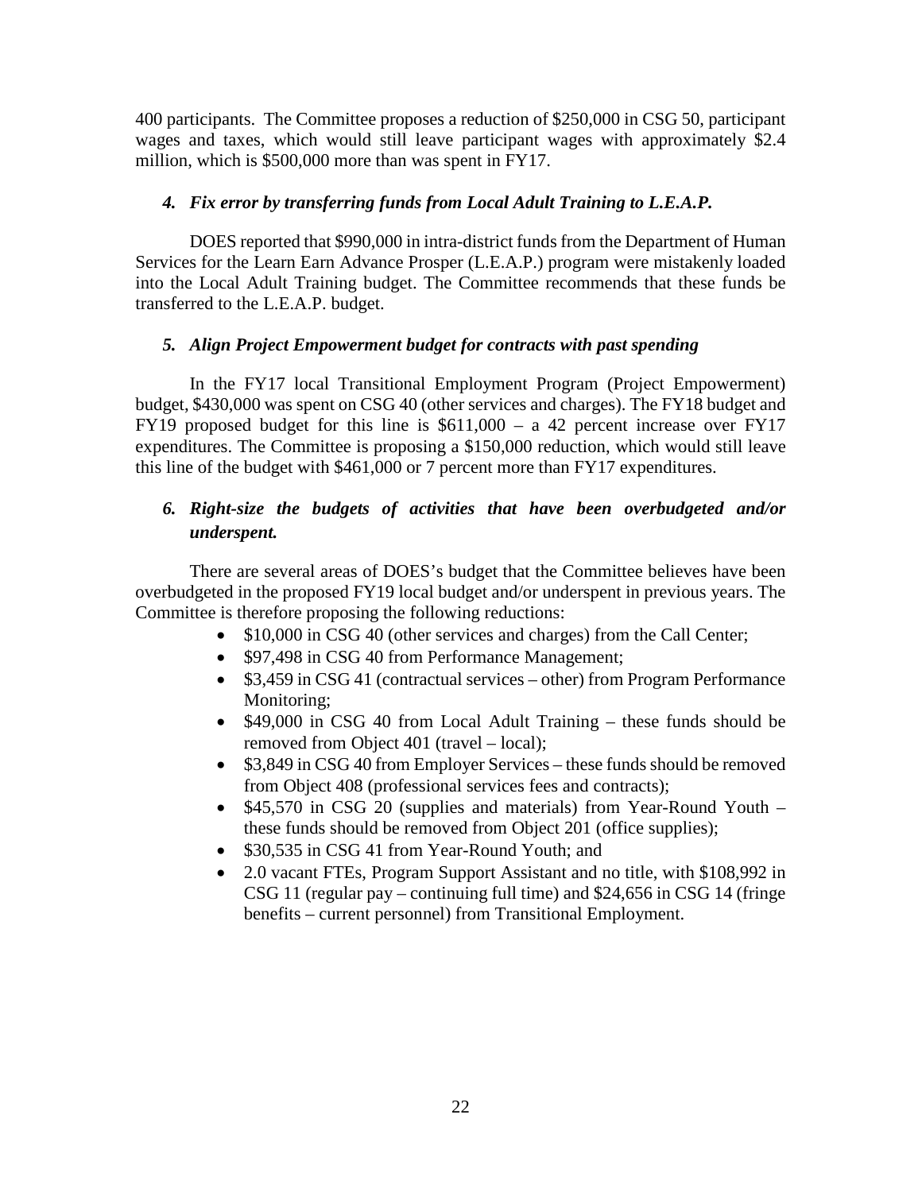400 participants. The Committee proposes a reduction of $250,000 in CSG 50, participant wages and taxes, which would still leave participant wages with approximately $2.4 million, which is $500,000 more than was spent in FY17.

### *4. Fix error by transferring funds from Local Adult Training to L.E.A.P.*

DOES reported that $990,000 in intra-district funds from the Department of Human Services for the Learn Earn Advance Prosper (L.E.A.P.) program were mistakenly loaded into the Local Adult Training budget. The Committee recommends that these funds be transferred to the L.E.A.P. budget.

### *5. Align Project Empowerment budget for contracts with past spending*

In the FY17 local Transitional Employment Program (Project Empowerment) budget, $430,000 was spent on CSG 40 (other services and charges). The FY18 budget and FY19 proposed budget for this line is $611,000 – a 42 percent increase over FY17 expenditures. The Committee is proposing a $150,000 reduction, which would still leave this line of the budget with $461,000 or 7 percent more than FY17 expenditures.

### *6. Right-size the budgets of activities that have been overbudgeted and/or underspent.*

There are several areas of DOES's budget that the Committee believes have been overbudgeted in the proposed FY19 local budget and/or underspent in previous years. The Committee is therefore proposing the following reductions:

- $10,000 in CSG 40 (other services and charges) from the Call Center;
- $97,498 in CSG 40 from Performance Management;
- $3,459 in CSG 41 (contractual services – other) from Program Performance Monitoring;
- $49,000 in CSG 40 from Local Adult Training – these funds should be removed from Object 401 (travel – local);
- $3,849 in CSG 40 from Employer Services – these funds should be removed from Object 408 (professional services fees and contracts);
- $45,570 in CSG 20 (supplies and materials) from Year-Round Youth – these funds should be removed from Object 201 (office supplies);
- $30,535 in CSG 41 from Year-Round Youth; and
- 2.0 vacant FTEs, Program Support Assistant and no title, with $108,992 in CSG 11 (regular pay – continuing full time) and $24,656 in CSG 14 (fringe benefits – current personnel) from Transitional Employment.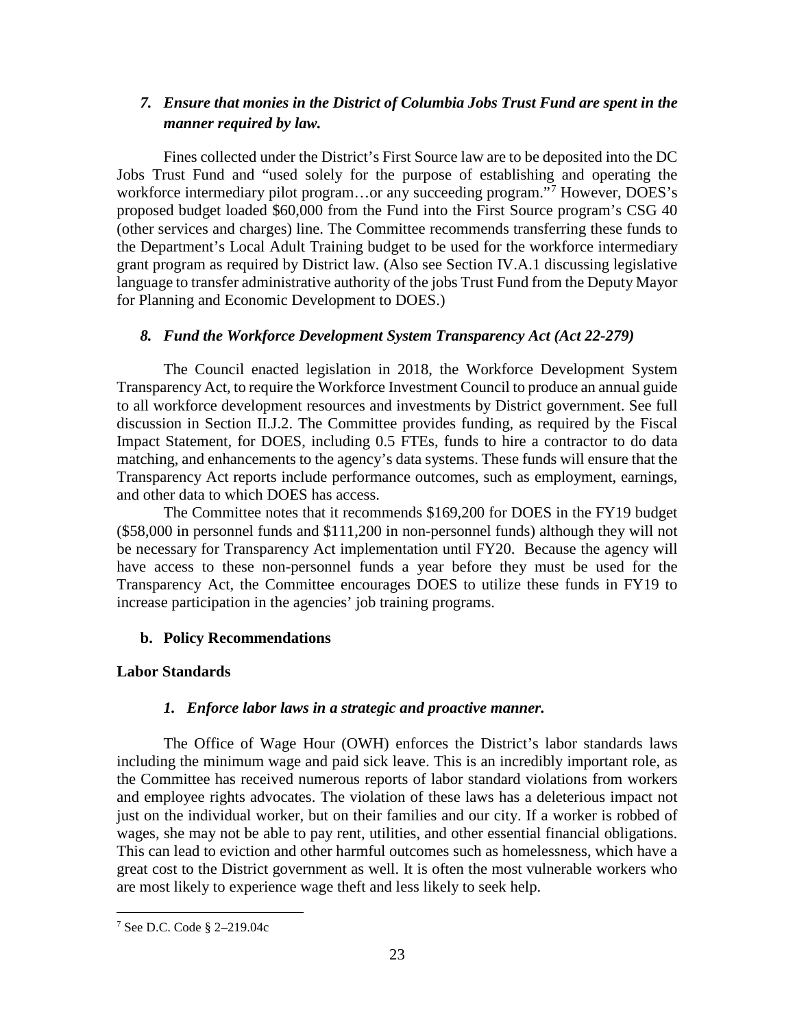### *7. Ensure that monies in the District of Columbia Jobs Trust Fund are spent in the manner required by law.*

Fines collected under the District's First Source law are to be deposited into the DC Jobs Trust Fund and "used solely for the purpose of establishing and operating the workforce intermediary pilot program…or any succeeding program."[7] However, DOES's proposed budget loaded $60,000 from the Fund into the First Source program's CSG 40 (other services and charges) line. The Committee recommends transferring these funds to the Department's Local Adult Training budget to be used for the workforce intermediary grant program as required by District law. (Also see Section IV.A.1 discussing legislative language to transfer administrative authority of the jobs Trust Fund from the Deputy Mayor for Planning and Economic Development to DOES.)

### *8. Fund the Workforce Development System Transparency Act (Act 22-279)*

The Council enacted legislation in 2018, the Workforce Development System Transparency Act, to require the Workforce Investment Council to produce an annual guide to all workforce development resources and investments by District government. See full discussion in Section II.J.2. The Committee provides funding, as required by the Fiscal Impact Statement, for DOES, including 0.5 FTEs, funds to hire a contractor to do data matching, and enhancements to the agency's data systems. These funds will ensure that the Transparency Act reports include performance outcomes, such as employment, earnings, and other data to which DOES has access.

The Committee notes that it recommends $169,200 for DOES in the FY19 budget ($58,000 in personnel funds and $111,200 in non-personnel funds) although they will not be necessary for Transparency Act implementation until FY20. Because the agency will have access to these non-personnel funds a year before they must be used for the Transparency Act, the Committee encourages DOES to utilize these funds in FY19 to increase participation in the agencies' job training programs.

### b. Policy Recommendations

**Labor Standards**

### *1. Enforce labor laws in a strategic and proactive manner.*

The Office of Wage Hour (OWH) enforces the District's labor standards laws including the minimum wage and paid sick leave. This is an incredibly important role, as the Committee has received numerous reports of labor standard violations from workers and employee rights advocates. The violation of these laws has a deleterious impact not just on the individual worker, but on their families and our city. If a worker is robbed of wages, she may not be able to pay rent, utilities, and other essential financial obligations. This can lead to eviction and other harmful outcomes such as homelessness, which have a great cost to the District government as well. It is often the most vulnerable workers who are most likely to experience wage theft and less likely to seek help.

---

[7] See D.C. Code § 2–219.04c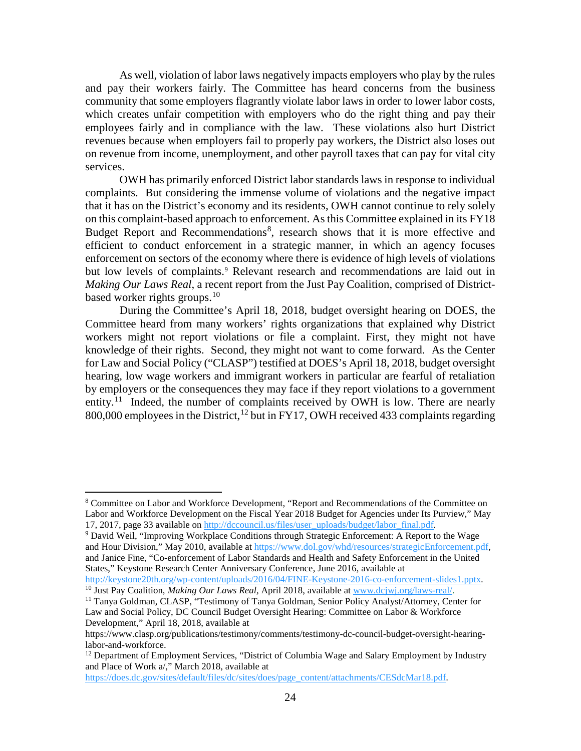As well, violation of labor laws negatively impacts employers who play by the rules and pay their workers fairly. The Committee has heard concerns from the business community that some employers flagrantly violate labor laws in order to lower labor costs, which creates unfair competition with employers who do the right thing and pay their employees fairly and in compliance with the law. These violations also hurt District revenues because when employers fail to properly pay workers, the District also loses out on revenue from income, unemployment, and other payroll taxes that can pay for vital city services.

OWH has primarily enforced District labor standards laws in response to individual complaints. But considering the immense volume of violations and the negative impact that it has on the District's economy and its residents, OWH cannot continue to rely solely on this complaint-based approach to enforcement. As this Committee explained in its FY18 Budget Report and Recommendations[8], research shows that it is more effective and efficient to conduct enforcement in a strategic manner, in which an agency focuses enforcement on sectors of the economy where there is evidence of high levels of violations but low levels of complaints.[9] Relevant research and recommendations are laid out in *Making Our Laws Real*, a recent report from the Just Pay Coalition, comprised of District-based worker rights groups.[10]

During the Committee's April 18, 2018, budget oversight hearing on DOES, the Committee heard from many workers' rights organizations that explained why District workers might not report violations or file a complaint. First, they might not have knowledge of their rights. Second, they might not want to come forward. As the Center for Law and Social Policy ("CLASP") testified at DOES's April 18, 2018, budget oversight hearing, low wage workers and immigrant workers in particular are fearful of retaliation by employers or the consequences they may face if they report violations to a government entity.[11] Indeed, the number of complaints received by OWH is low. There are nearly 800,000 employees in the District,[12] but in FY17, OWH received 433 complaints regarding

---

[8] Committee on Labor and Workforce Development, "Report and Recommendations of the Committee on Labor and Workforce Development on the Fiscal Year 2018 Budget for Agencies under Its Purview," May 17, 2017, page 33 available on http://dccouncil.us/files/user_uploads/budget/labor_final.pdf.

[9] David Weil, "Improving Workplace Conditions through Strategic Enforcement: A Report to the Wage and Hour Division," May 2010, available at https://www.dol.gov/whd/resources/strategicEnforcement.pdf, and Janice Fine, "Co-enforcement of Labor Standards and Health and Safety Enforcement in the United States," Keystone Research Center Anniversary Conference, June 2016, available at http://keystone20th.org/wp-content/uploads/2016/04/FINE-Keystone-2016-co-enforcement-slides1.pptx.

[10] Just Pay Coalition, *Making Our Laws Real*, April 2018, available at www.dcjwj.org/laws-real/.

[11] Tanya Goldman, CLASP, "Testimony of Tanya Goldman, Senior Policy Analyst/Attorney, Center for Law and Social Policy, DC Council Budget Oversight Hearing: Committee on Labor & Workforce Development," April 18, 2018, available at https://www.clasp.org/publications/testimony/comments/testimony-dc-council-budget-oversight-hearing-labor-and-workforce.

[12] Department of Employment Services, "District of Columbia Wage and Salary Employment by Industry and Place of Work a/," March 2018, available at https://does.dc.gov/sites/default/files/dc/sites/does/page_content/attachments/CESdcMar18.pdf.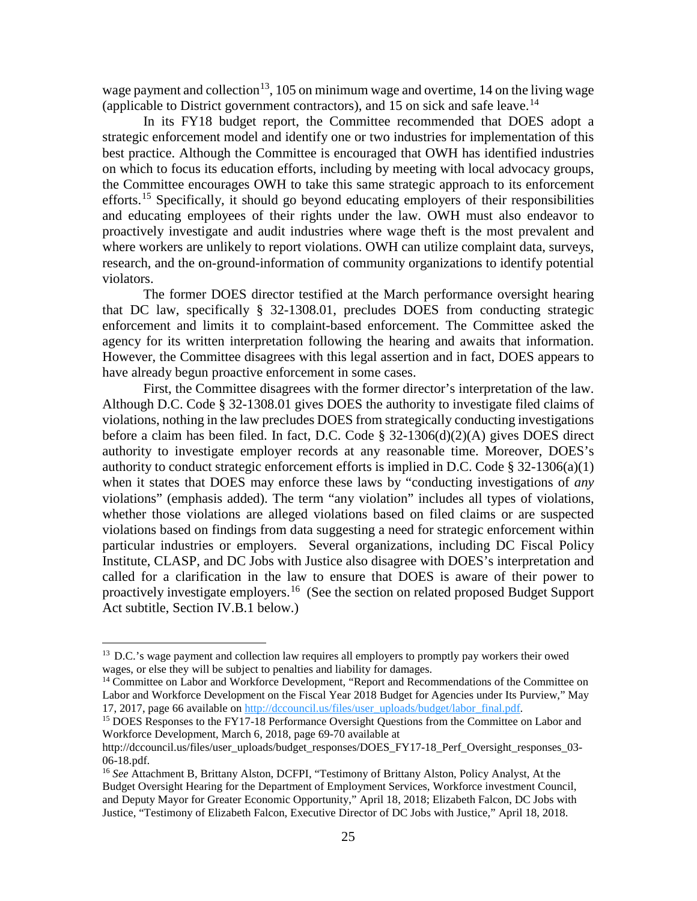wage payment and collection[13], 105 on minimum wage and overtime, 14 on the living wage (applicable to District government contractors), and 15 on sick and safe leave.[14]

In its FY18 budget report, the Committee recommended that DOES adopt a strategic enforcement model and identify one or two industries for implementation of this best practice. Although the Committee is encouraged that OWH has identified industries on which to focus its education efforts, including by meeting with local advocacy groups, the Committee encourages OWH to take this same strategic approach to its enforcement efforts.[15] Specifically, it should go beyond educating employers of their responsibilities and educating employees of their rights under the law. OWH must also endeavor to proactively investigate and audit industries where wage theft is the most prevalent and where workers are unlikely to report violations. OWH can utilize complaint data, surveys, research, and the on-ground-information of community organizations to identify potential violators.

The former DOES director testified at the March performance oversight hearing that DC law, specifically § 32-1308.01, precludes DOES from conducting strategic enforcement and limits it to complaint-based enforcement. The Committee asked the agency for its written interpretation following the hearing and awaits that information. However, the Committee disagrees with this legal assertion and in fact, DOES appears to have already begun proactive enforcement in some cases.

First, the Committee disagrees with the former director's interpretation of the law. Although D.C. Code § 32-1308.01 gives DOES the authority to investigate filed claims of violations, nothing in the law precludes DOES from strategically conducting investigations before a claim has been filed. In fact, D.C. Code § 32-1306(d)(2)(A) gives DOES direct authority to investigate employer records at any reasonable time. Moreover, DOES's authority to conduct strategic enforcement efforts is implied in D.C. Code § 32-1306(a)(1) when it states that DOES may enforce these laws by "conducting investigations of *any* violations" (emphasis added). The term "any violation" includes all types of violations, whether those violations are alleged violations based on filed claims or are suspected violations based on findings from data suggesting a need for strategic enforcement within particular industries or employers. Several organizations, including DC Fiscal Policy Institute, CLASP, and DC Jobs with Justice also disagree with DOES's interpretation and called for a clarification in the law to ensure that DOES is aware of their power to proactively investigate employers.[16] (See the section on related proposed Budget Support Act subtitle, Section IV.B.1 below.)

---

[13] D.C.'s wage payment and collection law requires all employers to promptly pay workers their owed wages, or else they will be subject to penalties and liability for damages.

[14] Committee on Labor and Workforce Development, "Report and Recommendations of the Committee on Labor and Workforce Development on the Fiscal Year 2018 Budget for Agencies under Its Purview," May 17, 2017, page 66 available on http://dccouncil.us/files/user_uploads/budget/labor_final.pdf.

[15] DOES Responses to the FY17-18 Performance Oversight Questions from the Committee on Labor and Workforce Development, March 6, 2018, page 69-70 available at http://dccouncil.us/files/user_uploads/budget_responses/DOES_FY17-18_Perf_Oversight_responses_03-06-18.pdf.

[16] *See* Attachment B, Brittany Alston, DCFPI, "Testimony of Brittany Alston, Policy Analyst, At the Budget Oversight Hearing for the Department of Employment Services, Workforce investment Council, and Deputy Mayor for Greater Economic Opportunity," April 18, 2018; Elizabeth Falcon, DC Jobs with Justice, "Testimony of Elizabeth Falcon, Executive Director of DC Jobs with Justice," April 18, 2018.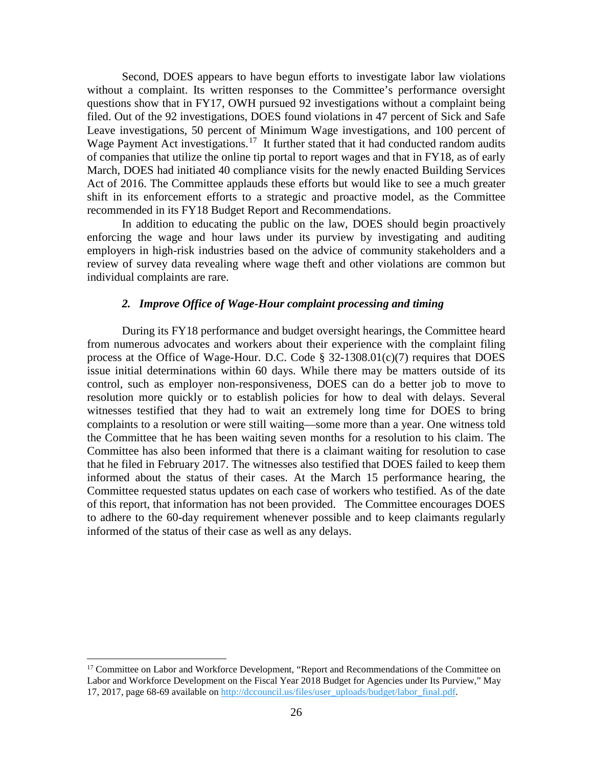Second, DOES appears to have begun efforts to investigate labor law violations without a complaint. Its written responses to the Committee's performance oversight questions show that in FY17, OWH pursued 92 investigations without a complaint being filed. Out of the 92 investigations, DOES found violations in 47 percent of Sick and Safe Leave investigations, 50 percent of Minimum Wage investigations, and 100 percent of Wage Payment Act investigations.[17] It further stated that it had conducted random audits of companies that utilize the online tip portal to report wages and that in FY18, as of early March, DOES had initiated 40 compliance visits for the newly enacted Building Services Act of 2016. The Committee applauds these efforts but would like to see a much greater shift in its enforcement efforts to a strategic and proactive model, as the Committee recommended in its FY18 Budget Report and Recommendations.

In addition to educating the public on the law, DOES should begin proactively enforcing the wage and hour laws under its purview by investigating and auditing employers in high-risk industries based on the advice of community stakeholders and a review of survey data revealing where wage theft and other violations are common but individual complaints are rare.

### *2. Improve Office of Wage-Hour complaint processing and timing*

During its FY18 performance and budget oversight hearings, the Committee heard from numerous advocates and workers about their experience with the complaint filing process at the Office of Wage-Hour. D.C. Code § 32-1308.01(c)(7) requires that DOES issue initial determinations within 60 days. While there may be matters outside of its control, such as employer non-responsiveness, DOES can do a better job to move to resolution more quickly or to establish policies for how to deal with delays. Several witnesses testified that they had to wait an extremely long time for DOES to bring complaints to a resolution or were still waiting—some more than a year. One witness told the Committee that he has been waiting seven months for a resolution to his claim. The Committee has also been informed that there is a claimant waiting for resolution to case that he filed in February 2017. The witnesses also testified that DOES failed to keep them informed about the status of their cases. At the March 15 performance hearing, the Committee requested status updates on each case of workers who testified. As of the date of this report, that information has not been provided. The Committee encourages DOES to adhere to the 60-day requirement whenever possible and to keep claimants regularly informed of the status of their case as well as any delays.

---

[17] Committee on Labor and Workforce Development, "Report and Recommendations of the Committee on Labor and Workforce Development on the Fiscal Year 2018 Budget for Agencies under Its Purview," May 17, 2017, page 68-69 available on [http://dccouncil.us/files/user_uploads/budget/labor_final.pdf](http://dccouncil.us/files/user_uploads/budget/labor_final.pdf).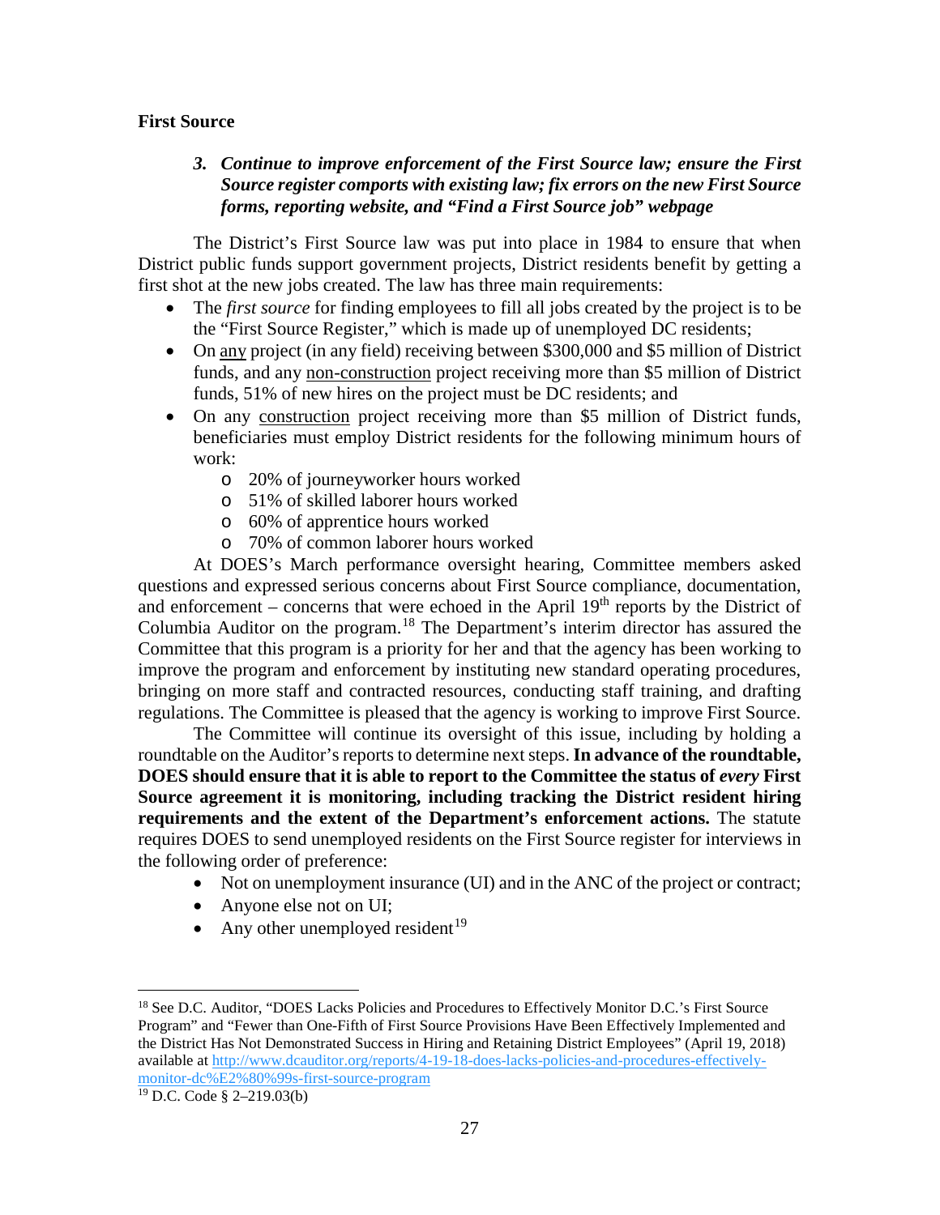**First Source**

### *3. Continue to improve enforcement of the First Source law; ensure the First Source register comports with existing law; fix errors on the new First Source forms, reporting website, and "Find a First Source job" webpage*

The District's First Source law was put into place in 1984 to ensure that when District public funds support government projects, District residents benefit by getting a first shot at the new jobs created. The law has three main requirements:

- The *first source* for finding employees to fill all jobs created by the project is to be the "First Source Register," which is made up of unemployed DC residents;
- On any project (in any field) receiving between $300,000 and $5 million of District funds, and any non-construction project receiving more than $5 million of District funds, 51% of new hires on the project must be DC residents; and
- On any construction project receiving more than $5 million of District funds, beneficiaries must employ District residents for the following minimum hours of work:
    - 20% of journeyworker hours worked
    - 51% of skilled laborer hours worked
    - 60% of apprentice hours worked
    - 70% of common laborer hours worked

At DOES's March performance oversight hearing, Committee members asked questions and expressed serious concerns about First Source compliance, documentation, and enforcement – concerns that were echoed in the April 19th reports by the District of Columbia Auditor on the program.[18] The Department's interim director has assured the Committee that this program is a priority for her and that the agency has been working to improve the program and enforcement by instituting new standard operating procedures, bringing on more staff and contracted resources, conducting staff training, and drafting regulations. The Committee is pleased that the agency is working to improve First Source.

The Committee will continue its oversight of this issue, including by holding a roundtable on the Auditor's reports to determine next steps. **In advance of the roundtable, DOES should ensure that it is able to report to the Committee the status of *every* First Source agreement it is monitoring, including tracking the District resident hiring requirements and the extent of the Department's enforcement actions.** The statute requires DOES to send unemployed residents on the First Source register for interviews in the following order of preference:

- Not on unemployment insurance (UI) and in the ANC of the project or contract;
- Anyone else not on UI;
- Any other unemployed resident[19]

---

[18] See D.C. Auditor, "DOES Lacks Policies and Procedures to Effectively Monitor D.C.'s First Source Program" and "Fewer than One-Fifth of First Source Provisions Have Been Effectively Implemented and the District Has Not Demonstrated Success in Hiring and Retaining District Employees" (April 19, 2018) available at http://www.dcauditor.org/reports/4-19-18-does-lacks-policies-and-procedures-effectively-monitor-dc%E2%80%99s-first-source-program

[19] D.C. Code § 2–219.03(b)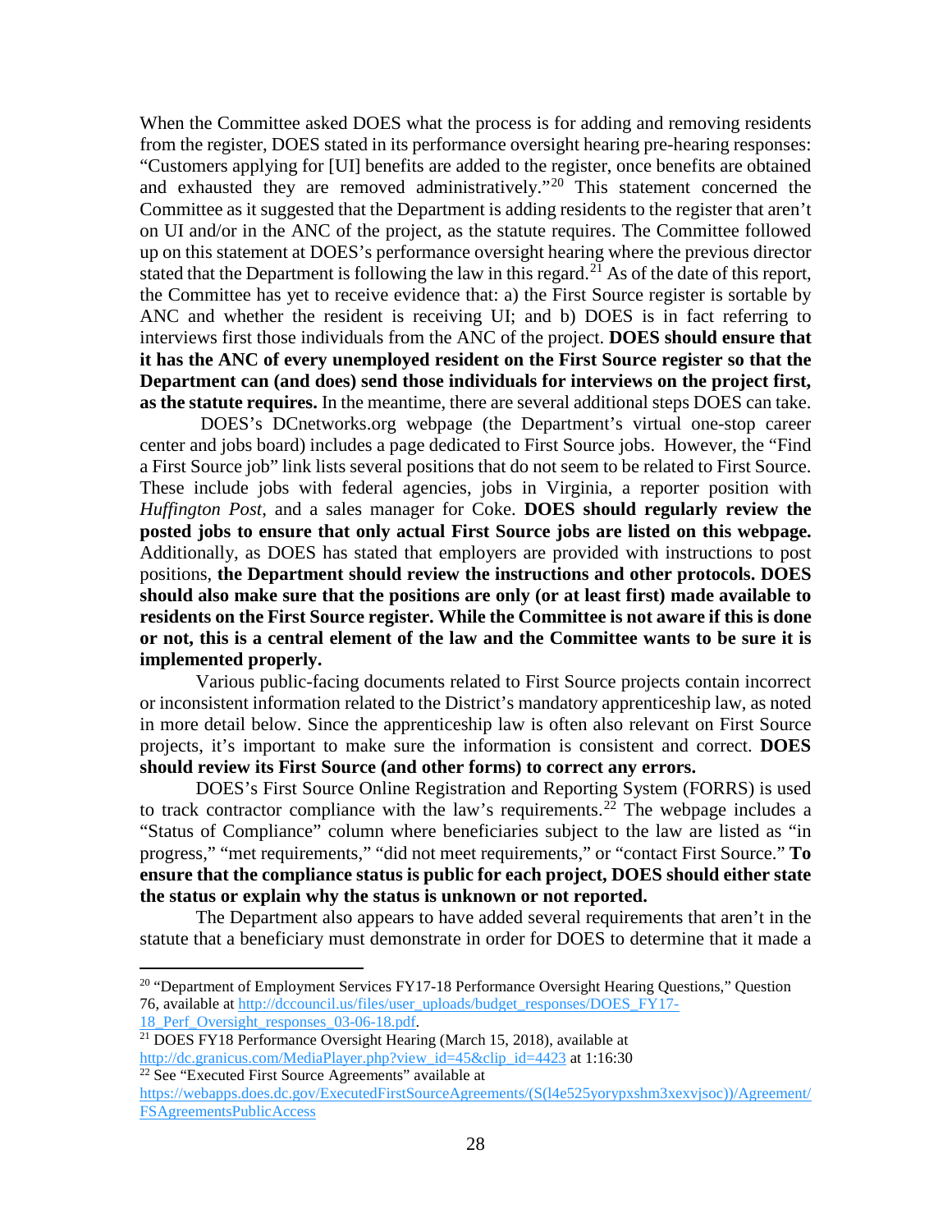When the Committee asked DOES what the process is for adding and removing residents from the register, DOES stated in its performance oversight hearing pre-hearing responses: "Customers applying for [UI] benefits are added to the register, once benefits are obtained and exhausted they are removed administratively."[20] This statement concerned the Committee as it suggested that the Department is adding residents to the register that aren't on UI and/or in the ANC of the project, as the statute requires. The Committee followed up on this statement at DOES's performance oversight hearing where the previous director stated that the Department is following the law in this regard.[21] As of the date of this report, the Committee has yet to receive evidence that: a) the First Source register is sortable by ANC and whether the resident is receiving UI; and b) DOES is in fact referring to interviews first those individuals from the ANC of the project. **DOES should ensure that it has the ANC of every unemployed resident on the First Source register so that the Department can (and does) send those individuals for interviews on the project first, as the statute requires.** In the meantime, there are several additional steps DOES can take.

DOES's DCnetworks.org webpage (the Department's virtual one-stop career center and jobs board) includes a page dedicated to First Source jobs. However, the "Find a First Source job" link lists several positions that do not seem to be related to First Source. These include jobs with federal agencies, jobs in Virginia, a reporter position with *Huffington Post*, and a sales manager for Coke. **DOES should regularly review the posted jobs to ensure that only actual First Source jobs are listed on this webpage.** Additionally, as DOES has stated that employers are provided with instructions to post positions, **the Department should review the instructions and other protocols. DOES should also make sure that the positions are only (or at least first) made available to residents on the First Source register. While the Committee is not aware if this is done or not, this is a central element of the law and the Committee wants to be sure it is implemented properly.**

Various public-facing documents related to First Source projects contain incorrect or inconsistent information related to the District's mandatory apprenticeship law, as noted in more detail below. Since the apprenticeship law is often also relevant on First Source projects, it's important to make sure the information is consistent and correct. **DOES should review its First Source (and other forms) to correct any errors.**

DOES's First Source Online Registration and Reporting System (FORRS) is used to track contractor compliance with the law's requirements.[22] The webpage includes a "Status of Compliance" column where beneficiaries subject to the law are listed as "in progress," "met requirements," "did not meet requirements," or "contact First Source." **To ensure that the compliance status is public for each project, DOES should either state the status or explain why the status is unknown or not reported.**

The Department also appears to have added several requirements that aren't in the statute that a beneficiary must demonstrate in order for DOES to determine that it made a

---

[20] "Department of Employment Services FY17-18 Performance Oversight Hearing Questions," Question 76, available at http://dccouncil.us/files/user_uploads/budget_responses/DOES_FY17-18_Perf_Oversight_responses_03-06-18.pdf.

[21] DOES FY18 Performance Oversight Hearing (March 15, 2018), available at http://dc.granicus.com/MediaPlayer.php?view_id=45&clip_id=4423 at 1:16:30

[22] See "Executed First Source Agreements" available at https://webapps.does.dc.gov/ExecutedFirstSourceAgreements/(S(l4e525yorypxshm3xexvjsoc))/Agreement/FSAgreementsPublicAccess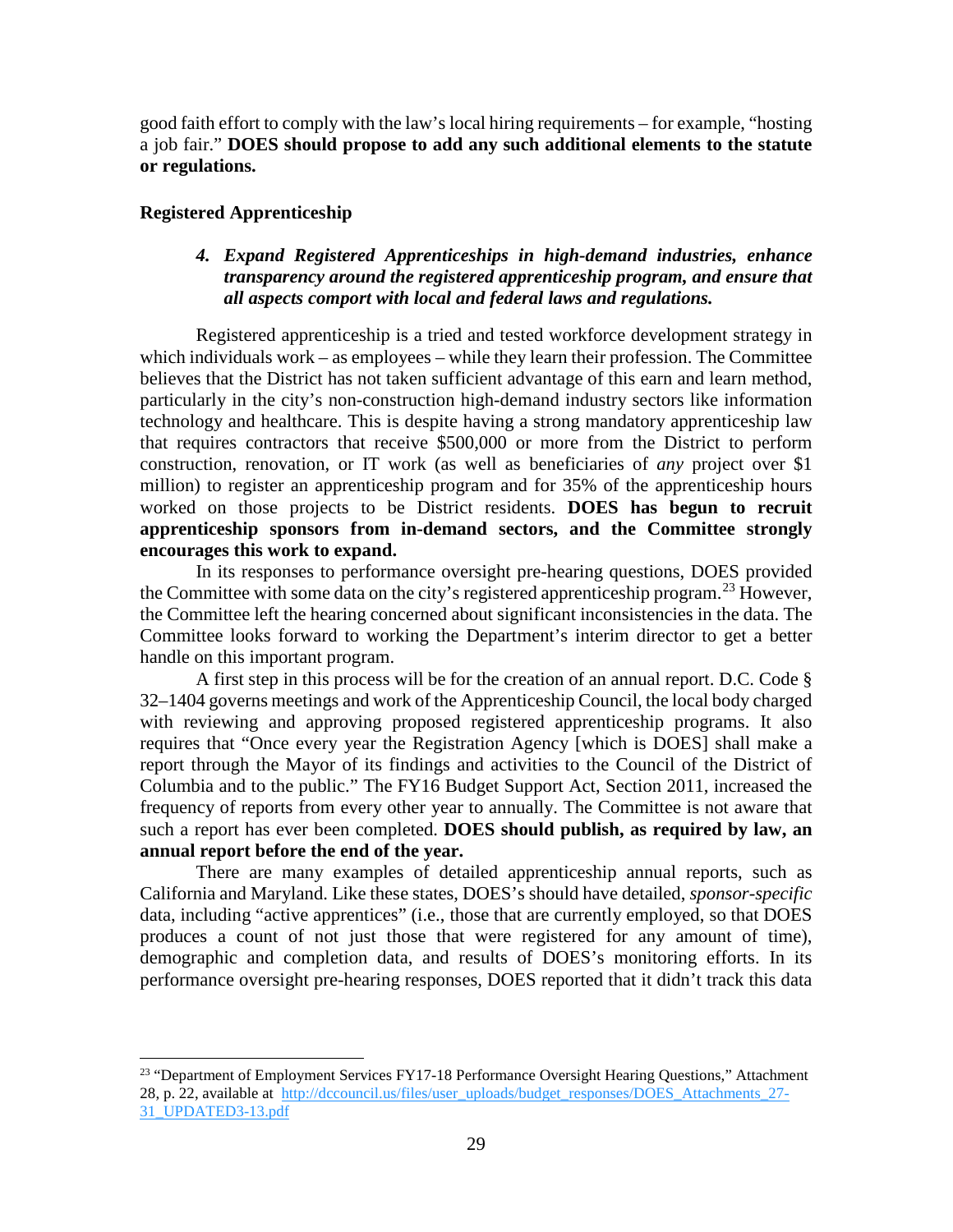good faith effort to comply with the law's local hiring requirements – for example, "hosting a job fair." **DOES should propose to add any such additional elements to the statute or regulations.**

**Registered Apprenticeship**

4. ***Expand Registered Apprenticeships in high-demand industries, enhance transparency around the registered apprenticeship program, and ensure that all aspects comport with local and federal laws and regulations.***

Registered apprenticeship is a tried and tested workforce development strategy in which individuals work – as employees – while they learn their profession. The Committee believes that the District has not taken sufficient advantage of this earn and learn method, particularly in the city's non-construction high-demand industry sectors like information technology and healthcare. This is despite having a strong mandatory apprenticeship law that requires contractors that receive $500,000 or more from the District to perform construction, renovation, or IT work (as well as beneficiaries of *any* project over $1 million) to register an apprenticeship program and for 35% of the apprenticeship hours worked on those projects to be District residents. **DOES has begun to recruit apprenticeship sponsors from in-demand sectors, and the Committee strongly encourages this work to expand.**

In its responses to performance oversight pre-hearing questions, DOES provided the Committee with some data on the city's registered apprenticeship program.[23] However, the Committee left the hearing concerned about significant inconsistencies in the data. The Committee looks forward to working the Department's interim director to get a better handle on this important program.

A first step in this process will be for the creation of an annual report. D.C. Code § 32–1404 governs meetings and work of the Apprenticeship Council, the local body charged with reviewing and approving proposed registered apprenticeship programs. It also requires that "Once every year the Registration Agency [which is DOES] shall make a report through the Mayor of its findings and activities to the Council of the District of Columbia and to the public." The FY16 Budget Support Act, Section 2011, increased the frequency of reports from every other year to annually. The Committee is not aware that such a report has ever been completed. **DOES should publish, as required by law, an annual report before the end of the year.**

There are many examples of detailed apprenticeship annual reports, such as California and Maryland. Like these states, DOES's should have detailed, *sponsor-specific* data, including "active apprentices" (i.e., those that are currently employed, so that DOES produces a count of not just those that were registered for any amount of time), demographic and completion data, and results of DOES's monitoring efforts. In its performance oversight pre-hearing responses, DOES reported that it didn't track this data

---

[23] "Department of Employment Services FY17-18 Performance Oversight Hearing Questions," Attachment 28, p. 22, available at http://dccouncil.us/files/user_uploads/budget_responses/DOES_Attachments_27-31_UPDATED3-13.pdf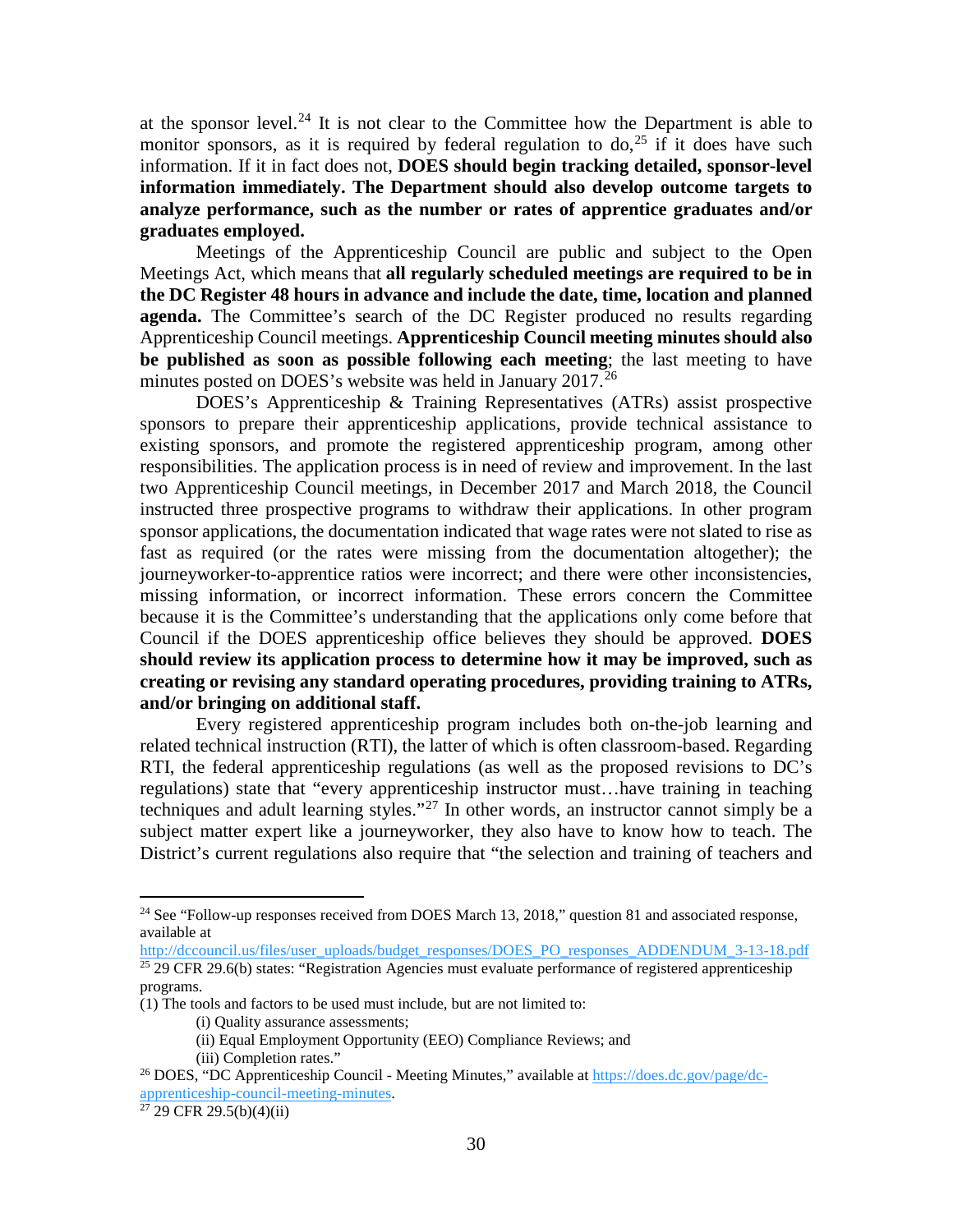at the sponsor level.[24] It is not clear to the Committee how the Department is able to monitor sponsors, as it is required by federal regulation to do,[25] if it does have such information. If it in fact does not, **DOES should begin tracking detailed, sponsor-level information immediately. The Department should also develop outcome targets to analyze performance, such as the number or rates of apprentice graduates and/or graduates employed.**

Meetings of the Apprenticeship Council are public and subject to the Open Meetings Act, which means that **all regularly scheduled meetings are required to be in the DC Register 48 hours in advance and include the date, time, location and planned agenda.** The Committee's search of the DC Register produced no results regarding Apprenticeship Council meetings. **Apprenticeship Council meeting minutes should also be published as soon as possible following each meeting**; the last meeting to have minutes posted on DOES's website was held in January 2017.[26]

DOES's Apprenticeship & Training Representatives (ATRs) assist prospective sponsors to prepare their apprenticeship applications, provide technical assistance to existing sponsors, and promote the registered apprenticeship program, among other responsibilities. The application process is in need of review and improvement. In the last two Apprenticeship Council meetings, in December 2017 and March 2018, the Council instructed three prospective programs to withdraw their applications. In other program sponsor applications, the documentation indicated that wage rates were not slated to rise as fast as required (or the rates were missing from the documentation altogether); the journeyworker-to-apprentice ratios were incorrect; and there were other inconsistencies, missing information, or incorrect information. These errors concern the Committee because it is the Committee's understanding that the applications only come before that Council if the DOES apprenticeship office believes they should be approved. **DOES should review its application process to determine how it may be improved, such as creating or revising any standard operating procedures, providing training to ATRs, and/or bringing on additional staff.**

Every registered apprenticeship program includes both on-the-job learning and related technical instruction (RTI), the latter of which is often classroom-based. Regarding RTI, the federal apprenticeship regulations (as well as the proposed revisions to DC's regulations) state that "every apprenticeship instructor must…have training in teaching techniques and adult learning styles."[27] In other words, an instructor cannot simply be a subject matter expert like a journeyworker, they also have to know how to teach. The District's current regulations also require that "the selection and training of teachers and

---

[24] See "Follow-up responses received from DOES March 13, 2018," question 81 and associated response, available at http://dccouncil.us/files/user_uploads/budget_responses/DOES_PO_responses_ADDENDUM_3-13-18.pdf

[25] 29 CFR 29.6(b) states: "Registration Agencies must evaluate performance of registered apprenticeship programs.
(1) The tools and factors to be used must include, but are not limited to:
(i) Quality assurance assessments;
(ii) Equal Employment Opportunity (EEO) Compliance Reviews; and
(iii) Completion rates."

[26] DOES, "DC Apprenticeship Council - Meeting Minutes," available at https://does.dc.gov/page/dc-apprenticeship-council-meeting-minutes.

[27] 29 CFR 29.5(b)(4)(ii)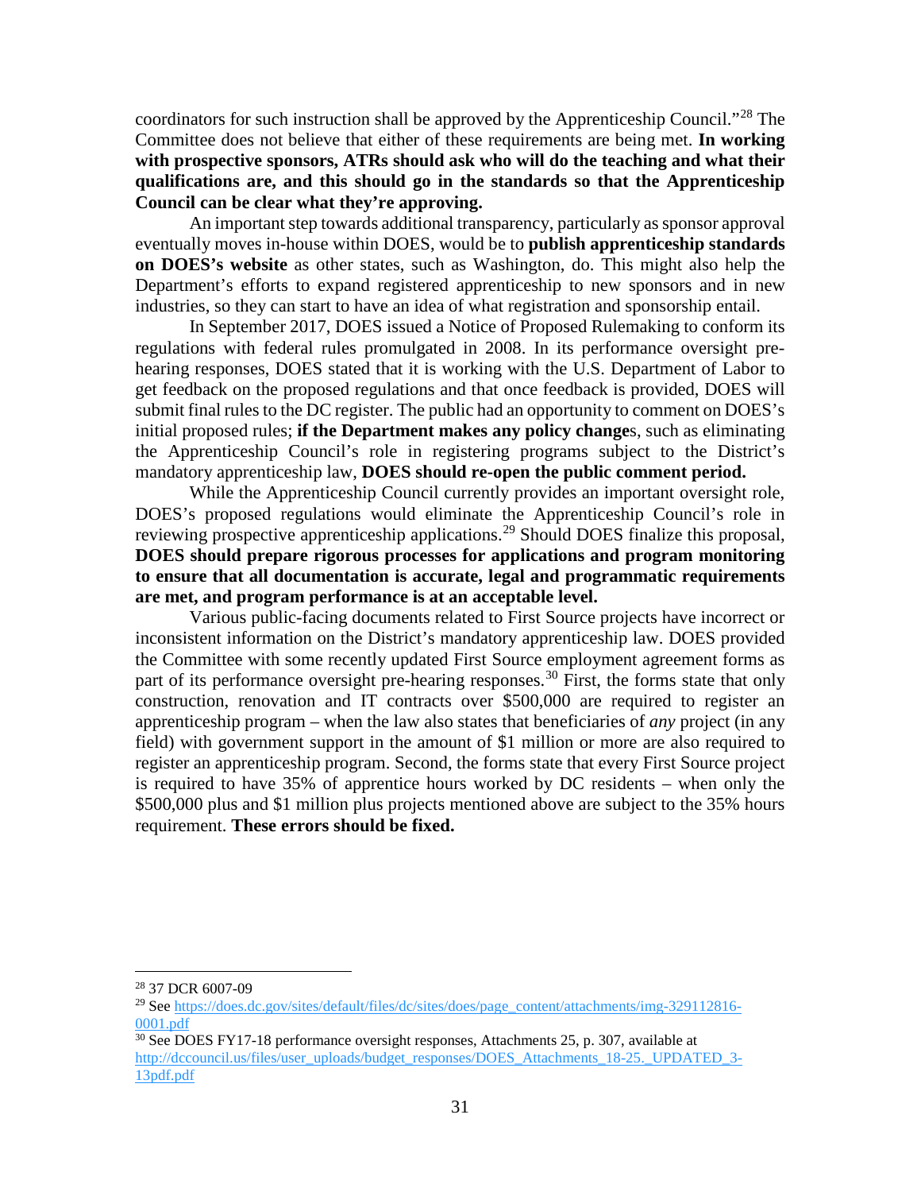coordinators for such instruction shall be approved by the Apprenticeship Council."[28] The Committee does not believe that either of these requirements are being met. **In working with prospective sponsors, ATRs should ask who will do the teaching and what their qualifications are, and this should go in the standards so that the Apprenticeship Council can be clear what they're approving.**

An important step towards additional transparency, particularly as sponsor approval eventually moves in-house within DOES, would be to **publish apprenticeship standards on DOES's website** as other states, such as Washington, do. This might also help the Department's efforts to expand registered apprenticeship to new sponsors and in new industries, so they can start to have an idea of what registration and sponsorship entail.

In September 2017, DOES issued a Notice of Proposed Rulemaking to conform its regulations with federal rules promulgated in 2008. In its performance oversight pre-hearing responses, DOES stated that it is working with the U.S. Department of Labor to get feedback on the proposed regulations and that once feedback is provided, DOES will submit final rules to the DC register. The public had an opportunity to comment on DOES's initial proposed rules; **if the Department makes any change**s, such as eliminating the Apprenticeship Council's role in registering programs subject to the District's mandatory apprenticeship law, **DOES should re-open the public comment period.**

While the Apprenticeship Council currently provides an important oversight role, DOES's proposed regulations would eliminate the Apprenticeship Council's role in reviewing prospective apprenticeship applications.[29] Should DOES finalize this proposal, **DOES should prepare rigorous processes for applications and program monitoring to ensure that all documentation is accurate, legal and programmatic requirements are met, and program performance is at an acceptable level.**

Various public-facing documents related to First Source projects have incorrect or inconsistent information on the District's mandatory apprenticeship law. DOES provided the Committee with some recently updated First Source employment agreement forms as part of its performance oversight pre-hearing responses.[30] First, the forms state that only construction, renovation and IT contracts over $500,000 are required to register an apprenticeship program – when the law also states that beneficiaries of *any* project (in any field) with government support in the amount of $1 million or more are also required to register an apprenticeship program. Second, the forms state that every First Source project is required to have 35% of apprentice hours worked by DC residents – when only the $500,000 plus and $1 million plus projects mentioned above are subject to the 35% hours requirement. **These errors should be fixed.**

---

[28] 37 DCR 6007-09

[29] See https://does.dc.gov/sites/default/files/dc/sites/does/page_content/attachments/img-329112816-0001.pdf

[30] See DOES FY17-18 performance oversight responses, Attachments 25, p. 307, available at http://dccouncil.us/files/user_uploads/budget_responses/DOES_Attachments_18-25._UPDATED_3-13pdf.pdf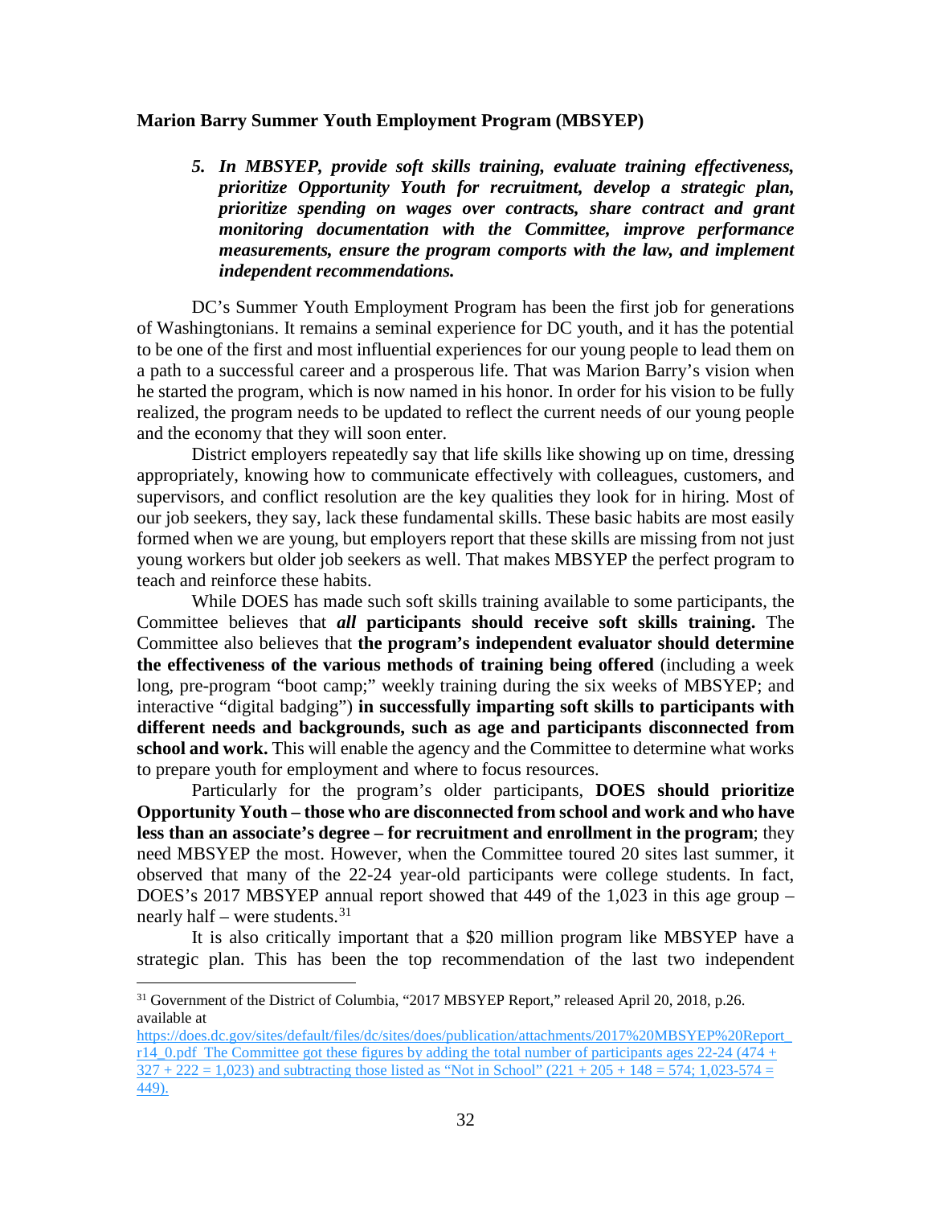**Marion Barry Summer Youth Employment Program (MBSYEP)**

5. ***In MBSYEP, provide soft skills training, evaluate training effectiveness, prioritize Opportunity Youth for recruitment, develop a strategic plan, prioritize spending on wages over contracts, share contract and grant monitoring documentation with the Committee, improve performance measurements, ensure the program comports with the law, and implement independent recommendations.***

DC's Summer Youth Employment Program has been the first job for generations of Washingtonians. It remains a seminal experience for DC youth, and it has the potential to be one of the first and most influential experiences for our young people to lead them on a path to a successful career and a prosperous life. That was Marion Barry's vision when he started the program, which is now named in his honor. In order for his vision to be fully realized, the program needs to be updated to reflect the current needs of our young people and the economy that they will soon enter.

District employers repeatedly say that life skills like showing up on time, dressing appropriately, knowing how to communicate effectively with colleagues, customers, and supervisors, and conflict resolution are the key qualities they look for in hiring. Most of our job seekers, they say, lack these fundamental skills. These basic habits are most easily formed when we are young, but employers report that these skills are missing from not just young workers but older job seekers as well. That makes MBSYEP the perfect program to teach and reinforce these habits.

While DOES has made such soft skills training available to some participants, the Committee believes that ***all*** **participants should receive soft skills training.** The Committee also believes that **the program's independent evaluator should determine the effectiveness of the various methods of training being offered** (including a week long, pre-program "boot camp;" weekly training during the six weeks of MBSYEP; and interactive "digital badging") **in successfully imparting soft skills to participants with different needs and backgrounds, such as age and participants disconnected from school and work.** This will enable the agency and the Committee to determine what works to prepare youth for employment and where to focus resources.

Particularly for the program's older participants, **DOES should prioritize Opportunity Youth – those who are disconnected from school and work and who have less than an associate's degree – for recruitment and enrollment in the program**; they need MBSYEP the most. However, when the Committee toured 20 sites last summer, it observed that many of the 22-24 year-old participants were college students. In fact, DOES's 2017 MBSYEP annual report showed that 449 of the 1,023 in this age group – nearly half – were students.[31]

It is also critically important that a $20 million program like MBSYEP have a strategic plan. This has been the top recommendation of the last two independent

---

[31] Government of the District of Columbia, "2017 MBSYEP Report," released April 20, 2018, p.26. available at https://does.dc.gov/sites/default/files/dc/sites/does/publication/attachments/2017%20MBSYEP%20Report_r14_0.pdf The Committee got these figures by adding the total number of participants ages 22-24 (474 + 327 + 222 = 1,023) and subtracting those listed as "Not in School" (221 + 205 + 148 = 574; 1,023-574 = 449).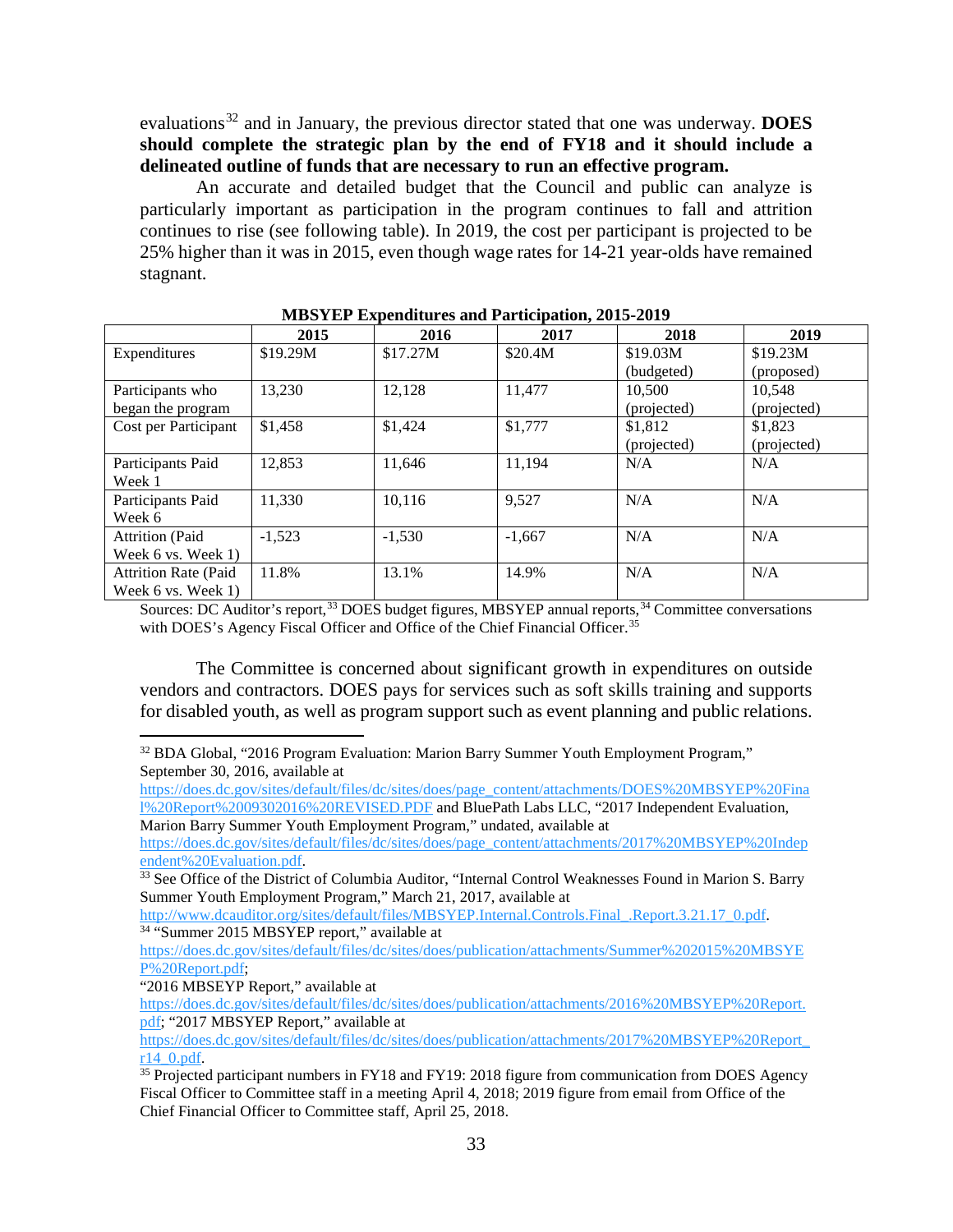evaluations[32] and in January, the previous director stated that one was underway. **DOES should complete the strategic plan by the end of FY18 and it should include a delineated outline of funds that are necessary to run an effective program.**

An accurate and detailed budget that the Council and public can analyze is particularly important as participation in the program continues to fall and attrition continues to rise (see following table). In 2019, the cost per participant is projected to be 25% higher than it was in 2015, even though wage rates for 14-21 year-olds have remained stagnant.

**MBSYEP Expenditures and Participation, 2015-2019**

| | 2015 | 2016 | 2017 | 2018 | 2019 |
|---|---|---|---|---|---|
| Expenditures | $19.29M | $17.27M | $20.4M | $19.03M (budgeted) | $19.23M (proposed) |
| Participants who began the program | 13,230 | 12,128 | 11,477 | 10,500 (projected) | 10,548 (projected) |
| Cost per Participant | $1,458 | $1,424 | $1,777 | $1,812 (projected) | $1,823 (projected) |
| Participants Paid Week 1 | 12,853 | 11,646 | 11,194 | N/A | N/A |
| Participants Paid Week 6 | 11,330 | 10,116 | 9,527 | N/A | N/A |
| Attrition (Paid Week 6 vs. Week 1) | -1,523 | -1,530 | -1,667 | N/A | N/A |
| Attrition Rate (Paid Week 6 vs. Week 1) | 11.8% | 13.1% | 14.9% | N/A | N/A |

Sources: DC Auditor's report,[33] DOES budget figures, MBSYEP annual reports,[34] Committee conversations with DOES's Agency Fiscal Officer and Office of the Chief Financial Officer.[35]

The Committee is concerned about significant growth in expenditures on outside vendors and contractors. DOES pays for services such as soft skills training and supports for disabled youth, as well as program support such as event planning and public relations.

---

[32] BDA Global, "2016 Program Evaluation: Marion Barry Summer Youth Employment Program," September 30, 2016, available at https://does.dc.gov/sites/default/files/dc/sites/does/page_content/attachments/DOES%20MBSYEP%20Final%20Report%2009302016%20REVISED.PDF and BluePath Labs LLC, "2017 Independent Evaluation, Marion Barry Summer Youth Employment Program," undated, available at https://does.dc.gov/sites/default/files/dc/sites/does/page_content/attachments/2017%20MBSYEP%20Independent%20Evaluation.pdf.

[33] See Office of the District of Columbia Auditor, "Internal Control Weaknesses Found in Marion S. Barry Summer Youth Employment Program," March 21, 2017, available at http://www.dcauditor.org/sites/default/files/MBSYEP.Internal.Controls.Final_.Report.3.21.17_0.pdf.

[34] "Summer 2015 MBSYEP report," available at https://does.dc.gov/sites/default/files/dc/sites/does/publication/attachments/Summer%202015%20MBSYEP%20Report.pdf; "2016 MBSEYP Report," available at https://does.dc.gov/sites/default/files/dc/sites/does/publication/attachments/2016%20MBSYEP%20Report.pdf; "2017 MBSYEP Report," available at https://does.dc.gov/sites/default/files/dc/sites/does/publication/attachments/2017%20MBSYEP%20Report_r14_0.pdf.

[35] Projected participant numbers in FY18 and FY19: 2018 figure from communication from DOES Agency Fiscal Officer to Committee staff in a meeting April 4, 2018; 2019 figure from email from Office of the Chief Financial Officer to Committee staff, April 25, 2018.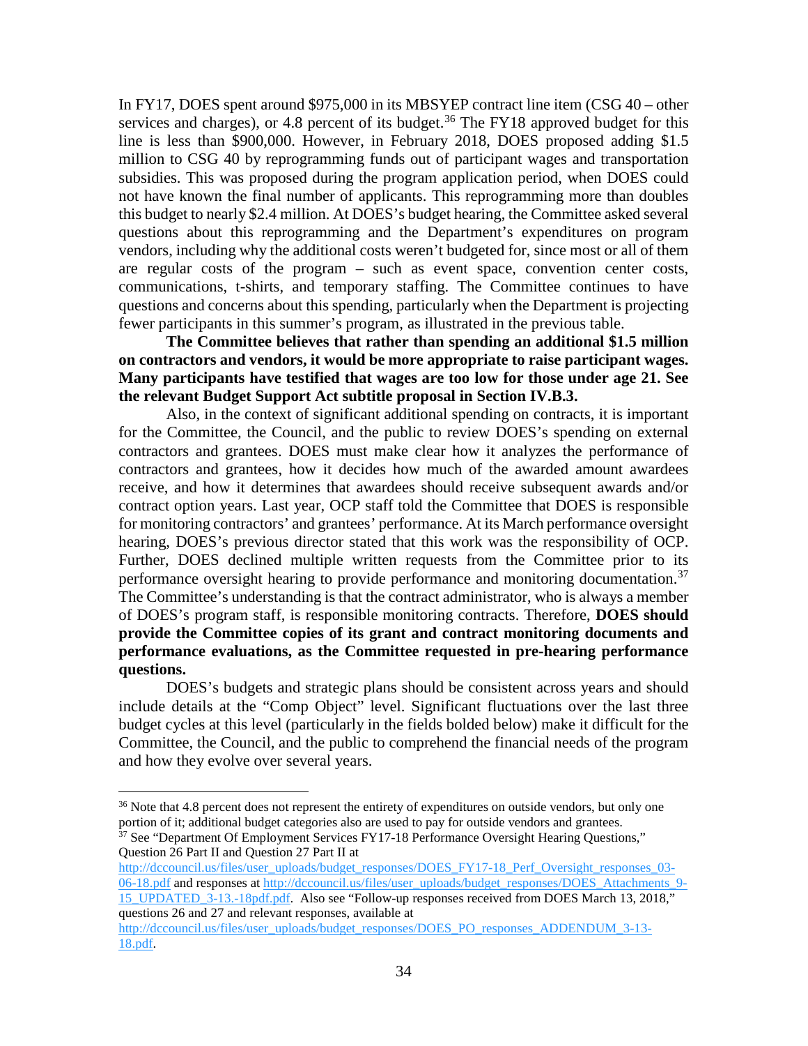In FY17, DOES spent around $975,000 in its MBSYEP contract line item (CSG 40 – other services and charges), or 4.8 percent of its budget.[36] The FY18 approved budget for this line is less than $900,000. However, in February 2018, DOES proposed adding $1.5 million to CSG 40 by reprogramming funds out of participant wages and transportation subsidies. This was proposed during the program application period, when DOES could not have known the final number of applicants. This reprogramming more than doubles this budget to nearly $2.4 million. At DOES's budget hearing, the Committee asked several questions about this reprogramming and the Department's expenditures on program vendors, including why the additional costs weren't budgeted for, since most or all of them are regular costs of the program – such as event space, convention center costs, communications, t-shirts, and temporary staffing. The Committee continues to have questions and concerns about this spending, particularly when the Department is projecting fewer participants in this summer's program, as illustrated in the previous table.

**The Committee believes that rather than spending an additional $1.5 million on contractors and vendors, it would be more appropriate to raise participant wages. Many participants have testified that wages are too low for those under age 21. See the relevant Budget Support Act subtitle proposal in Section IV.B.3.**

Also, in the context of significant additional spending on contracts, it is important for the Committee, the Council, and the public to review DOES's spending on external contractors and grantees. DOES must make clear how it analyzes the performance of contractors and grantees, how it decides how much of the awarded amount awardees receive, and how it determines that awardees should receive subsequent awards and/or contract option years. Last year, OCP staff told the Committee that DOES is responsible for monitoring contractors' and grantees' performance. At its March performance oversight hearing, DOES's previous director stated that this work was the responsibility of OCP. Further, DOES declined multiple written requests from the Committee prior to its performance oversight hearing to provide performance and monitoring documentation.[37] The Committee's understanding is that the contract administrator, who is always a member of DOES's program staff, is responsible monitoring contracts. Therefore, **DOES should provide the Committee copies of its grant and contract monitoring documents and performance evaluations, as the Committee requested in pre-hearing performance questions.**

DOES's budgets and strategic plans should be consistent across years and should include details at the "Comp Object" level. Significant fluctuations over the last three budget cycles at this level (particularly in the fields bolded below) make it difficult for the Committee, the Council, and the public to comprehend the financial needs of the program and how they evolve over several years.

---

[36] Note that 4.8 percent does not represent the entirety of expenditures on outside vendors, but only one portion of it; additional budget categories also are used to pay for outside vendors and grantees.

[37] See "Department Of Employment Services FY17-18 Performance Oversight Hearing Questions," Question 26 Part II and Question 27 Part II at http://dccouncil.us/files/user_uploads/budget_responses/DOES_FY17-18_Perf_Oversight_responses_03-06-18.pdf and responses at http://dccouncil.us/files/user_uploads/budget_responses/DOES_Attachments_9-15_UPDATED_3-13.-18pdf.pdf. Also see "Follow-up responses received from DOES March 13, 2018," questions 26 and 27 and relevant responses, available at http://dccouncil.us/files/user_uploads/budget_responses/DOES_PO_responses_ADDENDUM_3-13-18.pdf.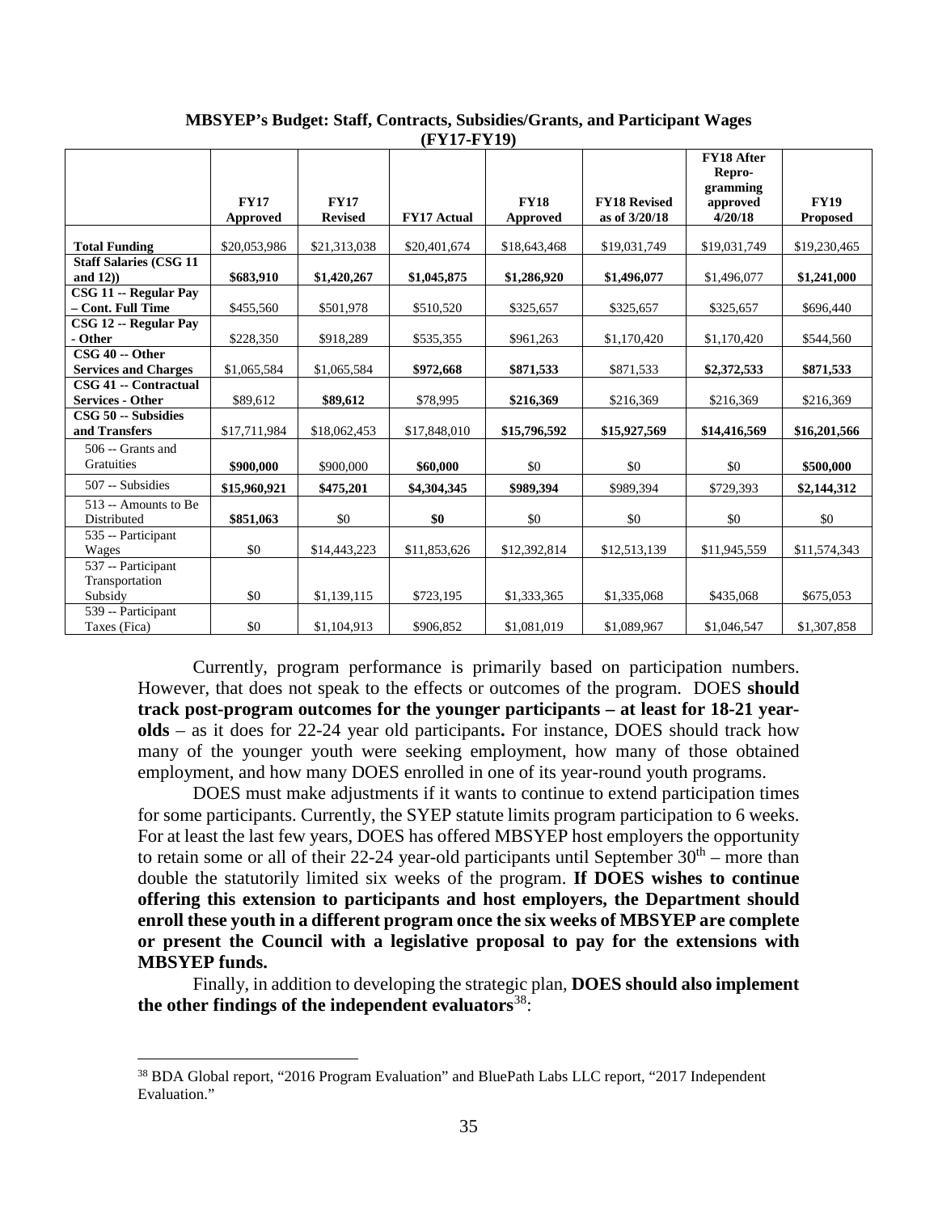**MBSYEP's Budget: Staff, Contracts, Subsidies/Grants, and Participant Wages (FY17-FY19)**

| | FY17 Approved | FY17 Revised | FY17 Actual | FY18 Approved | FY18 Revised as of 3/20/18 | FY18 After Repro-gramming approved 4/20/18 | FY19 Proposed |
|---|---|---|---|---|---|---|---|
| **Total Funding** | $20,053,986 | $21,313,038 | $20,401,674 | $18,643,468 | $19,031,749 | $19,031,749 | $19,230,465 |
| **Staff Salaries (CSG 11 and 12))** | **$683,910** | **$1,420,267** | **$1,045,875** | **$1,286,920** | **$1,496,077** | $1,496,077 | **$1,241,000** |
| **CSG 11 -- Regular Pay – Cont. Full Time** | $455,560 | $501,978 | $510,520 | $325,657 | $325,657 | $325,657 | $696,440 |
| **CSG 12 -- Regular Pay - Other** | $228,350 | $918,289 | $535,355 | $961,263 | $1,170,420 | $1,170,420 | $544,560 |
| **CSG 40 -- Other Services and Charges** | $1,065,584 | $1,065,584 | **$972,668** | **$871,533** | $871,533 | **$2,372,533** | **$871,533** |
| **CSG 41 -- Contractual Services - Other** | $89,612 | **$89,612** | $78,995 | **$216,369** | $216,369 | $216,369 | $216,369 |
| **CSG 50 -- Subsidies and Transfers** | $17,711,984 | $18,062,453 | $17,848,010 | **$15,796,592** | **$15,927,569** | **$14,416,569** | **$16,201,566** |
| 506 -- Grants and Gratuities | **$900,000** | $900,000 | **$60,000** | $0 | $0 | $0 | **$500,000** |
| 507 -- Subsidies | **$15,960,921** | **$475,201** | **$4,304,345** | **$989,394** | $989,394 | $729,393 | **$2,144,312** |
| 513 -- Amounts to Be Distributed | **$851,063** | $0 | **$0** | $0 | $0 | $0 | $0 |
| 535 -- Participant Wages | $0 | $14,443,223 | $11,853,626 | $12,392,814 | $12,513,139 | $11,945,559 | $11,574,343 |
| 537 -- Participant Transportation Subsidy | $0 | $1,139,115 | $723,195 | $1,333,365 | $1,335,068 | $435,068 | $675,053 |
| 539 -- Participant Taxes (Fica) | $0 | $1,104,913 | $906,852 | $1,081,019 | $1,089,967 | $1,046,547 | $1,307,858 |

Currently, program performance is primarily based on participation numbers. However, that does not speak to the effects or outcomes of the program. DOES **should track post-program outcomes for the younger participants – at least for 18-21 year-olds** – as it does for 22-24 year old participants**.** For instance, DOES should track how many of the younger youth were seeking employment, how many of those obtained employment, and how many DOES enrolled in one of its year-round youth programs.

DOES must make adjustments if it wants to continue to extend participation times for some participants. Currently, the SYEP statute limits program participation to 6 weeks. For at least the last few years, DOES has offered MBSYEP host employers the opportunity to retain some or all of their 22-24 year-old participants until September 30th – more than double the statutorily limited six weeks of the program. **If DOES wishes to continue offering this extension to participants and host employers, the Department should enroll these youth in a different program once the six weeks of MBSYEP are complete or present the Council with a legislative proposal to pay for the extensions with MBSYEP funds.**

Finally, in addition to developing the strategic plan, **DOES should also implement the other findings of the independent evaluators**[38]:

[38] BDA Global report, "2016 Program Evaluation" and BluePath Labs LLC report, "2017 Independent Evaluation."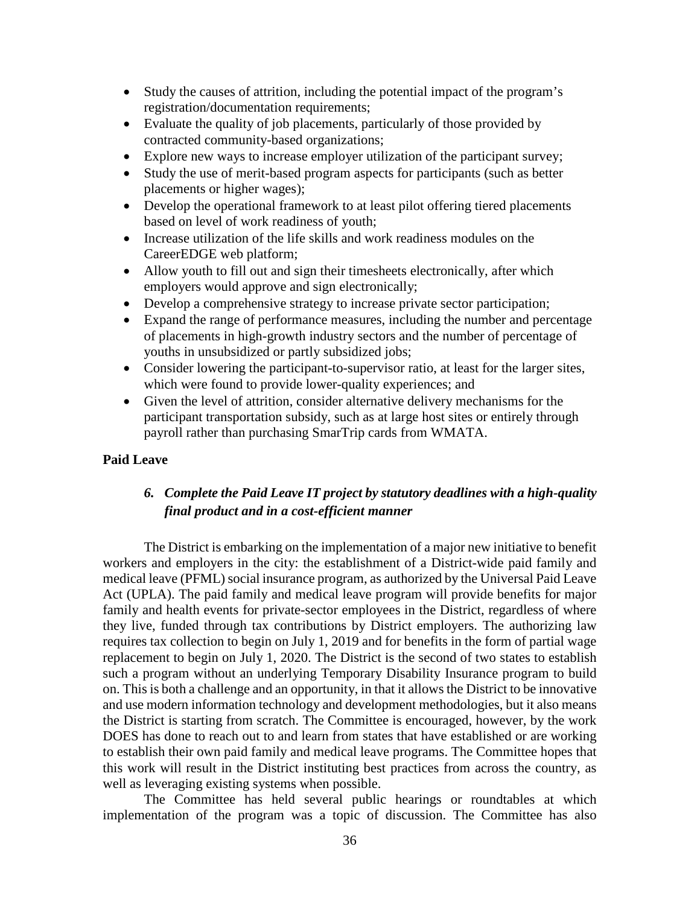- Study the causes of attrition, including the potential impact of the program's registration/documentation requirements;
- Evaluate the quality of job placements, particularly of those provided by contracted community-based organizations;
- Explore new ways to increase employer utilization of the participant survey;
- Study the use of merit-based program aspects for participants (such as better placements or higher wages);
- Develop the operational framework to at least pilot offering tiered placements based on level of work readiness of youth;
- Increase utilization of the life skills and work readiness modules on the CareerEDGE web platform;
- Allow youth to fill out and sign their timesheets electronically, after which employers would approve and sign electronically;
- Develop a comprehensive strategy to increase private sector participation;
- Expand the range of performance measures, including the number and percentage of placements in high-growth industry sectors and the number of percentage of youths in unsubsidized or partly subsidized jobs;
- Consider lowering the participant-to-supervisor ratio, at least for the larger sites, which were found to provide lower-quality experiences; and
- Given the level of attrition, consider alternative delivery mechanisms for the participant transportation subsidy, such as at large host sites or entirely through payroll rather than purchasing SmarTrip cards from WMATA.

**Paid Leave**

### *6. Complete the Paid Leave IT project by statutory deadlines with a high-quality final product and in a cost-efficient manner*

The District is embarking on the implementation of a major new initiative to benefit workers and employers in the city: the establishment of a District-wide paid family and medical leave (PFML) social insurance program, as authorized by the Universal Paid Leave Act (UPLA). The paid family and medical leave program will provide benefits for major family and health events for private-sector employees in the District, regardless of where they live, funded through tax contributions by District employers. The authorizing law requires tax collection to begin on July 1, 2019 and for benefits in the form of partial wage replacement to begin on July 1, 2020. The District is the second of two states to establish such a program without an underlying Temporary Disability Insurance program to build on. This is both a challenge and an opportunity, in that it allows the District to be innovative and use modern information technology and development methodologies, but it also means the District is starting from scratch. The Committee is encouraged, however, by the work DOES has done to reach out to and learn from states that have established or are working to establish their own paid family and medical leave programs. The Committee hopes that this work will result in the District instituting best practices from across the country, as well as leveraging existing systems when possible.

The Committee has held several public hearings or roundtables at which implementation of the program was a topic of discussion. The Committee has also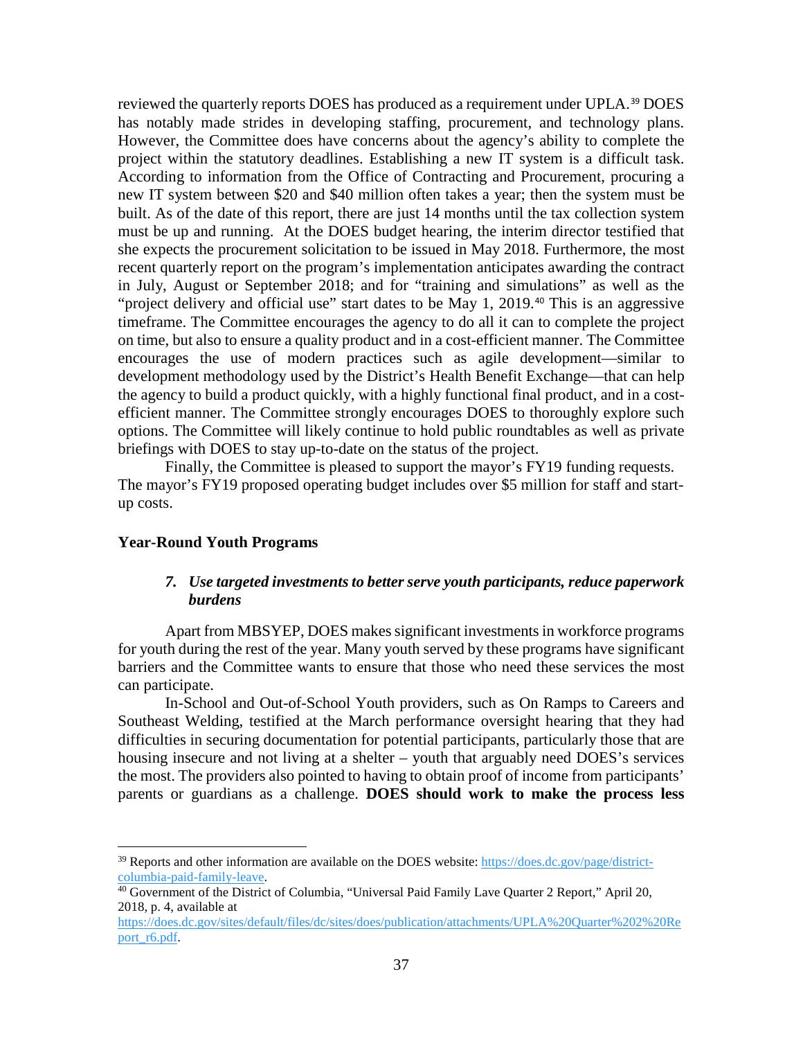reviewed the quarterly reports DOES has produced as a requirement under UPLA.[39] DOES has notably made strides in developing staffing, procurement, and technology plans. However, the Committee does have concerns about the agency's ability to complete the project within the statutory deadlines. Establishing a new IT system is a difficult task. According to information from the Office of Contracting and Procurement, procuring a new IT system between $20 and $40 million often takes a year; then the system must be built. As of the date of this report, there are just 14 months until the tax collection system must be up and running. At the DOES budget hearing, the interim director testified that she expects the procurement solicitation to be issued in May 2018. Furthermore, the most recent quarterly report on the program's implementation anticipates awarding the contract in July, August or September 2018; and for "training and simulations" as well as the "project delivery and official use" start dates to be May 1, 2019.[40] This is an aggressive timeframe. The Committee encourages the agency to do all it can to complete the project on time, but also to ensure a quality product and in a cost-efficient manner. The Committee encourages the use of modern practices such as agile development—similar to development methodology used by the District's Health Benefit Exchange—that can help the agency to build a product quickly, with a highly functional final product, and in a cost-efficient manner. The Committee strongly encourages DOES to thoroughly explore such options. The Committee will likely continue to hold public roundtables as well as private briefings with DOES to stay up-to-date on the status of the project.

Finally, the Committee is pleased to support the mayor's FY19 funding requests. The mayor's FY19 proposed operating budget includes over $5 million for staff and start-up costs.

**Year-Round Youth Programs**

***7. Use targeted investments to better serve youth participants, reduce paperwork burdens***

Apart from MBSYEP, DOES makes significant investments in workforce programs for youth during the rest of the year. Many youth served by these programs have significant barriers and the Committee wants to ensure that those who need these services the most can participate.

In-School and Out-of-School Youth providers, such as On Ramps to Careers and Southeast Welding, testified at the March performance oversight hearing that they had difficulties in securing documentation for potential participants, particularly those that are housing insecure and not living at a shelter – youth that arguably need DOES's services the most. The providers also pointed to having to obtain proof of income from participants' parents or guardians as a challenge. **DOES should work to make the process less**

---

[39] Reports and other information are available on the DOES website: https://does.dc.gov/page/district-columbia-paid-family-leave.

[40] Government of the District of Columbia, "Universal Paid Family Lave Quarter 2 Report," April 20, 2018, p. 4, available at https://does.dc.gov/sites/default/files/dc/sites/does/publication/attachments/UPLA%20Quarter%202%20Report_r6.pdf.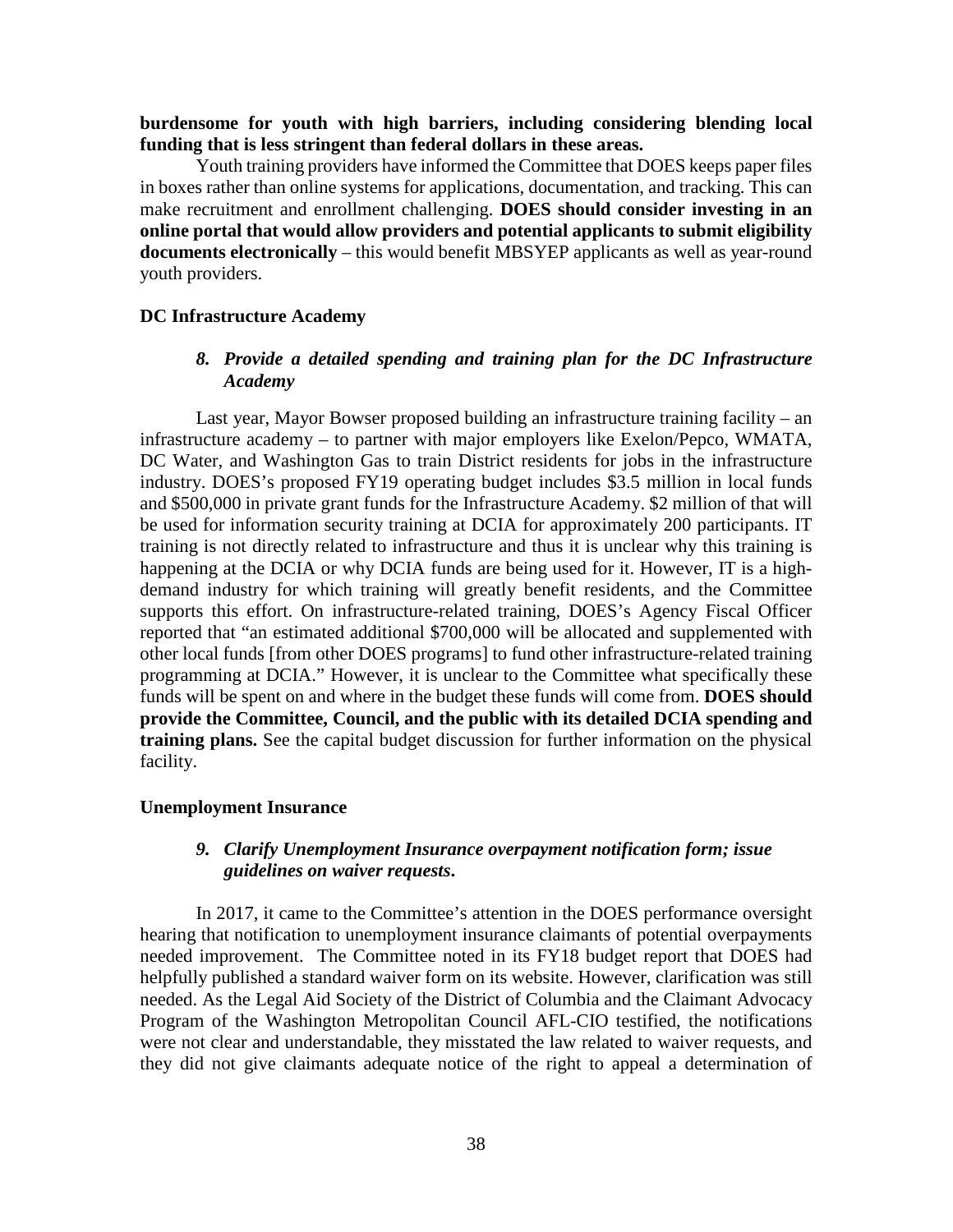**burdensome for youth with high barriers, including considering blending local funding that is less stringent than federal dollars in these areas.**

Youth training providers have informed the Committee that DOES keeps paper files in boxes rather than online systems for applications, documentation, and tracking. This can make recruitment and enrollment challenging. **DOES should consider investing in an online portal that would allow providers and potential applicants to submit eligibility documents electronically** – this would benefit MBSYEP applicants as well as year-round youth providers.

**DC Infrastructure Academy**

*8. Provide a detailed spending and training plan for the DC Infrastructure Academy*

Last year, Mayor Bowser proposed building an infrastructure training facility – an infrastructure academy – to partner with major employers like Exelon/Pepco, WMATA, DC Water, and Washington Gas to train District residents for jobs in the infrastructure industry. DOES's proposed FY19 operating budget includes $3.5 million in local funds and $500,000 in private grant funds for the Infrastructure Academy. $2 million of that will be used for information security training at DCIA for approximately 200 participants. IT training is not directly related to infrastructure and thus it is unclear why this training is happening at the DCIA or why DCIA funds are being used for it. However, IT is a high-demand industry for which training will greatly benefit residents, and the Committee supports this effort. On infrastructure-related training, DOES's Agency Fiscal Officer reported that "an estimated additional $700,000 will be allocated and supplemented with other local funds [from other DOES programs] to fund other infrastructure-related training programming at DCIA." However, it is unclear to the Committee what specifically these funds will be spent on and where in the budget these funds will come from. **DOES should provide the Committee, Council, and the public with its detailed DCIA spending and training plans.** See the capital budget discussion for further information on the physical facility.

**Unemployment Insurance**

*9. Clarify Unemployment Insurance overpayment notification form; issue guidelines on waiver requests.*

In 2017, it came to the Committee's attention in the DOES performance oversight hearing that notification to unemployment insurance claimants of potential overpayments needed improvement. The Committee noted in its FY18 budget report that DOES had helpfully published a standard waiver form on its website. However, clarification was still needed. As the Legal Aid Society of the District of Columbia and the Claimant Advocacy Program of the Washington Metropolitan Council AFL-CIO testified, the notifications were not clear and understandable, they misstated the law related to waiver requests, and they did not give claimants adequate notice of the right to appeal a determination of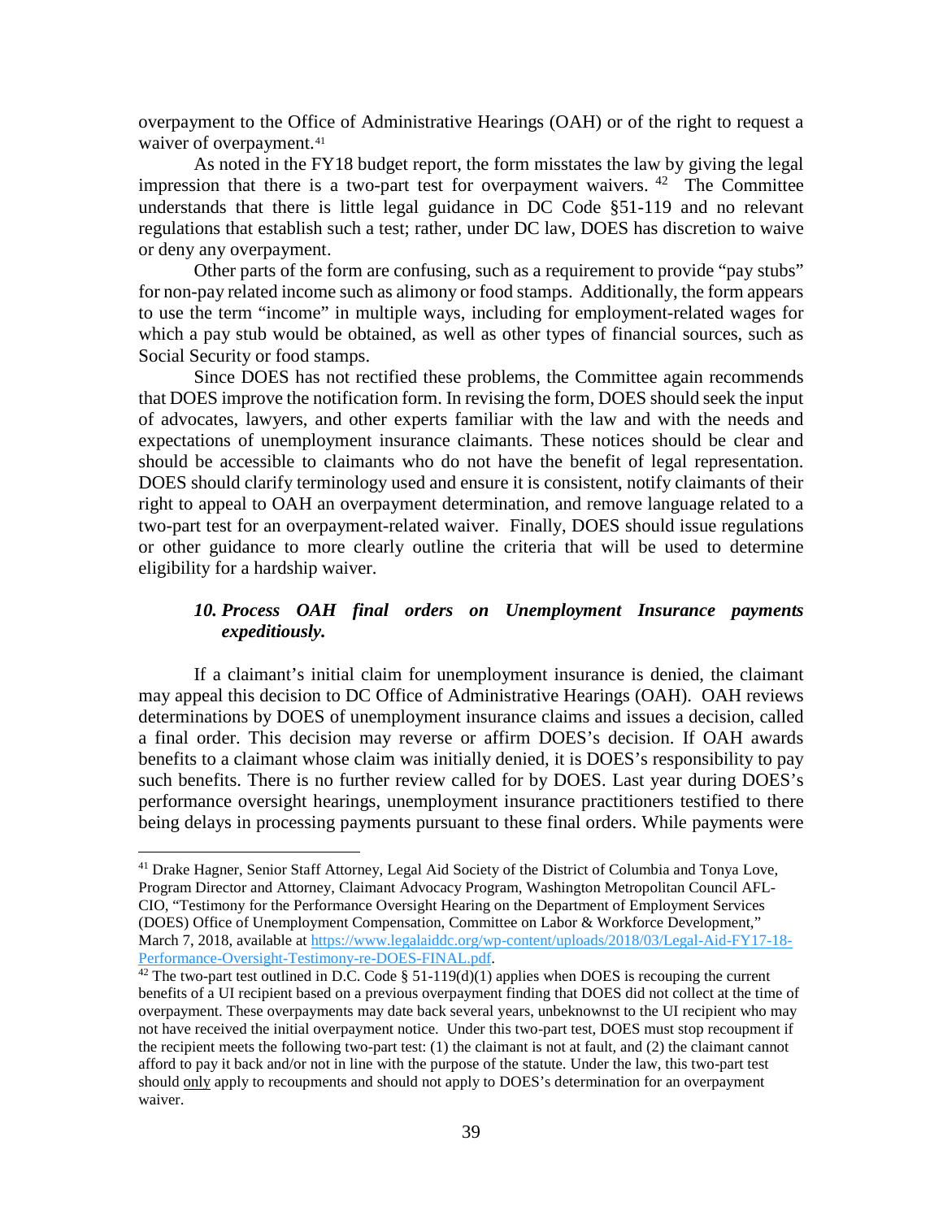overpayment to the Office of Administrative Hearings (OAH) or of the right to request a waiver of overpayment.[41]

As noted in the FY18 budget report, the form misstates the law by giving the legal impression that there is a two-part test for overpayment waivers. [42] The Committee understands that there is little legal guidance in DC Code §51-119 and no relevant regulations that establish such a test; rather, under DC law, DOES has discretion to waive or deny any overpayment.

Other parts of the form are confusing, such as a requirement to provide "pay stubs" for non-pay related income such as alimony or food stamps. Additionally, the form appears to use the term "income" in multiple ways, including for employment-related wages for which a pay stub would be obtained, as well as other types of financial sources, such as Social Security or food stamps.

Since DOES has not rectified these problems, the Committee again recommends that DOES improve the notification form. In revising the form, DOES should seek the input of advocates, lawyers, and other experts familiar with the law and with the needs and expectations of unemployment insurance claimants. These notices should be clear and should be accessible to claimants who do not have the benefit of legal representation. DOES should clarify terminology used and ensure it is consistent, notify claimants of their right to appeal to OAH an overpayment determination, and remove language related to a two-part test for an overpayment-related waiver. Finally, DOES should issue regulations or other guidance to more clearly outline the criteria that will be used to determine eligibility for a hardship waiver.

### *10. Process OAH final orders on Unemployment Insurance payments expeditiously.*

If a claimant's initial claim for unemployment insurance is denied, the claimant may appeal this decision to DC Office of Administrative Hearings (OAH). OAH reviews determinations by DOES of unemployment insurance claims and issues a decision, called a final order. This decision may reverse or affirm DOES's decision. If OAH awards benefits to a claimant whose claim was initially denied, it is DOES's responsibility to pay such benefits. There is no further review called for by DOES. Last year during DOES's performance oversight hearings, unemployment insurance practitioners testified to there being delays in processing payments pursuant to these final orders. While payments were

---

[41] Drake Hagner, Senior Staff Attorney, Legal Aid Society of the District of Columbia and Tonya Love, Program Director and Attorney, Claimant Advocacy Program, Washington Metropolitan Council AFL-CIO, "Testimony for the Performance Oversight Hearing on the Department of Employment Services (DOES) Office of Unemployment Compensation, Committee on Labor & Workforce Development," March 7, 2018, available at https://www.legalaiddc.org/wp-content/uploads/2018/03/Legal-Aid-FY17-18-Performance-Oversight-Testimony-re-DOES-FINAL.pdf.

[42] The two-part test outlined in D.C. Code § 51-119(d)(1) applies when DOES is recouping the current benefits of a UI recipient based on a previous overpayment finding that DOES did not collect at the time of overpayment. These overpayments may date back several years, unbeknownst to the UI recipient who may not have received the initial overpayment notice. Under this two-part test, DOES must stop recoupment if the recipient meets the following two-part test: (1) the claimant is not at fault, and (2) the claimant cannot afford to pay it back and/or not in line with the purpose of the statute. Under the law, this two-part test should only apply to recoupments and should not apply to DOES's determination for an overpayment waiver.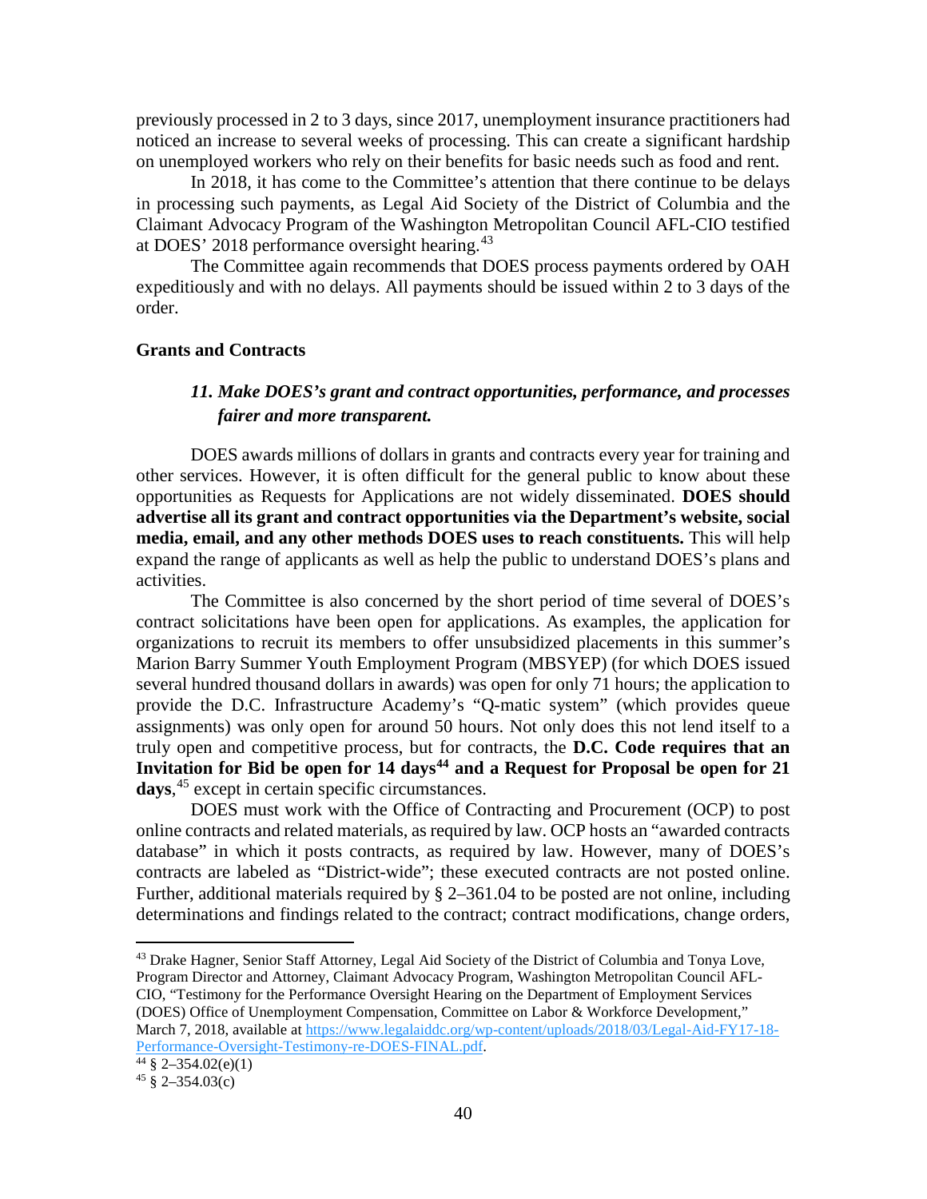previously processed in 2 to 3 days, since 2017, unemployment insurance practitioners had noticed an increase to several weeks of processing. This can create a significant hardship on unemployed workers who rely on their benefits for basic needs such as food and rent.

In 2018, it has come to the Committee's attention that there continue to be delays in processing such payments, as Legal Aid Society of the District of Columbia and the Claimant Advocacy Program of the Washington Metropolitan Council AFL-CIO testified at DOES' 2018 performance oversight hearing.[43]

The Committee again recommends that DOES process payments ordered by OAH expeditiously and with no delays. All payments should be issued within 2 to 3 days of the order.

**Grants and Contracts**

### *11. Make DOES's grant and contract opportunities, performance, and processes fairer and more transparent.*

DOES awards millions of dollars in grants and contracts every year for training and other services. However, it is often difficult for the general public to know about these opportunities as Requests for Applications are not widely disseminated. **DOES should advertise all its grant and contract opportunities via the Department's website, social media, email, and any other methods DOES uses to reach constituents.** This will help expand the range of applicants as well as help the public to understand DOES's plans and activities.

The Committee is also concerned by the short period of time several of DOES's contract solicitations have been open for applications. As examples, the application for organizations to recruit its members to offer unsubsidized placements in this summer's Marion Barry Summer Youth Employment Program (MBSYEP) (for which DOES issued several hundred thousand dollars in awards) was open for only 71 hours; the application to provide the D.C. Infrastructure Academy's "Q-matic system" (which provides queue assignments) was only open for around 50 hours. Not only does this not lend itself to a truly open and competitive process, but for contracts, the **D.C. Code requires that an Invitation for Bid be open for 14 days[44] and a Request for Proposal be open for 21 days**,[45] except in certain specific circumstances.

DOES must work with the Office of Contracting and Procurement (OCP) to post online contracts and related materials, as required by law. OCP hosts an "awarded contracts database" in which it posts contracts, as required by law. However, many of DOES's contracts are labeled as "District-wide"; these executed contracts are not posted online. Further, additional materials required by § 2–361.04 to be posted are not online, including determinations and findings related to the contract; contract modifications, change orders,

---

[43] Drake Hagner, Senior Staff Attorney, Legal Aid Society of the District of Columbia and Tonya Love, Program Director and Attorney, Claimant Advocacy Program, Washington Metropolitan Council AFL-CIO, "Testimony for the Performance Oversight Hearing on the Department of Employment Services (DOES) Office of Unemployment Compensation, Committee on Labor & Workforce Development," March 7, 2018, available at https://www.legalaiddc.org/wp-content/uploads/2018/03/Legal-Aid-FY17-18-Performance-Oversight-Testimony-re-DOES-FINAL.pdf.

[44] § 2–354.02(e)(1)

[45] § 2–354.03(c)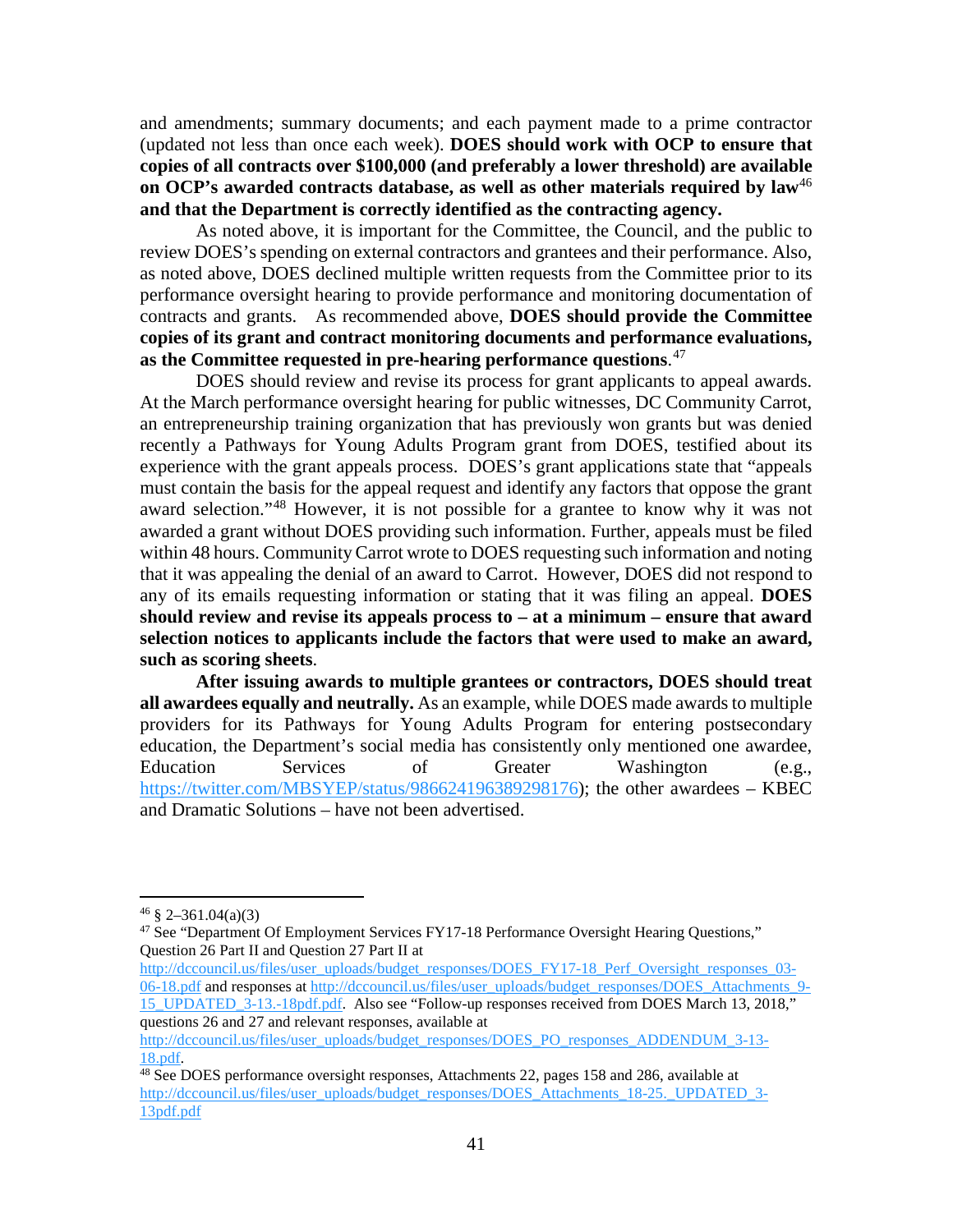and amendments; summary documents; and each payment made to a prime contractor (updated not less than once each week). **DOES should work with OCP to ensure that copies of all contracts over $100,000 (and preferably a lower threshold) are available on OCP's awarded contracts database, as well as other materials required by law**[46] **and that the Department is correctly identified as the contracting agency.**

As noted above, it is important for the Committee, the Council, and the public to review DOES's spending on external contractors and grantees and their performance. Also, as noted above, DOES declined multiple written requests from the Committee prior to its performance oversight hearing to provide performance and monitoring documentation of contracts and grants. As recommended above, **DOES should provide the Committee copies of its grant and contract monitoring documents and performance evaluations, as the Committee requested in pre-hearing performance questions**.[47]

DOES should review and revise its process for grant applicants to appeal awards. At the March performance oversight hearing for public witnesses, DC Community Carrot, an entrepreneurship training organization that has previously won grants but was denied recently a Pathways for Young Adults Program grant from DOES, testified about its experience with the grant appeals process. DOES's grant applications state that "appeals must contain the basis for the appeal request and identify any factors that oppose the grant award selection."[48] However, it is not possible for a grantee to know why it was not awarded a grant without DOES providing such information. Further, appeals must be filed within 48 hours. Community Carrot wrote to DOES requesting such information and noting that it was appealing the denial of an award to Carrot. However, DOES did not respond to any of its emails requesting information or stating that it was filing an appeal. **DOES should review and revise its appeals process to – at a minimum – ensure that award selection notices to applicants include the factors that were used to make an award, such as scoring sheets**.

**After issuing awards to multiple grantees or contractors, DOES should treat all awardees equally and neutrally.** As an example, while DOES made awards to multiple providers for its Pathways for Young Adults Program for entering postsecondary education, the Department's social media has consistently only mentioned one awardee, Education Services of Greater Washington (e.g., https://twitter.com/MBSYEP/status/986624196389298176); the other awardees – KBEC and Dramatic Solutions – have not been advertised.

---

[46] § 2–361.04(a)(3)

[47] See "Department Of Employment Services FY17-18 Performance Oversight Hearing Questions," Question 26 Part II and Question 27 Part II at http://dccouncil.us/files/user_uploads/budget_responses/DOES_FY17-18_Perf_Oversight_responses_03-06-18.pdf and responses at http://dccouncil.us/files/user_uploads/budget_responses/DOES_Attachments_9-15_UPDATED_3-13.-18pdf.pdf. Also see "Follow-up responses received from DOES March 13, 2018," questions 26 and 27 and relevant responses, available at http://dccouncil.us/files/user_uploads/budget_responses/DOES_PO_responses_ADDENDUM_3-13-18.pdf.

[48] See DOES performance oversight responses, Attachments 22, pages 158 and 286, available at http://dccouncil.us/files/user_uploads/budget_responses/DOES_Attachments_18-25._UPDATED_3-13pdf.pdf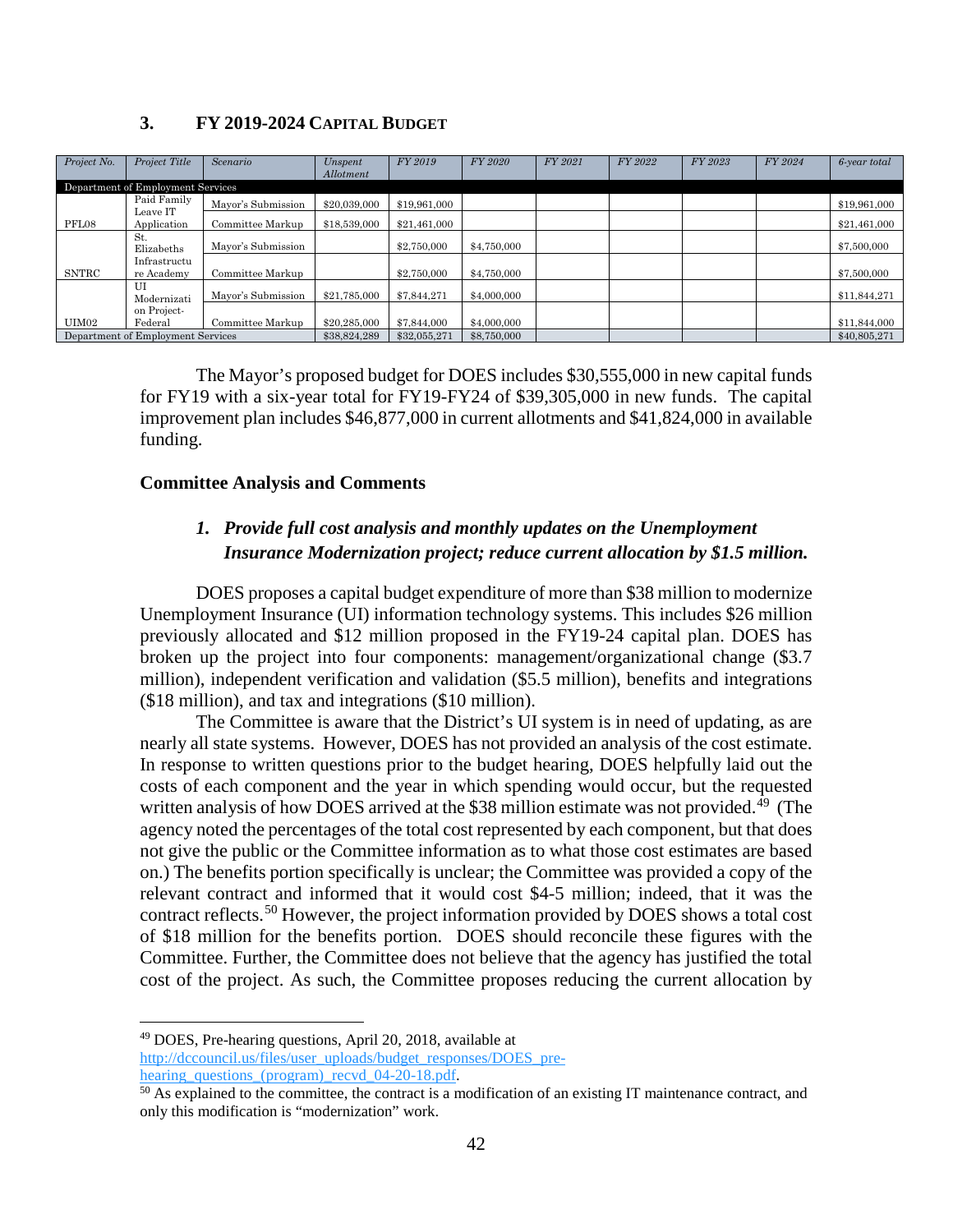### 3. FY 2019-2024 CAPITAL BUDGET

| Project No. | Project Title | Scenario | Unspent Allotment | FY 2019 | FY 2020 | FY 2021 | FY 2022 | FY 2023 | FY 2024 | 6-year total |
|---|---|---|---|---|---|---|---|---|---|---|
| Department of Employment Services | | | | | | | | | | |
| PFL08 | Paid Family Leave IT Application | Mayor's Submission | $20,039,000 | $19,961,000 | | | | | | $19,961,000 |
| | | Committee Markup | $18,539,000 | $21,461,000 | | | | | | $21,461,000 |
| SNTRC | St. Elizabeths Infrastructure Academy | Mayor's Submission | | $2,750,000 | $4,750,000 | | | | | $7,500,000 |
| | | Committee Markup | | $2,750,000 | $4,750,000 | | | | | $7,500,000 |
| UIM02 | UI Modernization Project-Federal | Mayor's Submission | $21,785,000 | $7,844,271 | $4,000,000 | | | | | $11,844,271 |
| | | Committee Markup | $20,285,000 | $7,844,000 | $4,000,000 | | | | | $11,844,000 |
| Department of Employment Services | | | $38,824,289 | $32,055,271 | $8,750,000 | | | | | $40,805,271 |

The Mayor's proposed budget for DOES includes $30,555,000 in new capital funds for FY19 with a six-year total for FY19-FY24 of $39,305,000 in new funds. The capital improvement plan includes $46,877,000 in current allotments and $41,824,000 in available funding.

**Committee Analysis and Comments**

1. ***Provide full cost analysis and monthly updates on the Unemployment Insurance Modernization project; reduce current allocation by $1.5 million.***

DOES proposes a capital budget expenditure of more than $38 million to modernize Unemployment Insurance (UI) information technology systems. This includes $26 million previously allocated and $12 million proposed in the FY19-24 capital plan. DOES has broken up the project into four components: management/organizational change ($3.7 million), independent verification and validation ($5.5 million), benefits and integrations ($18 million), and tax and integrations ($10 million).

The Committee is aware that the District's UI system is in need of updating, as are nearly all state systems. However, DOES has not provided an analysis of the cost estimate. In response to written questions prior to the budget hearing, DOES helpfully laid out the costs of each component and the year in which spending would occur, but the requested written analysis of how DOES arrived at the $38 million estimate was not provided.[49] (The agency noted the percentages of the total cost represented by each component, but that does not give the public or the Committee information as to what those cost estimates are based on.) The benefits portion specifically is unclear; the Committee was provided a copy of the relevant contract and informed that it would cost $4-5 million; indeed, that it was the contract reflects.[50] However, the project information provided by DOES shows a total cost of $18 million for the benefits portion. DOES should reconcile these figures with the Committee. Further, the Committee does not believe that the agency has justified the total cost of the project. As such, the Committee proposes reducing the current allocation by

---

[49] DOES, Pre-hearing questions, April 20, 2018, available at http://dccouncil.us/files/user_uploads/budget_responses/DOES_pre-hearing_questions_(program)_recvd_04-20-18.pdf.

[50] As explained to the committee, the contract is a modification of an existing IT maintenance contract, and only this modification is "modernization" work.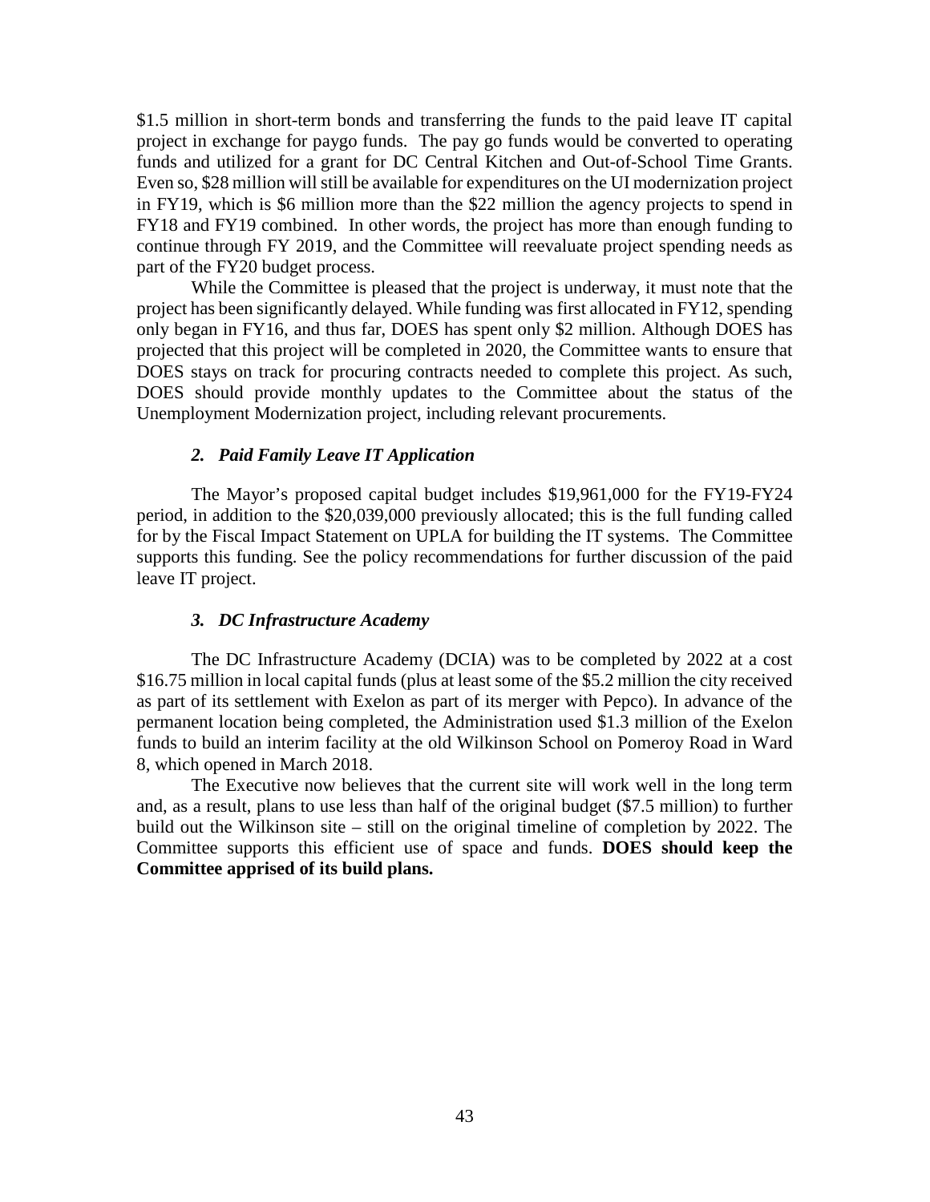$1.5 million in short-term bonds and transferring the funds to the paid leave IT capital project in exchange for paygo funds. The pay go funds would be converted to operating funds and utilized for a grant for DC Central Kitchen and Out-of-School Time Grants. Even so, $28 million will still be available for expenditures on the UI modernization project in FY19, which is $6 million more than the $22 million the agency projects to spend in FY18 and FY19 combined. In other words, the project has more than enough funding to continue through FY 2019, and the Committee will reevaluate project spending needs as part of the FY20 budget process.

While the Committee is pleased that the project is underway, it must note that the project has been significantly delayed. While funding was first allocated in FY12, spending only began in FY16, and thus far, DOES has spent only $2 million. Although DOES has projected that this project will be completed in 2020, the Committee wants to ensure that DOES stays on track for procuring contracts needed to complete this project. As such, DOES should provide monthly updates to the Committee about the status of the Unemployment Modernization project, including relevant procurements.

### *2. Paid Family Leave IT Application*

The Mayor's proposed capital budget includes $19,961,000 for the FY19-FY24 period, in addition to the $20,039,000 previously allocated; this is the full funding called for by the Fiscal Impact Statement on UPLA for building the IT systems. The Committee supports this funding. See the policy recommendations for further discussion of the paid leave IT project.

### *3. DC Infrastructure Academy*

The DC Infrastructure Academy (DCIA) was to be completed by 2022 at a cost $16.75 million in local capital funds (plus at least some of the $5.2 million the city received as part of its settlement with Exelon as part of its merger with Pepco). In advance of the permanent location being completed, the Administration used $1.3 million of the Exelon funds to build an interim facility at the old Wilkinson School on Pomeroy Road in Ward 8, which opened in March 2018.

The Executive now believes that the current site will work well in the long term and, as a result, plans to use less than half of the original budget ($7.5 million) to further build out the Wilkinson site – still on the original timeline of completion by 2022. The Committee supports this efficient use of space and funds. **DOES should keep the Committee apprised of its build plans.**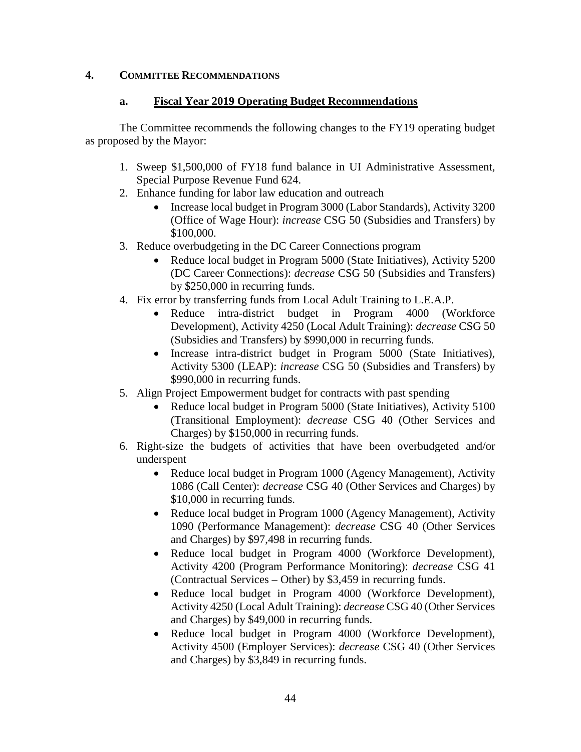## 4. COMMITTEE RECOMMENDATIONS

### a. Fiscal Year 2019 Operating Budget Recommendations

The Committee recommends the following changes to the FY19 operating budget as proposed by the Mayor:

1. Sweep $1,500,000 of FY18 fund balance in UI Administrative Assessment, Special Purpose Revenue Fund 624.
2. Enhance funding for labor law education and outreach
   - Increase local budget in Program 3000 (Labor Standards), Activity 3200 (Office of Wage Hour): *increase* CSG 50 (Subsidies and Transfers) by $100,000.
3. Reduce overbudgeting in the DC Career Connections program
   - Reduce local budget in Program 5000 (State Initiatives), Activity 5200 (DC Career Connections): *decrease* CSG 50 (Subsidies and Transfers) by $250,000 in recurring funds.
4. Fix error by transferring funds from Local Adult Training to L.E.A.P.
   - Reduce intra-district budget in Program 4000 (Workforce Development), Activity 4250 (Local Adult Training): *decrease* CSG 50 (Subsidies and Transfers) by $990,000 in recurring funds.
   - Increase intra-district budget in Program 5000 (State Initiatives), Activity 5300 (LEAP): *increase* CSG 50 (Subsidies and Transfers) by $990,000 in recurring funds.
5. Align Project Empowerment budget for contracts with past spending
   - Reduce local budget in Program 5000 (State Initiatives), Activity 5100 (Transitional Employment): *decrease* CSG 40 (Other Services and Charges) by $150,000 in recurring funds.
6. Right-size the budgets of activities that have been overbudgeted and/or underspent
   - Reduce local budget in Program 1000 (Agency Management), Activity 1086 (Call Center): *decrease* CSG 40 (Other Services and Charges) by $10,000 in recurring funds.
   - Reduce local budget in Program 1000 (Agency Management), Activity 1090 (Performance Management): *decrease* CSG 40 (Other Services and Charges) by $97,498 in recurring funds.
   - Reduce local budget in Program 4000 (Workforce Development), Activity 4200 (Program Performance Monitoring): *decrease* CSG 41 (Contractual Services – Other) by $3,459 in recurring funds.
   - Reduce local budget in Program 4000 (Workforce Development), Activity 4250 (Local Adult Training): *decrease* CSG 40 (Other Services and Charges) by $49,000 in recurring funds.
   - Reduce local budget in Program 4000 (Workforce Development), Activity 4500 (Employer Services): *decrease* CSG 40 (Other Services and Charges) by $3,849 in recurring funds.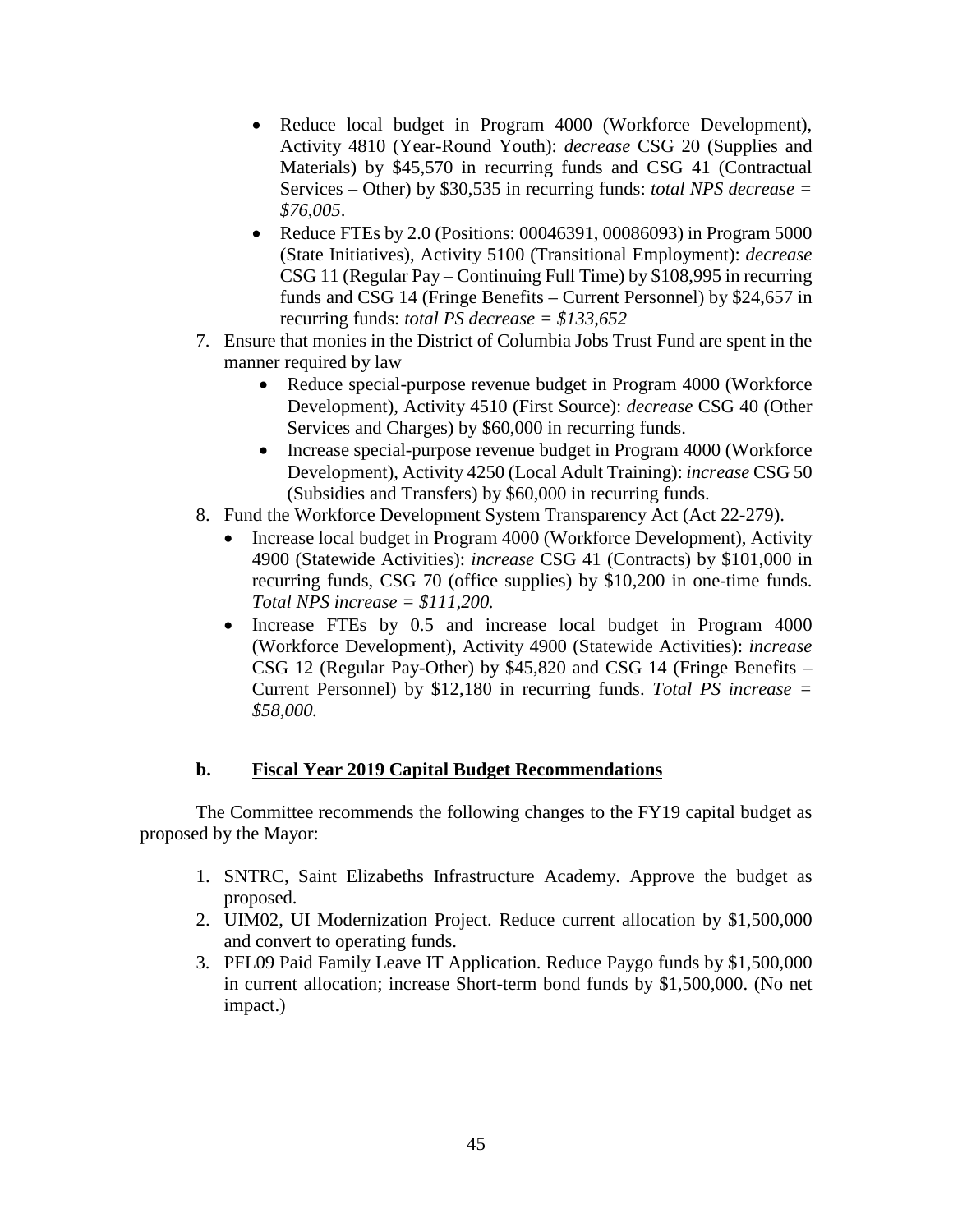- Reduce local budget in Program 4000 (Workforce Development), Activity 4810 (Year-Round Youth): *decrease* CSG 20 (Supplies and Materials) by $45,570 in recurring funds and CSG 41 (Contractual Services – Other) by $30,535 in recurring funds: *total NPS decrease = $76,005*.
- Reduce FTEs by 2.0 (Positions: 00046391, 00086093) in Program 5000 (State Initiatives), Activity 5100 (Transitional Employment): *decrease* CSG 11 (Regular Pay – Continuing Full Time) by $108,995 in recurring funds and CSG 14 (Fringe Benefits – Current Personnel) by $24,657 in recurring funds: *total PS decrease = $133,652*

7. Ensure that monies in the District of Columbia Jobs Trust Fund are spent in the manner required by law
   - Reduce special-purpose revenue budget in Program 4000 (Workforce Development), Activity 4510 (First Source): *decrease* CSG 40 (Other Services and Charges) by $60,000 in recurring funds.
   - Increase special-purpose revenue budget in Program 4000 (Workforce Development), Activity 4250 (Local Adult Training): *increase* CSG 50 (Subsidies and Transfers) by $60,000 in recurring funds.
8. Fund the Workforce Development System Transparency Act (Act 22-279).
   - Increase local budget in Program 4000 (Workforce Development), Activity 4900 (Statewide Activities): *increase* CSG 41 (Contracts) by $101,000 in recurring funds, CSG 70 (office supplies) by $10,200 in one-time funds. *Total NPS increase = $111,200.*
   - Increase FTEs by 0.5 and increase local budget in Program 4000 (Workforce Development), Activity 4900 (Statewide Activities): *increase* CSG 12 (Regular Pay-Other) by $45,820 and CSG 14 (Fringe Benefits – Current Personnel) by $12,180 in recurring funds. *Total PS increase = $58,000.*

### b. Fiscal Year 2019 Capital Budget Recommendations

The Committee recommends the following changes to the FY19 capital budget as proposed by the Mayor:

1. SNTRC, Saint Elizabeths Infrastructure Academy. Approve the budget as proposed.
2. UIM02, UI Modernization Project. Reduce current allocation by $1,500,000 and convert to operating funds.
3. PFL09 Paid Family Leave IT Application. Reduce Paygo funds by $1,500,000 in current allocation; increase Short-term bond funds by $1,500,000. (No net impact.)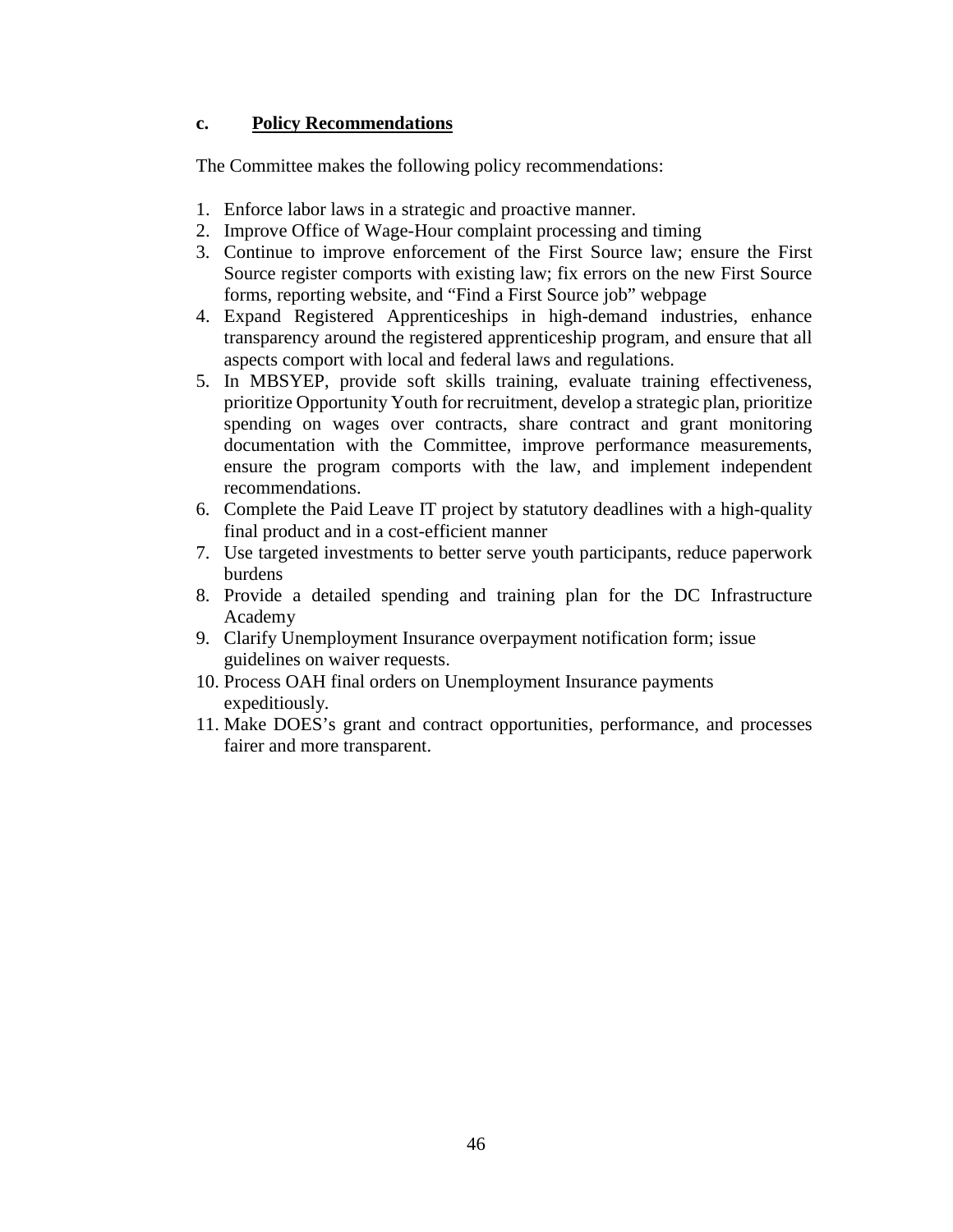### c. **Policy Recommendations**

The Committee makes the following policy recommendations:

1. Enforce labor laws in a strategic and proactive manner.
2. Improve Office of Wage-Hour complaint processing and timing
3. Continue to improve enforcement of the First Source law; ensure the First Source register comports with existing law; fix errors on the new First Source forms, reporting website, and "Find a First Source job" webpage
4. Expand Registered Apprenticeships in high-demand industries, enhance transparency around the registered apprenticeship program, and ensure that all aspects comport with local and federal laws and regulations.
5. In MBSYEP, provide soft skills training, evaluate training effectiveness, prioritize Opportunity Youth for recruitment, develop a strategic plan, prioritize spending on wages over contracts, share contract and grant monitoring documentation with the Committee, improve performance measurements, ensure the program comports with the law, and implement independent recommendations.
6. Complete the Paid Leave IT project by statutory deadlines with a high-quality final product and in a cost-efficient manner
7. Use targeted investments to better serve youth participants, reduce paperwork burdens
8. Provide a detailed spending and training plan for the DC Infrastructure Academy
9. Clarify Unemployment Insurance overpayment notification form; issue guidelines on waiver requests.
10. Process OAH final orders on Unemployment Insurance payments expeditiously.
11. Make DOES's grant and contract opportunities, performance, and processes fairer and more transparent.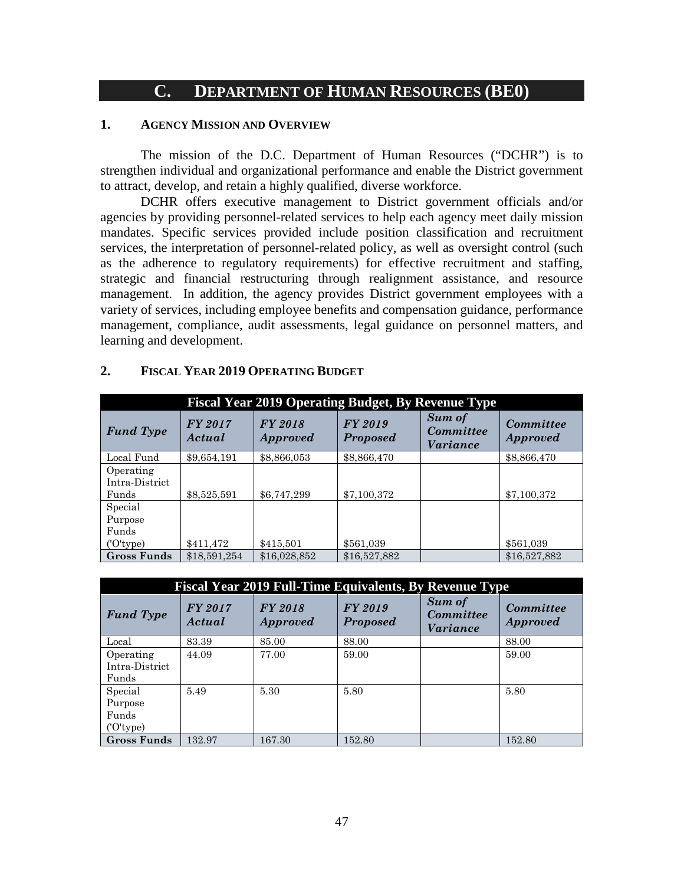## C. DEPARTMENT OF HUMAN RESOURCES (BE0)

### 1. AGENCY MISSION AND OVERVIEW

The mission of the D.C. Department of Human Resources ("DCHR") is to strengthen individual and organizational performance and enable the District government to attract, develop, and retain a highly qualified, diverse workforce.

DCHR offers executive management to District government officials and/or agencies by providing personnel-related services to help each agency meet daily mission mandates. Specific services provided include position classification and recruitment services, the interpretation of personnel-related policy, as well as oversight control (such as the adherence to regulatory requirements) for effective recruitment and staffing, strategic and financial restructuring through realignment assistance, and resource management. In addition, the agency provides District government employees with a variety of services, including employee benefits and compensation guidance, performance management, compliance, audit assessments, legal guidance on personnel matters, and learning and development.

### 2. FISCAL YEAR 2019 OPERATING BUDGET

**Fiscal Year 2019 Operating Budget, By Revenue Type**

| *Fund Type* | *FY 2017 Actual* | *FY 2018 Approved* | *FY 2019 Proposed* | *Sum of Committee Variance* | *Committee Approved* |
|---|---|---|---|---|---|
| Local Fund | $9,654,191 | $8,866,053 | $8,866,470 | | $8,866,470 |
| Operating Intra-District Funds | $8,525,591 | $6,747,299 | $7,100,372 | | $7,100,372 |
| Special Purpose Funds ('O'type) | $411,472 | $415,501 | $561,039 | | $561,039 |
| **Gross Funds** | $18,591,254 | $16,028,852 | $16,527,882 | | $16,527,882 |

**Fiscal Year 2019 Full-Time Equivalents, By Revenue Type**

| *Fund Type* | *FY 2017 Actual* | *FY 2018 Approved* | *FY 2019 Proposed* | *Sum of Committee Variance* | *Committee Approved* |
|---|---|---|---|---|---|
| Local | 83.39 | 85.00 | 88.00 | | 88.00 |
| Operating Intra-District Funds | 44.09 | 77.00 | 59.00 | | 59.00 |
| Special Purpose Funds ('O'type) | 5.49 | 5.30 | 5.80 | | 5.80 |
| **Gross Funds** | 132.97 | 167.30 | 152.80 | | 152.80 |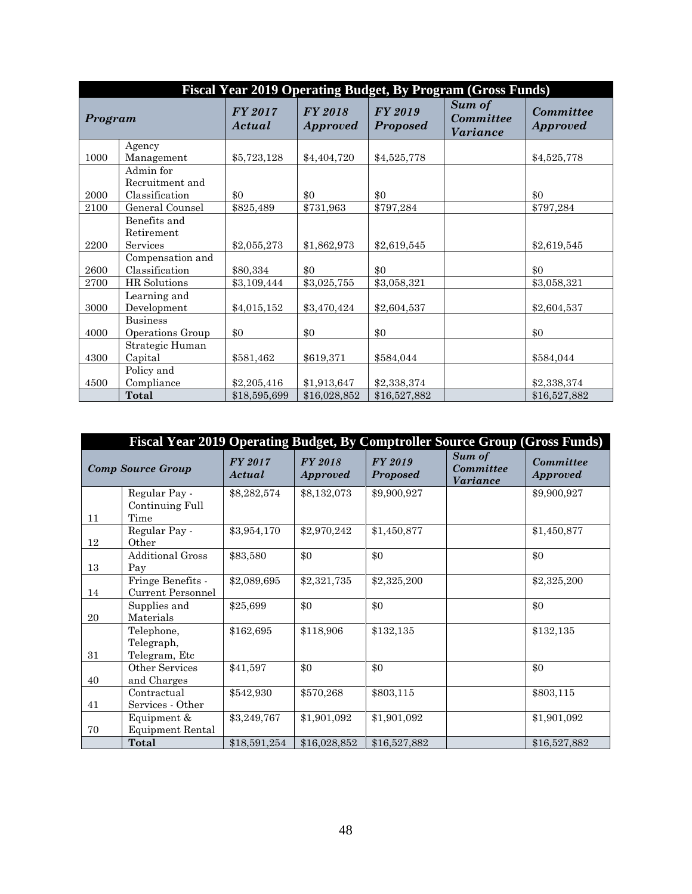| **Fiscal Year 2019 Operating Budget, By Program (Gross Funds)** | | | | | | |
|---|---|---|---|---|---|---|
| ***Program*** | | ***FY 2017 Actual*** | ***FY 2018 Approved*** | ***FY 2019 Proposed*** | ***Sum of Committee Variance*** | ***Committee Approved*** |
| 1000 | Agency Management | $5,723,128 | $4,404,720 | $4,525,778 | | $4,525,778 |
| 2000 | Admin for Recruitment and Classification | $0 | $0 | $0 | | $0 |
| 2100 | General Counsel | $825,489 | $731,963 | $797,284 | | $797,284 |
| 2200 | Benefits and Retirement Services | $2,055,273 | $1,862,973 | $2,619,545 | | $2,619,545 |
| 2600 | Compensation and Classification | $80,334 | $0 | $0 | | $0 |
| 2700 | HR Solutions | $3,109,444 | $3,025,755 | $3,058,321 | | $3,058,321 |
| 3000 | Learning and Development | $4,015,152 | $3,470,424 | $2,604,537 | | $2,604,537 |
| 4000 | Business Operations Group | $0 | $0 | $0 | | $0 |
| 4300 | Strategic Human Capital | $581,462 | $619,371 | $584,044 | | $584,044 |
| 4500 | Policy and Compliance | $2,205,416 | $1,913,647 | $2,338,374 | | $2,338,374 |
| | **Total** | $18,595,699 | $16,028,852 | $16,527,882 | | $16,527,882 |

| **Fiscal Year 2019 Operating Budget, By Comptroller Source Group (Gross Funds)** | | | | | | |
|---|---|---|---|---|---|---|
| ***Comp Source Group*** | | ***FY 2017 Actual*** | ***FY 2018 Approved*** | ***FY 2019 Proposed*** | ***Sum of Committee Variance*** | ***Committee Approved*** |
| 11 | Regular Pay - Continuing Full Time | $8,282,574 | $8,132,073 | $9,900,927 | | $9,900,927 |
| 12 | Regular Pay - Other | $3,954,170 | $2,970,242 | $1,450,877 | | $1,450,877 |
| 13 | Additional Gross Pay | $83,580 | $0 | $0 | | $0 |
| 14 | Fringe Benefits - Current Personnel | $2,089,695 | $2,321,735 | $2,325,200 | | $2,325,200 |
| 20 | Supplies and Materials | $25,699 | $0 | $0 | | $0 |
| 31 | Telephone, Telegraph, Telegram, Etc | $162,695 | $118,906 | $132,135 | | $132,135 |
| 40 | Other Services and Charges | $41,597 | $0 | $0 | | $0 |
| 41 | Contractual Services - Other | $542,930 | $570,268 | $803,115 | | $803,115 |
| 70 | Equipment & Equipment Rental | $3,249,767 | $1,901,092 | $1,901,092 | | $1,901,092 |
| | **Total** | $18,591,254 | $16,028,852 | $16,527,882 | | $16,527,882 |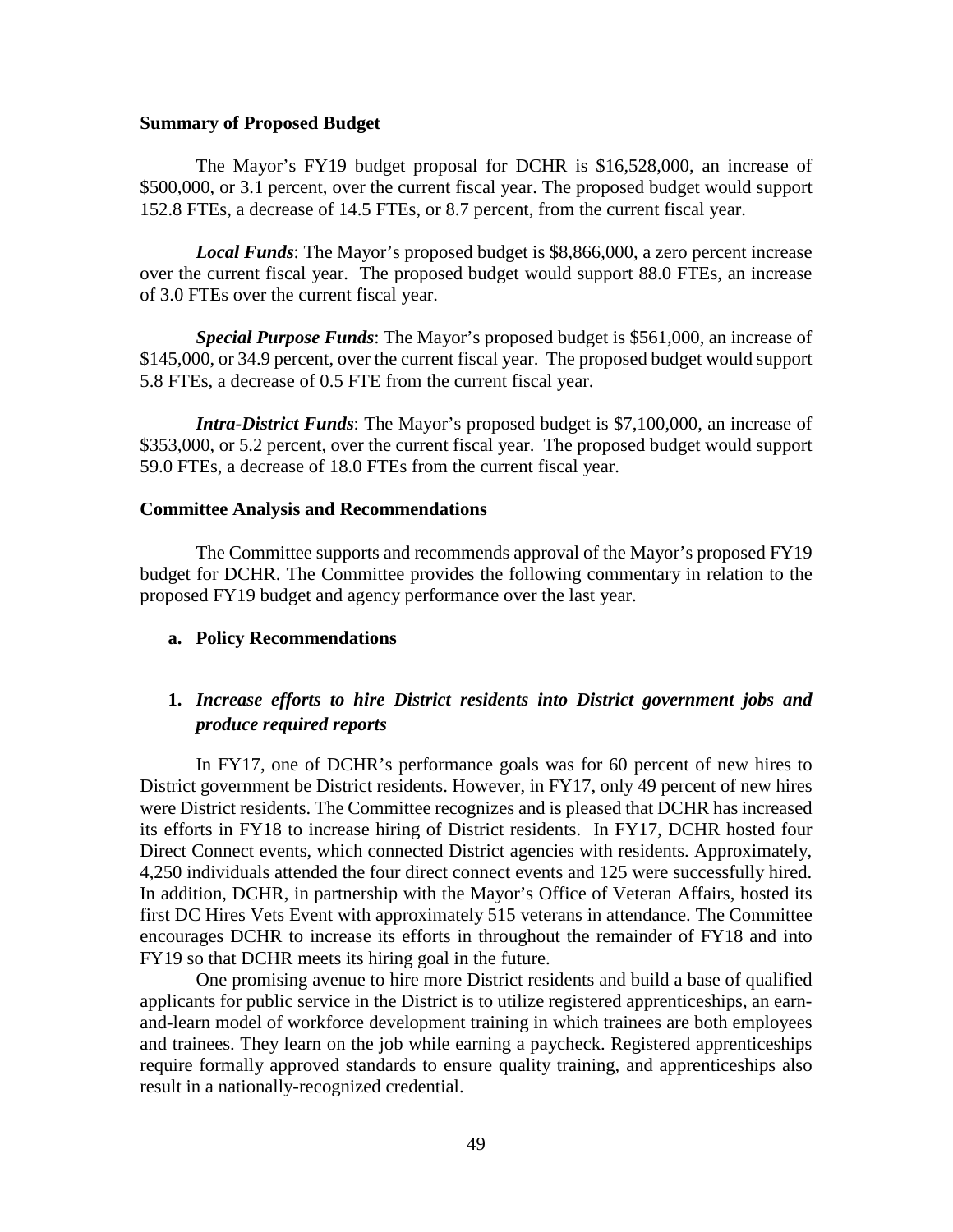**Summary of Proposed Budget**

The Mayor's FY19 budget proposal for DCHR is $16,528,000, an increase of $500,000, or 3.1 percent, over the current fiscal year. The proposed budget would support 152.8 FTEs, a decrease of 14.5 FTEs, or 8.7 percent, from the current fiscal year.

***Local Funds***: The Mayor's proposed budget is $8,866,000, a zero percent increase over the current fiscal year. The proposed budget would support 88.0 FTEs, an increase of 3.0 FTEs over the current fiscal year.

***Special Purpose Funds***: The Mayor's proposed budget is $561,000, an increase of $145,000, or 34.9 percent, over the current fiscal year. The proposed budget would support 5.8 FTEs, a decrease of 0.5 FTE from the current fiscal year.

***Intra-District Funds***: The Mayor's proposed budget is $7,100,000, an increase of $353,000, or 5.2 percent, over the current fiscal year. The proposed budget would support 59.0 FTEs, a decrease of 18.0 FTEs from the current fiscal year.

**Committee Analysis and Recommendations**

The Committee supports and recommends approval of the Mayor's proposed FY19 budget for DCHR. The Committee provides the following commentary in relation to the proposed FY19 budget and agency performance over the last year.

**a. Policy Recommendations**

**1. *Increase efforts to hire District residents into District government jobs and produce required reports***

In FY17, one of DCHR's performance goals was for 60 percent of new hires to District government be District residents. However, in FY17, only 49 percent of new hires were District residents. The Committee recognizes and is pleased that DCHR has increased its efforts in FY18 to increase hiring of District residents. In FY17, DCHR hosted four Direct Connect events, which connected District agencies with residents. Approximately, 4,250 individuals attended the four direct connect events and 125 were successfully hired. In addition, DCHR, in partnership with the Mayor's Office of Veteran Affairs, hosted its first DC Hires Vets Event with approximately 515 veterans in attendance. The Committee encourages DCHR to increase its efforts in throughout the remainder of FY18 and into FY19 so that DCHR meets its hiring goal in the future.

One promising avenue to hire more District residents and build a base of qualified applicants for public service in the District is to utilize registered apprenticeships, an earn-and-learn model of workforce development training in which trainees are both employees and trainees. They learn on the job while earning a paycheck. Registered apprenticeships require formally approved standards to ensure quality training, and apprenticeships also result in a nationally-recognized credential.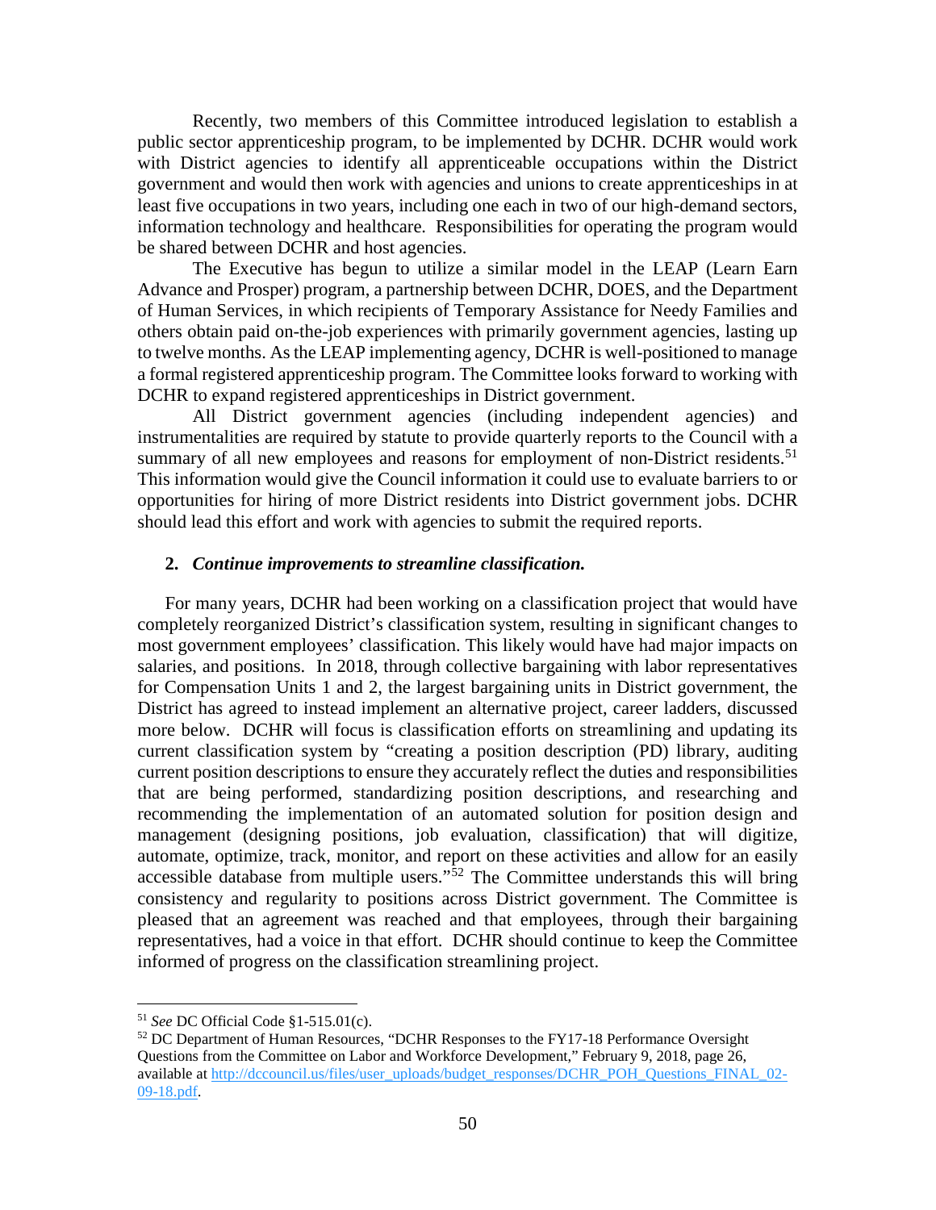Recently, two members of this Committee introduced legislation to establish a public sector apprenticeship program, to be implemented by DCHR. DCHR would work with District agencies to identify all apprenticeable occupations within the District government and would then work with agencies and unions to create apprenticeships in at least five occupations in two years, including one each in two of our high-demand sectors, information technology and healthcare. Responsibilities for operating the program would be shared between DCHR and host agencies.

The Executive has begun to utilize a similar model in the LEAP (Learn Earn Advance and Prosper) program, a partnership between DCHR, DOES, and the Department of Human Services, in which recipients of Temporary Assistance for Needy Families and others obtain paid on-the-job experiences with primarily government agencies, lasting up to twelve months. As the LEAP implementing agency, DCHR is well-positioned to manage a formal registered apprenticeship program. The Committee looks forward to working with DCHR to expand registered apprenticeships in District government.

All District government agencies (including independent agencies) and instrumentalities are required by statute to provide quarterly reports to the Council with a summary of all new employees and reasons for employment of non-District residents.[51] This information would give the Council information it could use to evaluate barriers to or opportunities for hiring of more District residents into District government jobs. DCHR should lead this effort and work with agencies to submit the required reports.

**2. *Continue improvements to streamline classification.***

For many years, DCHR had been working on a classification project that would have completely reorganized District's classification system, resulting in significant changes to most government employees' classification. This likely would have had major impacts on salaries, and positions. In 2018, through collective bargaining with labor representatives for Compensation Units 1 and 2, the largest bargaining units in District government, the District has agreed to instead implement an alternative project, career ladders, discussed more below. DCHR will focus is classification efforts on streamlining and updating its current classification system by "creating a position description (PD) library, auditing current position descriptions to ensure they accurately reflect the duties and responsibilities that are being performed, standardizing position descriptions, and researching and recommending the implementation of an automated solution for position design and management (designing positions, job evaluation, classification) that will digitize, automate, optimize, track, monitor, and report on these activities and allow for an easily accessible database from multiple users."[52] The Committee understands this will bring consistency and regularity to positions across District government. The Committee is pleased that an agreement was reached and that employees, through their bargaining representatives, had a voice in that effort. DCHR should continue to keep the Committee informed of progress on the classification streamlining project.

---

[51] *See* DC Official Code §1-515.01(c).

[52] DC Department of Human Resources, "DCHR Responses to the FY17-18 Performance Oversight Questions from the Committee on Labor and Workforce Development," February 9, 2018, page 26, available at http://dccouncil.us/files/user_uploads/budget_responses/DCHR_POH_Questions_FINAL_02-09-18.pdf.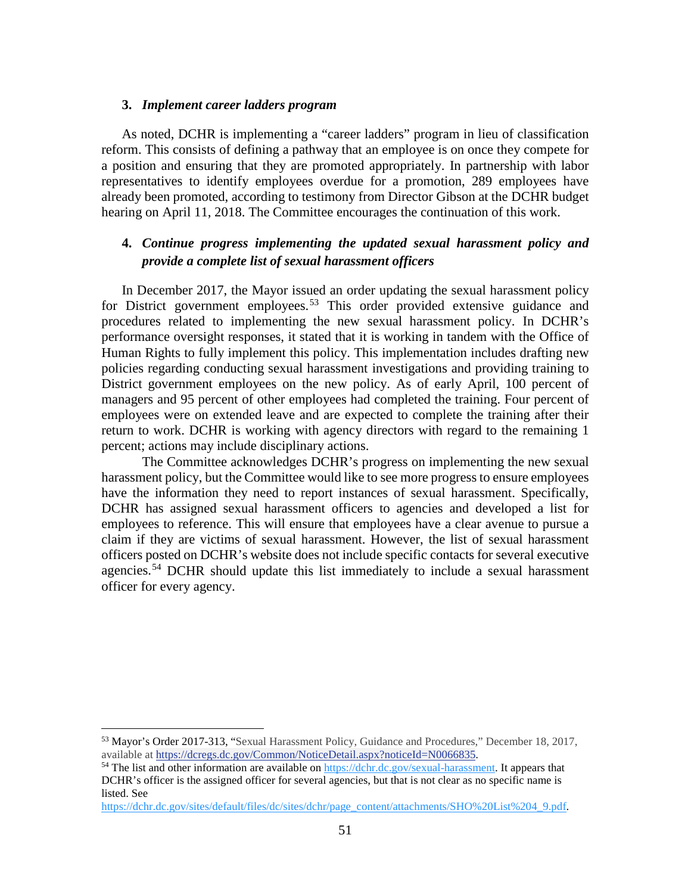### 3. *Implement career ladders program*

As noted, DCHR is implementing a "career ladders" program in lieu of classification reform. This consists of defining a pathway that an employee is on once they compete for a position and ensuring that they are promoted appropriately. In partnership with labor representatives to identify employees overdue for a promotion, 289 employees have already been promoted, according to testimony from Director Gibson at the DCHR budget hearing on April 11, 2018. The Committee encourages the continuation of this work.

### 4. *Continue progress implementing the updated sexual harassment policy and provide a complete list of sexual harassment officers*

In December 2017, the Mayor issued an order updating the sexual harassment policy for District government employees.[53] This order provided extensive guidance and procedures related to implementing the new sexual harassment policy. In DCHR's performance oversight responses, it stated that it is working in tandem with the Office of Human Rights to fully implement this policy. This implementation includes drafting new policies regarding conducting sexual harassment investigations and providing training to District government employees on the new policy. As of early April, 100 percent of managers and 95 percent of other employees had completed the training. Four percent of employees were on extended leave and are expected to complete the training after their return to work. DCHR is working with agency directors with regard to the remaining 1 percent; actions may include disciplinary actions.

The Committee acknowledges DCHR's progress on implementing the new sexual harassment policy, but the Committee would like to see more progress to ensure employees have the information they need to report instances of sexual harassment. Specifically, DCHR has assigned sexual harassment officers to agencies and developed a list for employees to reference. This will ensure that employees have a clear avenue to pursue a claim if they are victims of sexual harassment. However, the list of sexual harassment officers posted on DCHR's website does not include specific contacts for several executive agencies.[54] DCHR should update this list immediately to include a sexual harassment officer for every agency.

---

[53] Mayor's Order 2017-313, "Sexual Harassment Policy, Guidance and Procedures," December 18, 2017, available at https://dcregs.dc.gov/Common/NoticeDetail.aspx?noticeId=N0066835.

[54] The list and other information are available on https://dchr.dc.gov/sexual-harassment. It appears that DCHR's officer is the assigned officer for several agencies, but that is not clear as no specific name is listed. See https://dchr.dc.gov/sites/default/files/dc/sites/dchr/page_content/attachments/SHO%20List%204_9.pdf.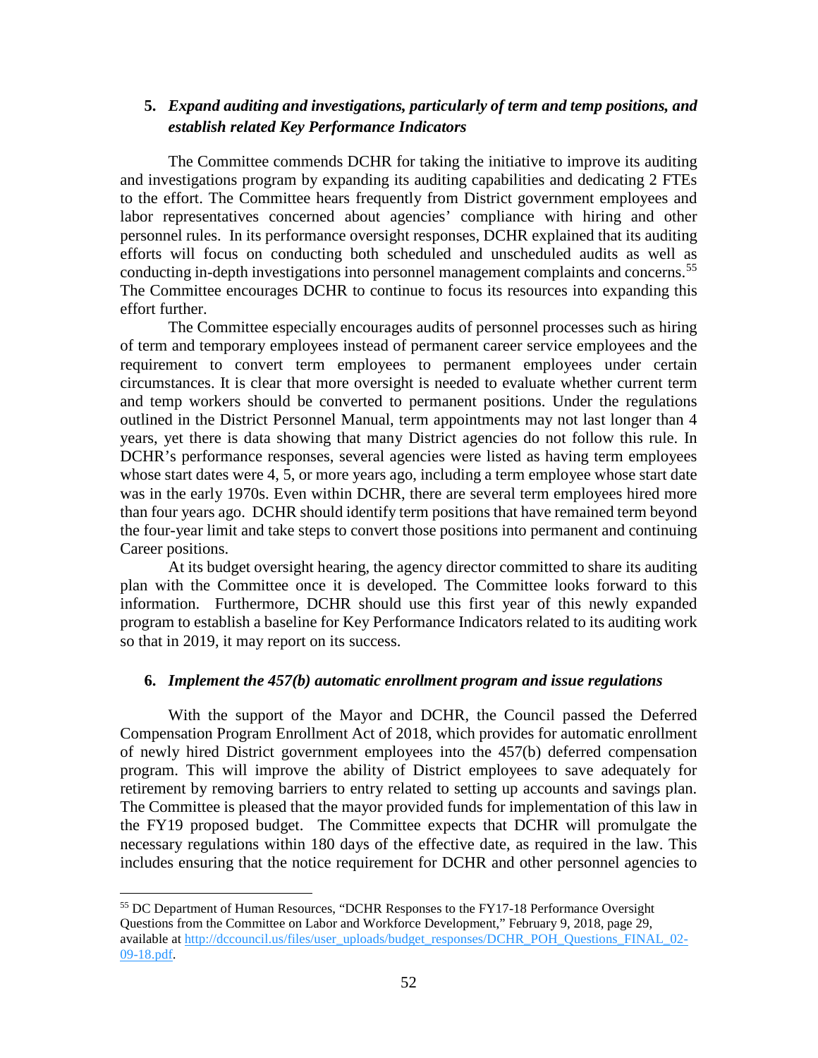**5.** ***Expand auditing and investigations, particularly of term and temp positions, and establish related Key Performance Indicators***

The Committee commends DCHR for taking the initiative to improve its auditing and investigations program by expanding its auditing capabilities and dedicating 2 FTEs to the effort. The Committee hears frequently from District government employees and labor representatives concerned about agencies' compliance with hiring and other personnel rules. In its performance oversight responses, DCHR explained that its auditing efforts will focus on conducting both scheduled and unscheduled audits as well as conducting in-depth investigations into personnel management complaints and concerns.[55] The Committee encourages DCHR to continue to focus its resources into expanding this effort further.

The Committee especially encourages audits of personnel processes such as hiring of term and temporary employees instead of permanent career service employees and the requirement to convert term employees to permanent employees under certain circumstances. It is clear that more oversight is needed to evaluate whether current term and temp workers should be converted to permanent positions. Under the regulations outlined in the District Personnel Manual, term appointments may not last longer than 4 years, yet there is data showing that many District agencies do not follow this rule. In DCHR's performance responses, several agencies were listed as having term employees whose start dates were 4, 5, or more years ago, including a term employee whose start date was in the early 1970s. Even within DCHR, there are several term employees hired more than four years ago. DCHR should identify term positions that have remained term beyond the four-year limit and take steps to convert those positions into permanent and continuing Career positions.

At its budget oversight hearing, the agency director committed to share its auditing plan with the Committee once it is developed. The Committee looks forward to this information. Furthermore, DCHR should use this first year of this newly expanded program to establish a baseline for Key Performance Indicators related to its auditing work so that in 2019, it may report on its success.

**6.** ***Implement the 457(b) automatic enrollment program and issue regulations***

With the support of the Mayor and DCHR, the Council passed the Deferred Compensation Program Enrollment Act of 2018, which provides for automatic enrollment of newly hired District government employees into the 457(b) deferred compensation program. This will improve the ability of District employees to save adequately for retirement by removing barriers to entry related to setting up accounts and savings plan. The Committee is pleased that the mayor provided funds for implementation of this law in the FY19 proposed budget. The Committee expects that DCHR will promulgate the necessary regulations within 180 days of the effective date, as required in the law. This includes ensuring that the notice requirement for DCHR and other personnel agencies to

---

[55] DC Department of Human Resources, "DCHR Responses to the FY17-18 Performance Oversight Questions from the Committee on Labor and Workforce Development," February 9, 2018, page 29, available at http://dccouncil.us/files/user_uploads/budget_responses/DCHR_POH_Questions_FINAL_02-09-18.pdf.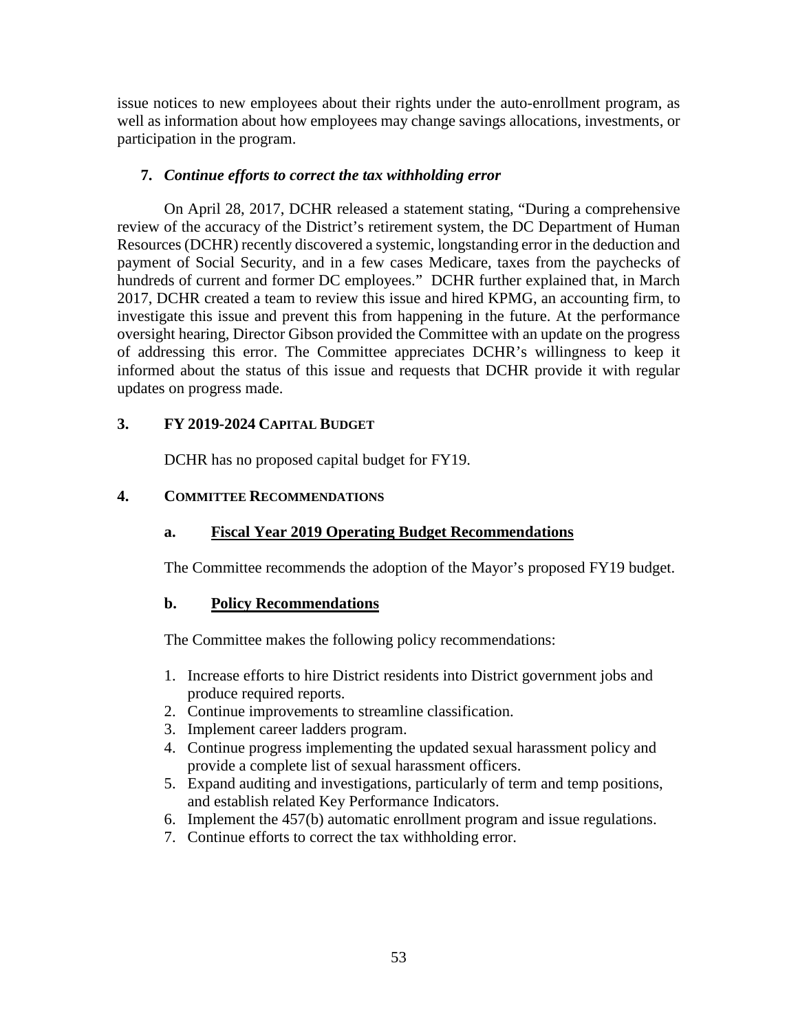issue notices to new employees about their rights under the auto-enrollment program, as well as information about how employees may change savings allocations, investments, or participation in the program.

### 7. *Continue efforts to correct the tax withholding error*

On April 28, 2017, DCHR released a statement stating, "During a comprehensive review of the accuracy of the District's retirement system, the DC Department of Human Resources (DCHR) recently discovered a systemic, longstanding error in the deduction and payment of Social Security, and in a few cases Medicare, taxes from the paychecks of hundreds of current and former DC employees." DCHR further explained that, in March 2017, DCHR created a team to review this issue and hired KPMG, an accounting firm, to investigate this issue and prevent this from happening in the future. At the performance oversight hearing, Director Gibson provided the Committee with an update on the progress of addressing this error. The Committee appreciates DCHR's willingness to keep it informed about the status of this issue and requests that DCHR provide it with regular updates on progress made.

## 3. FY 2019-2024 CAPITAL BUDGET

DCHR has no proposed capital budget for FY19.

## 4. COMMITTEE RECOMMENDATIONS

### a. Fiscal Year 2019 Operating Budget Recommendations

The Committee recommends the adoption of the Mayor's proposed FY19 budget.

### b. Policy Recommendations

The Committee makes the following policy recommendations:

1. Increase efforts to hire District residents into District government jobs and produce required reports.
2. Continue improvements to streamline classification.
3. Implement career ladders program.
4. Continue progress implementing the updated sexual harassment policy and provide a complete list of sexual harassment officers.
5. Expand auditing and investigations, particularly of term and temp positions, and establish related Key Performance Indicators.
6. Implement the 457(b) automatic enrollment program and issue regulations.
7. Continue efforts to correct the tax withholding error.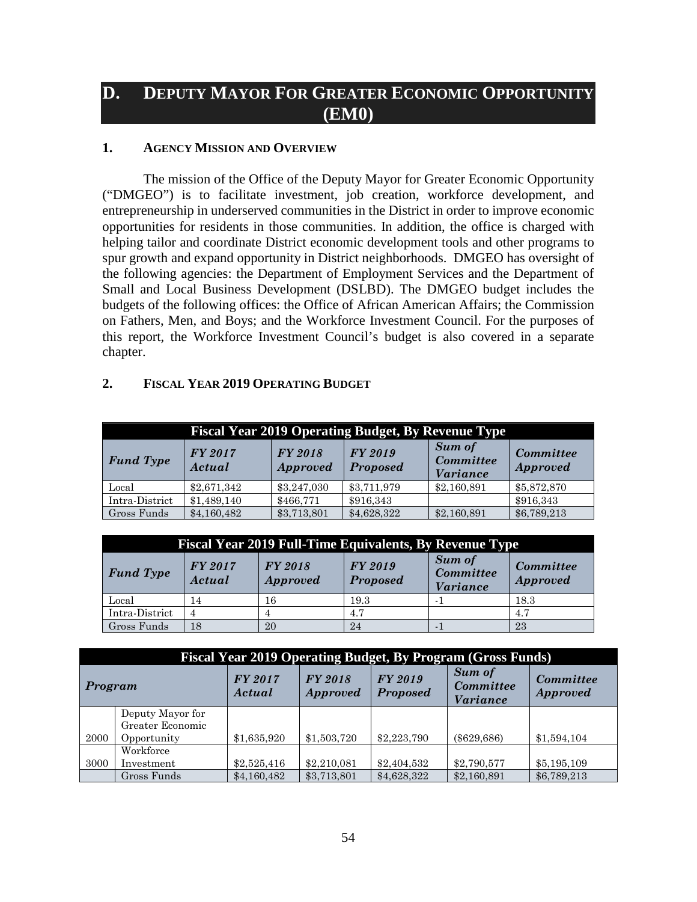# D. DEPUTY MAYOR FOR GREATER ECONOMIC OPPORTUNITY (EM0)

## 1. AGENCY MISSION AND OVERVIEW

The mission of the Office of the Deputy Mayor for Greater Economic Opportunity ("DMGEO") is to facilitate investment, job creation, workforce development, and entrepreneurship in underserved communities in the District in order to improve economic opportunities for residents in those communities. In addition, the office is charged with helping tailor and coordinate District economic development tools and other programs to spur growth and expand opportunity in District neighborhoods. DMGEO has oversight of the following agencies: the Department of Employment Services and the Department of Small and Local Business Development (DSLBD). The DMGEO budget includes the budgets of the following offices: the Office of African American Affairs; the Commission on Fathers, Men, and Boys; and the Workforce Investment Council. For the purposes of this report, the Workforce Investment Council's budget is also covered in a separate chapter.

## 2. FISCAL YEAR 2019 OPERATING BUDGET

**Fiscal Year 2019 Operating Budget, By Revenue Type**

| *Fund Type* | *FY 2017 Actual* | *FY 2018 Approved* | *FY 2019 Proposed* | *Sum of Committee Variance* | *Committee Approved* |
|---|---|---|---|---|---|
| Local | $2,671,342 | $3,247,030 | $3,711,979 | $2,160,891 | $5,872,870 |
| Intra-District | $1,489,140 | $466,771 | $916,343 | | $916,343 |
| Gross Funds | $4,160,482 | $3,713,801 | $4,628,322 | $2,160,891 | $6,789,213 |

**Fiscal Year 2019 Full-Time Equivalents, By Revenue Type**

| *Fund Type* | *FY 2017 Actual* | *FY 2018 Approved* | *FY 2019 Proposed* | *Sum of Committee Variance* | *Committee Approved* |
|---|---|---|---|---|---|
| Local | 14 | 16 | 19.3 | -1 | 18.3 |
| Intra-District | 4 | 4 | 4.7 | | 4.7 |
| Gross Funds | 18 | 20 | 24 | -1 | 23 |

**Fiscal Year 2019 Operating Budget, By Program (Gross Funds)**

| *Program* | | *FY 2017 Actual* | *FY 2018 Approved* | *FY 2019 Proposed* | *Sum of Committee Variance* | *Committee Approved* |
|---|---|---|---|---|---|---|
| 2000 | Deputy Mayor for Greater Economic Opportunity | $1,635,920 | $1,503,720 | $2,223,790 | ($629,686) | $1,594,104 |
| 3000 | Workforce Investment | $2,525,416 | $2,210,081 | $2,404,532 | $2,790,577 | $5,195,109 |
| | Gross Funds | $4,160,482 | $3,713,801 | $4,628,322 | $2,160,891 | $6,789,213 |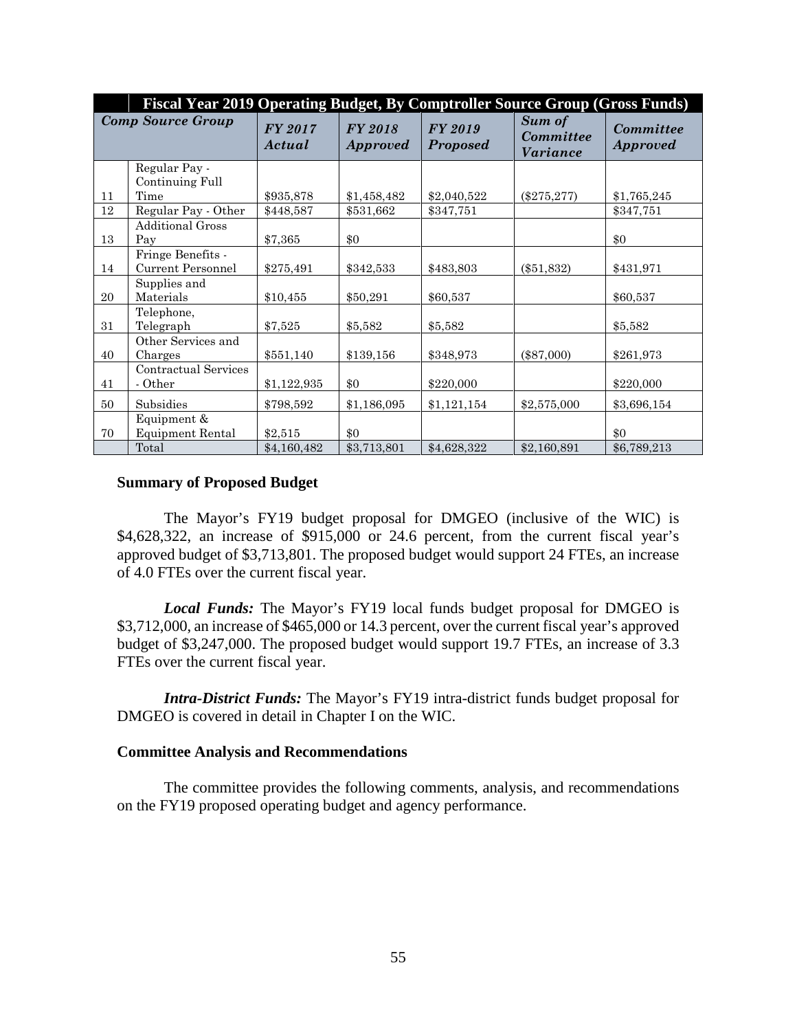| Fiscal Year 2019 Operating Budget, By Comptroller Source Group (Gross Funds) | | | | | | |
|---|---|---|---|---|---|---|
| ***Comp Source Group*** | | ***FY 2017 Actual*** | ***FY 2018 Approved*** | ***FY 2019 Proposed*** | ***Sum of Committee Variance*** | ***Committee Approved*** |
| 11 | Regular Pay - Continuing Full Time | $935,878 | $1,458,482 | $2,040,522 | ($275,277) | $1,765,245 |
| 12 | Regular Pay - Other | $448,587 | $531,662 | $347,751 | | $347,751 |
| 13 | Additional Gross Pay | $7,365 | $0 | | | $0 |
| 14 | Fringe Benefits - Current Personnel | $275,491 | $342,533 | $483,803 | ($51,832) | $431,971 |
| 20 | Supplies and Materials | $10,455 | $50,291 | $60,537 | | $60,537 |
| 31 | Telephone, Telegraph | $7,525 | $5,582 | $5,582 | | $5,582 |
| 40 | Other Services and Charges | $551,140 | $139,156 | $348,973 | ($87,000) | $261,973 |
| 41 | Contractual Services - Other | $1,122,935 | $0 | $220,000 | | $220,000 |
| 50 | Subsidies | $798,592 | $1,186,095 | $1,121,154 | $2,575,000 | $3,696,154 |
| 70 | Equipment & Equipment Rental | $2,515 | $0 | | | $0 |
| | Total | $4,160,482 | $3,713,801 | $4,628,322 | $2,160,891 | $6,789,213 |

**Summary of Proposed Budget**

The Mayor's FY19 budget proposal for DMGEO (inclusive of the WIC) is $4,628,322, an increase of $915,000 or 24.6 percent, from the current fiscal year's approved budget of $3,713,801. The proposed budget would support 24 FTEs, an increase of 4.0 FTEs over the current fiscal year.

***Local Funds:*** The Mayor's FY19 local funds budget proposal for DMGEO is $3,712,000, an increase of $465,000 or 14.3 percent, over the current fiscal year's approved budget of $3,247,000. The proposed budget would support 19.7 FTEs, an increase of 3.3 FTEs over the current fiscal year.

***Intra-District Funds:*** The Mayor's FY19 intra-district funds budget proposal for DMGEO is covered in detail in Chapter I on the WIC.

**Committee Analysis and Recommendations**

The committee provides the following comments, analysis, and recommendations on the FY19 proposed operating budget and agency performance.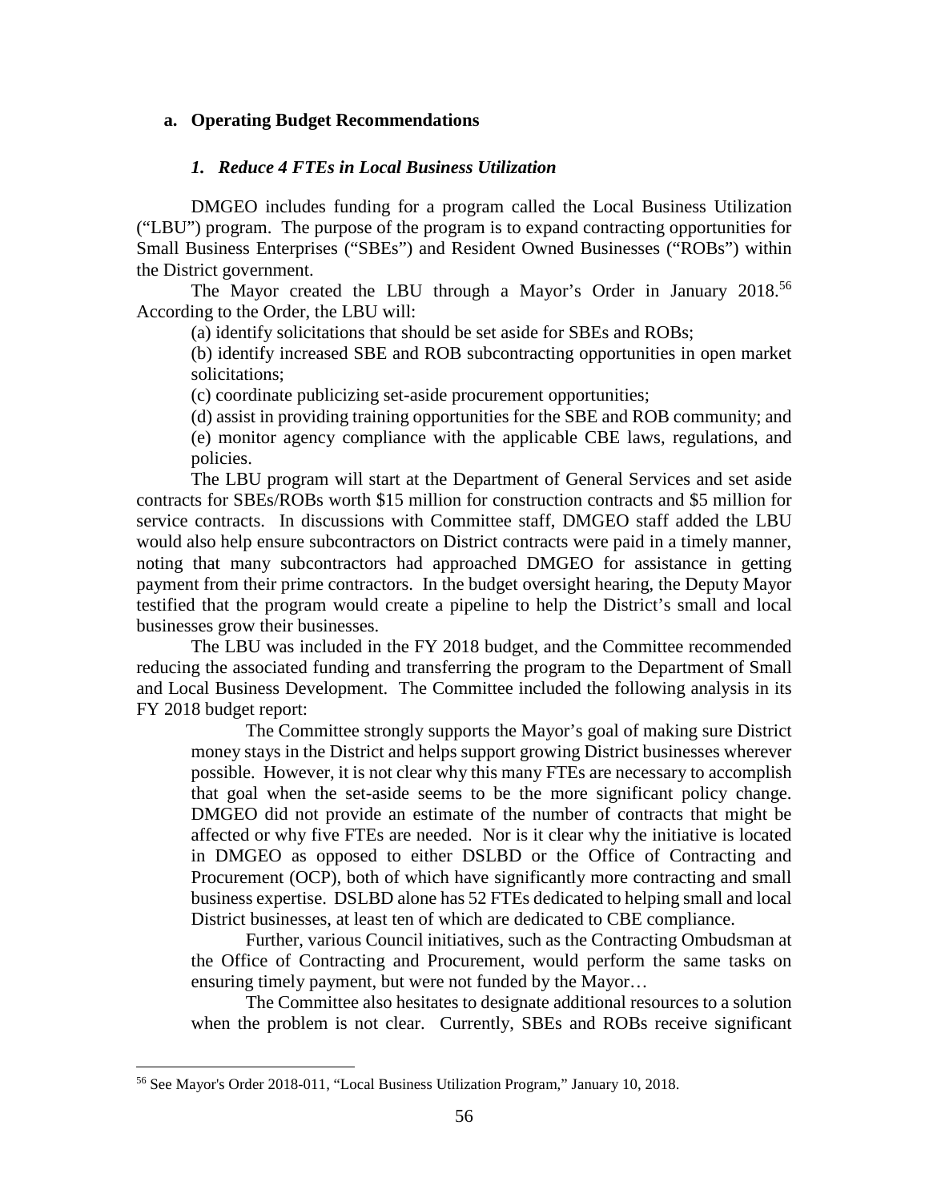### a. Operating Budget Recommendations

#### *1. Reduce 4 FTEs in Local Business Utilization*

DMGEO includes funding for a program called the Local Business Utilization ("LBU") program. The purpose of the program is to expand contracting opportunities for Small Business Enterprises ("SBEs") and Resident Owned Businesses ("ROBs") within the District government.

The Mayor created the LBU through a Mayor's Order in January 2018.[56] According to the Order, the LBU will:

(a) identify solicitations that should be set aside for SBEs and ROBs;

(b) identify increased SBE and ROB subcontracting opportunities in open market solicitations;

(c) coordinate publicizing set-aside procurement opportunities;

(d) assist in providing training opportunities for the SBE and ROB community; and

(e) monitor agency compliance with the applicable CBE laws, regulations, and policies.

The LBU program will start at the Department of General Services and set aside contracts for SBEs/ROBs worth $15 million for construction contracts and $5 million for service contracts. In discussions with Committee staff, DMGEO staff added the LBU would also help ensure subcontractors on District contracts were paid in a timely manner, noting that many subcontractors had approached DMGEO for assistance in getting payment from their prime contractors. In the budget oversight hearing, the Deputy Mayor testified that the program would create a pipeline to help the District's small and local businesses grow their businesses.

The LBU was included in the FY 2018 budget, and the Committee recommended reducing the associated funding and transferring the program to the Department of Small and Local Business Development. The Committee included the following analysis in its FY 2018 budget report:

> The Committee strongly supports the Mayor's goal of making sure District money stays in the District and helps support growing District businesses wherever possible. However, it is not clear why this many FTEs are necessary to accomplish that goal when the set-aside seems to be the more significant policy change. DMGEO did not provide an estimate of the number of contracts that might be affected or why five FTEs are needed. Nor is it clear why the initiative is located in DMGEO as opposed to either DSLBD or the Office of Contracting and Procurement (OCP), both of which have significantly more contracting and small business expertise. DSLBD alone has 52 FTEs dedicated to helping small and local District businesses, at least ten of which are dedicated to CBE compliance.
>
> Further, various Council initiatives, such as the Contracting Ombudsman at the Office of Contracting and Procurement, would perform the same tasks on ensuring timely payment, but were not funded by the Mayor…
>
> The Committee also hesitates to designate additional resources to a solution when the problem is not clear. Currently, SBEs and ROBs receive significant

[56] See Mayor's Order 2018-011, "Local Business Utilization Program," January 10, 2018.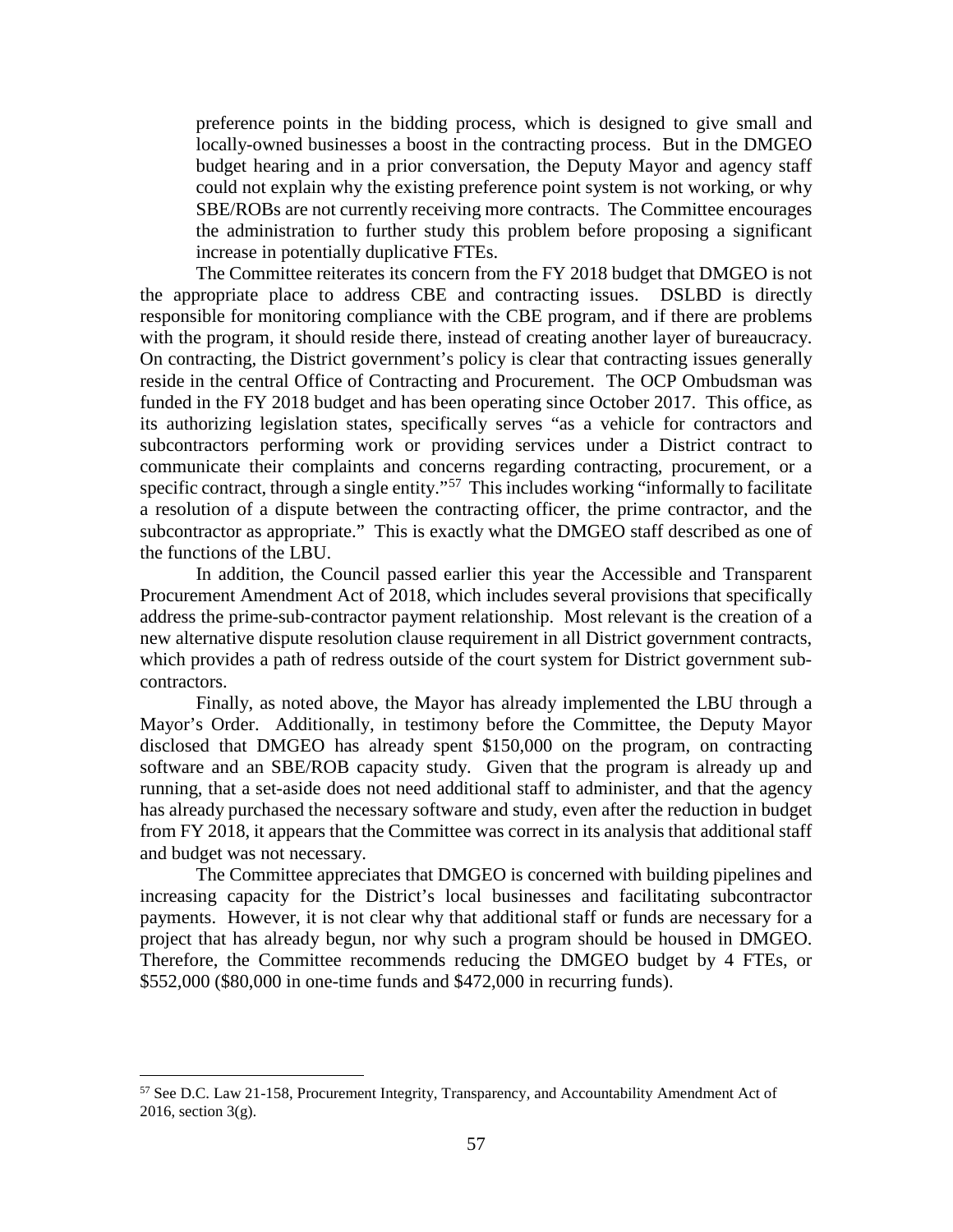preference points in the bidding process, which is designed to give small and locally-owned businesses a boost in the contracting process. But in the DMGEO budget hearing and in a prior conversation, the Deputy Mayor and agency staff could not explain why the existing preference point system is not working, or why SBE/ROBs are not currently receiving more contracts. The Committee encourages the administration to further study this problem before proposing a significant increase in potentially duplicative FTEs.

The Committee reiterates its concern from the FY 2018 budget that DMGEO is not the appropriate place to address CBE and contracting issues. DSLBD is directly responsible for monitoring compliance with the CBE program, and if there are problems with the program, it should reside there, instead of creating another layer of bureaucracy. On contracting, the District government's policy is clear that contracting issues generally reside in the central Office of Contracting and Procurement. The OCP Ombudsman was funded in the FY 2018 budget and has been operating since October 2017. This office, as its authorizing legislation states, specifically serves "as a vehicle for contractors and subcontractors performing work or providing services under a District contract to communicate their complaints and concerns regarding contracting, procurement, or a specific contract, through a single entity."[57] This includes working "informally to facilitate a resolution of a dispute between the contracting officer, the prime contractor, and the subcontractor as appropriate." This is exactly what the DMGEO staff described as one of the functions of the LBU.

In addition, the Council passed earlier this year the Accessible and Transparent Procurement Amendment Act of 2018, which includes several provisions that specifically address the prime-sub-contractor payment relationship. Most relevant is the creation of a new alternative dispute resolution clause requirement in all District government contracts, which provides a path of redress outside of the court system for District government sub-contractors.

Finally, as noted above, the Mayor has already implemented the LBU through a Mayor's Order. Additionally, in testimony before the Committee, the Deputy Mayor disclosed that DMGEO has already spent $150,000 on the program, on contracting software and an SBE/ROB capacity study. Given that the program is already up and running, that a set-aside does not need additional staff to administer, and that the agency has already purchased the necessary software and study, even after the reduction in budget from FY 2018, it appears that the Committee was correct in its analysis that additional staff and budget was not necessary.

The Committee appreciates that DMGEO is concerned with building pipelines and increasing capacity for the District's local businesses and facilitating subcontractor payments. However, it is not clear why that additional staff or funds are necessary for a project that has already begun, nor why such a program should be housed in DMGEO. Therefore, the Committee recommends reducing the DMGEO budget by 4 FTEs, or $552,000 ($80,000 in one-time funds and $472,000 in recurring funds).

---

[57] See D.C. Law 21-158, Procurement Integrity, Transparency, and Accountability Amendment Act of 2016, section 3(g).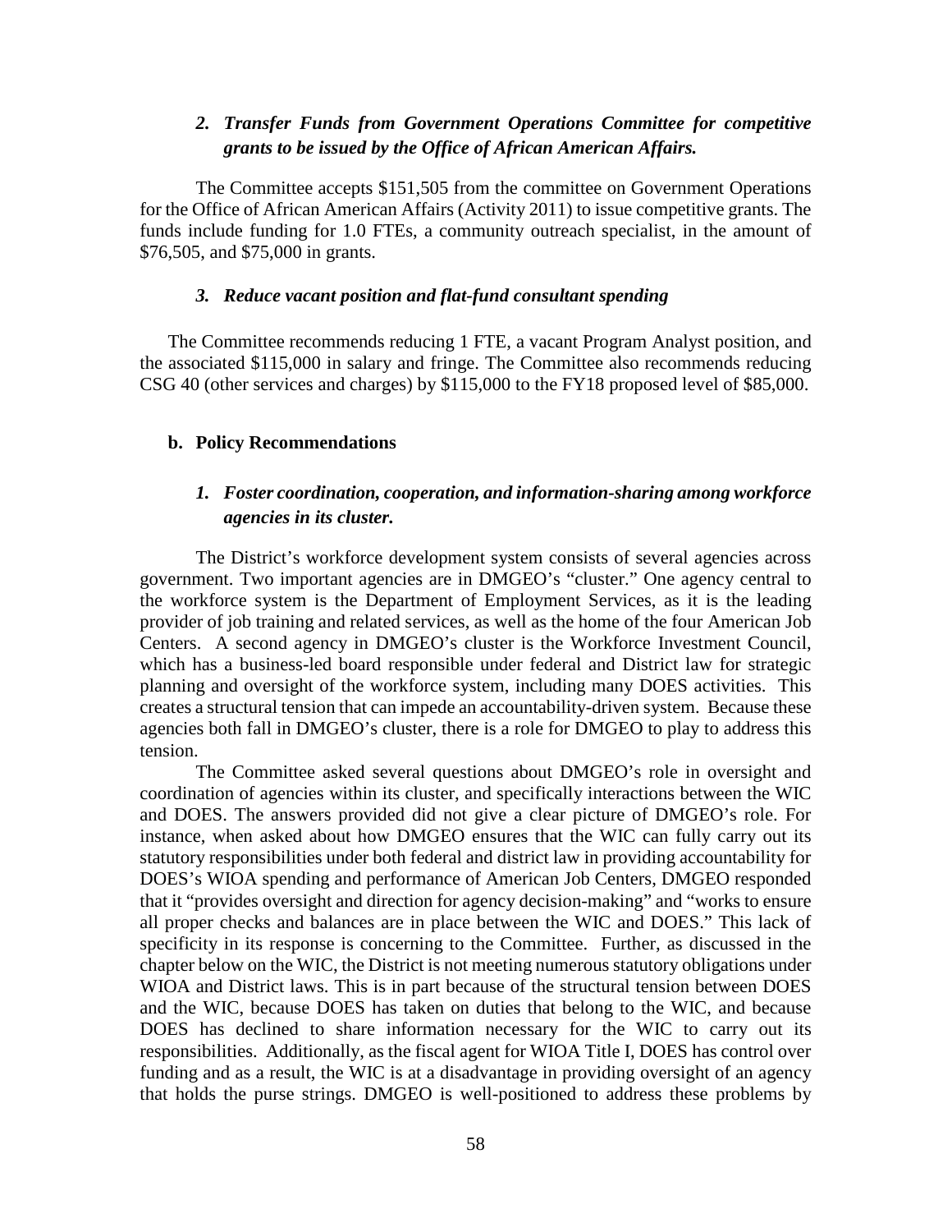### *2. Transfer Funds from Government Operations Committee for competitive grants to be issued by the Office of African American Affairs.*

The Committee accepts $151,505 from the committee on Government Operations for the Office of African American Affairs (Activity 2011) to issue competitive grants. The funds include funding for 1.0 FTEs, a community outreach specialist, in the amount of $76,505, and $75,000 in grants.

### *3. Reduce vacant position and flat-fund consultant spending*

The Committee recommends reducing 1 FTE, a vacant Program Analyst position, and the associated $115,000 in salary and fringe. The Committee also recommends reducing CSG 40 (other services and charges) by $115,000 to the FY18 proposed level of $85,000.

## b. Policy Recommendations

### *1. Foster coordination, cooperation, and information-sharing among workforce agencies in its cluster.*

The District's workforce development system consists of several agencies across government. Two important agencies are in DMGEO's "cluster." One agency central to the workforce system is the Department of Employment Services, as it is the leading provider of job training and related services, as well as the home of the four American Job Centers. A second agency in DMGEO's cluster is the Workforce Investment Council, which has a business-led board responsible under federal and District law for strategic planning and oversight of the workforce system, including many DOES activities. This creates a structural tension that can impede an accountability-driven system. Because these agencies both fall in DMGEO's cluster, there is a role for DMGEO to play to address this tension.

The Committee asked several questions about DMGEO's role in oversight and coordination of agencies within its cluster, and specifically interactions between the WIC and DOES. The answers provided did not give a clear picture of DMGEO's role. For instance, when asked about how DMGEO ensures that the WIC can fully carry out its statutory responsibilities under both federal and district law in providing accountability for DOES's WIOA spending and performance of American Job Centers, DMGEO responded that it "provides oversight and direction for agency decision-making" and "works to ensure all proper checks and balances are in place between the WIC and DOES." This lack of specificity in its response is concerning to the Committee. Further, as discussed in the chapter below on the WIC, the District is not meeting numerous statutory obligations under WIOA and District laws. This is in part because of the structural tension between DOES and the WIC, because DOES has taken on duties that belong to the WIC, and because DOES has declined to share information necessary for the WIC to carry out its responsibilities. Additionally, as the fiscal agent for WIOA Title I, DOES has control over funding and as a result, the WIC is at a disadvantage in providing oversight of an agency that holds the purse strings. DMGEO is well-positioned to address these problems by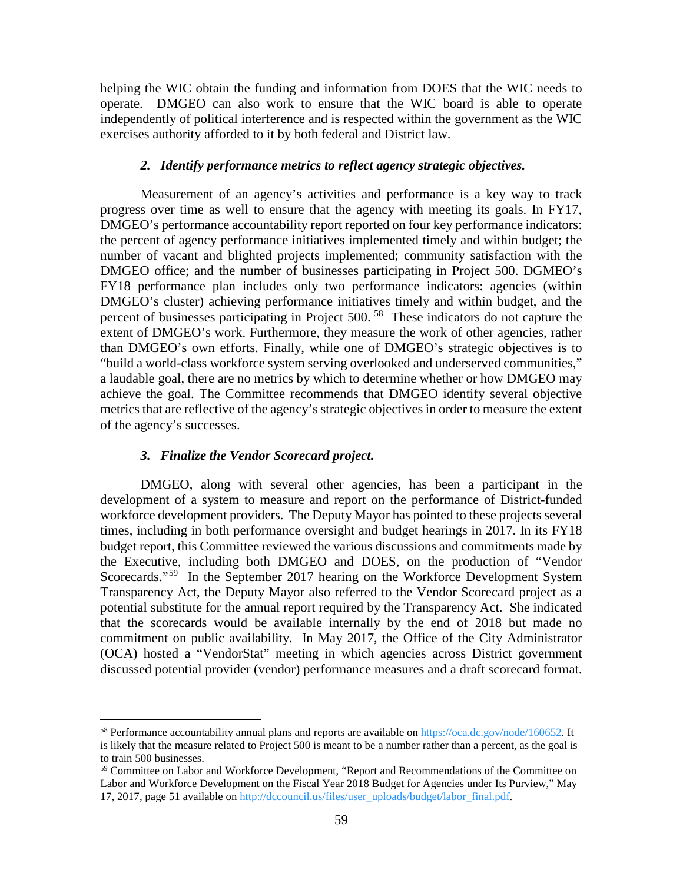helping the WIC obtain the funding and information from DOES that the WIC needs to operate. DMGEO can also work to ensure that the WIC board is able to operate independently of political interference and is respected within the government as the WIC exercises authority afforded to it by both federal and District law.

### *2. Identify performance metrics to reflect agency strategic objectives.*

Measurement of an agency's activities and performance is a key way to track progress over time as well to ensure that the agency with meeting its goals. In FY17, DMGEO's performance accountability report reported on four key performance indicators: the percent of agency performance initiatives implemented timely and within budget; the number of vacant and blighted projects implemented; community satisfaction with the DMGEO office; and the number of businesses participating in Project 500. DGMEO's FY18 performance plan includes only two performance indicators: agencies (within DMGEO's cluster) achieving performance initiatives timely and within budget, and the percent of businesses participating in Project 500. [58] These indicators do not capture the extent of DMGEO's work. Furthermore, they measure the work of other agencies, rather than DMGEO's own efforts. Finally, while one of DMGEO's strategic objectives is to "build a world-class workforce system serving overlooked and underserved communities," a laudable goal, there are no metrics by which to determine whether or how DMGEO may achieve the goal. The Committee recommends that DMGEO identify several objective metrics that are reflective of the agency's strategic objectives in order to measure the extent of the agency's successes.

### *3. Finalize the Vendor Scorecard project.*

DMGEO, along with several other agencies, has been a participant in the development of a system to measure and report on the performance of District-funded workforce development providers. The Deputy Mayor has pointed to these projects several times, including in both performance oversight and budget hearings in 2017. In its FY18 budget report, this Committee reviewed the various discussions and commitments made by the Executive, including both DMGEO and DOES, on the production of "Vendor Scorecards."[59] In the September 2017 hearing on the Workforce Development System Transparency Act, the Deputy Mayor also referred to the Vendor Scorecard project as a potential substitute for the annual report required by the Transparency Act. She indicated that the scorecards would be available internally by the end of 2018 but made no commitment on public availability. In May 2017, the Office of the City Administrator (OCA) hosted a "VendorStat" meeting in which agencies across District government discussed potential provider (vendor) performance measures and a draft scorecard format.

---

[58] Performance accountability annual plans and reports are available on https://oca.dc.gov/node/160652. It is likely that the measure related to Project 500 is meant to be a number rather than a percent, as the goal is to train 500 businesses.

[59] Committee on Labor and Workforce Development, "Report and Recommendations of the Committee on Labor and Workforce Development on the Fiscal Year 2018 Budget for Agencies under Its Purview," May 17, 2017, page 51 available on http://dccouncil.us/files/user_uploads/budget/labor_final.pdf.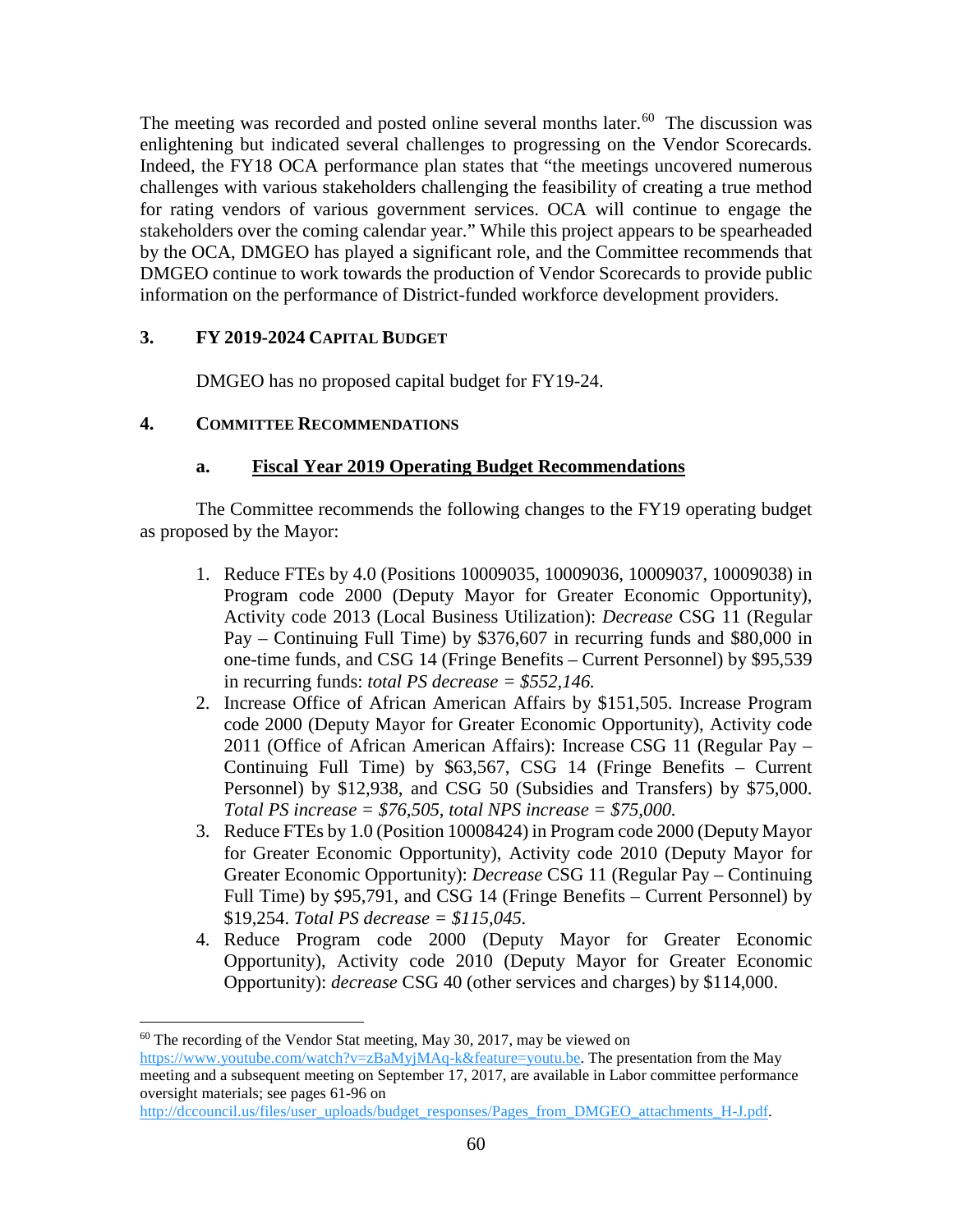The meeting was recorded and posted online several months later.[60] The discussion was enlightening but indicated several challenges to progressing on the Vendor Scorecards. Indeed, the FY18 OCA performance plan states that "the meetings uncovered numerous challenges with various stakeholders challenging the feasibility of creating a true method for rating vendors of various government services. OCA will continue to engage the stakeholders over the coming calendar year." While this project appears to be spearheaded by the OCA, DMGEO has played a significant role, and the Committee recommends that DMGEO continue to work towards the production of Vendor Scorecards to provide public information on the performance of District-funded workforce development providers.

### 3. FY 2019-2024 Capital Budget

DMGEO has no proposed capital budget for FY19-24.

### 4. Committee Recommendations

#### a. Fiscal Year 2019 Operating Budget Recommendations

The Committee recommends the following changes to the FY19 operating budget as proposed by the Mayor:

1. Reduce FTEs by 4.0 (Positions 10009035, 10009036, 10009037, 10009038) in Program code 2000 (Deputy Mayor for Greater Economic Opportunity), Activity code 2013 (Local Business Utilization): *Decrease* CSG 11 (Regular Pay – Continuing Full Time) by $376,607 in recurring funds and $80,000 in one-time funds, and CSG 14 (Fringe Benefits – Current Personnel) by $95,539 in recurring funds: *total PS decrease = $552,146.*
2. Increase Office of African American Affairs by $151,505. Increase Program code 2000 (Deputy Mayor for Greater Economic Opportunity), Activity code 2011 (Office of African American Affairs): Increase CSG 11 (Regular Pay – Continuing Full Time) by $63,567, CSG 14 (Fringe Benefits – Current Personnel) by $12,938, and CSG 50 (Subsidies and Transfers) by $75,000. *Total PS increase = $76,505, total NPS increase = $75,000.*
3. Reduce FTEs by 1.0 (Position 10008424) in Program code 2000 (Deputy Mayor for Greater Economic Opportunity), Activity code 2010 (Deputy Mayor for Greater Economic Opportunity): *Decrease* CSG 11 (Regular Pay – Continuing Full Time) by $95,791, and CSG 14 (Fringe Benefits – Current Personnel) by $19,254. *Total PS decrease = $115,045.*
4. Reduce Program code 2000 (Deputy Mayor for Greater Economic Opportunity), Activity code 2010 (Deputy Mayor for Greater Economic Opportunity): *decrease* CSG 40 (other services and charges) by $114,000.

---

[60] The recording of the Vendor Stat meeting, May 30, 2017, may be viewed on https://www.youtube.com/watch?v=zBaMyjMAq-k&feature=youtu.be. The presentation from the May meeting and a subsequent meeting on September 17, 2017, are available in Labor committee performance oversight materials; see pages 61-96 on http://dccouncil.us/files/user_uploads/budget_responses/Pages_from_DMGEO_attachments_H-J.pdf.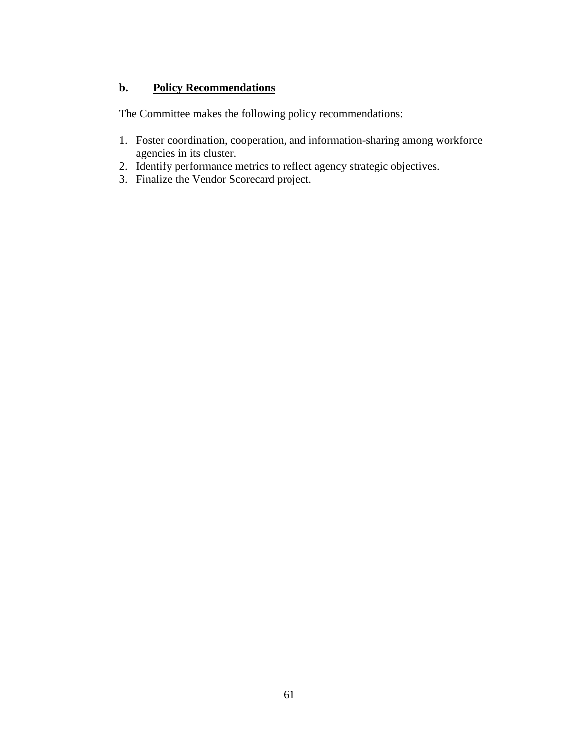**b. <u>Policy Recommendations</u>**

The Committee makes the following policy recommendations:

1. Foster coordination, cooperation, and information-sharing among workforce agencies in its cluster.
2. Identify performance metrics to reflect agency strategic objectives.
3. Finalize the Vendor Scorecard project.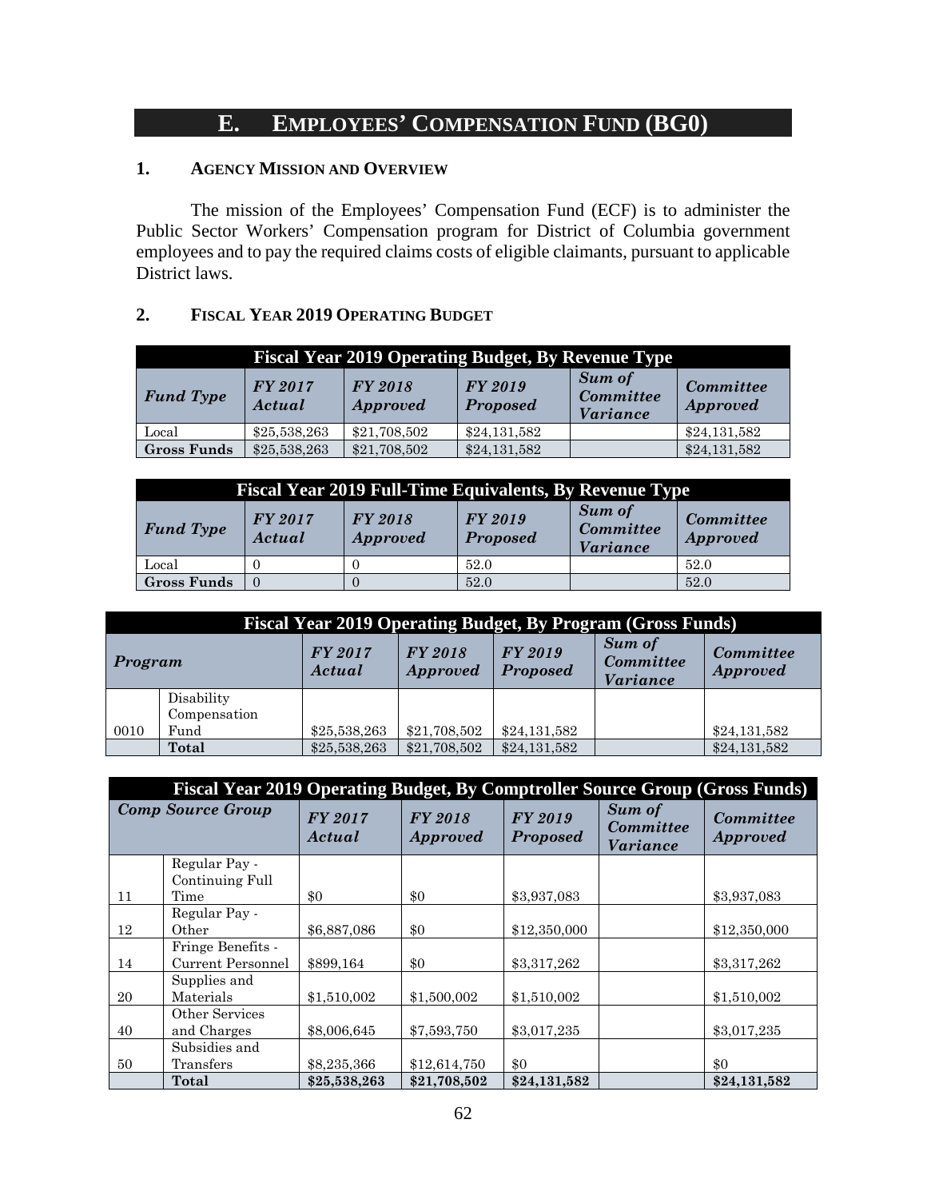## E. EMPLOYEES' COMPENSATION FUND (BG0)

### 1. AGENCY MISSION AND OVERVIEW

The mission of the Employees' Compensation Fund (ECF) is to administer the Public Sector Workers' Compensation program for District of Columbia government employees and to pay the required claims costs of eligible claimants, pursuant to applicable District laws.

### 2. FISCAL YEAR 2019 OPERATING BUDGET

| Fiscal Year 2019 Operating Budget, By Revenue Type | | | | | |
|---|---|---|---|---|---|
| *Fund Type* | *FY 2017 Actual* | *FY 2018 Approved* | *FY 2019 Proposed* | *Sum of Committee Variance* | *Committee Approved* |
| Local | $25,538,263 | $21,708,502 | $24,131,582 | | $24,131,582 |
| **Gross Funds** | $25,538,263 | $21,708,502 | $24,131,582 | | $24,131,582 |

| Fiscal Year 2019 Full-Time Equivalents, By Revenue Type | | | | | |
|---|---|---|---|---|---|
| *Fund Type* | *FY 2017 Actual* | *FY 2018 Approved* | *FY 2019 Proposed* | *Sum of Committee Variance* | *Committee Approved* |
| Local | 0 | 0 | 52.0 | | 52.0 |
| **Gross Funds** | 0 | 0 | 52.0 | | 52.0 |

| Fiscal Year 2019 Operating Budget, By Program (Gross Funds) | | | | | | |
|---|---|---|---|---|---|---|
| *Program* | | *FY 2017 Actual* | *FY 2018 Approved* | *FY 2019 Proposed* | *Sum of Committee Variance* | *Committee Approved* |
| 0010 | Disability Compensation Fund | $25,538,263 | $21,708,502 | $24,131,582 | | $24,131,582 |
| | **Total** | $25,538,263 | $21,708,502 | $24,131,582 | | $24,131,582 |

| Fiscal Year 2019 Operating Budget, By Comptroller Source Group (Gross Funds) | | | | | | |
|---|---|---|---|---|---|---|
| *Comp Source Group* | | *FY 2017 Actual* | *FY 2018 Approved* | *FY 2019 Proposed* | *Sum of Committee Variance* | *Committee Approved* |
| 11 | Regular Pay - Continuing Full Time | $0 | $0 | $3,937,083 | | $3,937,083 |
| 12 | Regular Pay - Other | $6,887,086 | $0 | $12,350,000 | | $12,350,000 |
| 14 | Fringe Benefits - Current Personnel | $899,164 | $0 | $3,317,262 | | $3,317,262 |
| 20 | Supplies and Materials | $1,510,002 | $1,500,002 | $1,510,002 | | $1,510,002 |
| 40 | Other Services and Charges | $8,006,645 | $7,593,750 | $3,017,235 | | $3,017,235 |
| 50 | Subsidies and Transfers | $8,235,366 | $12,614,750 | $0 | | $0 |
| | **Total** | **$25,538,263** | **$21,708,502** | **$24,131,582** | | **$24,131,582** |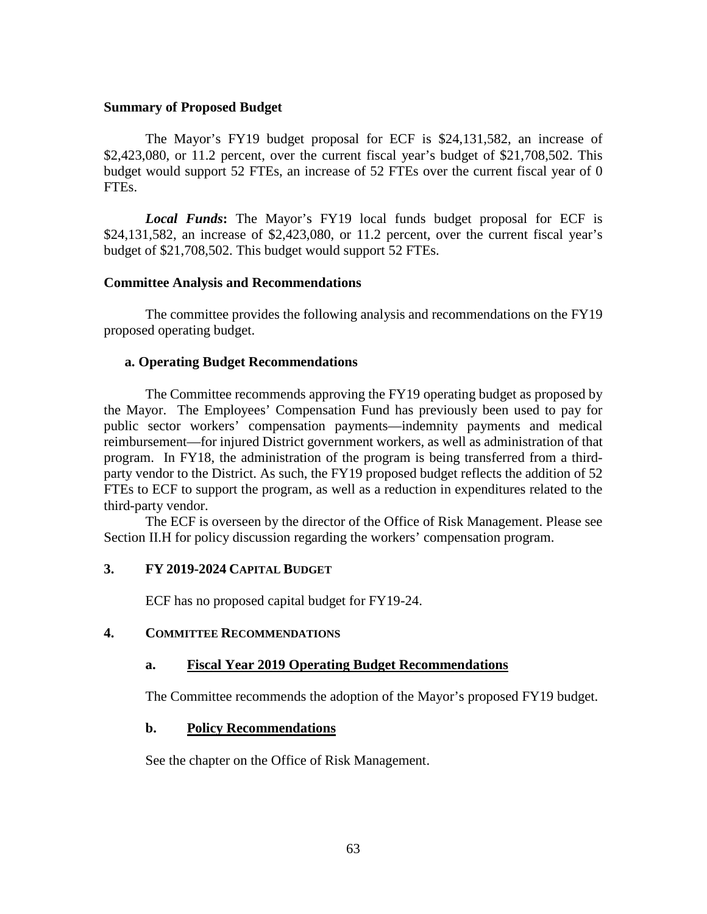**Summary of Proposed Budget**

The Mayor's FY19 budget proposal for ECF is $24,131,582, an increase of $2,423,080, or 11.2 percent, over the current fiscal year's budget of $21,708,502. This budget would support 52 FTEs, an increase of 52 FTEs over the current fiscal year of 0 FTEs.

***Local Funds*****:** The Mayor's FY19 local funds budget proposal for ECF is $24,131,582, an increase of $2,423,080, or 11.2 percent, over the current fiscal year's budget of $21,708,502. This budget would support 52 FTEs.

**Committee Analysis and Recommendations**

The committee provides the following analysis and recommendations on the FY19 proposed operating budget.

**a. Operating Budget Recommendations**

The Committee recommends approving the FY19 operating budget as proposed by the Mayor. The Employees' Compensation Fund has previously been used to pay for public sector workers' compensation payments—indemnity payments and medical reimbursement—for injured District government workers, as well as administration of that program. In FY18, the administration of the program is being transferred from a third-party vendor to the District. As such, the FY19 proposed budget reflects the addition of 52 FTEs to ECF to support the program, as well as a reduction in expenditures related to the third-party vendor.

The ECF is overseen by the director of the Office of Risk Management. Please see Section II.H for policy discussion regarding the workers' compensation program.

## 3. FY 2019-2024 Capital Budget

ECF has no proposed capital budget for FY19-24.

## 4. Committee Recommendations

### a. Fiscal Year 2019 Operating Budget Recommendations

The Committee recommends the adoption of the Mayor's proposed FY19 budget.

### b. Policy Recommendations

See the chapter on the Office of Risk Management.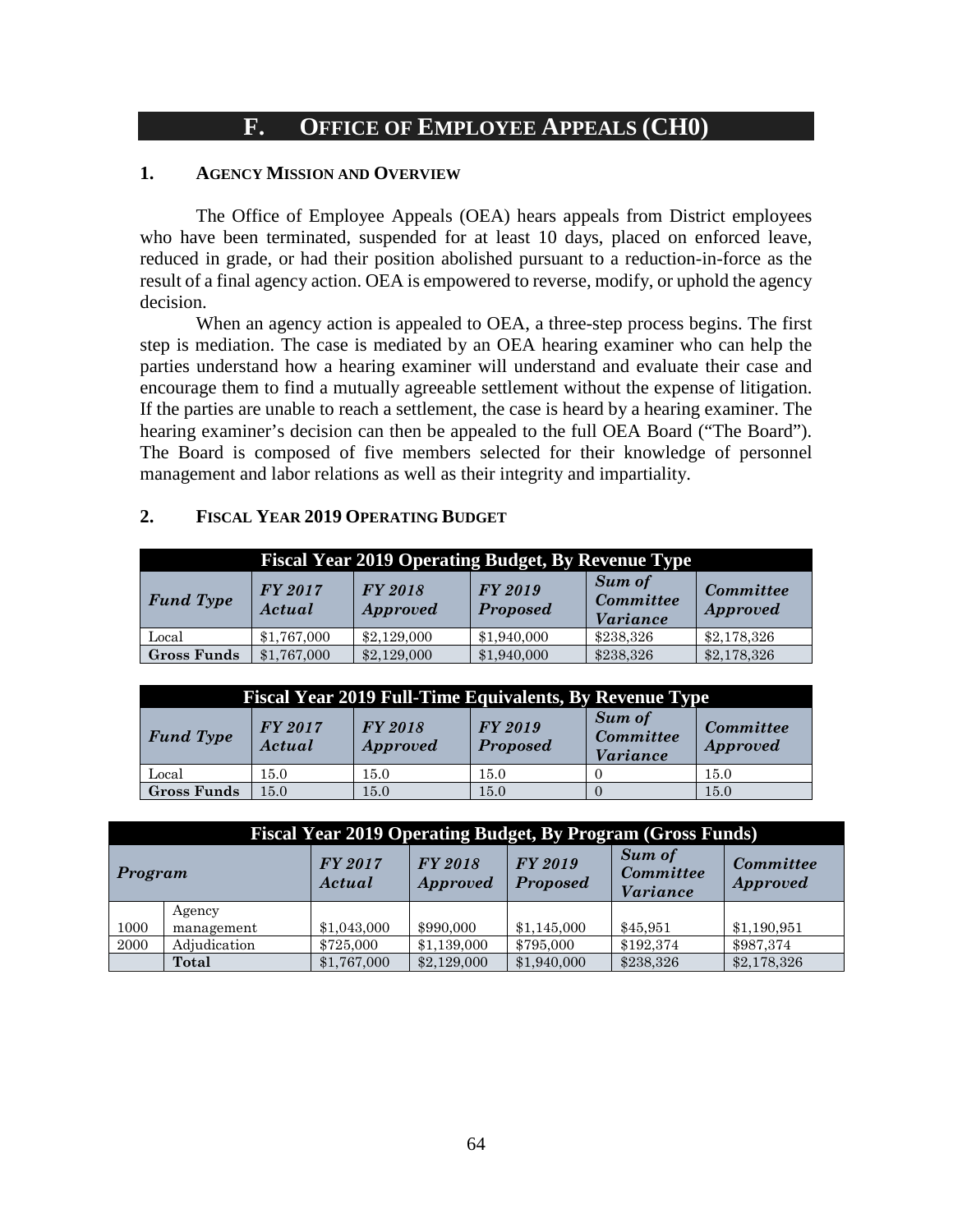## F. OFFICE OF EMPLOYEE APPEALS (CH0)

### 1. AGENCY MISSION AND OVERVIEW

The Office of Employee Appeals (OEA) hears appeals from District employees who have been terminated, suspended for at least 10 days, placed on enforced leave, reduced in grade, or had their position abolished pursuant to a reduction-in-force as the result of a final agency action. OEA is empowered to reverse, modify, or uphold the agency decision.

When an agency action is appealed to OEA, a three-step process begins. The first step is mediation. The case is mediated by an OEA hearing examiner who can help the parties understand how a hearing examiner will understand and evaluate their case and encourage them to find a mutually agreeable settlement without the expense of litigation. If the parties are unable to reach a settlement, the case is heard by a hearing examiner. The hearing examiner's decision can then be appealed to the full OEA Board ("The Board"). The Board is composed of five members selected for their knowledge of personnel management and labor relations as well as their integrity and impartiality.

### 2. FISCAL YEAR 2019 OPERATING BUDGET

**Fiscal Year 2019 Operating Budget, By Revenue Type**

| *Fund Type* | *FY 2017 Actual* | *FY 2018 Approved* | *FY 2019 Proposed* | *Sum of Committee Variance* | *Committee Approved* |
|---|---|---|---|---|---|
| Local | $1,767,000 | $2,129,000 | $1,940,000 | $238,326 | $2,178,326 |
| **Gross Funds** | $1,767,000 | $2,129,000 | $1,940,000 | $238,326 | $2,178,326 |

**Fiscal Year 2019 Full-Time Equivalents, By Revenue Type**

| *Fund Type* | *FY 2017 Actual* | *FY 2018 Approved* | *FY 2019 Proposed* | *Sum of Committee Variance* | *Committee Approved* |
|---|---|---|---|---|---|
| Local | 15.0 | 15.0 | 15.0 | 0 | 15.0 |
| **Gross Funds** | 15.0 | 15.0 | 15.0 | 0 | 15.0 |

**Fiscal Year 2019 Operating Budget, By Program (Gross Funds)**

| *Program* | | *FY 2017 Actual* | *FY 2018 Approved* | *FY 2019 Proposed* | *Sum of Committee Variance* | *Committee Approved* |
|---|---|---|---|---|---|---|
| 1000 | Agency management | $1,043,000 | $990,000 | $1,145,000 | $45,951 | $1,190,951 |
| 2000 | Adjudication | $725,000 | $1,139,000 | $795,000 | $192,374 | $987,374 |
| | **Total** | $1,767,000 | $2,129,000 | $1,940,000 | $238,326 | $2,178,326 |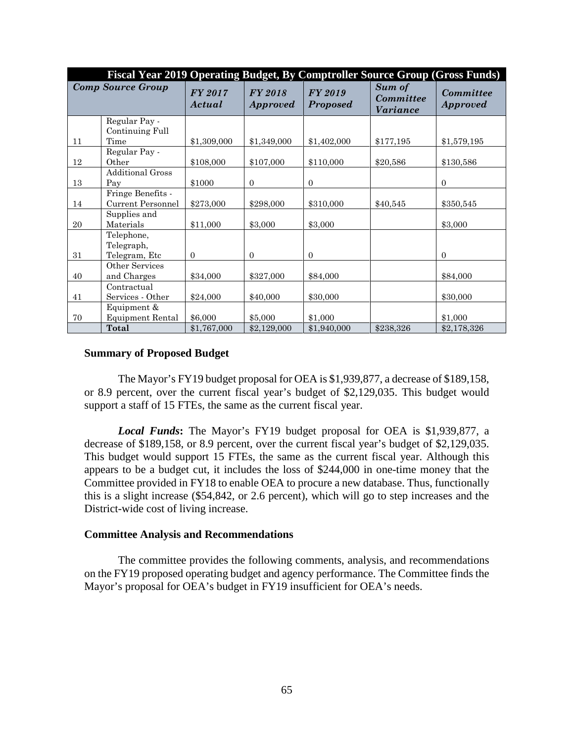| Fiscal Year 2019 Operating Budget, By Comptroller Source Group (Gross Funds) | | | | | | |
|---|---|---|---|---|---|---|
| ***Comp Source Group*** | | ***FY 2017 Actual*** | ***FY 2018 Approved*** | ***FY 2019 Proposed*** | ***Sum of Committee Variance*** | ***Committee Approved*** |
| 11 | Regular Pay - Continuing Full Time | $1,309,000 | $1,349,000 | $1,402,000 | $177,195 | $1,579,195 |
| 12 | Regular Pay - Other | $108,000 | $107,000 | $110,000 | $20,586 | $130,586 |
| 13 | Additional Gross Pay | $1000 | 0 | 0 | | 0 |
| 14 | Fringe Benefits - Current Personnel | $273,000 | $298,000 | $310,000 | $40,545 | $350,545 |
| 20 | Supplies and Materials | $11,000 | $3,000 | $3,000 | | $3,000 |
| 31 | Telephone, Telegraph, Telegram, Etc | 0 | 0 | 0 | | 0 |
| 40 | Other Services and Charges | $34,000 | $327,000 | $84,000 | | $84,000 |
| 41 | Contractual Services - Other | $24,000 | $40,000 | $30,000 | | $30,000 |
| 70 | Equipment & Equipment Rental | $6,000 | $5,000 | $1,000 | | $1,000 |
| | **Total** | $1,767,000 | $2,129,000 | $1,940,000 | $238,326 | $2,178,326 |

**Summary of Proposed Budget**

The Mayor's FY19 budget proposal for OEA is $1,939,877, a decrease of $189,158, or 8.9 percent, over the current fiscal year's budget of $2,129,035. This budget would support a staff of 15 FTEs, the same as the current fiscal year.

***Local Funds*:** The Mayor's FY19 budget proposal for OEA is $1,939,877, a decrease of $189,158, or 8.9 percent, over the current fiscal year's budget of $2,129,035. This budget would support 15 FTEs, the same as the current fiscal year. Although this appears to be a budget cut, it includes the loss of $244,000 in one-time money that the Committee provided in FY18 to enable OEA to procure a new database. Thus, functionally this is a slight increase ($54,842, or 2.6 percent), which will go to step increases and the District-wide cost of living increase.

**Committee Analysis and Recommendations**

The committee provides the following comments, analysis, and recommendations on the FY19 proposed operating budget and agency performance. The Committee finds the Mayor's proposal for OEA's budget in FY19 insufficient for OEA's needs.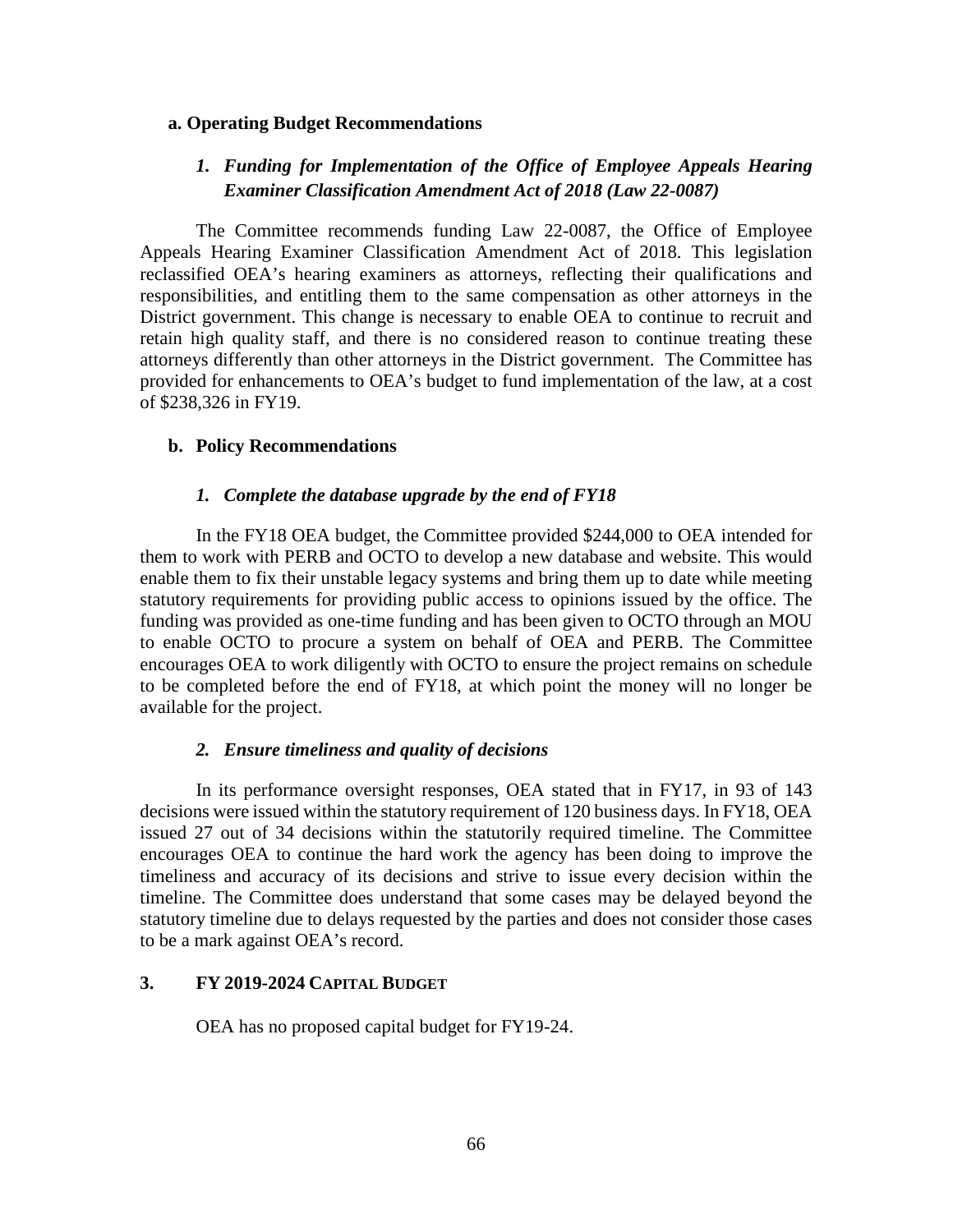**a. Operating Budget Recommendations**

***1. Funding for Implementation of the Office of Employee Appeals Hearing Examiner Classification Amendment Act of 2018 (Law 22-0087)***

The Committee recommends funding Law 22-0087, the Office of Employee Appeals Hearing Examiner Classification Amendment Act of 2018. This legislation reclassified OEA's hearing examiners as attorneys, reflecting their qualifications and responsibilities, and entitling them to the same compensation as other attorneys in the District government. This change is necessary to enable OEA to continue to recruit and retain high quality staff, and there is no considered reason to continue treating these attorneys differently than other attorneys in the District government. The Committee has provided for enhancements to OEA's budget to fund implementation of the law, at a cost of $238,326 in FY19.

**b. Policy Recommendations**

***1. Complete the database upgrade by the end of FY18***

In the FY18 OEA budget, the Committee provided $244,000 to OEA intended for them to work with PERB and OCTO to develop a new database and website. This would enable them to fix their unstable legacy systems and bring them up to date while meeting statutory requirements for providing public access to opinions issued by the office. The funding was provided as one-time funding and has been given to OCTO through an MOU to enable OCTO to procure a system on behalf of OEA and PERB. The Committee encourages OEA to work diligently with OCTO to ensure the project remains on schedule to be completed before the end of FY18, at which point the money will no longer be available for the project.

***2. Ensure timeliness and quality of decisions***

In its performance oversight responses, OEA stated that in FY17, in 93 of 143 decisions were issued within the statutory requirement of 120 business days. In FY18, OEA issued 27 out of 34 decisions within the statutorily required timeline. The Committee encourages OEA to continue the hard work the agency has been doing to improve the timeliness and accuracy of its decisions and strive to issue every decision within the timeline. The Committee does understand that some cases may be delayed beyond the statutory timeline due to delays requested by the parties and does not consider those cases to be a mark against OEA's record.

**3. FY 2019-2024 CAPITAL BUDGET**

OEA has no proposed capital budget for FY19-24.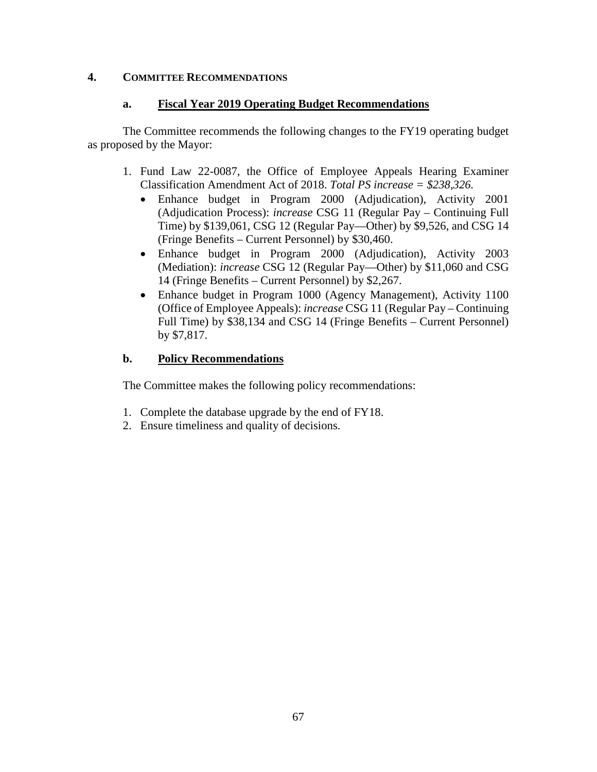## 4. COMMITTEE RECOMMENDATIONS

### a. Fiscal Year 2019 Operating Budget Recommendations

The Committee recommends the following changes to the FY19 operating budget as proposed by the Mayor:

1. Fund Law 22-0087, the Office of Employee Appeals Hearing Examiner Classification Amendment Act of 2018. *Total PS increase = $238,326.*
   - Enhance budget in Program 2000 (Adjudication), Activity 2001 (Adjudication Process): *increase* CSG 11 (Regular Pay – Continuing Full Time) by $139,061, CSG 12 (Regular Pay—Other) by $9,526, and CSG 14 (Fringe Benefits – Current Personnel) by $30,460.
   - Enhance budget in Program 2000 (Adjudication), Activity 2003 (Mediation): *increase* CSG 12 (Regular Pay—Other) by $11,060 and CSG 14 (Fringe Benefits – Current Personnel) by $2,267.
   - Enhance budget in Program 1000 (Agency Management), Activity 1100 (Office of Employee Appeals): *increase* CSG 11 (Regular Pay – Continuing Full Time) by $38,134 and CSG 14 (Fringe Benefits – Current Personnel) by $7,817.

### b. Policy Recommendations

The Committee makes the following policy recommendations:

1. Complete the database upgrade by the end of FY18.
2. Ensure timeliness and quality of decisions.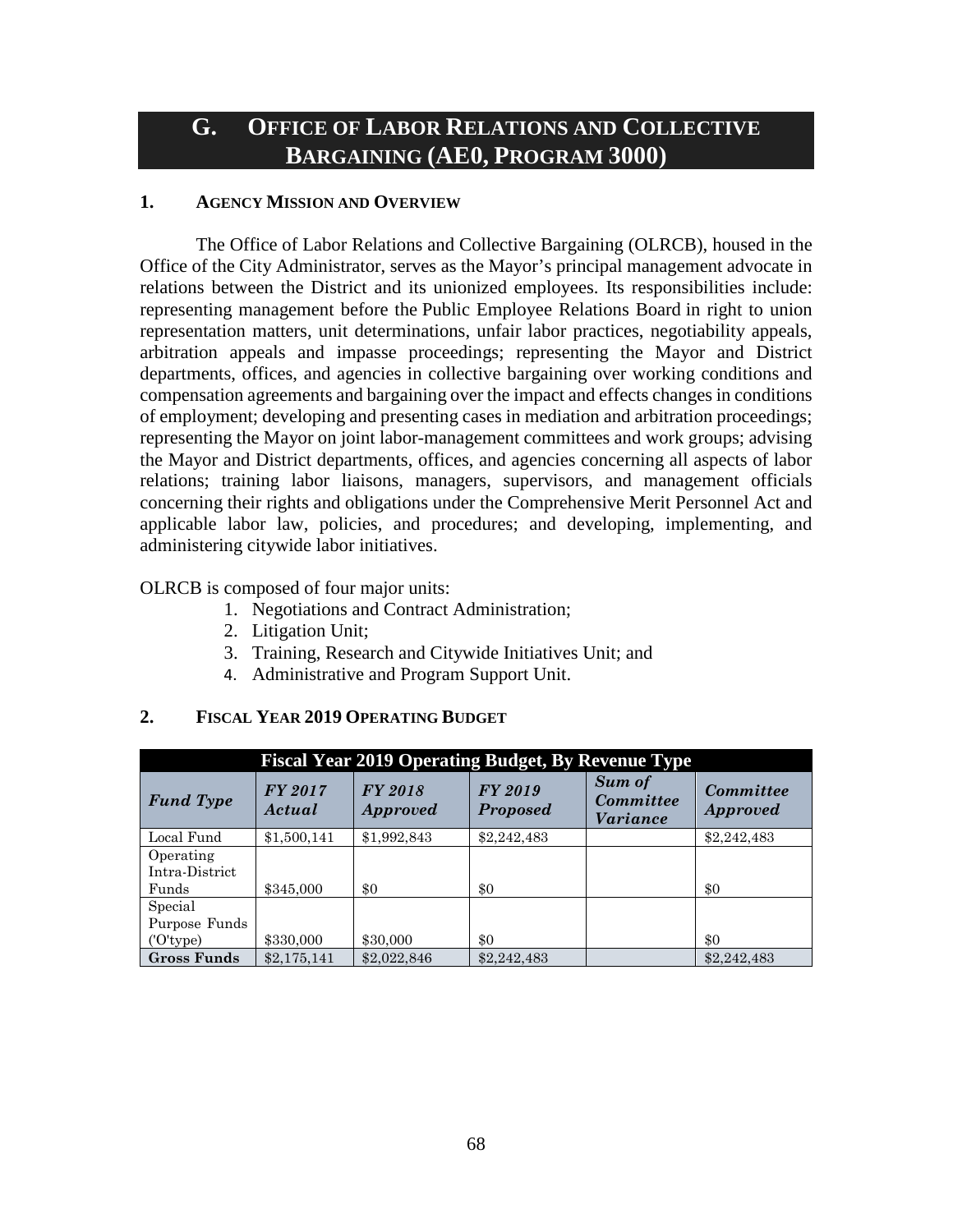## G. OFFICE OF LABOR RELATIONS AND COLLECTIVE BARGAINING (AE0, PROGRAM 3000)

### 1. AGENCY MISSION AND OVERVIEW

The Office of Labor Relations and Collective Bargaining (OLRCB), housed in the Office of the City Administrator, serves as the Mayor's principal management advocate in relations between the District and its unionized employees. Its responsibilities include: representing management before the Public Employee Relations Board in right to union representation matters, unit determinations, unfair labor practices, negotiability appeals, arbitration appeals and impasse proceedings; representing the Mayor and District departments, offices, and agencies in collective bargaining over working conditions and compensation agreements and bargaining over the impact and effects changes in conditions of employment; developing and presenting cases in mediation and arbitration proceedings; representing the Mayor on joint labor-management committees and work groups; advising the Mayor and District departments, offices, and agencies concerning all aspects of labor relations; training labor liaisons, managers, supervisors, and management officials concerning their rights and obligations under the Comprehensive Merit Personnel Act and applicable labor law, policies, and procedures; and developing, implementing, and administering citywide labor initiatives.

OLRCB is composed of four major units:

1. Negotiations and Contract Administration;
2. Litigation Unit;
3. Training, Research and Citywide Initiatives Unit; and
4. Administrative and Program Support Unit.

### 2. FISCAL YEAR 2019 OPERATING BUDGET

| Fiscal Year 2019 Operating Budget, By Revenue Type | | | | | |
|---|---|---|---|---|---|
| ***Fund Type*** | ***FY 2017 Actual*** | ***FY 2018 Approved*** | ***FY 2019 Proposed*** | ***Sum of Committee Variance*** | ***Committee Approved*** |
| Local Fund | $1,500,141 | $1,992,843 | $2,242,483 | | $2,242,483 |
| Operating Intra-District Funds | $345,000 | $0 | $0 | | $0 |
| Special Purpose Funds ('O'type) | $330,000 | $30,000 | $0 | | $0 |
| **Gross Funds** | $2,175,141 | $2,022,846 | $2,242,483 | | $2,242,483 |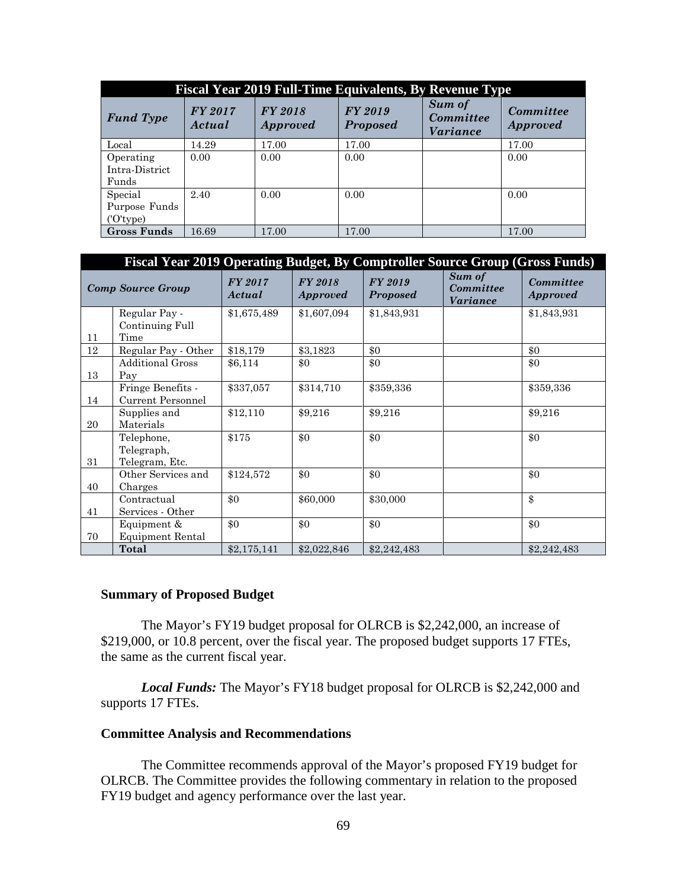| Fiscal Year 2019 Full-Time Equivalents, By Revenue Type | | | | | |
|---|---|---|---|---|---|
| *Fund Type* | *FY 2017 Actual* | *FY 2018 Approved* | *FY 2019 Proposed* | *Sum of Committee Variance* | *Committee Approved* |
| Local | 14.29 | 17.00 | 17.00 | | 17.00 |
| Operating Intra-District Funds | 0.00 | 0.00 | 0.00 | | 0.00 |
| Special Purpose Funds ('O'type) | 2.40 | 0.00 | 0.00 | | 0.00 |
| **Gross Funds** | 16.69 | 17.00 | 17.00 | | 17.00 |

| Fiscal Year 2019 Operating Budget, By Comptroller Source Group (Gross Funds) | | | | | | |
|---|---|---|---|---|---|---|
| *Comp Source Group* | | *FY 2017 Actual* | *FY 2018 Approved* | *FY 2019 Proposed* | *Sum of Committee Variance* | *Committee Approved* |
| 11 | Regular Pay - Continuing Full Time | $1,675,489 | $1,607,094 | $1,843,931 | | $1,843,931 |
| 12 | Regular Pay - Other | $18,179 | $3,1823 | $0 | | $0 |
| 13 | Additional Gross Pay | $6,114 | $0 | $0 | | $0 |
| 14 | Fringe Benefits - Current Personnel | $337,057 | $314,710 | $359,336 | | $359,336 |
| 20 | Supplies and Materials | $12,110 | $9,216 | $9,216 | | $9,216 |
| 31 | Telephone, Telegraph, Telegram, Etc. | $175 | $0 | $0 | | $0 |
| 40 | Other Services and Charges | $124,572 | $0 | $0 | | $0 |
| 41 | Contractual Services - Other | $0 | $60,000 | $30,000 | | $ |
| 70 | Equipment & Equipment Rental | $0 | $0 | $0 | | $0 |
| | **Total** | $2,175,141 | $2,022,846 | $2,242,483 | | $2,242,483 |

### Summary of Proposed Budget

The Mayor's FY19 budget proposal for OLRCB is $2,242,000, an increase of $219,000, or 10.8 percent, over the fiscal year. The proposed budget supports 17 FTEs, the same as the current fiscal year.

***Local Funds:*** The Mayor's FY18 budget proposal for OLRCB is $2,242,000 and supports 17 FTEs.

### Committee Analysis and Recommendations

The Committee recommends approval of the Mayor's proposed FY19 budget for OLRCB. The Committee provides the following commentary in relation to the proposed FY19 budget and agency performance over the last year.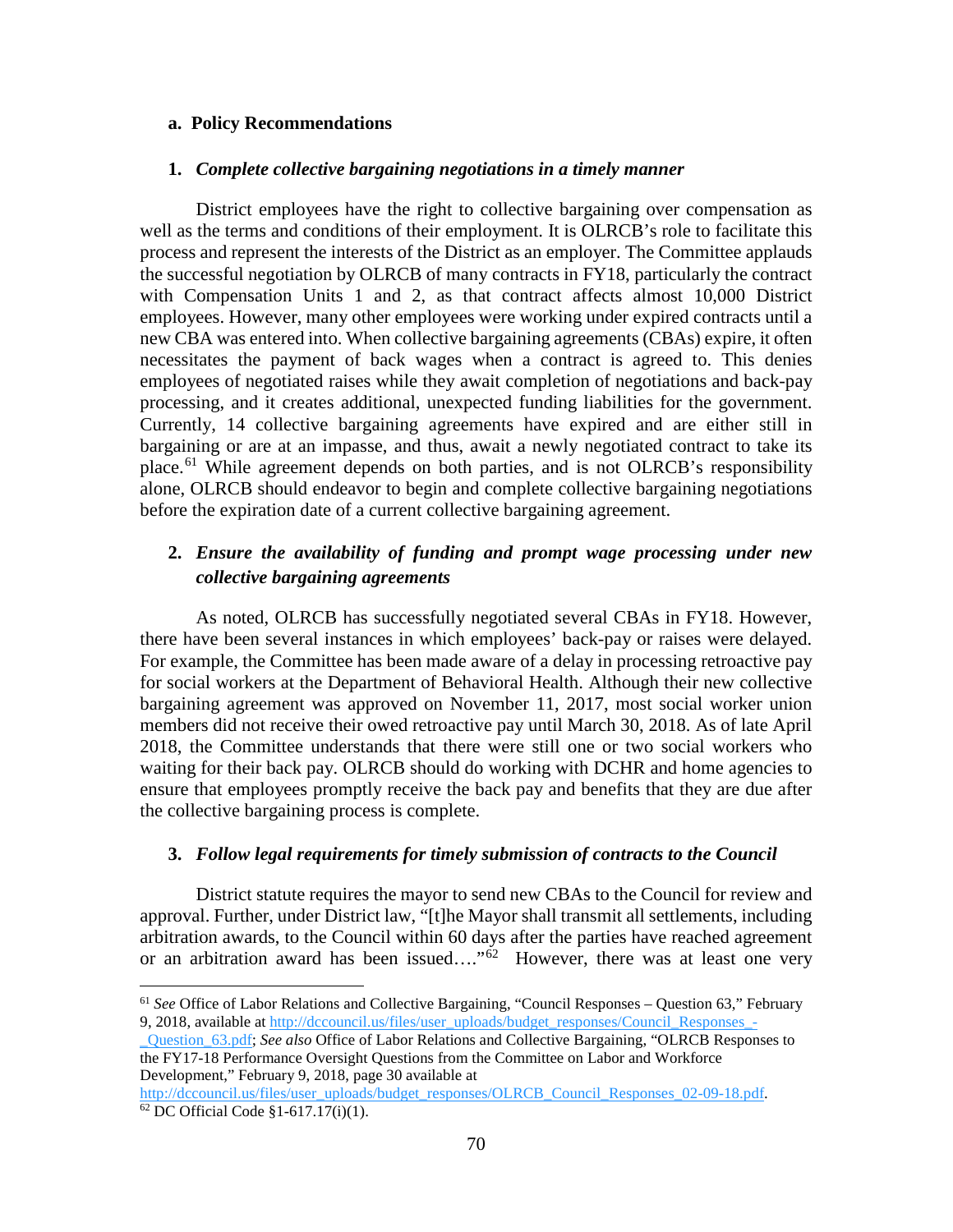#### a. Policy Recommendations

**1. *Complete collective bargaining negotiations in a timely manner***

District employees have the right to collective bargaining over compensation as well as the terms and conditions of their employment. It is OLRCB's role to facilitate this process and represent the interests of the District as an employer. The Committee applauds the successful negotiation by OLRCB of many contracts in FY18, particularly the contract with Compensation Units 1 and 2, as that contract affects almost 10,000 District employees. However, many other employees were working under expired contracts until a new CBA was entered into. When collective bargaining agreements (CBAs) expire, it often necessitates the payment of back wages when a contract is agreed to. This denies employees of negotiated raises while they await completion of negotiations and back-pay processing, and it creates additional, unexpected funding liabilities for the government. Currently, 14 collective bargaining agreements have expired and are either still in bargaining or are at an impasse, and thus, await a newly negotiated contract to take its place.[61] While agreement depends on both parties, and is not OLRCB's responsibility alone, OLRCB should endeavor to begin and complete collective bargaining negotiations before the expiration date of a current collective bargaining agreement.

**2. *Ensure the availability of funding and prompt wage processing under new collective bargaining agreements***

As noted, OLRCB has successfully negotiated several CBAs in FY18. However, there have been several instances in which employees' back-pay or raises were delayed. For example, the Committee has been made aware of a delay in processing retroactive pay for social workers at the Department of Behavioral Health. Although their new collective bargaining agreement was approved on November 11, 2017, most social worker union members did not receive their owed retroactive pay until March 30, 2018. As of late April 2018, the Committee understands that there were still one or two social workers who waiting for their back pay. OLRCB should do working with DCHR and home agencies to ensure that employees promptly receive the back pay and benefits that they are due after the collective bargaining process is complete.

**3. *Follow legal requirements for timely submission of contracts to the Council***

District statute requires the mayor to send new CBAs to the Council for review and approval. Further, under District law, "[t]he Mayor shall transmit all settlements, including arbitration awards, to the Council within 60 days after the parties have reached agreement or an arbitration award has been issued…."[62] However, there was at least one very

---

[61] *See* Office of Labor Relations and Collective Bargaining, "Council Responses – Question 63," February 9, 2018, available at http://dccouncil.us/files/user_uploads/budget_responses/Council_Responses_-_Question_63.pdf; *See also* Office of Labor Relations and Collective Bargaining, "OLRCB Responses to the FY17-18 Performance Oversight Questions from the Committee on Labor and Workforce Development," February 9, 2018, page 30 available at http://dccouncil.us/files/user_uploads/budget_responses/OLRCB_Council_Responses_02-09-18.pdf.

[62] DC Official Code §1-617.17(i)(1).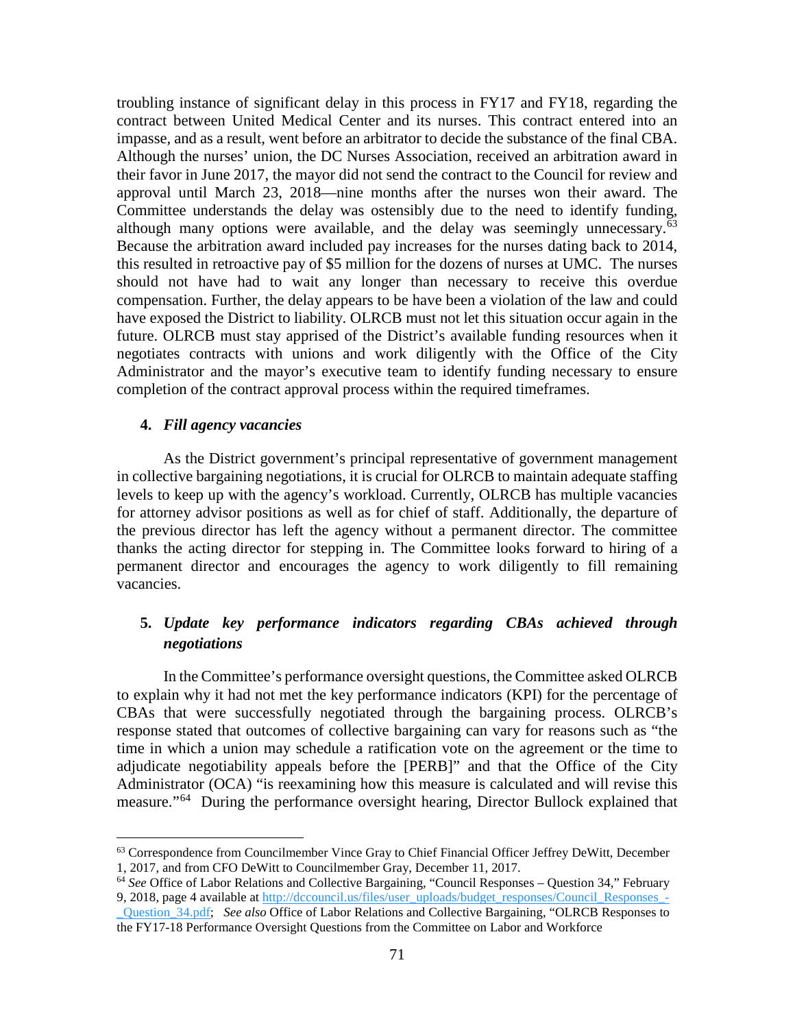troubling instance of significant delay in this process in FY17 and FY18, regarding the contract between United Medical Center and its nurses. This contract entered into an impasse, and as a result, went before an arbitrator to decide the substance of the final CBA. Although the nurses' union, the DC Nurses Association, received an arbitration award in their favor in June 2017, the mayor did not send the contract to the Council for review and approval until March 23, 2018—nine months after the nurses won their award. The Committee understands the delay was ostensibly due to the need to identify funding, although many options were available, and the delay was seemingly unnecessary.[63] Because the arbitration award included pay increases for the nurses dating back to 2014, this resulted in retroactive pay of $5 million for the dozens of nurses at UMC. The nurses should not have had to wait any longer than necessary to receive this overdue compensation. Further, the delay appears to be have been a violation of the law and could have exposed the District to liability. OLRCB must not let this situation occur again in the future. OLRCB must stay apprised of the District's available funding resources when it negotiates contracts with unions and work diligently with the Office of the City Administrator and the mayor's executive team to identify funding necessary to ensure completion of the contract approval process within the required timeframes.

#### 4. *Fill agency vacancies*

As the District government's principal representative of government management in collective bargaining negotiations, it is crucial for OLRCB to maintain adequate staffing levels to keep up with the agency's workload. Currently, OLRCB has multiple vacancies for attorney advisor positions as well as for chief of staff. Additionally, the departure of the previous director has left the agency without a permanent director. The committee thanks the acting director for stepping in. The Committee looks forward to hiring of a permanent director and encourages the agency to work diligently to fill remaining vacancies.

#### 5. *Update key performance indicators regarding CBAs achieved through negotiations*

In the Committee's performance oversight questions, the Committee asked OLRCB to explain why it had not met the key performance indicators (KPI) for the percentage of CBAs that were successfully negotiated through the bargaining process. OLRCB's response stated that outcomes of collective bargaining can vary for reasons such as "the time in which a union may schedule a ratification vote on the agreement or the time to adjudicate negotiability appeals before the [PERB]" and that the Office of the City Administrator (OCA) "is reexamining how this measure is calculated and will revise this measure."[64] During the performance oversight hearing, Director Bullock explained that

---

[63] Correspondence from Councilmember Vince Gray to Chief Financial Officer Jeffrey DeWitt, December 1, 2017, and from CFO DeWitt to Councilmember Gray, December 11, 2017.

[64] *See* Office of Labor Relations and Collective Bargaining, "Council Responses – Question 34," February 9, 2018, page 4 available at http://dccouncil.us/files/user_uploads/budget_responses/Council_Responses_-_Question_34.pdf; *See also* Office of Labor Relations and Collective Bargaining, "OLRCB Responses to the FY17-18 Performance Oversight Questions from the Committee on Labor and Workforce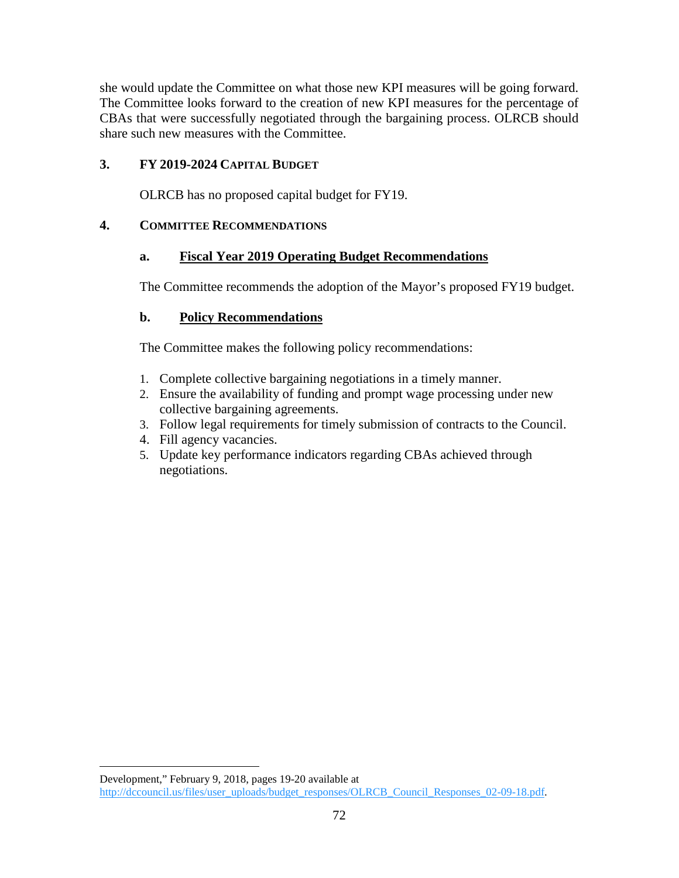she would update the Committee on what those new KPI measures will be going forward. The Committee looks forward to the creation of new KPI measures for the percentage of CBAs that were successfully negotiated through the bargaining process. OLRCB should share such new measures with the Committee.

## 3. FY 2019-2024 CAPITAL BUDGET

OLRCB has no proposed capital budget for FY19.

## 4. COMMITTEE RECOMMENDATIONS

### a. Fiscal Year 2019 Operating Budget Recommendations

The Committee recommends the adoption of the Mayor's proposed FY19 budget.

### b. Policy Recommendations

The Committee makes the following policy recommendations:

1. Complete collective bargaining negotiations in a timely manner.
2. Ensure the availability of funding and prompt wage processing under new collective bargaining agreements.
3. Follow legal requirements for timely submission of contracts to the Council.
4. Fill agency vacancies.
5. Update key performance indicators regarding CBAs achieved through negotiations.

---

Development," February 9, 2018, pages 19-20 available at http://dccouncil.us/files/user_uploads/budget_responses/OLRCB_Council_Responses_02-09-18.pdf.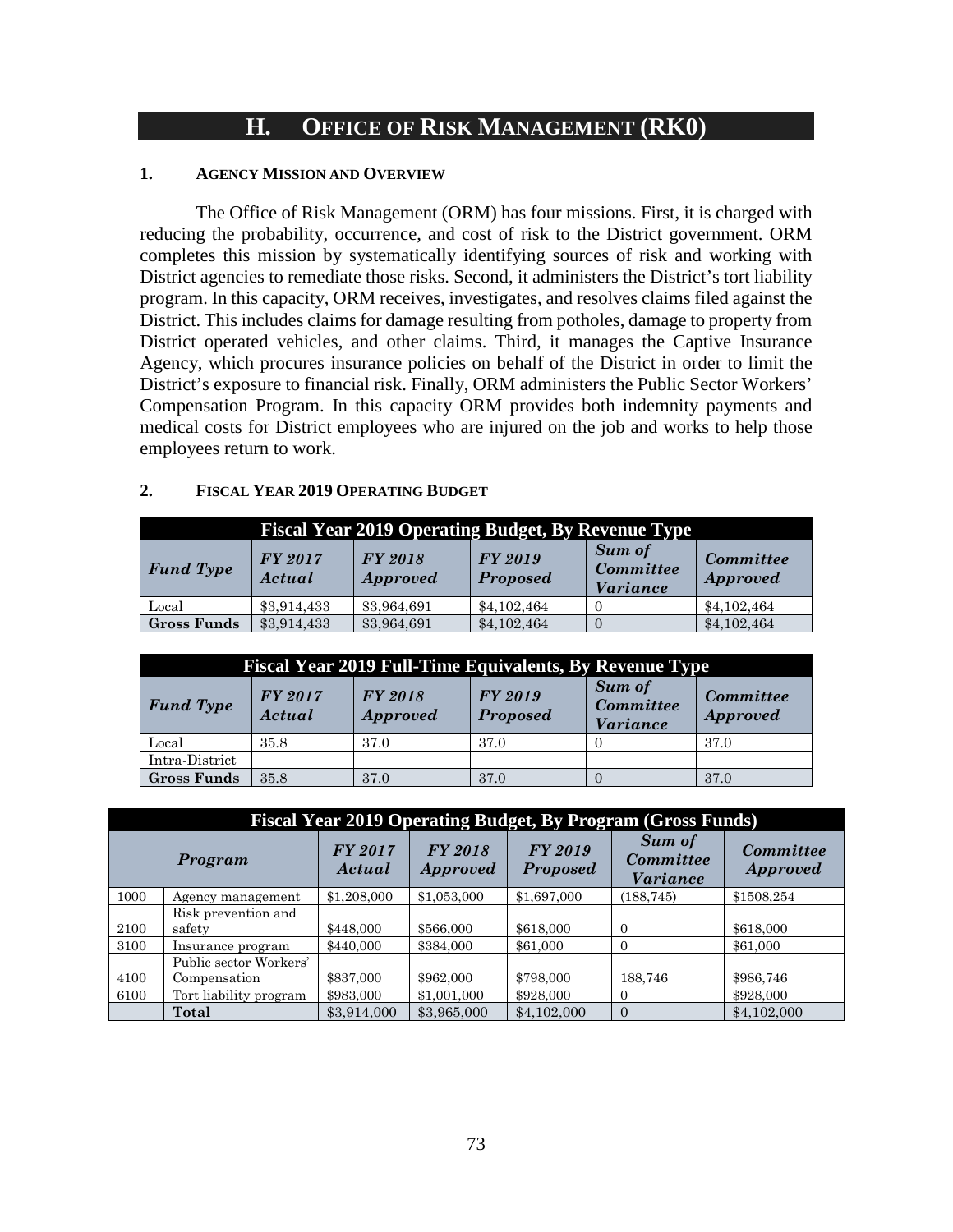## H. OFFICE OF RISK MANAGEMENT (RK0)

### 1. AGENCY MISSION AND OVERVIEW

The Office of Risk Management (ORM) has four missions. First, it is charged with reducing the probability, occurrence, and cost of risk to the District government. ORM completes this mission by systematically identifying sources of risk and working with District agencies to remediate those risks. Second, it administers the District's tort liability program. In this capacity, ORM receives, investigates, and resolves claims filed against the District. This includes claims for damage resulting from potholes, damage to property from District operated vehicles, and other claims. Third, it manages the Captive Insurance Agency, which procures insurance policies on behalf of the District in order to limit the District's exposure to financial risk. Finally, ORM administers the Public Sector Workers' Compensation Program. In this capacity ORM provides both indemnity payments and medical costs for District employees who are injured on the job and works to help those employees return to work.

### 2. FISCAL YEAR 2019 OPERATING BUDGET

**Fiscal Year 2019 Operating Budget, By Revenue Type**

| *Fund Type* | *FY 2017 Actual* | *FY 2018 Approved* | *FY 2019 Proposed* | *Sum of Committee Variance* | *Committee Approved* |
|---|---|---|---|---|---|
| Local | $3,914,433 | $3,964,691 | $4,102,464 | 0 | $4,102,464 |
| **Gross Funds** | $3,914,433 | $3,964,691 | $4,102,464 | 0 | $4,102,464 |

**Fiscal Year 2019 Full-Time Equivalents, By Revenue Type**

| *Fund Type* | *FY 2017 Actual* | *FY 2018 Approved* | *FY 2019 Proposed* | *Sum of Committee Variance* | *Committee Approved* |
|---|---|---|---|---|---|
| Local | 35.8 | 37.0 | 37.0 | 0 | 37.0 |
| Intra-District | | | | | |
| **Gross Funds** | 35.8 | 37.0 | 37.0 | 0 | 37.0 |

**Fiscal Year 2019 Operating Budget, By Program (Gross Funds)**

| | *Program* | *FY 2017 Actual* | *FY 2018 Approved* | *FY 2019 Proposed* | *Sum of Committee Variance* | *Committee Approved* |
|---|---|---|---|---|---|---|
| 1000 | Agency management | $1,208,000 | $1,053,000 | $1,697,000 | (188,745) | $1508,254 |
| 2100 | Risk prevention and safety | $448,000 | $566,000 | $618,000 | 0 | $618,000 |
| 3100 | Insurance program | $440,000 | $384,000 | $61,000 | 0 | $61,000 |
| 4100 | Public sector Workers' Compensation | $837,000 | $962,000 | $798,000 | 188,746 | $986,746 |
| 6100 | Tort liability program | $983,000 | $1,001,000 | $928,000 | 0 | $928,000 |
| | **Total** | $3,914,000 | $3,965,000 | $4,102,000 | 0 | $4,102,000 |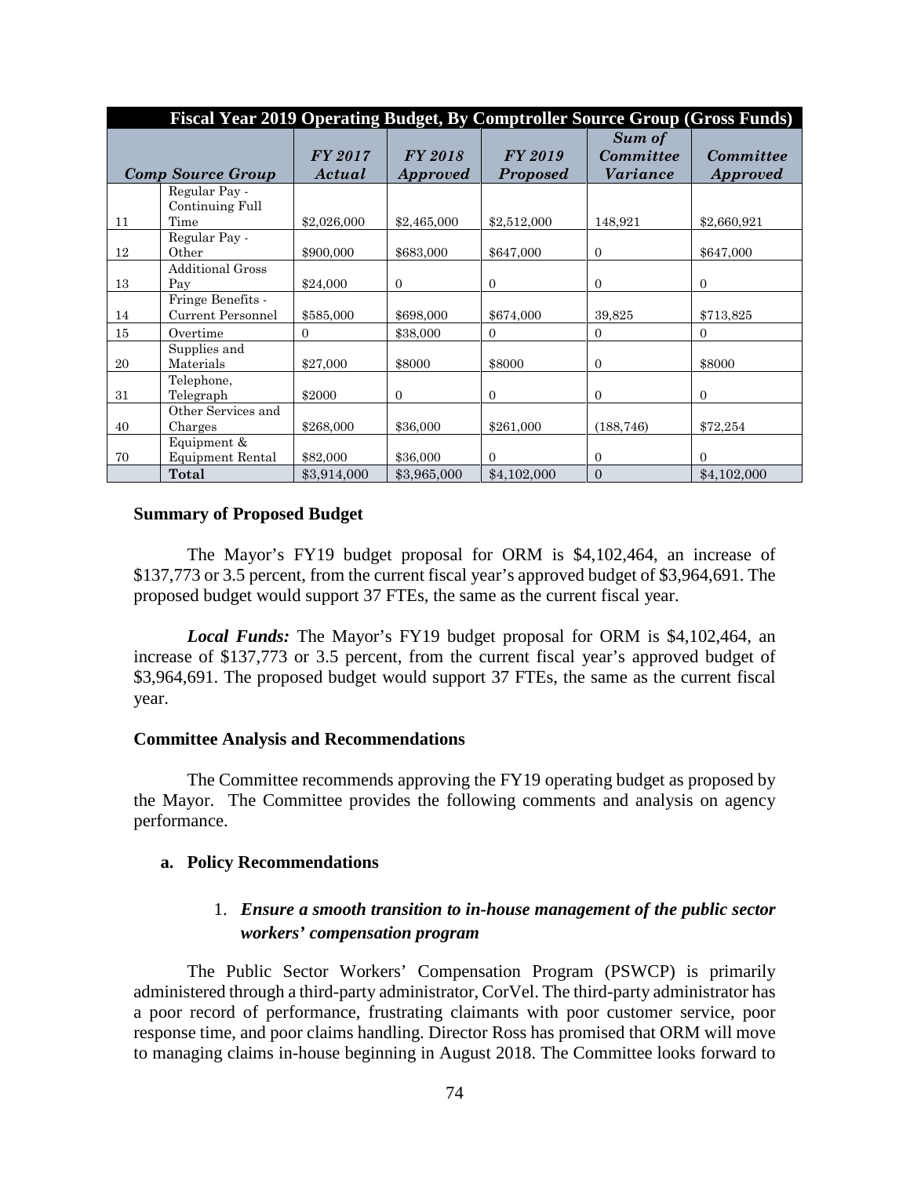| Fiscal Year 2019 Operating Budget, By Comptroller Source Group (Gross Funds) | | | | | | |
|---|---|---|---|---|---|---|
| ***Comp Source Group*** | | ***FY 2017 Actual*** | ***FY 2018 Approved*** | ***FY 2019 Proposed*** | ***Sum of Committee Variance*** | ***Committee Approved*** |
| 11 | Regular Pay - Continuing Full Time | $2,026,000 | $2,465,000 | $2,512,000 | 148,921 | $2,660,921 |
| 12 | Regular Pay - Other | $900,000 | $683,000 | $647,000 | 0 | $647,000 |
| 13 | Additional Gross Pay | $24,000 | 0 | 0 | 0 | 0 |
| 14 | Fringe Benefits - Current Personnel | $585,000 | $698,000 | $674,000 | 39,825 | $713,825 |
| 15 | Overtime | 0 | $38,000 | 0 | 0 | 0 |
| 20 | Supplies and Materials | $27,000 | $8000 | $8000 | 0 | $8000 |
| 31 | Telephone, Telegraph | $2000 | 0 | 0 | 0 | 0 |
| 40 | Other Services and Charges | $268,000 | $36,000 | $261,000 | (188,746) | $72,254 |
| 70 | Equipment & Equipment Rental | $82,000 | $36,000 | 0 | 0 | 0 |
| | **Total** | $3,914,000 | $3,965,000 | $4,102,000 | 0 | $4,102,000 |

**Summary of Proposed Budget**

The Mayor's FY19 budget proposal for ORM is $4,102,464, an increase of $137,773 or 3.5 percent, from the current fiscal year's approved budget of $3,964,691. The proposed budget would support 37 FTEs, the same as the current fiscal year.

***Local Funds:*** The Mayor's FY19 budget proposal for ORM is $4,102,464, an increase of $137,773 or 3.5 percent, from the current fiscal year's approved budget of $3,964,691. The proposed budget would support 37 FTEs, the same as the current fiscal year.

**Committee Analysis and Recommendations**

The Committee recommends approving the FY19 operating budget as proposed by the Mayor. The Committee provides the following comments and analysis on agency performance.

**a. Policy Recommendations**

1. ***Ensure a smooth transition to in-house management of the public sector workers' compensation program***

The Public Sector Workers' Compensation Program (PSWCP) is primarily administered through a third-party administrator, CorVel. The third-party administrator has a poor record of performance, frustrating claimants with poor customer service, poor response time, and poor claims handling. Director Ross has promised that ORM will move to managing claims in-house beginning in August 2018. The Committee looks forward to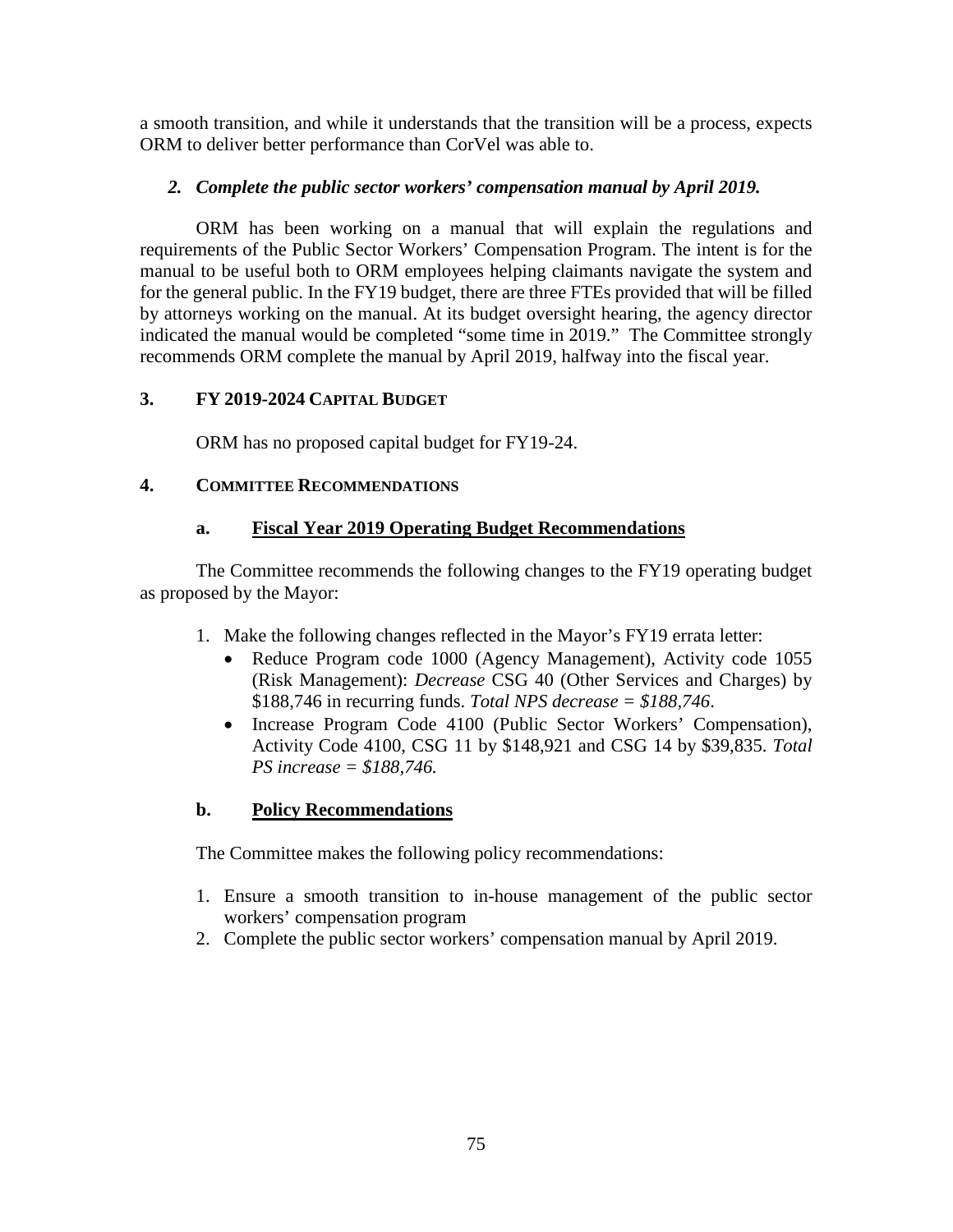a smooth transition, and while it understands that the transition will be a process, expects ORM to deliver better performance than CorVel was able to.

*2. Complete the public sector workers' compensation manual by April 2019.*

ORM has been working on a manual that will explain the regulations and requirements of the Public Sector Workers' Compensation Program. The intent is for the manual to be useful both to ORM employees helping claimants navigate the system and for the general public. In the FY19 budget, there are three FTEs provided that will be filled by attorneys working on the manual. At its budget oversight hearing, the agency director indicated the manual would be completed "some time in 2019." The Committee strongly recommends ORM complete the manual by April 2019, halfway into the fiscal year.

## 3. FY 2019-2024 Capital Budget

ORM has no proposed capital budget for FY19-24.

## 4. Committee Recommendations

### a. Fiscal Year 2019 Operating Budget Recommendations

The Committee recommends the following changes to the FY19 operating budget as proposed by the Mayor:

1. Make the following changes reflected in the Mayor's FY19 errata letter:
   - Reduce Program code 1000 (Agency Management), Activity code 1055 (Risk Management): *Decrease* CSG 40 (Other Services and Charges) by $188,746 in recurring funds. *Total NPS decrease = $188,746*.
   - Increase Program Code 4100 (Public Sector Workers' Compensation), Activity Code 4100, CSG 11 by $148,921 and CSG 14 by $39,835. *Total PS increase = $188,746.*

### b. Policy Recommendations

The Committee makes the following policy recommendations:

1. Ensure a smooth transition to in-house management of the public sector workers' compensation program
2. Complete the public sector workers' compensation manual by April 2019.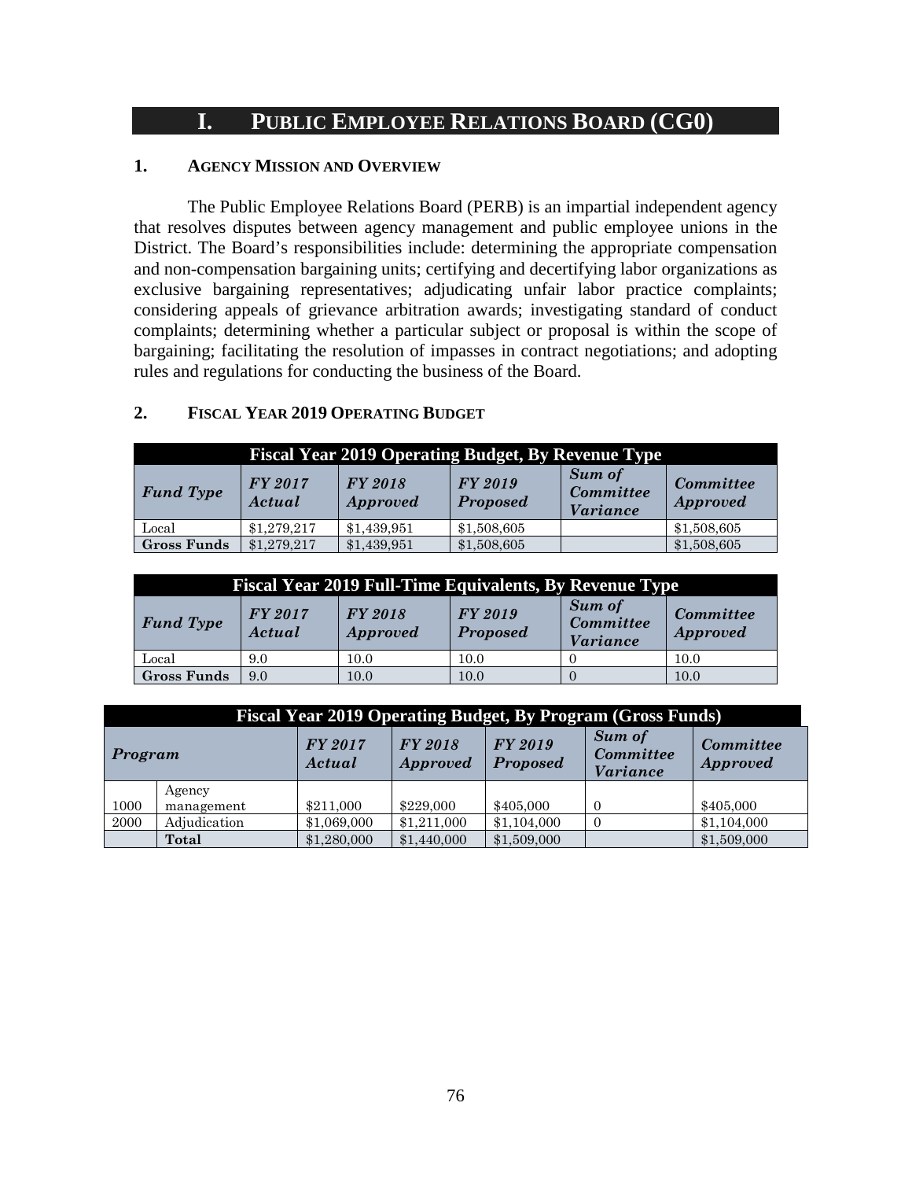# I. PUBLIC EMPLOYEE RELATIONS BOARD (CG0)

## 1. AGENCY MISSION AND OVERVIEW

The Public Employee Relations Board (PERB) is an impartial independent agency that resolves disputes between agency management and public employee unions in the District. The Board's responsibilities include: determining the appropriate compensation and non-compensation bargaining units; certifying and decertifying labor organizations as exclusive bargaining representatives; adjudicating unfair labor practice complaints; considering appeals of grievance arbitration awards; investigating standard of conduct complaints; determining whether a particular subject or proposal is within the scope of bargaining; facilitating the resolution of impasses in contract negotiations; and adopting rules and regulations for conducting the business of the Board.

## 2. FISCAL YEAR 2019 OPERATING BUDGET

**Fiscal Year 2019 Operating Budget, By Revenue Type**

| *Fund Type* | *FY 2017 Actual* | *FY 2018 Approved* | *FY 2019 Proposed* | *Sum of Committee Variance* | *Committee Approved* |
|---|---|---|---|---|---|
| Local | $1,279,217 | $1,439,951 | $1,508,605 | | $1,508,605 |
| **Gross Funds** | $1,279,217 | $1,439,951 | $1,508,605 | | $1,508,605 |

**Fiscal Year 2019 Full-Time Equivalents, By Revenue Type**

| *Fund Type* | *FY 2017 Actual* | *FY 2018 Approved* | *FY 2019 Proposed* | *Sum of Committee Variance* | *Committee Approved* |
|---|---|---|---|---|---|
| Local | 9.0 | 10.0 | 10.0 | 0 | 10.0 |
| **Gross Funds** | 9.0 | 10.0 | 10.0 | 0 | 10.0 |

**Fiscal Year 2019 Operating Budget, By Program (Gross Funds)**

| *Program* | | *FY 2017 Actual* | *FY 2018 Approved* | *FY 2019 Proposed* | *Sum of Committee Variance* | *Committee Approved* |
|---|---|---|---|---|---|---|
| 1000 | Agency management | $211,000 | $229,000 | $405,000 | 0 | $405,000 |
| 2000 | Adjudication | $1,069,000 | $1,211,000 | $1,104,000 | 0 | $1,104,000 |
| | **Total** | $1,280,000 | $1,440,000 | $1,509,000 | | $1,509,000 |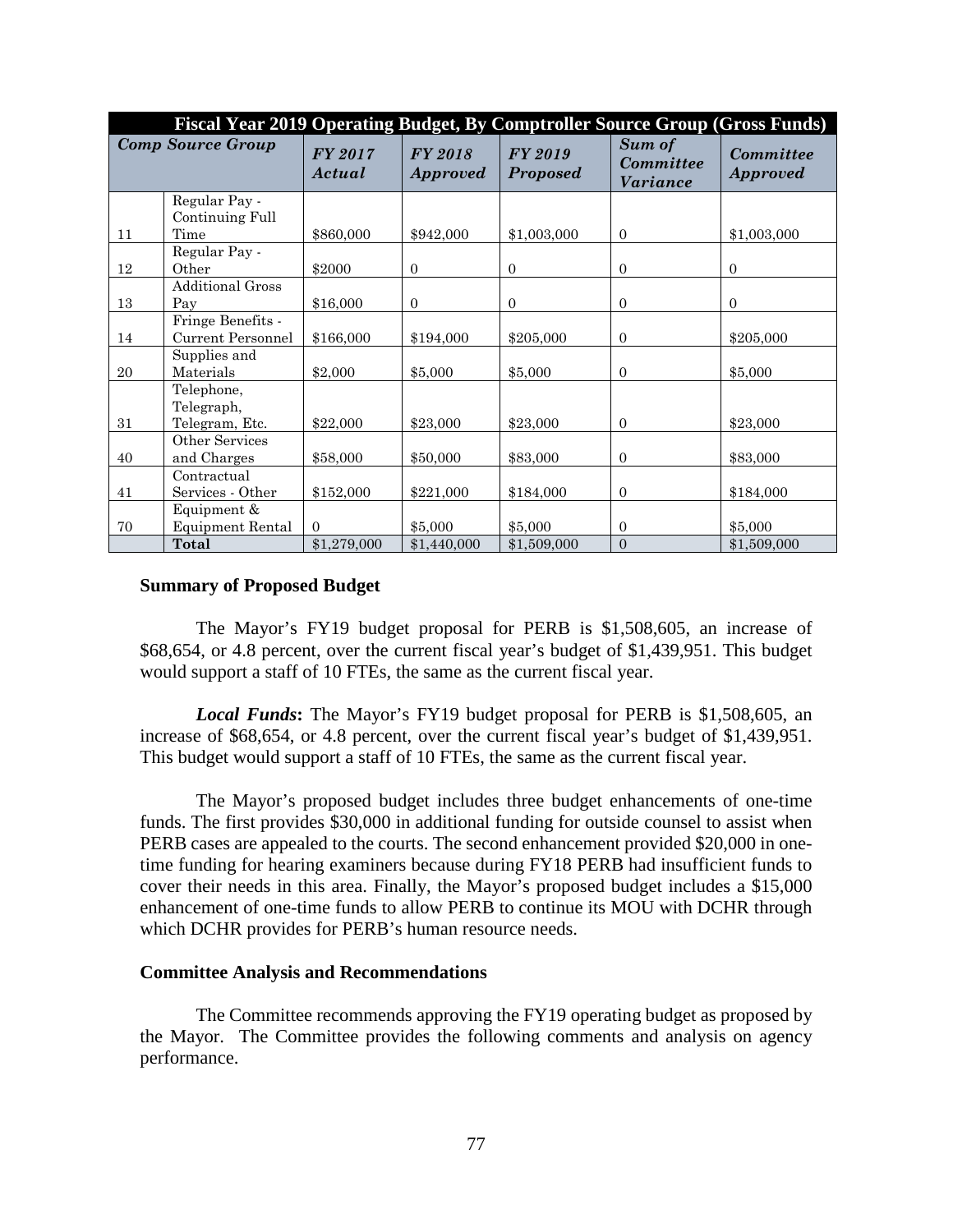| Fiscal Year 2019 Operating Budget, By Comptroller Source Group (Gross Funds) | | | | | | |
|---|---|---|---|---|---|---|
| ***Comp Source Group*** | | ***FY 2017 Actual*** | ***FY 2018 Approved*** | ***FY 2019 Proposed*** | ***Sum of Committee Variance*** | ***Committee Approved*** |
| 11 | Regular Pay - Continuing Full Time | $860,000 | $942,000 | $1,003,000 | 0 | $1,003,000 |
| 12 | Regular Pay - Other | $2000 | 0 | 0 | 0 | 0 |
| 13 | Additional Gross Pay | $16,000 | 0 | 0 | 0 | 0 |
| 14 | Fringe Benefits - Current Personnel | $166,000 | $194,000 | $205,000 | 0 | $205,000 |
| 20 | Supplies and Materials | $2,000 | $5,000 | $5,000 | 0 | $5,000 |
| 31 | Telephone, Telegraph, Telegram, Etc. | $22,000 | $23,000 | $23,000 | 0 | $23,000 |
| 40 | Other Services and Charges | $58,000 | $50,000 | $83,000 | 0 | $83,000 |
| 41 | Contractual Services - Other | $152,000 | $221,000 | $184,000 | 0 | $184,000 |
| 70 | Equipment & Equipment Rental | 0 | $5,000 | $5,000 | 0 | $5,000 |
| | **Total** | $1,279,000 | $1,440,000 | $1,509,000 | 0 | $1,509,000 |

**Summary of Proposed Budget**

The Mayor's FY19 budget proposal for PERB is $1,508,605, an increase of $68,654, or 4.8 percent, over the current fiscal year's budget of $1,439,951. This budget would support a staff of 10 FTEs, the same as the current fiscal year.

***Local Funds*:** The Mayor's FY19 budget proposal for PERB is $1,508,605, an increase of $68,654, or 4.8 percent, over the current fiscal year's budget of $1,439,951. This budget would support a staff of 10 FTEs, the same as the current fiscal year.

The Mayor's proposed budget includes three budget enhancements of one-time funds. The first provides $30,000 in additional funding for outside counsel to assist when PERB cases are appealed to the courts. The second enhancement provided $20,000 in one-time funding for hearing examiners because during FY18 PERB had insufficient funds to cover their needs in this area. Finally, the Mayor's proposed budget includes a $15,000 enhancement of one-time funds to allow PERB to continue its MOU with DCHR through which DCHR provides for PERB's human resource needs.

**Committee Analysis and Recommendations**

The Committee recommends approving the FY19 operating budget as proposed by the Mayor. The Committee provides the following comments and analysis on agency performance.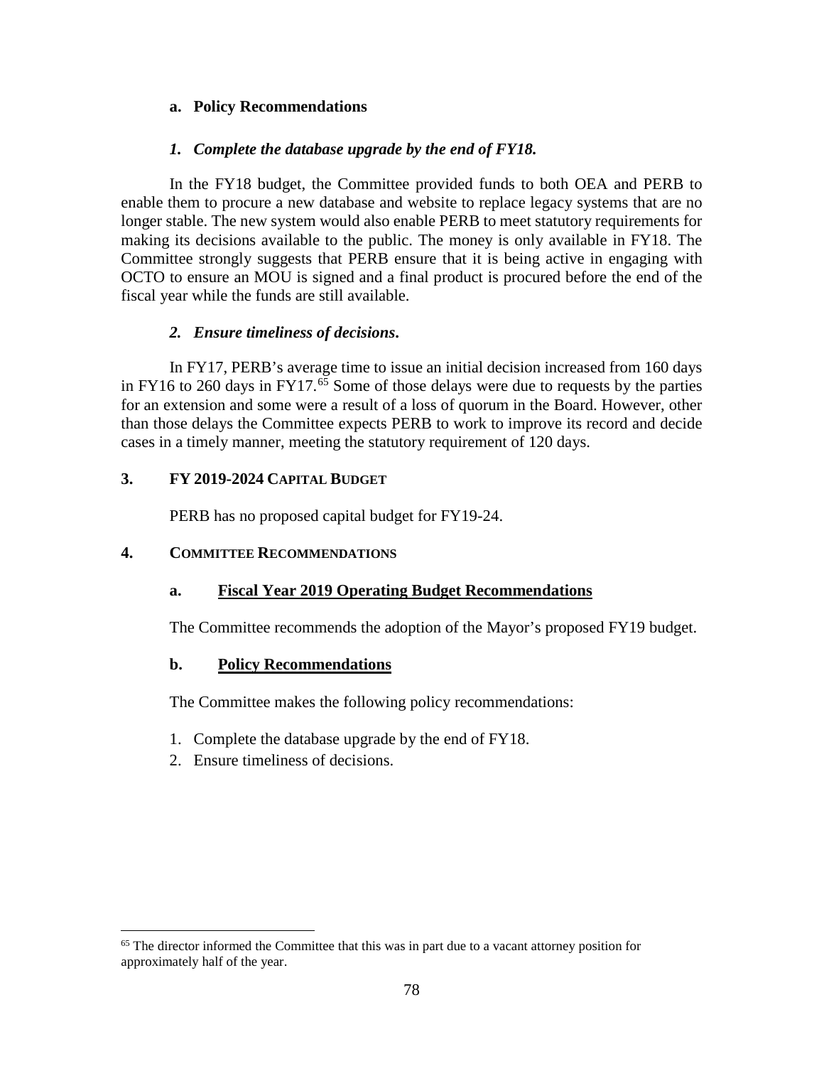#### a. Policy Recommendations

##### *1. Complete the database upgrade by the end of FY18.*

In the FY18 budget, the Committee provided funds to both OEA and PERB to enable them to procure a new database and website to replace legacy systems that are no longer stable. The new system would also enable PERB to meet statutory requirements for making its decisions available to the public. The money is only available in FY18. The Committee strongly suggests that PERB ensure that it is being active in engaging with OCTO to ensure an MOU is signed and a final product is procured before the end of the fiscal year while the funds are still available.

##### *2. Ensure timeliness of decisions.*

In FY17, PERB's average time to issue an initial decision increased from 160 days in FY16 to 260 days in FY17.[65] Some of those delays were due to requests by the parties for an extension and some were a result of a loss of quorum in the Board. However, other than those delays the Committee expects PERB to work to improve its record and decide cases in a timely manner, meeting the statutory requirement of 120 days.

### 3. FY 2019-2024 Capital Budget

PERB has no proposed capital budget for FY19-24.

### 4. Committee Recommendations

#### a. Fiscal Year 2019 Operating Budget Recommendations

The Committee recommends the adoption of the Mayor's proposed FY19 budget.

#### b. Policy Recommendations

The Committee makes the following policy recommendations:

1. Complete the database upgrade by the end of FY18.
2. Ensure timeliness of decisions.

---

[65] The director informed the Committee that this was in part due to a vacant attorney position for approximately half of the year.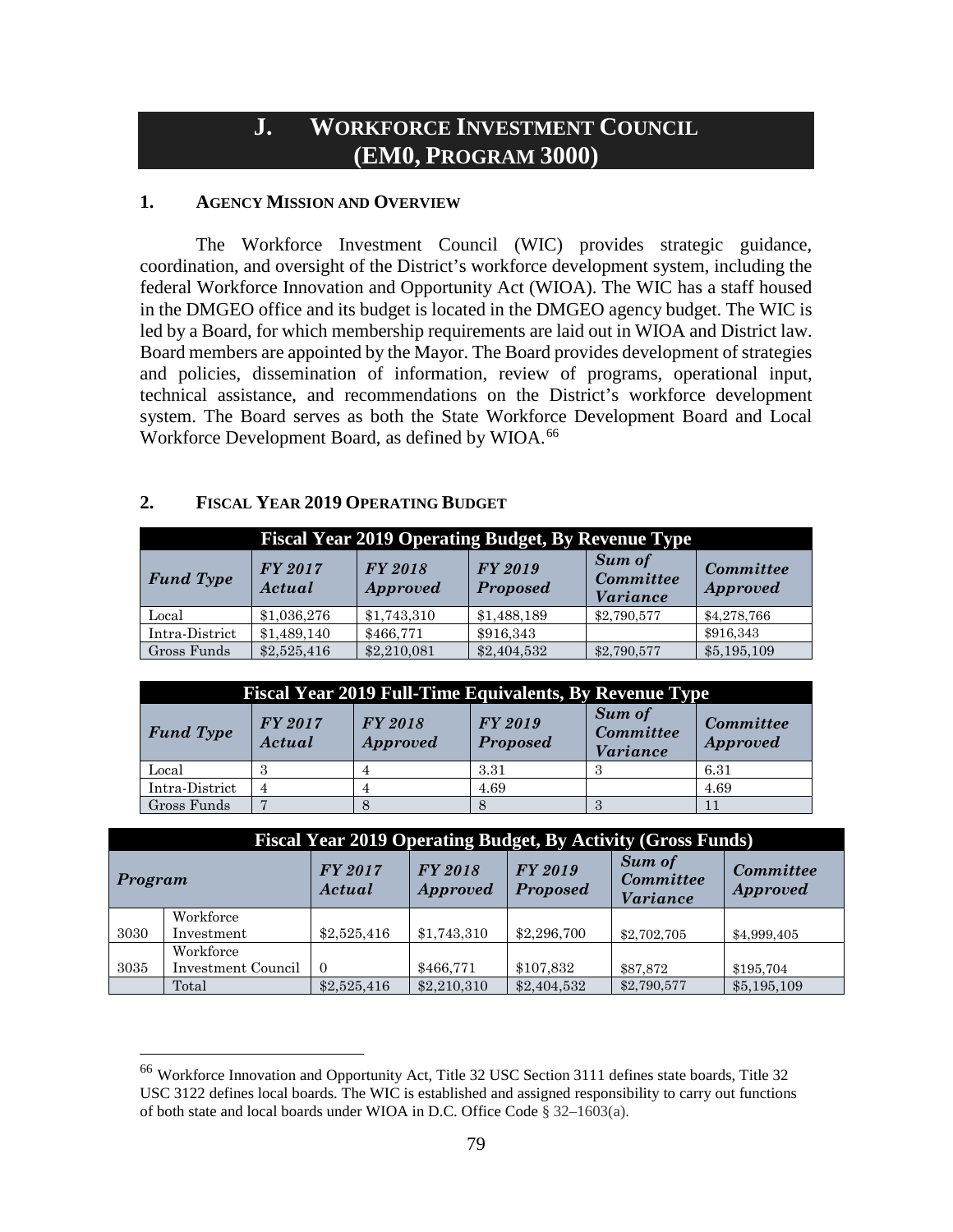# J. WORKFORCE INVESTMENT COUNCIL (EM0, PROGRAM 3000)

## 1. AGENCY MISSION AND OVERVIEW

The Workforce Investment Council (WIC) provides strategic guidance, coordination, and oversight of the District's workforce development system, including the federal Workforce Innovation and Opportunity Act (WIOA). The WIC has a staff housed in the DMGEO office and its budget is located in the DMGEO agency budget. The WIC is led by a Board, for which membership requirements are laid out in WIOA and District law. Board members are appointed by the Mayor. The Board provides development of strategies and policies, dissemination of information, review of programs, operational input, technical assistance, and recommendations on the District's workforce development system. The Board serves as both the State Workforce Development Board and Local Workforce Development Board, as defined by WIOA.[66]

## 2. FISCAL YEAR 2019 OPERATING BUDGET

**Fiscal Year 2019 Operating Budget, By Revenue Type**

| *Fund Type* | *FY 2017 Actual* | *FY 2018 Approved* | *FY 2019 Proposed* | *Sum of Committee Variance* | *Committee Approved* |
|---|---|---|---|---|---|
| Local | $1,036,276 | $1,743,310 | $1,488,189 | $2,790,577 | $4,278,766 |
| Intra-District | $1,489,140 | $466,771 | $916,343 | | $916,343 |
| Gross Funds | $2,525,416 | $2,210,081 | $2,404,532 | $2,790,577 | $5,195,109 |

**Fiscal Year 2019 Full-Time Equivalents, By Revenue Type**

| *Fund Type* | *FY 2017 Actual* | *FY 2018 Approved* | *FY 2019 Proposed* | *Sum of Committee Variance* | *Committee Approved* |
|---|---|---|---|---|---|
| Local | 3 | 4 | 3.31 | 3 | 6.31 |
| Intra-District | 4 | 4 | 4.69 | | 4.69 |
| Gross Funds | 7 | 8 | 8 | 3 | 11 |

**Fiscal Year 2019 Operating Budget, By Activity (Gross Funds)**

| *Program* | | *FY 2017 Actual* | *FY 2018 Approved* | *FY 2019 Proposed* | *Sum of Committee Variance* | *Committee Approved* |
|---|---|---|---|---|---|---|
| 3030 | Workforce Investment | $2,525,416 | $1,743,310 | $2,296,700 | $2,702,705 | $4,999,405 |
| 3035 | Workforce Investment Council | 0 | $466,771 | $107,832 | $87,872 | $195,704 |
| | Total | $2,525,416 | $2,210,310 | $2,404,532 | $2,790,577 | $5,195,109 |

[66] Workforce Innovation and Opportunity Act, Title 32 USC Section 3111 defines state boards, Title 32 USC 3122 defines local boards. The WIC is established and assigned responsibility to carry out functions of both state and local boards under WIOA in D.C. Office Code § 32–1603(a).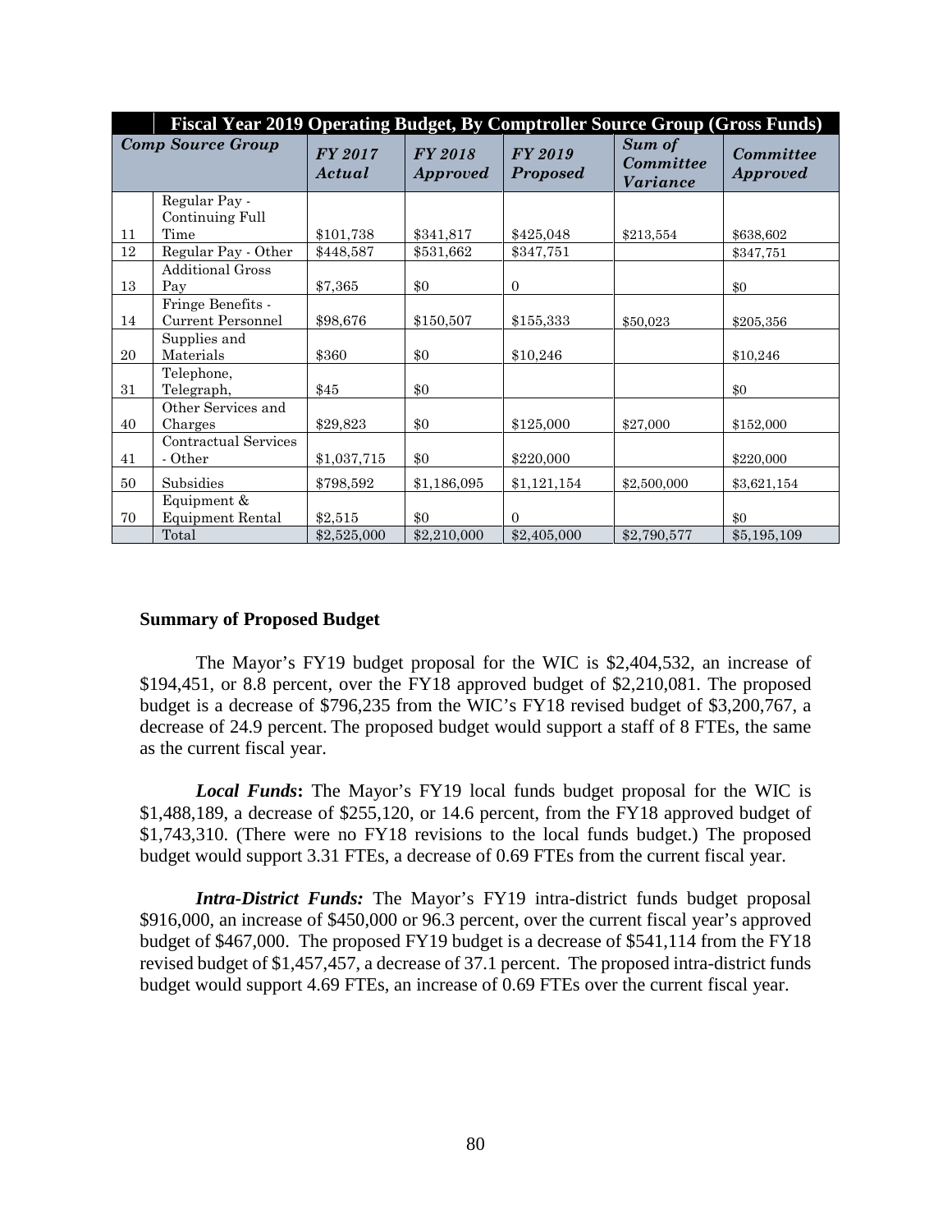| Fiscal Year 2019 Operating Budget, By Comptroller Source Group (Gross Funds) | | | | | | |
|---|---|---|---|---|---|---|
| ***Comp Source Group*** | | ***FY 2017 Actual*** | ***FY 2018 Approved*** | ***FY 2019 Proposed*** | ***Sum of Committee Variance*** | ***Committee Approved*** |
| 11 | Regular Pay - Continuing Full Time | $101,738 | $341,817 | $425,048 | $213,554 | $638,602 |
| 12 | Regular Pay - Other | $448,587 | $531,662 | $347,751 | | $347,751 |
| 13 | Additional Gross Pay | $7,365 | $0 | 0 | | $0 |
| 14 | Fringe Benefits - Current Personnel | $98,676 | $150,507 | $155,333 | $50,023 | $205,356 |
| 20 | Supplies and Materials | $360 | $0 | $10,246 | | $10,246 |
| 31 | Telephone, Telegraph, | $45 | $0 | | | $0 |
| 40 | Other Services and Charges | $29,823 | $0 | $125,000 | $27,000 | $152,000 |
| 41 | Contractual Services - Other | $1,037,715 | $0 | $220,000 | | $220,000 |
| 50 | Subsidies | $798,592 | $1,186,095 | $1,121,154 | $2,500,000 | $3,621,154 |
| 70 | Equipment & Equipment Rental | $2,515 | $0 | 0 | | $0 |
| | Total | $2,525,000 | $2,210,000 | $2,405,000 | $2,790,577 | $5,195,109 |

**Summary of Proposed Budget**

The Mayor's FY19 budget proposal for the WIC is $2,404,532, an increase of $194,451, or 8.8 percent, over the FY18 approved budget of $2,210,081. The proposed budget is a decrease of $796,235 from the WIC's FY18 revised budget of $3,200,767, a decrease of 24.9 percent. The proposed budget would support a staff of 8 FTEs, the same as the current fiscal year.

***Local Funds*:** The Mayor's FY19 local funds budget proposal for the WIC is $1,488,189, a decrease of $255,120, or 14.6 percent, from the FY18 approved budget of $1,743,310. (There were no FY18 revisions to the local funds budget.) The proposed budget would support 3.31 FTEs, a decrease of 0.69 FTEs from the current fiscal year.

***Intra-District Funds:*** The Mayor's FY19 intra-district funds budget proposal $916,000, an increase of $450,000 or 96.3 percent, over the current fiscal year's approved budget of $467,000. The proposed FY19 budget is a decrease of $541,114 from the FY18 revised budget of $1,457,457, a decrease of 37.1 percent. The proposed intra-district funds budget would support 4.69 FTEs, an increase of 0.69 FTEs over the current fiscal year.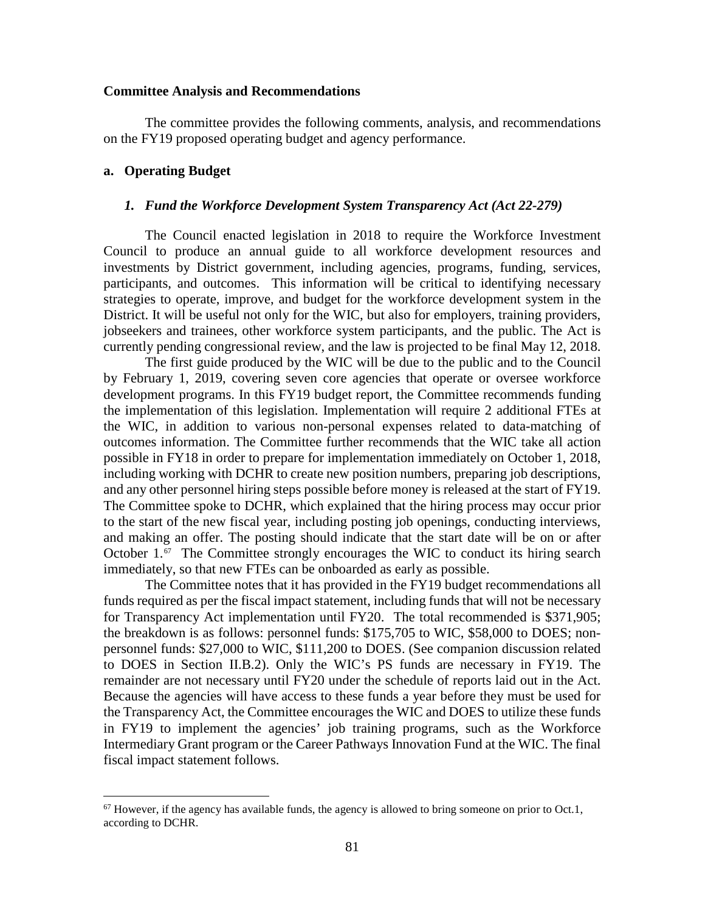**Committee Analysis and Recommendations**

The committee provides the following comments, analysis, and recommendations on the FY19 proposed operating budget and agency performance.

**a. Operating Budget**

***1. Fund the Workforce Development System Transparency Act (Act 22-279)***

The Council enacted legislation in 2018 to require the Workforce Investment Council to produce an annual guide to all workforce development resources and investments by District government, including agencies, programs, funding, services, participants, and outcomes. This information will be critical to identifying necessary strategies to operate, improve, and budget for the workforce development system in the District. It will be useful not only for the WIC, but also for employers, training providers, jobseekers and trainees, other workforce system participants, and the public. The Act is currently pending congressional review, and the law is projected to be final May 12, 2018.

The first guide produced by the WIC will be due to the public and to the Council by February 1, 2019, covering seven core agencies that operate or oversee workforce development programs. In this FY19 budget report, the Committee recommends funding the implementation of this legislation. Implementation will require 2 additional FTEs at the WIC, in addition to various non-personal expenses related to data-matching of outcomes information. The Committee further recommends that the WIC take all action possible in FY18 in order to prepare for implementation immediately on October 1, 2018, including working with DCHR to create new position numbers, preparing job descriptions, and any other personnel hiring steps possible before money is released at the start of FY19. The Committee spoke to DCHR, which explained that the hiring process may occur prior to the start of the new fiscal year, including posting job openings, conducting interviews, and making an offer. The posting should indicate that the start date will be on or after October 1.[67] The Committee strongly encourages the WIC to conduct its hiring search immediately, so that new FTEs can be onboarded as early as possible.

The Committee notes that it has provided in the FY19 budget recommendations all funds required as per the fiscal impact statement, including funds that will not be necessary for Transparency Act implementation until FY20. The total recommended is $371,905; the breakdown is as follows: personnel funds: $175,705 to WIC, $58,000 to DOES; non-personnel funds: $27,000 to WIC, $111,200 to DOES. (See companion discussion related to DOES in Section II.B.2). Only the WIC's PS funds are necessary in FY19. The remainder are not necessary until FY20 under the schedule of reports laid out in the Act. Because the agencies will have access to these funds a year before they must be used for the Transparency Act, the Committee encourages the WIC and DOES to utilize these funds in FY19 to implement the agencies' job training programs, such as the Workforce Intermediary Grant program or the Career Pathways Innovation Fund at the WIC. The final fiscal impact statement follows.

[67] However, if the agency has available funds, the agency is allowed to bring someone on prior to Oct.1, according to DCHR.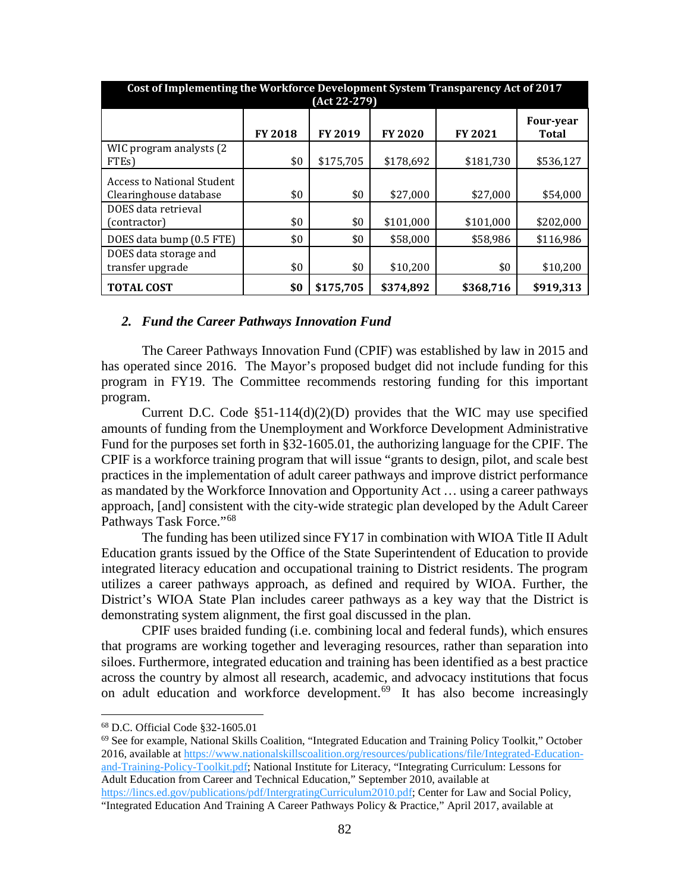| Cost of Implementing the Workforce Development System Transparency Act of 2017 (Act 22-279) | | | | | |
|---|---|---|---|---|---|
| | **FY 2018** | **FY 2019** | **FY 2020** | **FY 2021** | **Four-year Total** |
| WIC program analysts (2 FTEs) | $0 | $175,705 | $178,692 | $181,730 | $536,127 |
| Access to National Student Clearinghouse database | $0 | $0 | $27,000 | $27,000 | $54,000 |
| DOES data retrieval (contractor) | $0 | $0 | $101,000 | $101,000 | $202,000 |
| DOES data bump (0.5 FTE) | $0 | $0 | $58,000 | $58,986 | $116,986 |
| DOES data storage and transfer upgrade | $0 | $0 | $10,200 | $0 | $10,200 |
| **TOTAL COST** | **$0** | **$175,705** | **$374,892** | **$368,716** | **$919,313** |

### *2. Fund the Career Pathways Innovation Fund*

The Career Pathways Innovation Fund (CPIF) was established by law in 2015 and has operated since 2016. The Mayor's proposed budget did not include funding for this program in FY19. The Committee recommends restoring funding for this important program.

Current D.C. Code §51-114(d)(2)(D) provides that the WIC may use specified amounts of funding from the Unemployment and Workforce Development Administrative Fund for the purposes set forth in §32-1605.01, the authorizing language for the CPIF. The CPIF is a workforce training program that will issue "grants to design, pilot, and scale best practices in the implementation of adult career pathways and improve district performance as mandated by the Workforce Innovation and Opportunity Act … using a career pathways approach, [and] consistent with the city-wide strategic plan developed by the Adult Career Pathways Task Force."[68]

The funding has been utilized since FY17 in combination with WIOA Title II Adult Education grants issued by the Office of the State Superintendent of Education to provide integrated literacy education and occupational training to District residents. The program utilizes a career pathways approach, as defined and required by WIOA. Further, the District's WIOA State Plan includes career pathways as a key way that the District is demonstrating system alignment, the first goal discussed in the plan.

CPIF uses braided funding (i.e. combining local and federal funds), which ensures that programs are working together and leveraging resources, rather than separation into siloes. Furthermore, integrated education and training has been identified as a best practice across the country by almost all research, academic, and advocacy institutions that focus on adult education and workforce development.[69] It has also become increasingly

---

[68] D.C. Official Code §32-1605.01

[69] See for example, National Skills Coalition, "Integrated Education and Training Policy Toolkit," October 2016, available at https://www.nationalskillscoalition.org/resources/publications/file/Integrated-Education-and-Training-Policy-Toolkit.pdf; National Institute for Literacy, "Integrating Curriculum: Lessons for Adult Education from Career and Technical Education," September 2010, available at https://lincs.ed.gov/publications/pdf/IntergratingCurriculum2010.pdf; Center for Law and Social Policy, "Integrated Education And Training A Career Pathways Policy & Practice," April 2017, available at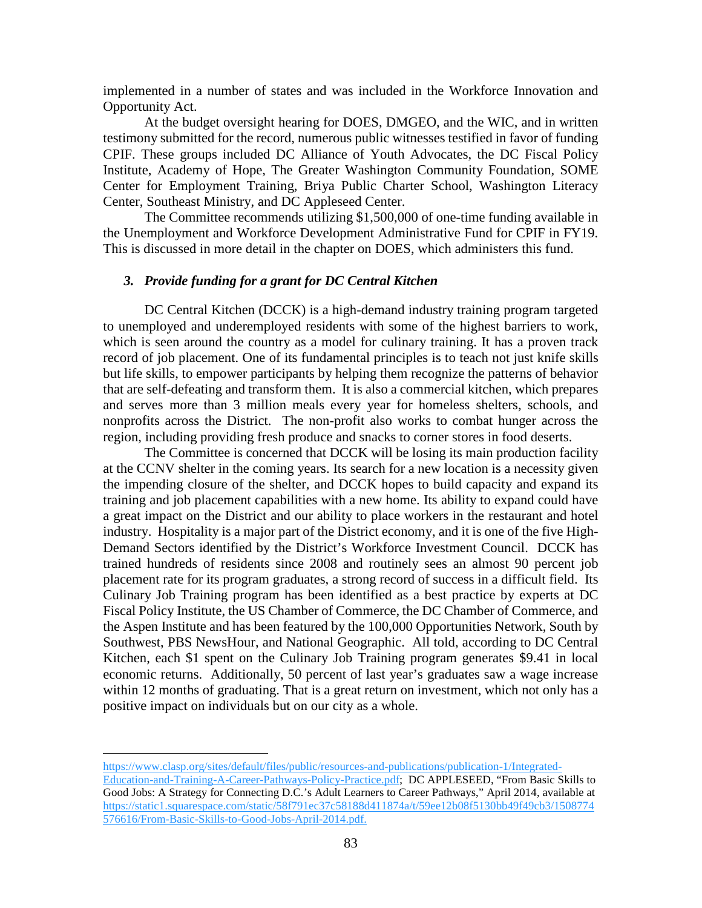implemented in a number of states and was included in the Workforce Innovation and Opportunity Act.

At the budget oversight hearing for DOES, DMGEO, and the WIC, and in written testimony submitted for the record, numerous public witnesses testified in favor of funding CPIF. These groups included DC Alliance of Youth Advocates, the DC Fiscal Policy Institute, Academy of Hope, The Greater Washington Community Foundation, SOME Center for Employment Training, Briya Public Charter School, Washington Literacy Center, Southeast Ministry, and DC Appleseed Center.

The Committee recommends utilizing $1,500,000 of one-time funding available in the Unemployment and Workforce Development Administrative Fund for CPIF in FY19. This is discussed in more detail in the chapter on DOES, which administers this fund.

### *3. Provide funding for a grant for DC Central Kitchen*

DC Central Kitchen (DCCK) is a high-demand industry training program targeted to unemployed and underemployed residents with some of the highest barriers to work, which is seen around the country as a model for culinary training. It has a proven track record of job placement. One of its fundamental principles is to teach not just knife skills but life skills, to empower participants by helping them recognize the patterns of behavior that are self-defeating and transform them. It is also a commercial kitchen, which prepares and serves more than 3 million meals every year for homeless shelters, schools, and nonprofits across the District. The non-profit also works to combat hunger across the region, including providing fresh produce and snacks to corner stores in food deserts.

The Committee is concerned that DCCK will be losing its main production facility at the CCNV shelter in the coming years. Its search for a new location is a necessity given the impending closure of the shelter, and DCCK hopes to build capacity and expand its training and job placement capabilities with a new home. Its ability to expand could have a great impact on the District and our ability to place workers in the restaurant and hotel industry. Hospitality is a major part of the District economy, and it is one of the five High-Demand Sectors identified by the District's Workforce Investment Council. DCCK has trained hundreds of residents since 2008 and routinely sees an almost 90 percent job placement rate for its program graduates, a strong record of success in a difficult field. Its Culinary Job Training program has been identified as a best practice by experts at DC Fiscal Policy Institute, the US Chamber of Commerce, the DC Chamber of Commerce, and the Aspen Institute and has been featured by the 100,000 Opportunities Network, South by Southwest, PBS NewsHour, and National Geographic. All told, according to DC Central Kitchen, each $1 spent on the Culinary Job Training program generates $9.41 in local economic returns. Additionally, 50 percent of last year's graduates saw a wage increase within 12 months of graduating. That is a great return on investment, which not only has a positive impact on individuals but on our city as a whole.

---

https://www.clasp.org/sites/default/files/public/resources-and-publications/publication-1/Integrated-Education-and-Training-A-Career-Pathways-Policy-Practice.pdf; DC APPLESEED, "From Basic Skills to Good Jobs: A Strategy for Connecting D.C.'s Adult Learners to Career Pathways," April 2014, available at https://static1.squarespace.com/static/58f791ec37c58188d411874a/t/59ee12b08f5130bb49f49cb3/1508774576616/From-Basic-Skills-to-Good-Jobs-April-2014.pdf.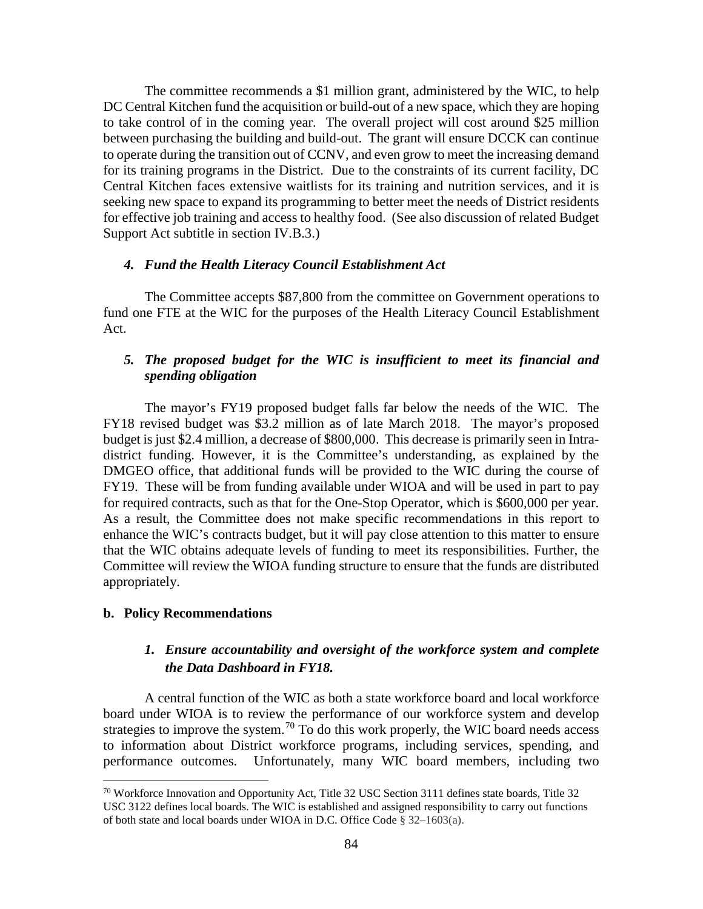The committee recommends a $1 million grant, administered by the WIC, to help DC Central Kitchen fund the acquisition or build-out of a new space, which they are hoping to take control of in the coming year. The overall project will cost around $25 million between purchasing the building and build-out. The grant will ensure DCCK can continue to operate during the transition out of CCNV, and even grow to meet the increasing demand for its training programs in the District. Due to the constraints of its current facility, DC Central Kitchen faces extensive waitlists for its training and nutrition services, and it is seeking new space to expand its programming to better meet the needs of District residents for effective job training and access to healthy food. (See also discussion of related Budget Support Act subtitle in section IV.B.3.)

#### *4. Fund the Health Literacy Council Establishment Act*

The Committee accepts $87,800 from the committee on Government operations to fund one FTE at the WIC for the purposes of the Health Literacy Council Establishment Act.

#### *5. The proposed budget for the WIC is insufficient to meet its financial and spending obligation*

The mayor's FY19 proposed budget falls far below the needs of the WIC. The FY18 revised budget was $3.2 million as of late March 2018. The mayor's proposed budget is just $2.4 million, a decrease of $800,000. This decrease is primarily seen in Intra-district funding. However, it is the Committee's understanding, as explained by the DMGEO office, that additional funds will be provided to the WIC during the course of FY19. These will be from funding available under WIOA and will be used in part to pay for required contracts, such as that for the One-Stop Operator, which is $600,000 per year. As a result, the Committee does not make specific recommendations in this report to enhance the WIC's contracts budget, but it will pay close attention to this matter to ensure that the WIC obtains adequate levels of funding to meet its responsibilities. Further, the Committee will review the WIOA funding structure to ensure that the funds are distributed appropriately.

### b. Policy Recommendations

#### *1. Ensure accountability and oversight of the workforce system and complete the Data Dashboard in FY18.*

A central function of the WIC as both a state workforce board and local workforce board under WIOA is to review the performance of our workforce system and develop strategies to improve the system.[70] To do this work properly, the WIC board needs access to information about District workforce programs, including services, spending, and performance outcomes. Unfortunately, many WIC board members, including two

---

[70] Workforce Innovation and Opportunity Act, Title 32 USC Section 3111 defines state boards, Title 32 USC 3122 defines local boards. The WIC is established and assigned responsibility to carry out functions of both state and local boards under WIOA in D.C. Office Code § 32–1603(a).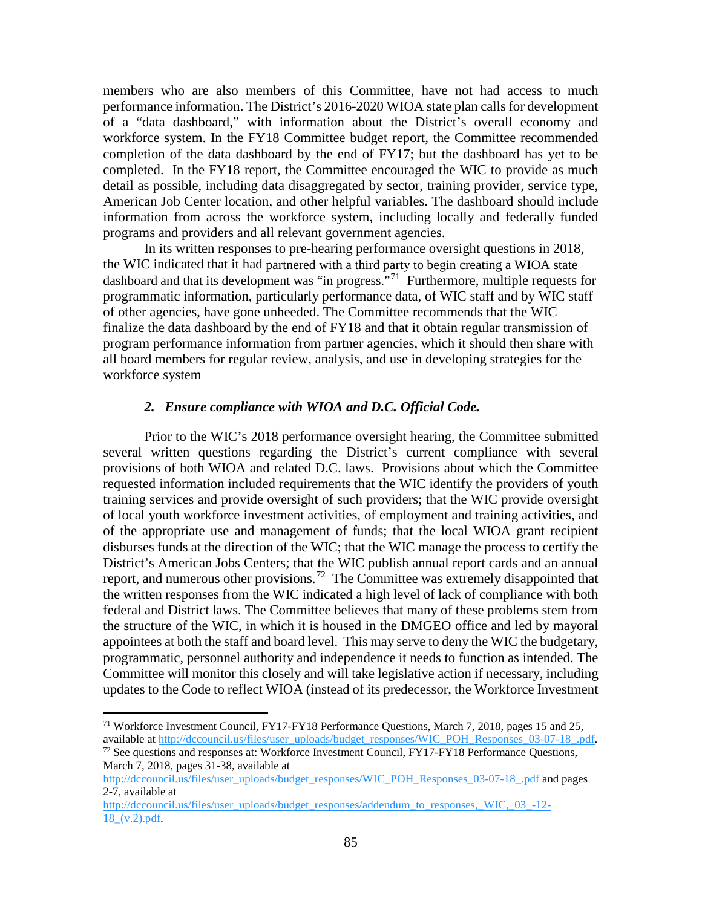members who are also members of this Committee, have not had access to much performance information. The District's 2016-2020 WIOA state plan calls for development of a "data dashboard," with information about the District's overall economy and workforce system. In the FY18 Committee budget report, the Committee recommended completion of the data dashboard by the end of FY17; but the dashboard has yet to be completed. In the FY18 report, the Committee encouraged the WIC to provide as much detail as possible, including data disaggregated by sector, training provider, service type, American Job Center location, and other helpful variables. The dashboard should include information from across the workforce system, including locally and federally funded programs and providers and all relevant government agencies.

In its written responses to pre-hearing performance oversight questions in 2018, the WIC indicated that it had partnered with a third party to begin creating a WIOA state dashboard and that its development was "in progress."[71] Furthermore, multiple requests for programmatic information, particularly performance data, of WIC staff and by WIC staff of other agencies, have gone unheeded. The Committee recommends that the WIC finalize the data dashboard by the end of FY18 and that it obtain regular transmission of program performance information from partner agencies, which it should then share with all board members for regular review, analysis, and use in developing strategies for the workforce system

***2. Ensure compliance with WIOA and D.C. Official Code.***

Prior to the WIC's 2018 performance oversight hearing, the Committee submitted several written questions regarding the District's current compliance with several provisions of both WIOA and related D.C. laws. Provisions about which the Committee requested information included requirements that the WIC identify the providers of youth training services and provide oversight of such providers; that the WIC provide oversight of local youth workforce investment activities, of employment and training activities, and of the appropriate use and management of funds; that the local WIOA grant recipient disburses funds at the direction of the WIC; that the WIC manage the process to certify the District's American Jobs Centers; that the WIC publish annual report cards and an annual report, and numerous other provisions.[72] The Committee was extremely disappointed that the written responses from the WIC indicated a high level of lack of compliance with both federal and District laws. The Committee believes that many of these problems stem from the structure of the WIC, in which it is housed in the DMGEO office and led by mayoral appointees at both the staff and board level. This may serve to deny the WIC the budgetary, programmatic, personnel authority and independence it needs to function as intended. The Committee will monitor this closely and will take legislative action if necessary, including updates to the Code to reflect WIOA (instead of its predecessor, the Workforce Investment

---

[71] Workforce Investment Council, FY17-FY18 Performance Questions, March 7, 2018, pages 15 and 25, available at http://dccouncil.us/files/user_uploads/budget_responses/WIC_POH_Responses_03-07-18_.pdf.

[72] See questions and responses at: Workforce Investment Council, FY17-FY18 Performance Questions, March 7, 2018, pages 31-38, available at http://dccouncil.us/files/user_uploads/budget_responses/WIC_POH_Responses_03-07-18_.pdf and pages 2-7, available at http://dccouncil.us/files/user_uploads/budget_responses/addendum_to_responses,_WIC,_03_-12-18_(v.2).pdf.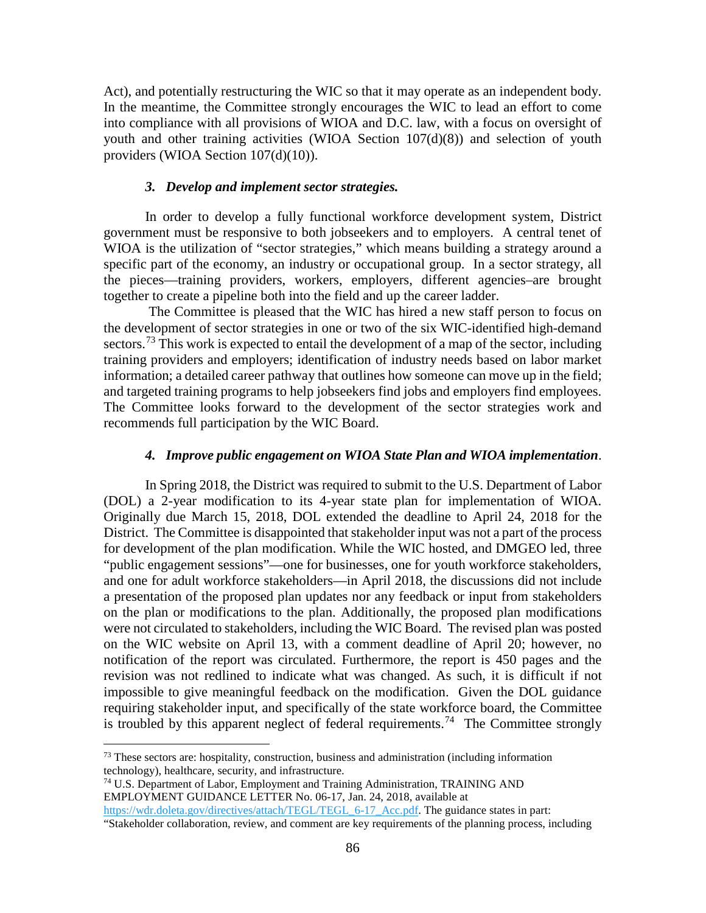Act), and potentially restructuring the WIC so that it may operate as an independent body. In the meantime, the Committee strongly encourages the WIC to lead an effort to come into compliance with all provisions of WIOA and D.C. law, with a focus on oversight of youth and other training activities (WIOA Section 107(d)(8)) and selection of youth providers (WIOA Section 107(d)(10)).

### *3. Develop and implement sector strategies.*

In order to develop a fully functional workforce development system, District government must be responsive to both jobseekers and to employers. A central tenet of WIOA is the utilization of "sector strategies," which means building a strategy around a specific part of the economy, an industry or occupational group. In a sector strategy, all the pieces—training providers, workers, employers, different agencies–are brought together to create a pipeline both into the field and up the career ladder.

The Committee is pleased that the WIC has hired a new staff person to focus on the development of sector strategies in one or two of the six WIC-identified high-demand sectors.[73] This work is expected to entail the development of a map of the sector, including training providers and employers; identification of industry needs based on labor market information; a detailed career pathway that outlines how someone can move up in the field; and targeted training programs to help jobseekers find jobs and employers find employees. The Committee looks forward to the development of the sector strategies work and recommends full participation by the WIC Board.

### *4. Improve public engagement on WIOA State Plan and WIOA implementation*.

In Spring 2018, the District was required to submit to the U.S. Department of Labor (DOL) a 2-year modification to its 4-year state plan for implementation of WIOA. Originally due March 15, 2018, DOL extended the deadline to April 24, 2018 for the District. The Committee is disappointed that stakeholder input was not a part of the process for development of the plan modification. While the WIC hosted, and DMGEO led, three "public engagement sessions"—one for businesses, one for youth workforce stakeholders, and one for adult workforce stakeholders—in April 2018, the discussions did not include a presentation of the proposed plan updates nor any feedback or input from stakeholders on the plan or modifications to the plan. Additionally, the proposed plan modifications were not circulated to stakeholders, including the WIC Board. The revised plan was posted on the WIC website on April 13, with a comment deadline of April 20; however, no notification of the report was circulated. Furthermore, the report is 450 pages and the revision was not redlined to indicate what was changed. As such, it is difficult if not impossible to give meaningful feedback on the modification. Given the DOL guidance requiring stakeholder input, and specifically of the state workforce board, the Committee is troubled by this apparent neglect of federal requirements.[74] The Committee strongly

---

[73] These sectors are: hospitality, construction, business and administration (including information technology), healthcare, security, and infrastructure.

[74] U.S. Department of Labor, Employment and Training Administration, TRAINING AND EMPLOYMENT GUIDANCE LETTER No. 06-17, Jan. 24, 2018, available at https://wdr.doleta.gov/directives/attach/TEGL/TEGL_6-17_Acc.pdf. The guidance states in part: "Stakeholder collaboration, review, and comment are key requirements of the planning process, including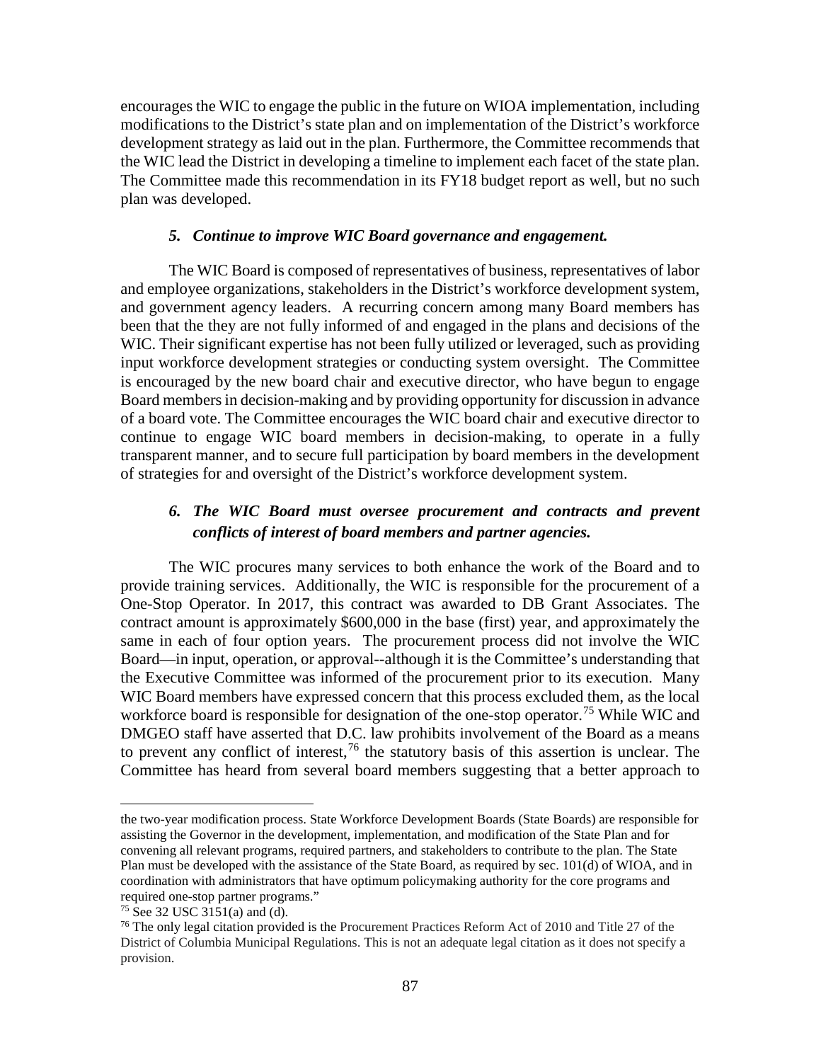encourages the WIC to engage the public in the future on WIOA implementation, including modifications to the District's state plan and on implementation of the District's workforce development strategy as laid out in the plan. Furthermore, the Committee recommends that the WIC lead the District in developing a timeline to implement each facet of the state plan. The Committee made this recommendation in its FY18 budget report as well, but no such plan was developed.

### *5. Continue to improve WIC Board governance and engagement.*

The WIC Board is composed of representatives of business, representatives of labor and employee organizations, stakeholders in the District's workforce development system, and government agency leaders. A recurring concern among many Board members has been that the they are not fully informed of and engaged in the plans and decisions of the WIC. Their significant expertise has not been fully utilized or leveraged, such as providing input workforce development strategies or conducting system oversight. The Committee is encouraged by the new board chair and executive director, who have begun to engage Board members in decision-making and by providing opportunity for discussion in advance of a board vote. The Committee encourages the WIC board chair and executive director to continue to engage WIC board members in decision-making, to operate in a fully transparent manner, and to secure full participation by board members in the development of strategies for and oversight of the District's workforce development system.

### *6. The WIC Board must oversee procurement and contracts and prevent conflicts of interest of board members and partner agencies.*

The WIC procures many services to both enhance the work of the Board and to provide training services. Additionally, the WIC is responsible for the procurement of a One-Stop Operator. In 2017, this contract was awarded to DB Grant Associates. The contract amount is approximately $600,000 in the base (first) year, and approximately the same in each of four option years. The procurement process did not involve the WIC Board—in input, operation, or approval--although it is the Committee's understanding that the Executive Committee was informed of the procurement prior to its execution. Many WIC Board members have expressed concern that this process excluded them, as the local workforce board is responsible for designation of the one-stop operator.[75] While WIC and DMGEO staff have asserted that D.C. law prohibits involvement of the Board as a means to prevent any conflict of interest,[76] the statutory basis of this assertion is unclear. The Committee has heard from several board members suggesting that a better approach to

---

the two-year modification process. State Workforce Development Boards (State Boards) are responsible for assisting the Governor in the development, implementation, and modification of the State Plan and for convening all relevant programs, required partners, and stakeholders to contribute to the plan. The State Plan must be developed with the assistance of the State Board, as required by sec. 101(d) of WIOA, and in coordination with administrators that have optimum policymaking authority for the core programs and required one-stop partner programs."

[75] See 32 USC 3151(a) and (d).

[76] The only legal citation provided is the Procurement Practices Reform Act of 2010 and Title 27 of the District of Columbia Municipal Regulations. This is not an adequate legal citation as it does not specify a provision.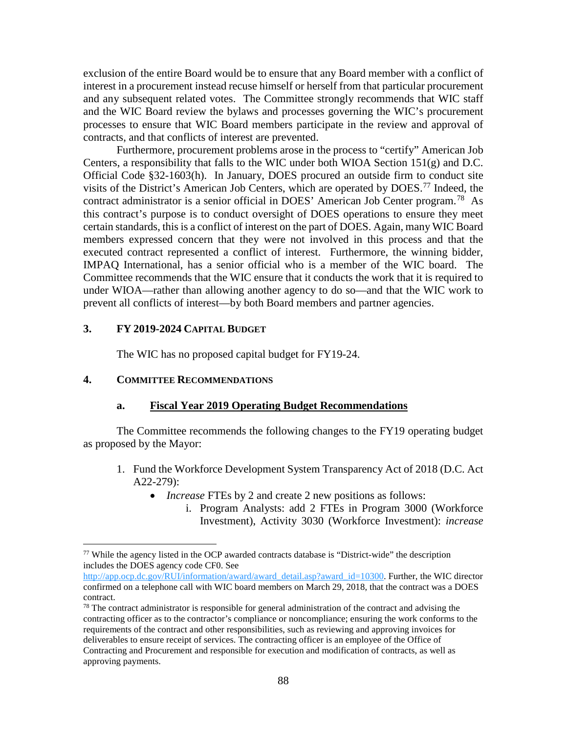exclusion of the entire Board would be to ensure that any Board member with a conflict of interest in a procurement instead recuse himself or herself from that particular procurement and any subsequent related votes. The Committee strongly recommends that WIC staff and the WIC Board review the bylaws and processes governing the WIC's procurement processes to ensure that WIC Board members participate in the review and approval of contracts, and that conflicts of interest are prevented.

Furthermore, procurement problems arose in the process to "certify" American Job Centers, a responsibility that falls to the WIC under both WIOA Section 151(g) and D.C. Official Code §32-1603(h). In January, DOES procured an outside firm to conduct site visits of the District's American Job Centers, which are operated by DOES.[77] Indeed, the contract administrator is a senior official in DOES' American Job Center program.[78] As this contract's purpose is to conduct oversight of DOES operations to ensure they meet certain standards, this is a conflict of interest on the part of DOES. Again, many WIC Board members expressed concern that they were not involved in this process and that the executed contract represented a conflict of interest. Furthermore, the winning bidder, IMPAQ International, has a senior official who is a member of the WIC board. The Committee recommends that the WIC ensure that it conducts the work that it is required to under WIOA—rather than allowing another agency to do so—and that the WIC work to prevent all conflicts of interest—by both Board members and partner agencies.

### 3. FY 2019-2024 Capital Budget

The WIC has no proposed capital budget for FY19-24.

### 4. Committee Recommendations

#### a. Fiscal Year 2019 Operating Budget Recommendations

The Committee recommends the following changes to the FY19 operating budget as proposed by the Mayor:

1. Fund the Workforce Development System Transparency Act of 2018 (D.C. Act A22-279):
   - *Increase* FTEs by 2 and create 2 new positions as follows:
     i. Program Analysts: add 2 FTEs in Program 3000 (Workforce Investment), Activity 3030 (Workforce Investment): *increase*

---

[77] While the agency listed in the OCP awarded contracts database is "District-wide" the description includes the DOES agency code CF0. See http://app.ocp.dc.gov/RUI/information/award/award_detail.asp?award_id=10300. Further, the WIC director confirmed on a telephone call with WIC board members on March 29, 2018, that the contract was a DOES contract.

[78] The contract administrator is responsible for general administration of the contract and advising the contracting officer as to the contractor's compliance or noncompliance; ensuring the work conforms to the requirements of the contract and other responsibilities, such as reviewing and approving invoices for deliverables to ensure receipt of services. The contracting officer is an employee of the Office of Contracting and Procurement and responsible for execution and modification of contracts, as well as approving payments.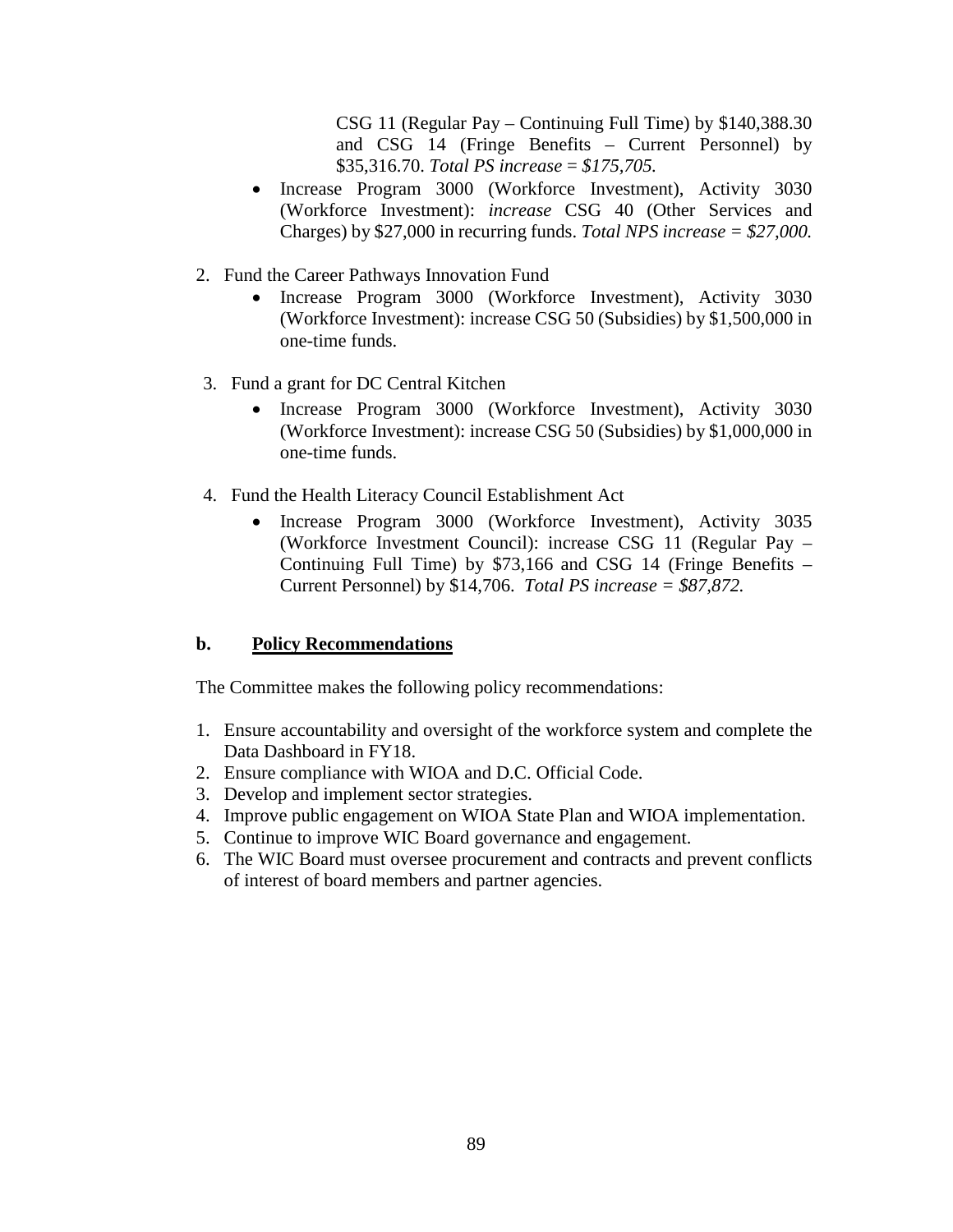CSG 11 (Regular Pay – Continuing Full Time) by $140,388.30 and CSG 14 (Fringe Benefits – Current Personnel) by $35,316.70. *Total PS increase = $175,705.*

- Increase Program 3000 (Workforce Investment), Activity 3030 (Workforce Investment): *increase* CSG 40 (Other Services and Charges) by $27,000 in recurring funds. *Total NPS increase = $27,000.*

2. Fund the Career Pathways Innovation Fund
   - Increase Program 3000 (Workforce Investment), Activity 3030 (Workforce Investment): increase CSG 50 (Subsidies) by $1,500,000 in one-time funds.

3. Fund a grant for DC Central Kitchen
   - Increase Program 3000 (Workforce Investment), Activity 3030 (Workforce Investment): increase CSG 50 (Subsidies) by $1,000,000 in one-time funds.

4. Fund the Health Literacy Council Establishment Act
   - Increase Program 3000 (Workforce Investment), Activity 3035 (Workforce Investment Council): increase CSG 11 (Regular Pay – Continuing Full Time) by $73,166 and CSG 14 (Fringe Benefits – Current Personnel) by $14,706. *Total PS increase = $87,872.*

### b. Policy Recommendations

The Committee makes the following policy recommendations:

1. Ensure accountability and oversight of the workforce system and complete the Data Dashboard in FY18.
2. Ensure compliance with WIOA and D.C. Official Code.
3. Develop and implement sector strategies.
4. Improve public engagement on WIOA State Plan and WIOA implementation.
5. Continue to improve WIC Board governance and engagement.
6. The WIC Board must oversee procurement and contracts and prevent conflicts of interest of board members and partner agencies.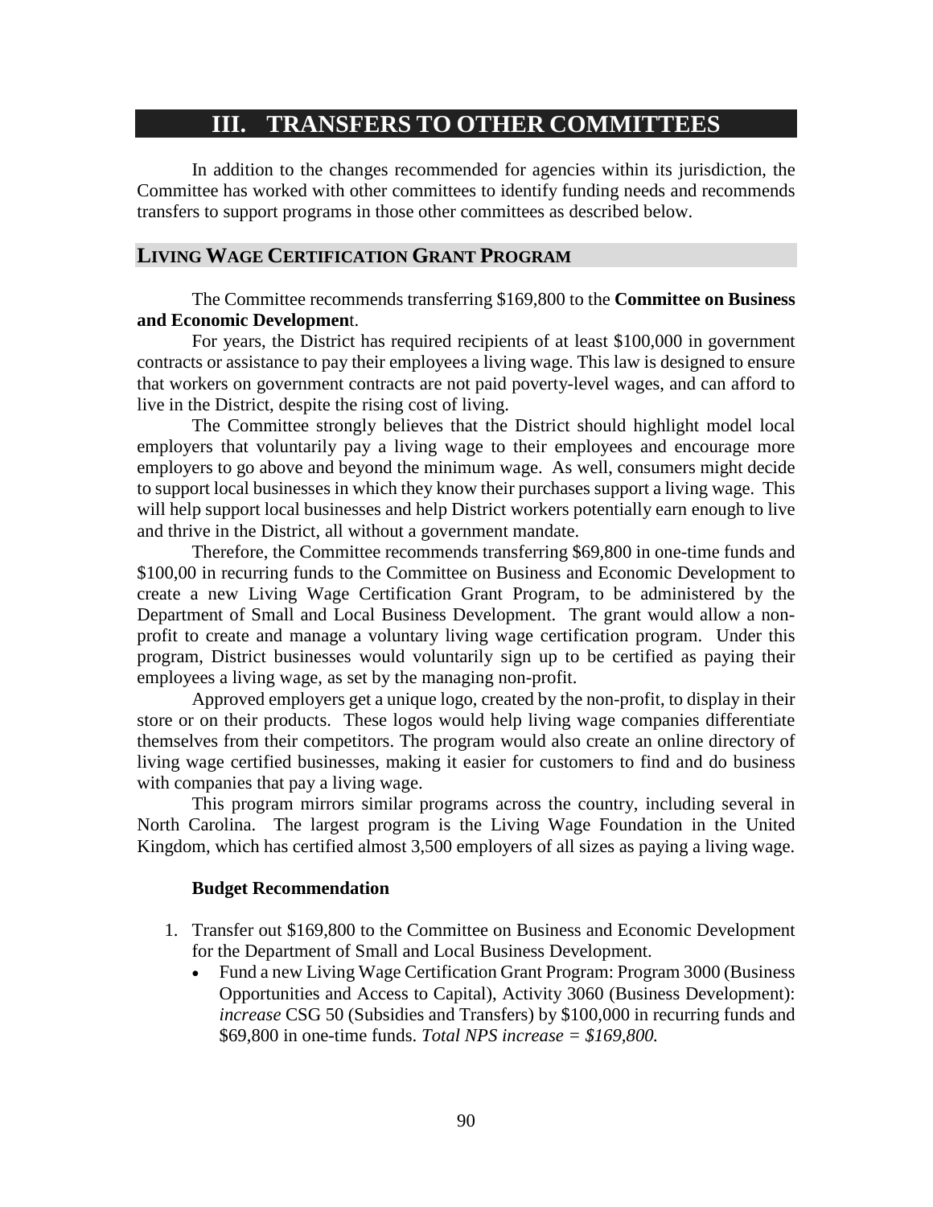# III. TRANSFERS TO OTHER COMMITTEES

In addition to the changes recommended for agencies within its jurisdiction, the Committee has worked with other committees to identify funding needs and recommends transfers to support programs in those other committees as described below.

## LIVING WAGE CERTIFICATION GRANT PROGRAM

The Committee recommends transferring $169,800 to the **Committee on Business and Economic Developmen**t.

For years, the District has required recipients of at least $100,000 in government contracts or assistance to pay their employees a living wage. This law is designed to ensure that workers on government contracts are not paid poverty-level wages, and can afford to live in the District, despite the rising cost of living.

The Committee strongly believes that the District should highlight model local employers that voluntarily pay a living wage to their employees and encourage more employers to go above and beyond the minimum wage. As well, consumers might decide to support local businesses in which they know their purchases support a living wage. This will help support local businesses and help District workers potentially earn enough to live and thrive in the District, all without a government mandate.

Therefore, the Committee recommends transferring $69,800 in one-time funds and $100,00 in recurring funds to the Committee on Business and Economic Development to create a new Living Wage Certification Grant Program, to be administered by the Department of Small and Local Business Development. The grant would allow a non-profit to create and manage a voluntary living wage certification program. Under this program, District businesses would voluntarily sign up to be certified as paying their employees a living wage, as set by the managing non-profit.

Approved employers get a unique logo, created by the non-profit, to display in their store or on their products. These logos would help living wage companies differentiate themselves from their competitors. The program would also create an online directory of living wage certified businesses, making it easier for customers to find and do business with companies that pay a living wage.

This program mirrors similar programs across the country, including several in North Carolina. The largest program is the Living Wage Foundation in the United Kingdom, which has certified almost 3,500 employers of all sizes as paying a living wage.

**Budget Recommendation**

1. Transfer out $169,800 to the Committee on Business and Economic Development for the Department of Small and Local Business Development.
   - Fund a new Living Wage Certification Grant Program: Program 3000 (Business Opportunities and Access to Capital), Activity 3060 (Business Development): *increase* CSG 50 (Subsidies and Transfers) by $100,000 in recurring funds and $69,800 in one-time funds. *Total NPS increase = $169,800.*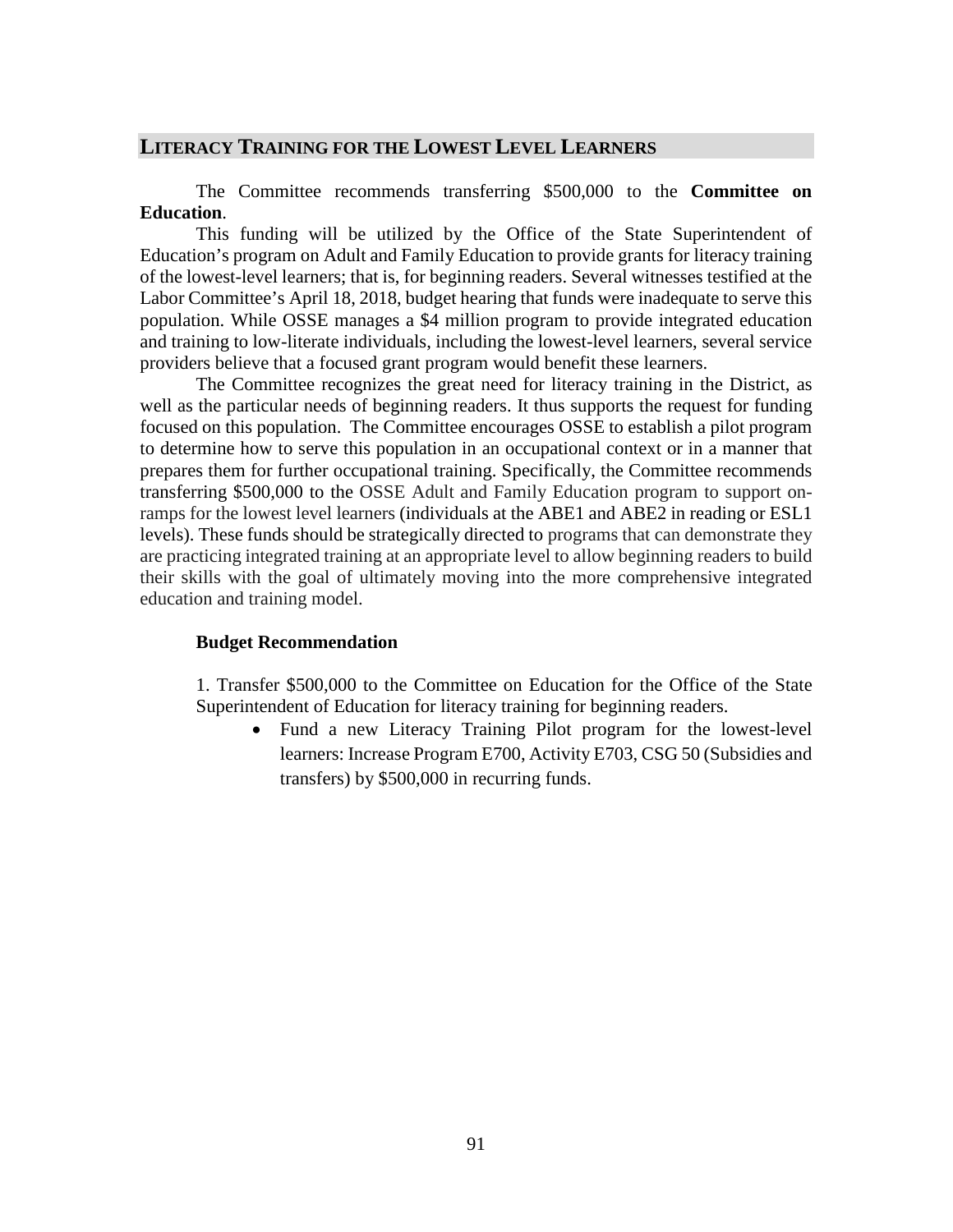## LITERACY TRAINING FOR THE LOWEST LEVEL LEARNERS

The Committee recommends transferring $500,000 to the **Committee on Education**.

This funding will be utilized by the Office of the State Superintendent of Education's program on Adult and Family Education to provide grants for literacy training of the lowest-level learners; that is, for beginning readers. Several witnesses testified at the Labor Committee's April 18, 2018, budget hearing that funds were inadequate to serve this population. While OSSE manages a $4 million program to provide integrated education and training to low-literate individuals, including the lowest-level learners, several service providers believe that a focused grant program would benefit these learners.

The Committee recognizes the great need for literacy training in the District, as well as the particular needs of beginning readers. It thus supports the request for funding focused on this population. The Committee encourages OSSE to establish a pilot program to determine how to serve this population in an occupational context or in a manner that prepares them for further occupational training. Specifically, the Committee recommends transferring $500,000 to the OSSE Adult and Family Education program to support on-ramps for the lowest level learners (individuals at the ABE1 and ABE2 in reading or ESL1 levels). These funds should be strategically directed to programs that can demonstrate they are practicing integrated training at an appropriate level to allow beginning readers to build their skills with the goal of ultimately moving into the more comprehensive integrated education and training model.

**Budget Recommendation**

1. Transfer $500,000 to the Committee on Education for the Office of the State Superintendent of Education for literacy training for beginning readers.
    - Fund a new Literacy Training Pilot program for the lowest-level learners: Increase Program E700, Activity E703, CSG 50 (Subsidies and transfers) by $500,000 in recurring funds.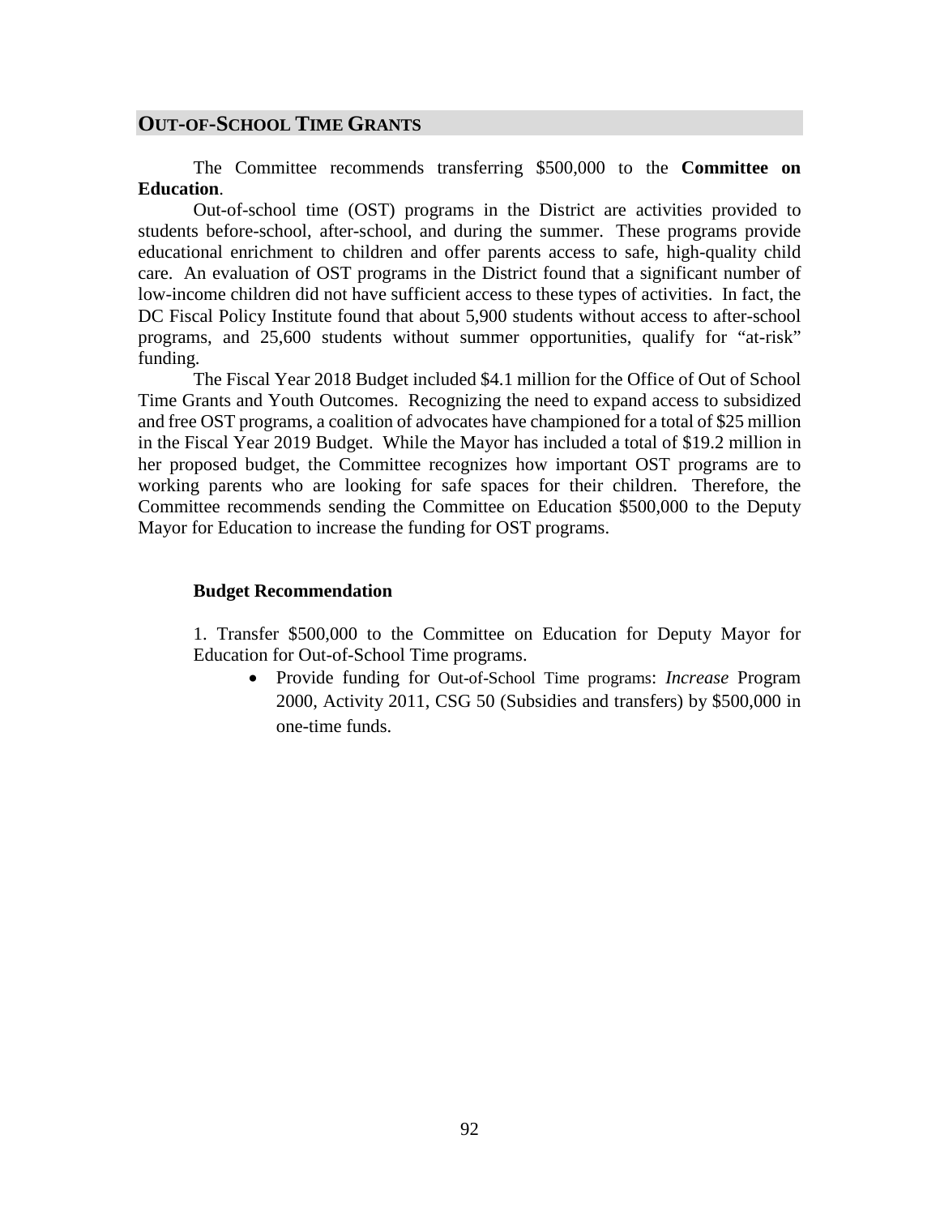## OUT-OF-SCHOOL TIME GRANTS

The Committee recommends transferring $500,000 to the **Committee on Education**.

Out-of-school time (OST) programs in the District are activities provided to students before-school, after-school, and during the summer. These programs provide educational enrichment to children and offer parents access to safe, high-quality child care. An evaluation of OST programs in the District found that a significant number of low-income children did not have sufficient access to these types of activities. In fact, the DC Fiscal Policy Institute found that about 5,900 students without access to after-school programs, and 25,600 students without summer opportunities, qualify for "at-risk" funding.

The Fiscal Year 2018 Budget included $4.1 million for the Office of Out of School Time Grants and Youth Outcomes. Recognizing the need to expand access to subsidized and free OST programs, a coalition of advocates have championed for a total of $25 million in the Fiscal Year 2019 Budget. While the Mayor has included a total of $19.2 million in her proposed budget, the Committee recognizes how important OST programs are to working parents who are looking for safe spaces for their children. Therefore, the Committee recommends sending the Committee on Education $500,000 to the Deputy Mayor for Education to increase the funding for OST programs.

**Budget Recommendation**

1. Transfer $500,000 to the Committee on Education for Deputy Mayor for Education for Out-of-School Time programs.
   - Provide funding for Out-of-School Time programs: *Increase* Program 2000, Activity 2011, CSG 50 (Subsidies and transfers) by $500,000 in one-time funds.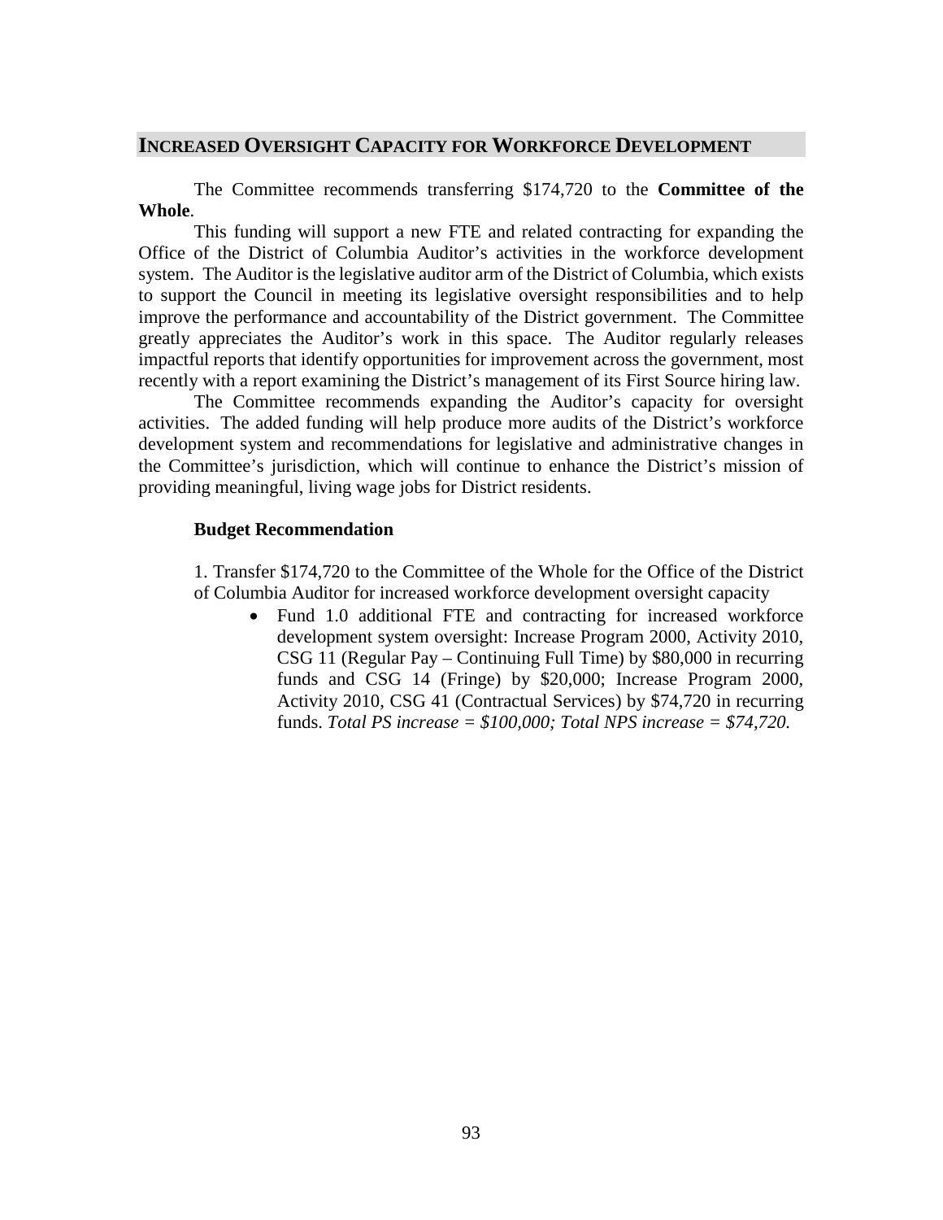## INCREASED OVERSIGHT CAPACITY FOR WORKFORCE DEVELOPMENT

The Committee recommends transferring $174,720 to the **Committee of the Whole**.

This funding will support a new FTE and related contracting for expanding the Office of the District of Columbia Auditor's activities in the workforce development system. The Auditor is the legislative auditor arm of the District of Columbia, which exists to support the Council in meeting its legislative oversight responsibilities and to help improve the performance and accountability of the District government. The Committee greatly appreciates the Auditor's work in this space. The Auditor regularly releases impactful reports that identify opportunities for improvement across the government, most recently with a report examining the District's management of its First Source hiring law.

The Committee recommends expanding the Auditor's capacity for oversight activities. The added funding will help produce more audits of the District's workforce development system and recommendations for legislative and administrative changes in the Committee's jurisdiction, which will continue to enhance the District's mission of providing meaningful, living wage jobs for District residents.

**Budget Recommendation**

1. Transfer $174,720 to the Committee of the Whole for the Office of the District of Columbia Auditor for increased workforce development oversight capacity
   - Fund 1.0 additional FTE and contracting for increased workforce development system oversight: Increase Program 2000, Activity 2010, CSG 11 (Regular Pay – Continuing Full Time) by $80,000 in recurring funds and CSG 14 (Fringe) by $20,000; Increase Program 2000, Activity 2010, CSG 41 (Contractual Services) by $74,720 in recurring funds. *Total PS increase = $100,000; Total NPS increase = $74,720.*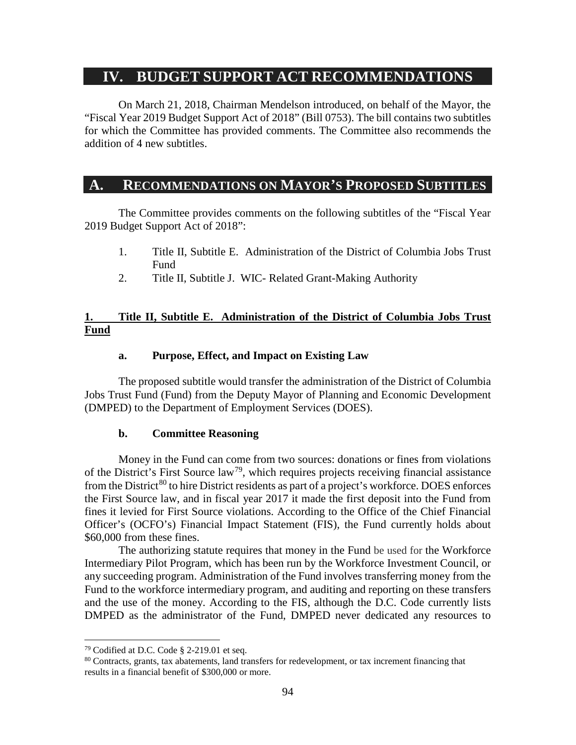# IV. BUDGET SUPPORT ACT RECOMMENDATIONS

On March 21, 2018, Chairman Mendelson introduced, on behalf of the Mayor, the "Fiscal Year 2019 Budget Support Act of 2018" (Bill 0753). The bill contains two subtitles for which the Committee has provided comments. The Committee also recommends the addition of 4 new subtitles.

## A. RECOMMENDATIONS ON MAYOR'S PROPOSED SUBTITLES

The Committee provides comments on the following subtitles of the "Fiscal Year 2019 Budget Support Act of 2018":

1. Title II, Subtitle E. Administration of the District of Columbia Jobs Trust Fund
2. Title II, Subtitle J. WIC- Related Grant-Making Authority

### 1. Title II, Subtitle E. Administration of the District of Columbia Jobs Trust Fund

#### a. Purpose, Effect, and Impact on Existing Law

The proposed subtitle would transfer the administration of the District of Columbia Jobs Trust Fund (Fund) from the Deputy Mayor of Planning and Economic Development (DMPED) to the Department of Employment Services (DOES).

#### b. Committee Reasoning

Money in the Fund can come from two sources: donations or fines from violations of the District's First Source law[79], which requires projects receiving financial assistance from the District[80] to hire District residents as part of a project's workforce. DOES enforces the First Source law, and in fiscal year 2017 it made the first deposit into the Fund from fines it levied for First Source violations. According to the Office of the Chief Financial Officer's (OCFO's) Financial Impact Statement (FIS), the Fund currently holds about $60,000 from these fines.

The authorizing statute requires that money in the Fund be used for the Workforce Intermediary Pilot Program, which has been run by the Workforce Investment Council, or any succeeding program. Administration of the Fund involves transferring money from the Fund to the workforce intermediary program, and auditing and reporting on these transfers and the use of the money. According to the FIS, although the D.C. Code currently lists DMPED as the administrator of the Fund, DMPED never dedicated any resources to

---

[79] Codified at D.C. Code § 2-219.01 et seq.

[80] Contracts, grants, tax abatements, land transfers for redevelopment, or tax increment financing that results in a financial benefit of $300,000 or more.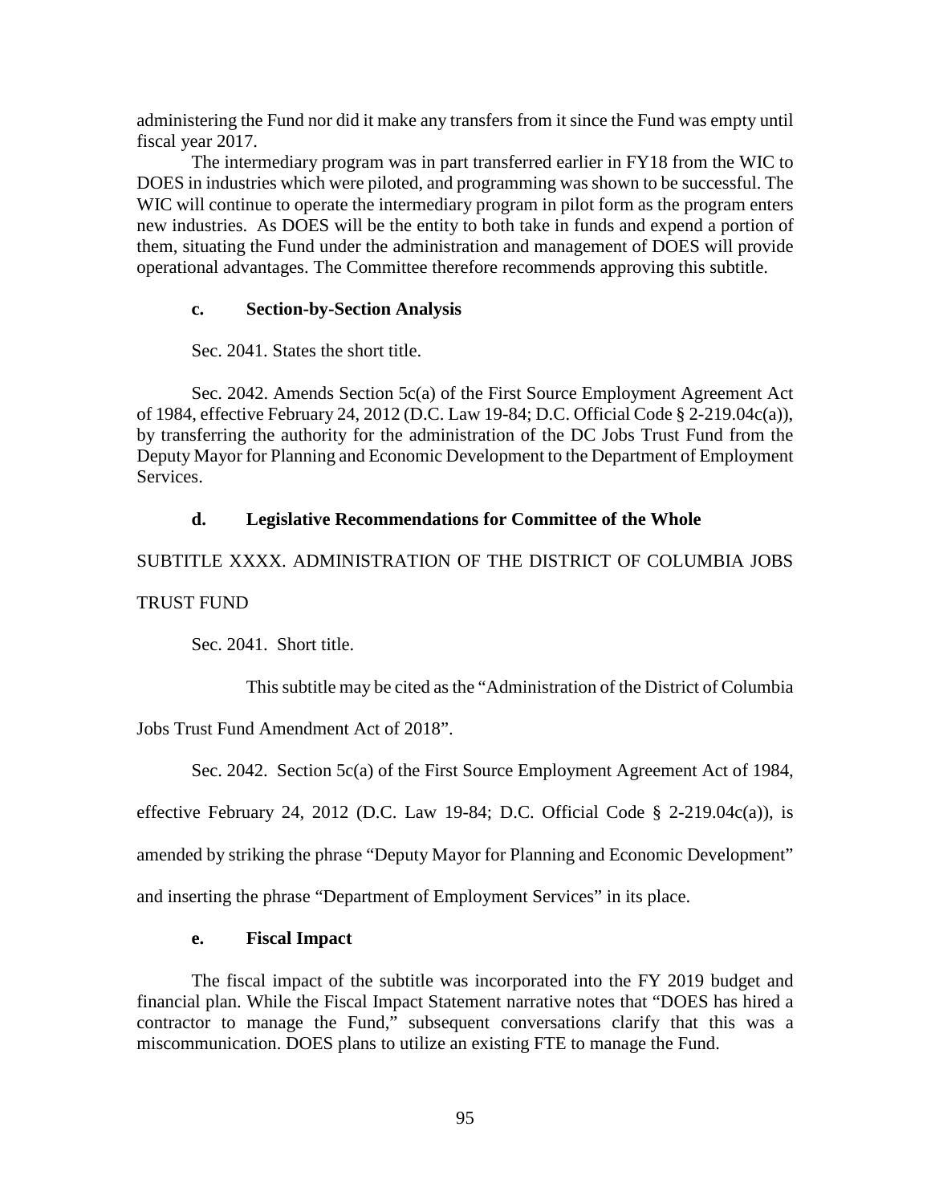administering the Fund nor did it make any transfers from it since the Fund was empty until fiscal year 2017.

The intermediary program was in part transferred earlier in FY18 from the WIC to DOES in industries which were piloted, and programming was shown to be successful. The WIC will continue to operate the intermediary program in pilot form as the program enters new industries. As DOES will be the entity to both take in funds and expend a portion of them, situating the Fund under the administration and management of DOES will provide operational advantages. The Committee therefore recommends approving this subtitle.

#### c. Section-by-Section Analysis

Sec. 2041. States the short title.

Sec. 2042. Amends Section 5c(a) of the First Source Employment Agreement Act of 1984, effective February 24, 2012 (D.C. Law 19-84; D.C. Official Code § 2-219.04c(a)), by transferring the authority for the administration of the DC Jobs Trust Fund from the Deputy Mayor for Planning and Economic Development to the Department of Employment Services.

#### d. Legislative Recommendations for Committee of the Whole

SUBTITLE XXXX. ADMINISTRATION OF THE DISTRICT OF COLUMBIA JOBS TRUST FUND

Sec. 2041. Short title.

This subtitle may be cited as the "Administration of the District of Columbia Jobs Trust Fund Amendment Act of 2018".

Sec. 2042. Section 5c(a) of the First Source Employment Agreement Act of 1984, effective February 24, 2012 (D.C. Law 19-84; D.C. Official Code § 2-219.04c(a)), is amended by striking the phrase "Deputy Mayor for Planning and Economic Development" and inserting the phrase "Department of Employment Services" in its place.

#### e. Fiscal Impact

The fiscal impact of the subtitle was incorporated into the FY 2019 budget and financial plan. While the Fiscal Impact Statement narrative notes that "DOES has hired a contractor to manage the Fund," subsequent conversations clarify that this was a miscommunication. DOES plans to utilize an existing FTE to manage the Fund.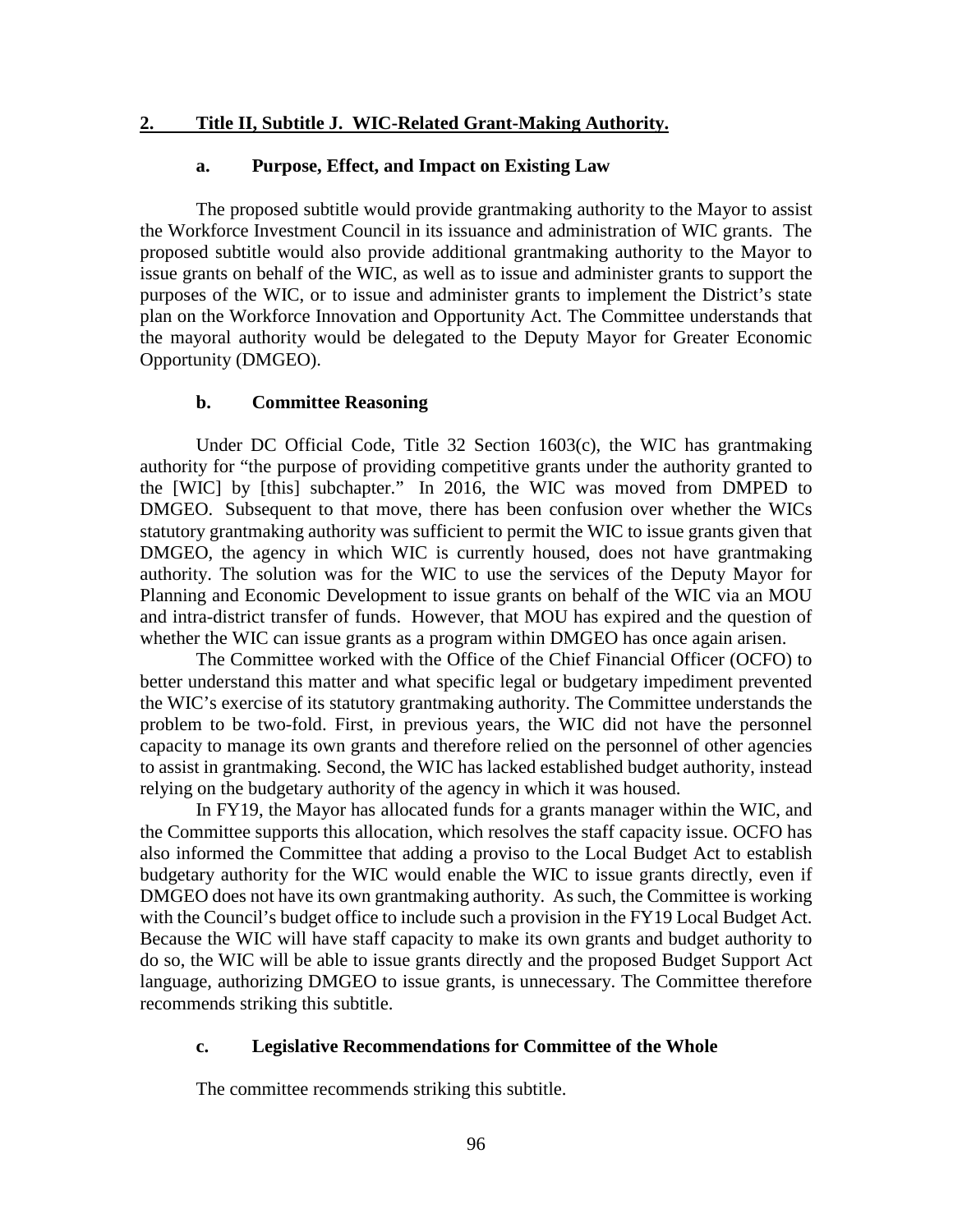## 2. Title II, Subtitle J. WIC-Related Grant-Making Authority.

### a. Purpose, Effect, and Impact on Existing Law

The proposed subtitle would provide grantmaking authority to the Mayor to assist the Workforce Investment Council in its issuance and administration of WIC grants. The proposed subtitle would also provide additional grantmaking authority to the Mayor to issue grants on behalf of the WIC, as well as to issue and administer grants to support the purposes of the WIC, or to issue and administer grants to implement the District's state plan on the Workforce Innovation and Opportunity Act. The Committee understands that the mayoral authority would be delegated to the Deputy Mayor for Greater Economic Opportunity (DMGEO).

### b. Committee Reasoning

Under DC Official Code, Title 32 Section 1603(c), the WIC has grantmaking authority for "the purpose of providing competitive grants under the authority granted to the [WIC] by [this] subchapter." In 2016, the WIC was moved from DMPED to DMGEO. Subsequent to that move, there has been confusion over whether the WICs statutory grantmaking authority was sufficient to permit the WIC to issue grants given that DMGEO, the agency in which WIC is currently housed, does not have grantmaking authority. The solution was for the WIC to use the services of the Deputy Mayor for Planning and Economic Development to issue grants on behalf of the WIC via an MOU and intra-district transfer of funds. However, that MOU has expired and the question of whether the WIC can issue grants as a program within DMGEO has once again arisen.

The Committee worked with the Office of the Chief Financial Officer (OCFO) to better understand this matter and what specific legal or budgetary impediment prevented the WIC's exercise of its statutory grantmaking authority. The Committee understands the problem to be two-fold. First, in previous years, the WIC did not have the personnel capacity to manage its own grants and therefore relied on the personnel of other agencies to assist in grantmaking. Second, the WIC has lacked established budget authority, instead relying on the budgetary authority of the agency in which it was housed.

In FY19, the Mayor has allocated funds for a grants manager within the WIC, and the Committee supports this allocation, which resolves the staff capacity issue. OCFO has also informed the Committee that adding a proviso to the Local Budget Act to establish budgetary authority for the WIC would enable the WIC to issue grants directly, even if DMGEO does not have its own grantmaking authority. As such, the Committee is working with the Council's budget office to include such a provision in the FY19 Local Budget Act. Because the WIC will have staff capacity to make its own grants and budget authority to do so, the WIC will be able to issue grants directly and the proposed Budget Support Act language, authorizing DMGEO to issue grants, is unnecessary. The Committee therefore recommends striking this subtitle.

### c. Legislative Recommendations for Committee of the Whole

The committee recommends striking this subtitle.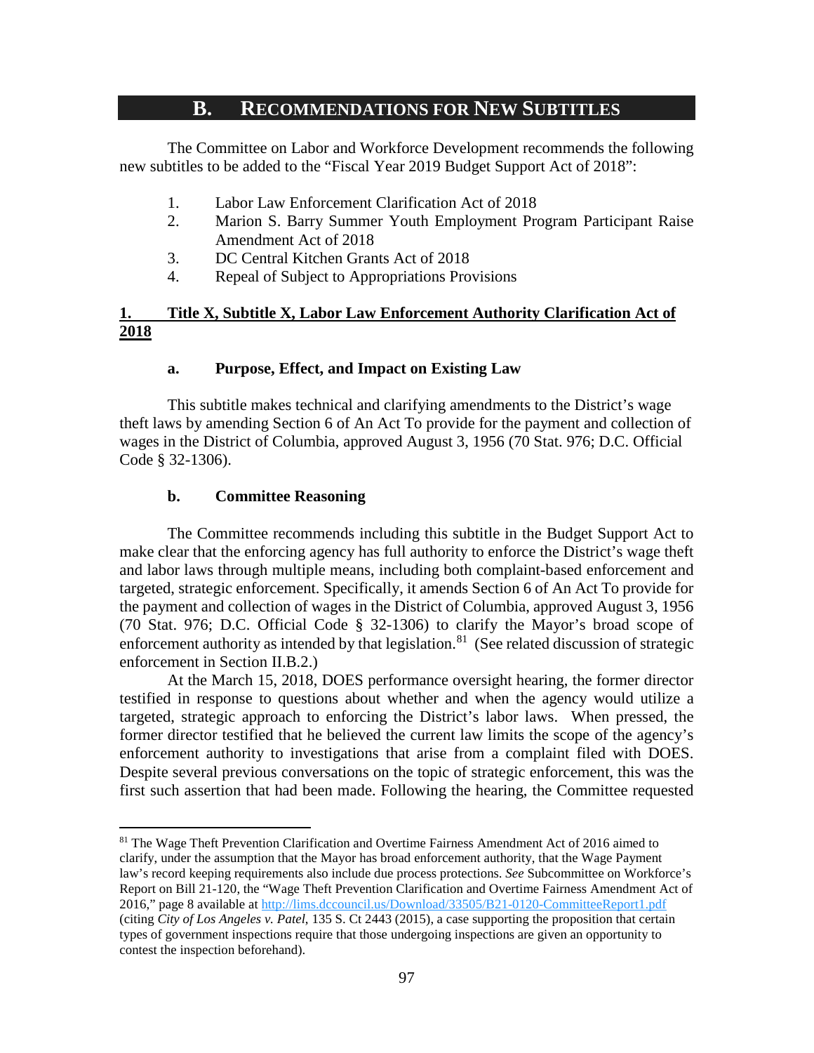## B. RECOMMENDATIONS FOR NEW SUBTITLES

The Committee on Labor and Workforce Development recommends the following new subtitles to be added to the "Fiscal Year 2019 Budget Support Act of 2018":

1. Labor Law Enforcement Clarification Act of 2018
2. Marion S. Barry Summer Youth Employment Program Participant Raise Amendment Act of 2018
3. DC Central Kitchen Grants Act of 2018
4. Repeal of Subject to Appropriations Provisions

### 1. Title X, Subtitle X, Labor Law Enforcement Authority Clarification Act of 2018

#### a. Purpose, Effect, and Impact on Existing Law

This subtitle makes technical and clarifying amendments to the District's wage theft laws by amending Section 6 of An Act To provide for the payment and collection of wages in the District of Columbia, approved August 3, 1956 (70 Stat. 976; D.C. Official Code § 32-1306).

#### b. Committee Reasoning

The Committee recommends including this subtitle in the Budget Support Act to make clear that the enforcing agency has full authority to enforce the District's wage theft and labor laws through multiple means, including both complaint-based enforcement and targeted, strategic enforcement. Specifically, it amends Section 6 of An Act To provide for the payment and collection of wages in the District of Columbia, approved August 3, 1956 (70 Stat. 976; D.C. Official Code § 32-1306) to clarify the Mayor's broad scope of enforcement authority as intended by that legislation.[81] (See related discussion of strategic enforcement in Section II.B.2.)

At the March 15, 2018, DOES performance oversight hearing, the former director testified in response to questions about whether and when the agency would utilize a targeted, strategic approach to enforcing the District's labor laws. When pressed, the former director testified that he believed the current law limits the scope of the agency's enforcement authority to investigations that arise from a complaint filed with DOES. Despite several previous conversations on the topic of strategic enforcement, this was the first such assertion that had been made. Following the hearing, the Committee requested

---

[81] The Wage Theft Prevention Clarification and Overtime Fairness Amendment Act of 2016 aimed to clarify, under the assumption that the Mayor has broad enforcement authority, that the Wage Payment law's record keeping requirements also include due process protections. *See* Subcommittee on Workforce's Report on Bill 21-120, the "Wage Theft Prevention Clarification and Overtime Fairness Amendment Act of 2016," page 8 available at http://lims.dccouncil.us/Download/33505/B21-0120-CommitteeReport1.pdf (citing *City of Los Angeles v. Patel*, 135 S. Ct 2443 (2015), a case supporting the proposition that certain types of government inspections require that those undergoing inspections are given an opportunity to contest the inspection beforehand).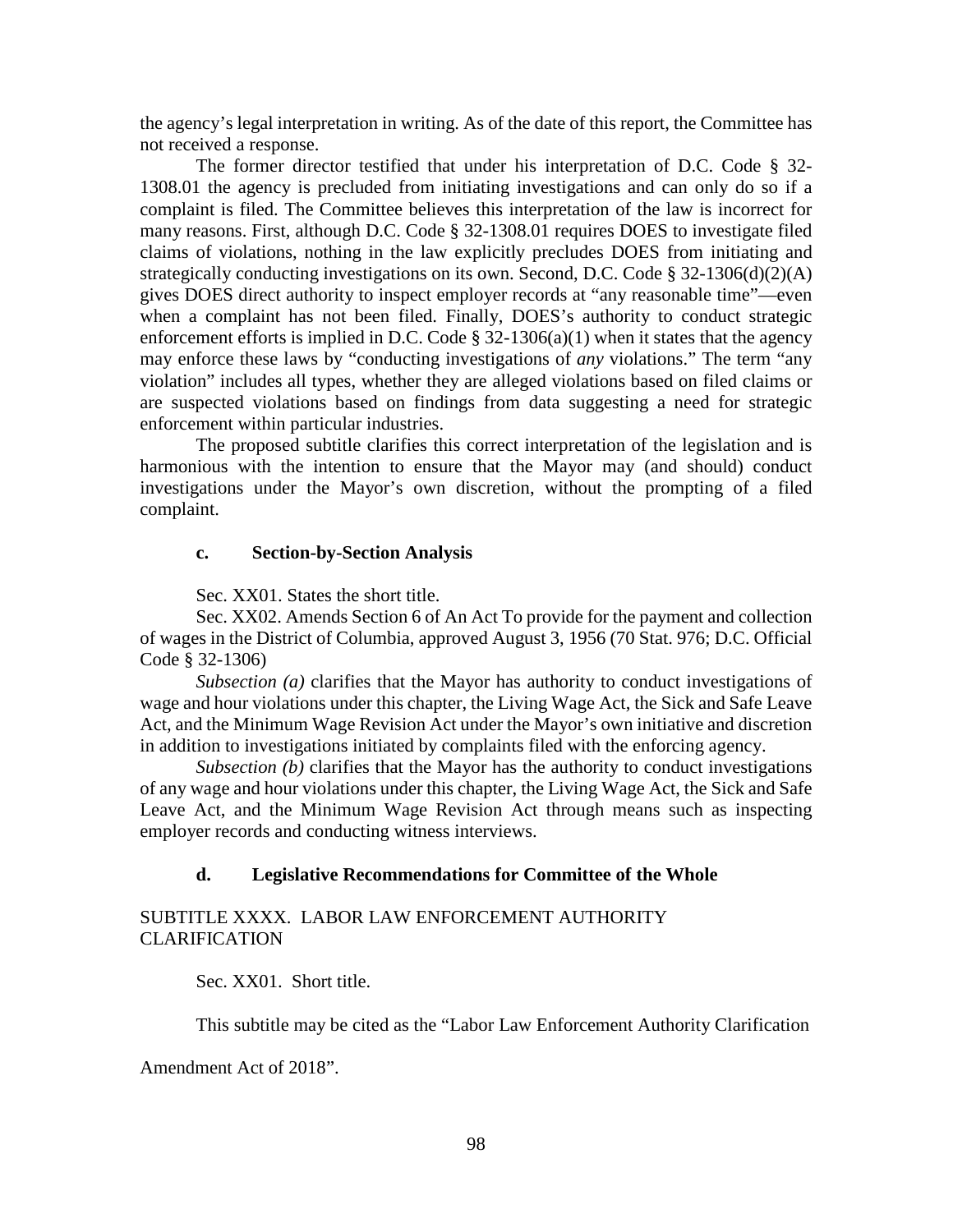the agency's legal interpretation in writing. As of the date of this report, the Committee has not received a response.

The former director testified that under his interpretation of D.C. Code § 32-1308.01 the agency is precluded from initiating investigations and can only do so if a complaint is filed. The Committee believes this interpretation of the law is incorrect for many reasons. First, although D.C. Code § 32-1308.01 requires DOES to investigate filed claims of violations, nothing in the law explicitly precludes DOES from initiating and strategically conducting investigations on its own. Second, D.C. Code § 32-1306(d)(2)(A) gives DOES direct authority to inspect employer records at "any reasonable time"—even when a complaint has not been filed. Finally, DOES's authority to conduct strategic enforcement efforts is implied in D.C. Code § 32-1306(a)(1) when it states that the agency may enforce these laws by "conducting investigations of *any* violations." The term "any violation" includes all types, whether they are alleged violations based on filed claims or are suspected violations based on findings from data suggesting a need for strategic enforcement within particular industries.

The proposed subtitle clarifies this correct interpretation of the legislation and is harmonious with the intention to ensure that the Mayor may (and should) conduct investigations under the Mayor's own discretion, without the prompting of a filed complaint.

### c. Section-by-Section Analysis

Sec. XX01. States the short title.

Sec. XX02. Amends Section 6 of An Act To provide for the payment and collection of wages in the District of Columbia, approved August 3, 1956 (70 Stat. 976; D.C. Official Code § 32-1306)

*Subsection (a)* clarifies that the Mayor has authority to conduct investigations of wage and hour violations under this chapter, the Living Wage Act, the Sick and Safe Leave Act, and the Minimum Wage Revision Act under the Mayor's own initiative and discretion in addition to investigations initiated by complaints filed with the enforcing agency.

*Subsection (b)* clarifies that the Mayor has the authority to conduct investigations of any wage and hour violations under this chapter, the Living Wage Act, the Sick and Safe Leave Act, and the Minimum Wage Revision Act through means such as inspecting employer records and conducting witness interviews.

### d. Legislative Recommendations for Committee of the Whole

SUBTITLE XXXX. LABOR LAW ENFORCEMENT AUTHORITY CLARIFICATION

Sec. XX01. Short title.

This subtitle may be cited as the "Labor Law Enforcement Authority Clarification Amendment Act of 2018".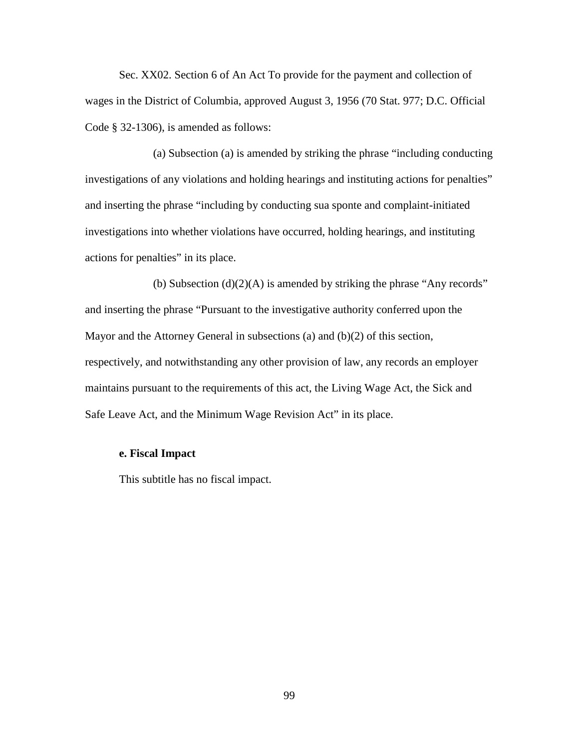Sec. XX02. Section 6 of An Act To provide for the payment and collection of wages in the District of Columbia, approved August 3, 1956 (70 Stat. 977; D.C. Official Code § 32-1306), is amended as follows:

(a) Subsection (a) is amended by striking the phrase "including conducting investigations of any violations and holding hearings and instituting actions for penalties" and inserting the phrase "including by conducting sua sponte and complaint-initiated investigations into whether violations have occurred, holding hearings, and instituting actions for penalties" in its place.

(b) Subsection (d)(2)(A) is amended by striking the phrase "Any records" and inserting the phrase "Pursuant to the investigative authority conferred upon the Mayor and the Attorney General in subsections (a) and (b)(2) of this section, respectively, and notwithstanding any other provision of law, any records an employer maintains pursuant to the requirements of this act, the Living Wage Act, the Sick and Safe Leave Act, and the Minimum Wage Revision Act" in its place.

**e. Fiscal Impact**

This subtitle has no fiscal impact.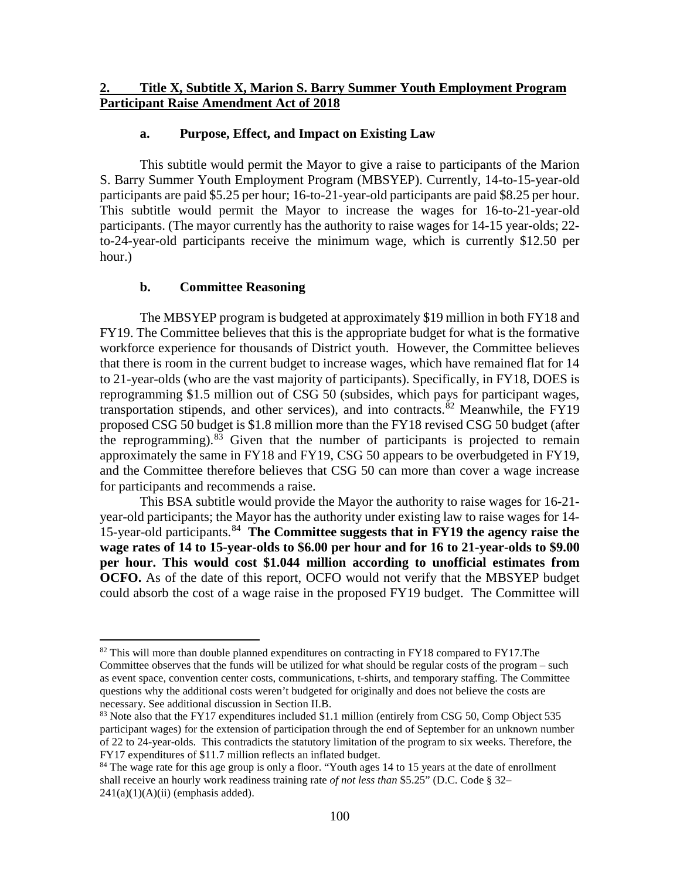## 2. Title X, Subtitle X, Marion S. Barry Summer Youth Employment Program Participant Raise Amendment Act of 2018

### a. Purpose, Effect, and Impact on Existing Law

This subtitle would permit the Mayor to give a raise to participants of the Marion S. Barry Summer Youth Employment Program (MBSYEP). Currently, 14-to-15-year-old participants are paid $5.25 per hour; 16-to-21-year-old participants are paid $8.25 per hour. This subtitle would permit the Mayor to increase the wages for 16-to-21-year-old participants. (The mayor currently has the authority to raise wages for 14-15 year-olds; 22-to-24-year-old participants receive the minimum wage, which is currently $12.50 per hour.)

### b. Committee Reasoning

The MBSYEP program is budgeted at approximately $19 million in both FY18 and FY19. The Committee believes that this is the appropriate budget for what is the formative workforce experience for thousands of District youth. However, the Committee believes that there is room in the current budget to increase wages, which have remained flat for 14 to 21-year-olds (who are the vast majority of participants). Specifically, in FY18, DOES is reprogramming $1.5 million out of CSG 50 (subsides, which pays for participant wages, transportation stipends, and other services), and into contracts.[82] Meanwhile, the FY19 proposed CSG 50 budget is $1.8 million more than the FY18 revised CSG 50 budget (after the reprogramming).[83] Given that the number of participants is projected to remain approximately the same in FY18 and FY19, CSG 50 appears to be overbudgeted in FY19, and the Committee therefore believes that CSG 50 can more than cover a wage increase for participants and recommends a raise.

This BSA subtitle would provide the Mayor the authority to raise wages for 16-21-year-old participants; the Mayor has the authority under existing law to raise wages for 14-15-year-old participants.[84] **The Committee suggests that in FY19 the agency raise the wage rates of 14 to 15-year-olds to $6.00 per hour and for 16 to 21-year-olds to $9.00 per hour. This would cost $1.044 million according to unofficial estimates from OCFO.** As of the date of this report, OCFO would not verify that the MBSYEP budget could absorb the cost of a wage raise in the proposed FY19 budget. The Committee will

---

[82] This will more than double planned expenditures on contracting in FY18 compared to FY17.The Committee observes that the funds will be utilized for what should be regular costs of the program – such as event space, convention center costs, communications, t-shirts, and temporary staffing. The Committee questions why the additional costs weren't budgeted for originally and does not believe the costs are necessary. See additional discussion in Section II.B.

[83] Note also that the FY17 expenditures included $1.1 million (entirely from CSG 50, Comp Object 535 participant wages) for the extension of participation through the end of September for an unknown number of 22 to 24-year-olds. This contradicts the statutory limitation of the program to six weeks. Therefore, the FY17 expenditures of $11.7 million reflects an inflated budget.

[84] The wage rate for this age group is only a floor. "Youth ages 14 to 15 years at the date of enrollment shall receive an hourly work readiness training rate *of not less than* $5.25" (D.C. Code § 32–241(a)(1)(A)(ii) (emphasis added).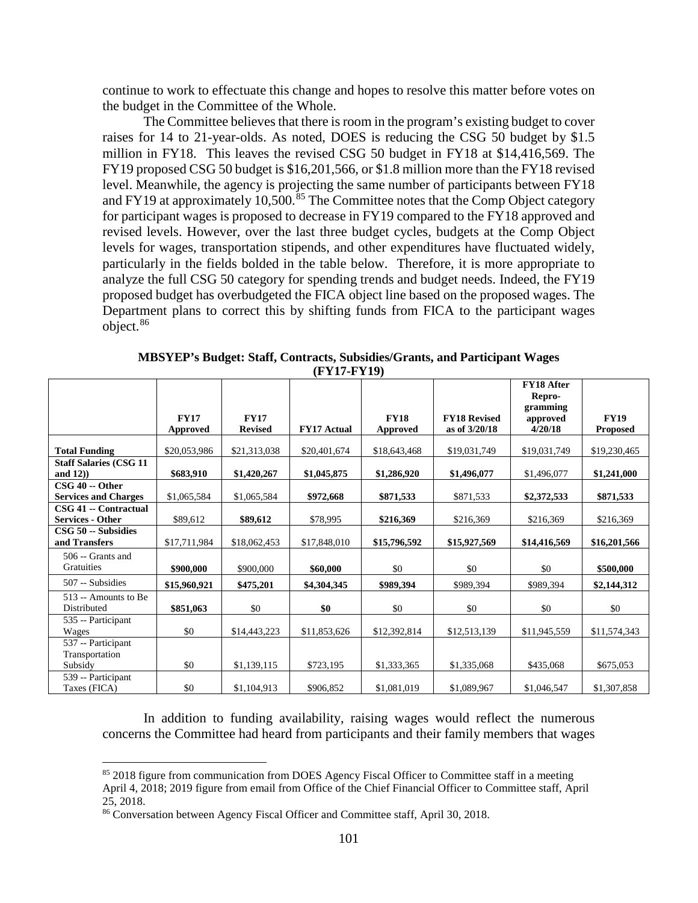continue to work to effectuate this change and hopes to resolve this matter before votes on the budget in the Committee of the Whole.

The Committee believes that there is room in the program's existing budget to cover raises for 14 to 21-year-olds. As noted, DOES is reducing the CSG 50 budget by $1.5 million in FY18. This leaves the revised CSG 50 budget in FY18 at $14,416,569. The FY19 proposed CSG 50 budget is $16,201,566, or $1.8 million more than the FY18 revised level. Meanwhile, the agency is projecting the same number of participants between FY18 and FY19 at approximately 10,500.[85] The Committee notes that the Comp Object category for participant wages is proposed to decrease in FY19 compared to the FY18 approved and revised levels. However, over the last three budget cycles, budgets at the Comp Object levels for wages, transportation stipends, and other expenditures have fluctuated widely, particularly in the fields bolded in the table below. Therefore, it is more appropriate to analyze the full CSG 50 category for spending trends and budget needs. Indeed, the FY19 proposed budget has overbudgeted the FICA object line based on the proposed wages. The Department plans to correct this by shifting funds from FICA to the participant wages object.[86]

**MBSYEP's Budget: Staff, Contracts, Subsidies/Grants, and Participant Wages (FY17-FY19)**

| | FY17 Approved | FY17 Revised | FY17 Actual | FY18 Approved | FY18 Revised as of 3/20/18 | FY18 After Repro-gramming approved 4/20/18 | FY19 Proposed |
|---|---|---|---|---|---|---|---|
| **Total Funding** | $20,053,986 | $21,313,038 | $20,401,674 | $18,643,468 | $19,031,749 | $19,031,749 | $19,230,465 |
| **Staff Salaries (CSG 11 and 12))** | **$683,910** | **$1,420,267** | **$1,045,875** | **$1,286,920** | **$1,496,077** | $1,496,077 | **$1,241,000** |
| **CSG 40 -- Other Services and Charges** | $1,065,584 | $1,065,584 | **$972,668** | **$871,533** | $871,533 | **$2,372,533** | **$871,533** |
| **CSG 41 -- Contractual Services - Other** | $89,612 | **$89,612** | $78,995 | **$216,369** | $216,369 | $216,369 | $216,369 |
| **CSG 50 -- Subsidies and Transfers** | $17,711,984 | $18,062,453 | $17,848,010 | **$15,796,592** | **$15,927,569** | **$14,416,569** | **$16,201,566** |
| 506 -- Grants and Gratuities | **$900,000** | $900,000 | **$60,000** | $0 | $0 | $0 | **$500,000** |
| 507 -- Subsidies | **$15,960,921** | **$475,201** | **$4,304,345** | **$989,394** | $989,394 | $989,394 | **$2,144,312** |
| 513 -- Amounts to Be Distributed | **$851,063** | $0 | **$0** | $0 | $0 | $0 | $0 |
| 535 -- Participant Wages | $0 | $14,443,223 | $11,853,626 | $12,392,814 | $12,513,139 | $11,945,559 | $11,574,343 |
| 537 -- Participant Transportation Subsidy | $0 | $1,139,115 | $723,195 | $1,333,365 | $1,335,068 | $435,068 | $675,053 |
| 539 -- Participant Taxes (FICA) | $0 | $1,104,913 | $906,852 | $1,081,019 | $1,089,967 | $1,046,547 | $1,307,858 |

In addition to funding availability, raising wages would reflect the numerous concerns the Committee had heard from participants and their family members that wages

[85] 2018 figure from communication from DOES Agency Fiscal Officer to Committee staff in a meeting April 4, 2018; 2019 figure from email from Office of the Chief Financial Officer to Committee staff, April 25, 2018.

[86] Conversation between Agency Fiscal Officer and Committee staff, April 30, 2018.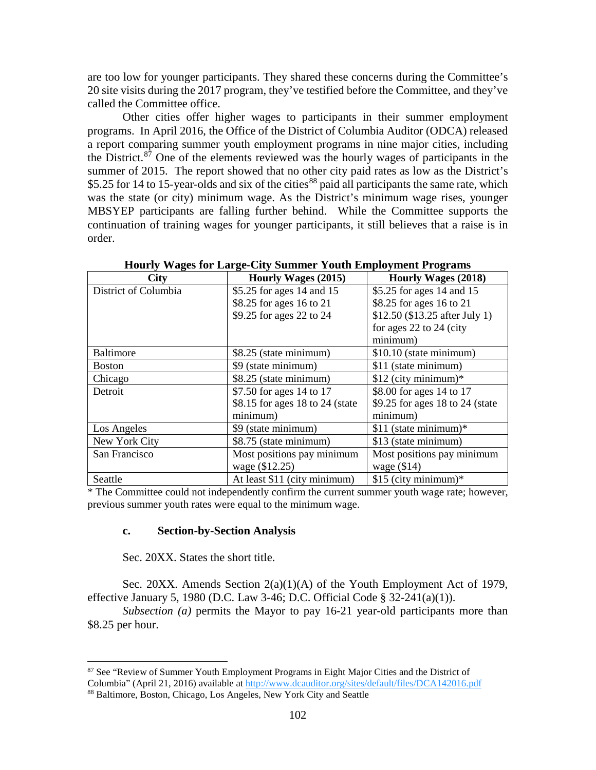are too low for younger participants. They shared these concerns during the Committee's 20 site visits during the 2017 program, they've testified before the Committee, and they've called the Committee office.

Other cities offer higher wages to participants in their summer employment programs. In April 2016, the Office of the District of Columbia Auditor (ODCA) released a report comparing summer youth employment programs in nine major cities, including the District.[87] One of the elements reviewed was the hourly wages of participants in the summer of 2015. The report showed that no other city paid rates as low as the District's $5.25 for 14 to 15-year-olds and six of the cities[88] paid all participants the same rate, which was the state (or city) minimum wage. As the District's minimum wage rises, younger MBSYEP participants are falling further behind. While the Committee supports the continuation of training wages for younger participants, it still believes that a raise is in order.

**Hourly Wages for Large-City Summer Youth Employment Programs**

| City | Hourly Wages (2015) | Hourly Wages (2018) |
|---|---|---|
| District of Columbia | $5.25 for ages 14 and 15<br>$8.25 for ages 16 to 21<br>$9.25 for ages 22 to 24 | $5.25 for ages 14 and 15<br>$8.25 for ages 16 to 21<br>$12.50 ($13.25 after July 1) for ages 22 to 24 (city minimum) |
| Baltimore | $8.25 (state minimum) | $10.10 (state minimum) |
| Boston | $9 (state minimum) | $11 (state minimum) |
| Chicago | $8.25 (state minimum) | $12 (city minimum)* |
| Detroit | $7.50 for ages 14 to 17<br>$8.15 for ages 18 to 24 (state minimum) | $8.00 for ages 14 to 17<br>$9.25 for ages 18 to 24 (state minimum) |
| Los Angeles | $9 (state minimum) | $11 (state minimum)* |
| New York City | $8.75 (state minimum) | $13 (state minimum) |
| San Francisco | Most positions pay minimum wage ($12.25) | Most positions pay minimum wage ($14) |
| Seattle | At least $11 (city minimum) | $15 (city minimum)* |

* The Committee could not independently confirm the current summer youth wage rate; however, previous summer youth rates were equal to the minimum wage.

### c. Section-by-Section Analysis

Sec. 20XX. States the short title.

Sec. 20XX. Amends Section 2(a)(1)(A) of the Youth Employment Act of 1979, effective January 5, 1980 (D.C. Law 3-46; D.C. Official Code § 32-241(a)(1)).

*Subsection (a)* permits the Mayor to pay 16-21 year-old participants more than $8.25 per hour.

---

[87] See "Review of Summer Youth Employment Programs in Eight Major Cities and the District of Columbia" (April 21, 2016) available at http://www.dcauditor.org/sites/default/files/DCA142016.pdf

[88] Baltimore, Boston, Chicago, Los Angeles, New York City and Seattle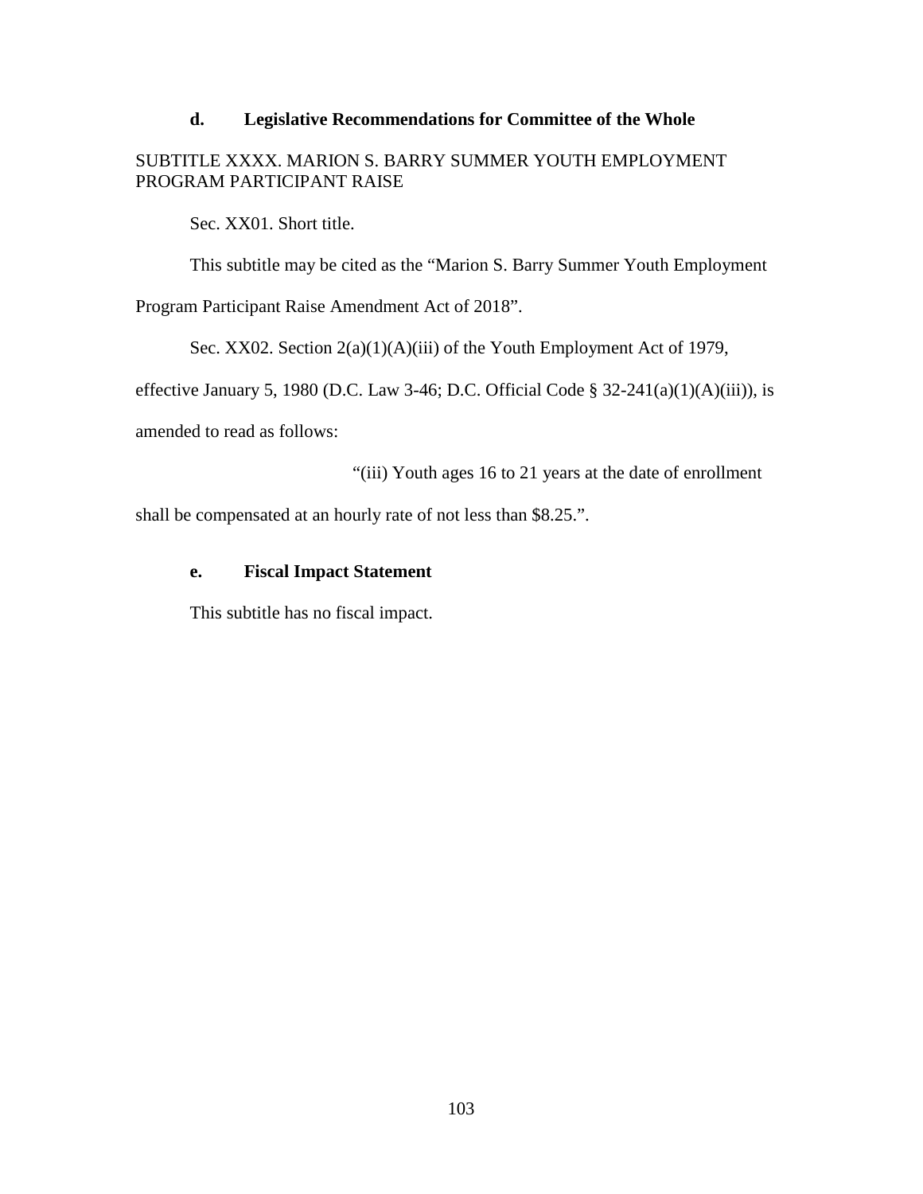### d. Legislative Recommendations for Committee of the Whole

SUBTITLE XXXX. MARION S. BARRY SUMMER YOUTH EMPLOYMENT PROGRAM PARTICIPANT RAISE

Sec. XX01. Short title.

This subtitle may be cited as the "Marion S. Barry Summer Youth Employment Program Participant Raise Amendment Act of 2018".

Sec. XX02. Section 2(a)(1)(A)(iii) of the Youth Employment Act of 1979, effective January 5, 1980 (D.C. Law 3-46; D.C. Official Code § 32-241(a)(1)(A)(iii)), is amended to read as follows:

"(iii) Youth ages 16 to 21 years at the date of enrollment shall be compensated at an hourly rate of not less than $8.25.".

### e. Fiscal Impact Statement

This subtitle has no fiscal impact.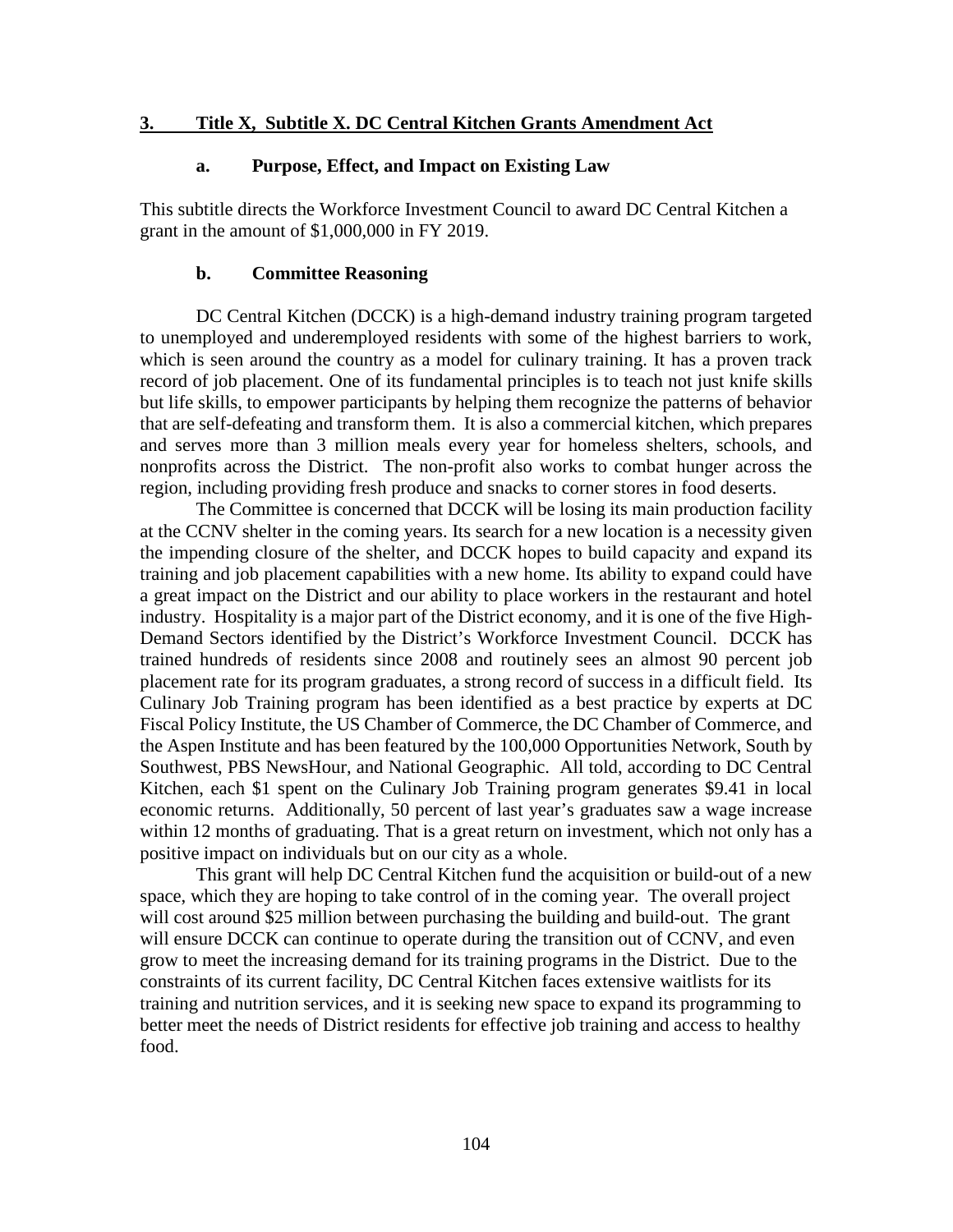### 3. Title X, Subtitle X. DC Central Kitchen Grants Amendment Act

#### a. Purpose, Effect, and Impact on Existing Law

This subtitle directs the Workforce Investment Council to award DC Central Kitchen a grant in the amount of $1,000,000 in FY 2019.

#### b. Committee Reasoning

DC Central Kitchen (DCCK) is a high-demand industry training program targeted to unemployed and underemployed residents with some of the highest barriers to work, which is seen around the country as a model for culinary training. It has a proven track record of job placement. One of its fundamental principles is to teach not just knife skills but life skills, to empower participants by helping them recognize the patterns of behavior that are self-defeating and transform them. It is also a commercial kitchen, which prepares and serves more than 3 million meals every year for homeless shelters, schools, and nonprofits across the District. The non-profit also works to combat hunger across the region, including providing fresh produce and snacks to corner stores in food deserts.

The Committee is concerned that DCCK will be losing its main production facility at the CCNV shelter in the coming years. Its search for a new location is a necessity given the impending closure of the shelter, and DCCK hopes to build capacity and expand its training and job placement capabilities with a new home. Its ability to expand could have a great impact on the District and our ability to place workers in the restaurant and hotel industry. Hospitality is a major part of the District economy, and it is one of the five High-Demand Sectors identified by the District's Workforce Investment Council. DCCK has trained hundreds of residents since 2008 and routinely sees an almost 90 percent job placement rate for its program graduates, a strong record of success in a difficult field. Its Culinary Job Training program has been identified as a best practice by experts at DC Fiscal Policy Institute, the US Chamber of Commerce, the DC Chamber of Commerce, and the Aspen Institute and has been featured by the 100,000 Opportunities Network, South by Southwest, PBS NewsHour, and National Geographic. All told, according to DC Central Kitchen, each $1 spent on the Culinary Job Training program generates $9.41 in local economic returns. Additionally, 50 percent of last year's graduates saw a wage increase within 12 months of graduating. That is a great return on investment, which not only has a positive impact on individuals but on our city as a whole.

This grant will help DC Central Kitchen fund the acquisition or build-out of a new space, which they are hoping to take control of in the coming year. The overall project will cost around $25 million between purchasing the building and build-out. The grant will ensure DCCK can continue to operate during the transition out of CCNV, and even grow to meet the increasing demand for its training programs in the District. Due to the constraints of its current facility, DC Central Kitchen faces extensive waitlists for its training and nutrition services, and it is seeking new space to expand its programming to better meet the needs of District residents for effective job training and access to healthy food.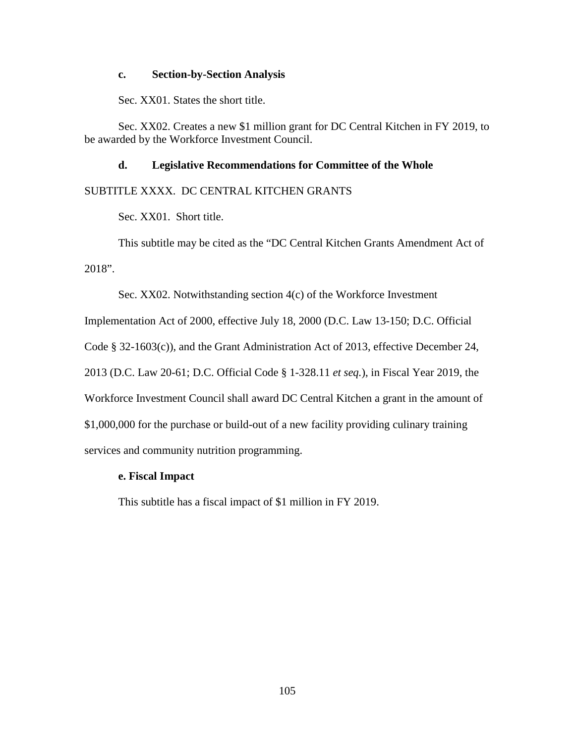#### c. Section-by-Section Analysis

Sec. XX01. States the short title.

Sec. XX02. Creates a new $1 million grant for DC Central Kitchen in FY 2019, to be awarded by the Workforce Investment Council.

#### d. Legislative Recommendations for Committee of the Whole

SUBTITLE XXXX. DC CENTRAL KITCHEN GRANTS

Sec. XX01. Short title.

This subtitle may be cited as the "DC Central Kitchen Grants Amendment Act of 2018".

Sec. XX02. Notwithstanding section 4(c) of the Workforce Investment Implementation Act of 2000, effective July 18, 2000 (D.C. Law 13-150; D.C. Official Code § 32-1603(c)), and the Grant Administration Act of 2013, effective December 24, 2013 (D.C. Law 20-61; D.C. Official Code § 1-328.11 *et seq.*), in Fiscal Year 2019, the Workforce Investment Council shall award DC Central Kitchen a grant in the amount of $1,000,000 for the purchase or build-out of a new facility providing culinary training services and community nutrition programming.

#### e. Fiscal Impact

This subtitle has a fiscal impact of $1 million in FY 2019.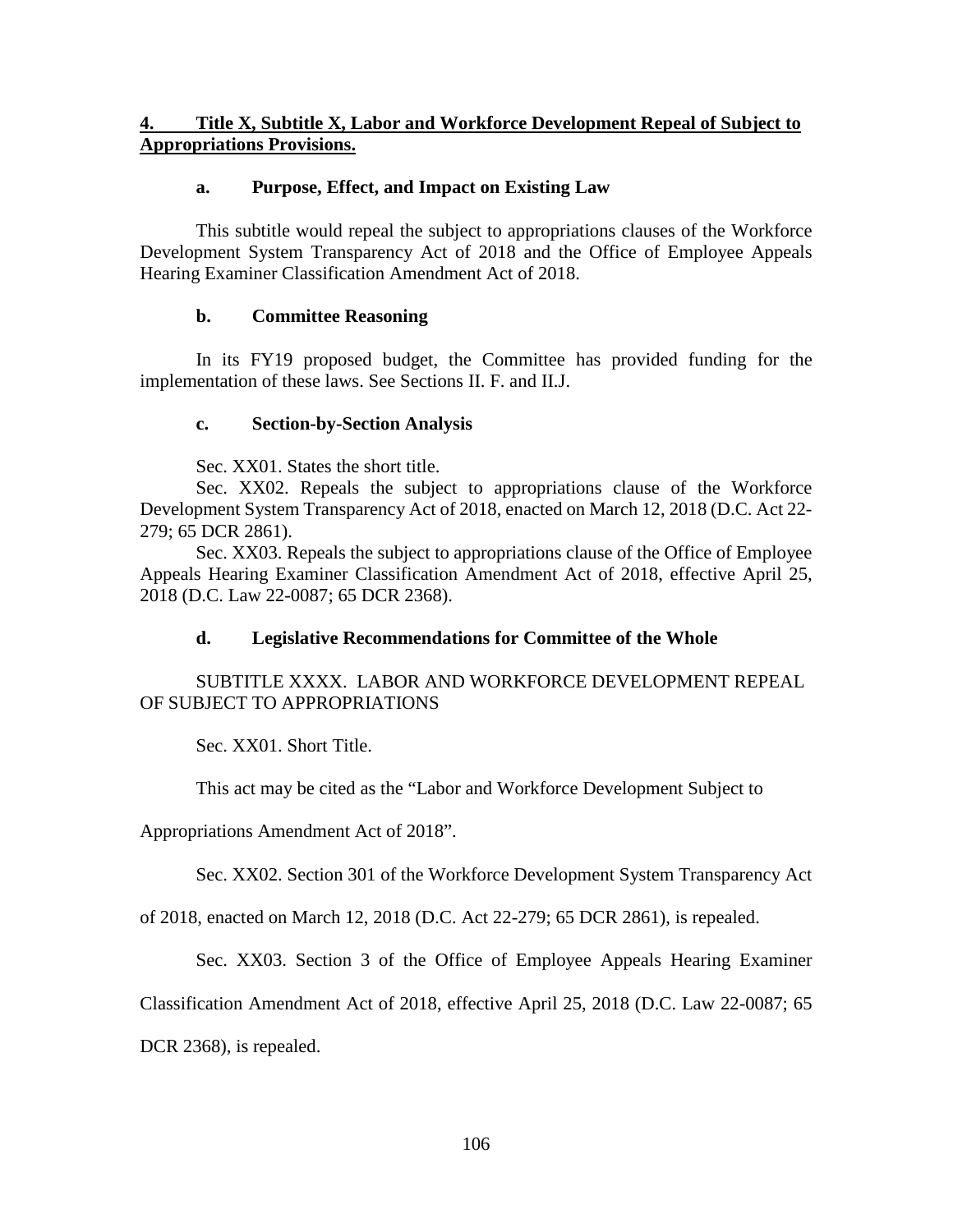## 4. Title X, Subtitle X, Labor and Workforce Development Repeal of Subject to Appropriations Provisions.

### a. Purpose, Effect, and Impact on Existing Law

This subtitle would repeal the subject to appropriations clauses of the Workforce Development System Transparency Act of 2018 and the Office of Employee Appeals Hearing Examiner Classification Amendment Act of 2018.

### b. Committee Reasoning

In its FY19 proposed budget, the Committee has provided funding for the implementation of these laws. See Sections II. F. and II.J.

### c. Section-by-Section Analysis

Sec. XX01. States the short title.

Sec. XX02. Repeals the subject to appropriations clause of the Workforce Development System Transparency Act of 2018, enacted on March 12, 2018 (D.C. Act 22-279; 65 DCR 2861).

Sec. XX03. Repeals the subject to appropriations clause of the Office of Employee Appeals Hearing Examiner Classification Amendment Act of 2018, effective April 25, 2018 (D.C. Law 22-0087; 65 DCR 2368).

### d. Legislative Recommendations for Committee of the Whole

SUBTITLE XXXX. LABOR AND WORKFORCE DEVELOPMENT REPEAL OF SUBJECT TO APPROPRIATIONS

Sec. XX01. Short Title.

This act may be cited as the "Labor and Workforce Development Subject to Appropriations Amendment Act of 2018".

Sec. XX02. Section 301 of the Workforce Development System Transparency Act of 2018, enacted on March 12, 2018 (D.C. Act 22-279; 65 DCR 2861), is repealed.

Sec. XX03. Section 3 of the Office of Employee Appeals Hearing Examiner Classification Amendment Act of 2018, effective April 25, 2018 (D.C. Law 22-0087; 65 DCR 2368), is repealed.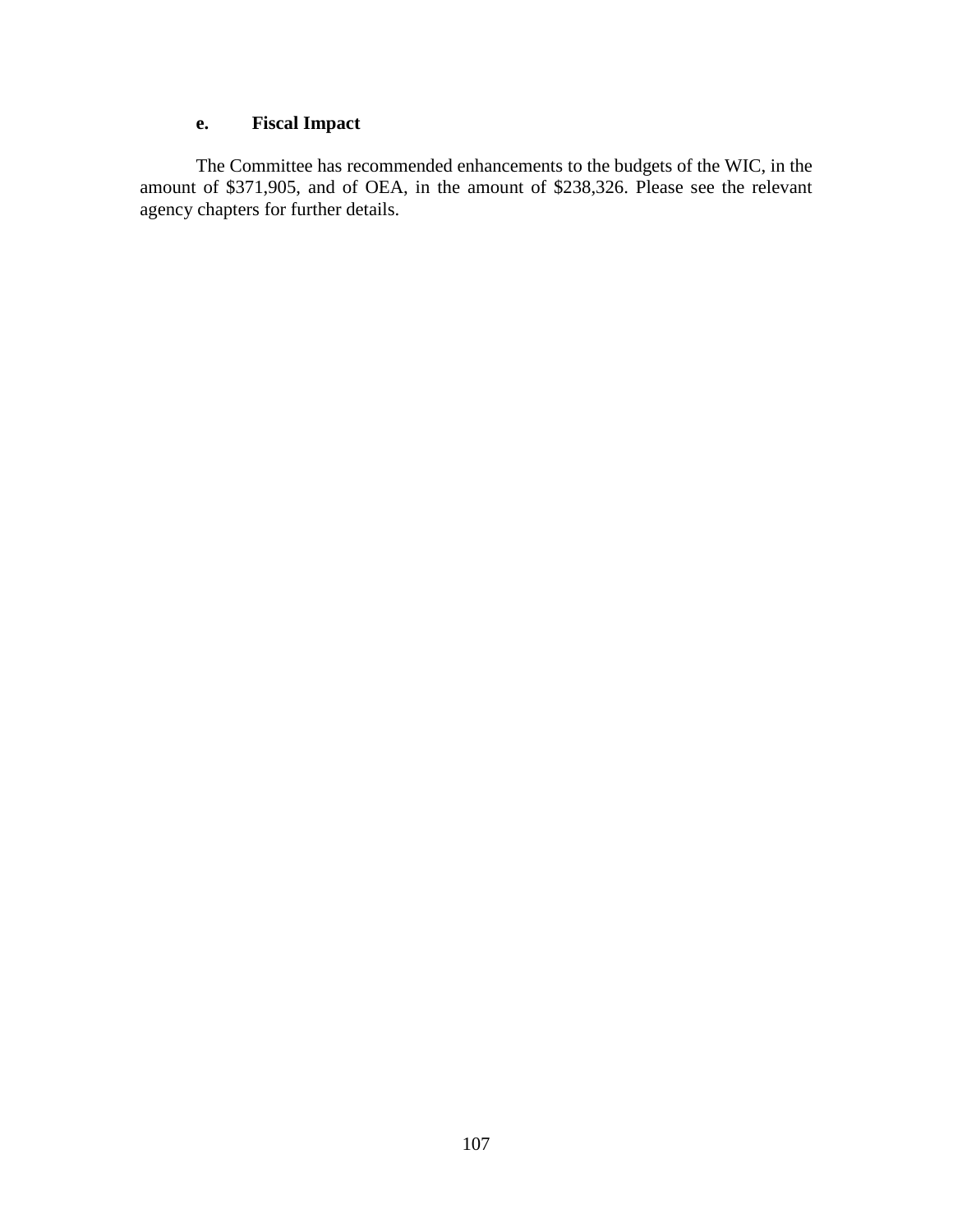### e. Fiscal Impact

The Committee has recommended enhancements to the budgets of the WIC, in the amount of $371,905, and of OEA, in the amount of $238,326. Please see the relevant agency chapters for further details.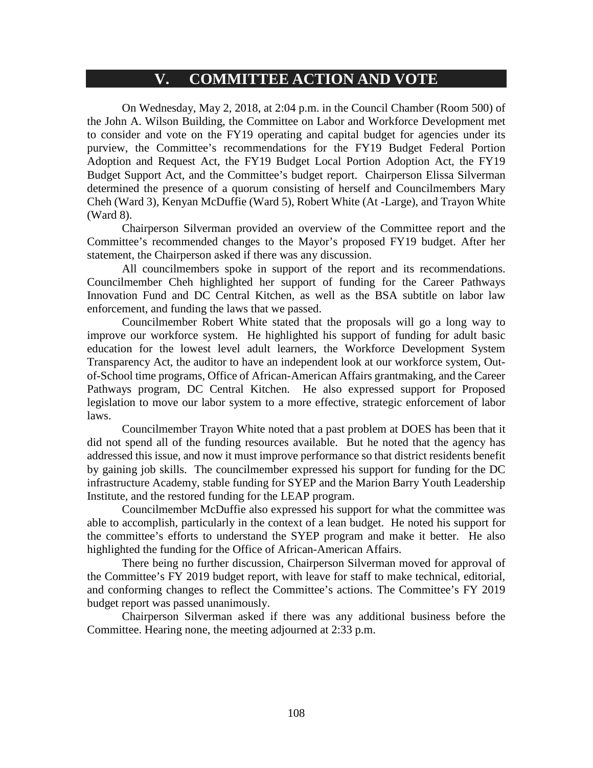# V. COMMITTEE ACTION AND VOTE

On Wednesday, May 2, 2018, at 2:04 p.m. in the Council Chamber (Room 500) of the John A. Wilson Building, the Committee on Labor and Workforce Development met to consider and vote on the FY19 operating and capital budget for agencies under its purview, the Committee's recommendations for the FY19 Budget Federal Portion Adoption and Request Act, the FY19 Budget Local Portion Adoption Act, the FY19 Budget Support Act, and the Committee's budget report. Chairperson Elissa Silverman determined the presence of a quorum consisting of herself and Councilmembers Mary Cheh (Ward 3), Kenyan McDuffie (Ward 5), Robert White (At -Large), and Trayon White (Ward 8).

Chairperson Silverman provided an overview of the Committee report and the Committee's recommended changes to the Mayor's proposed FY19 budget. After her statement, the Chairperson asked if there was any discussion.

All councilmembers spoke in support of the report and its recommendations. Councilmember Cheh highlighted her support of funding for the Career Pathways Innovation Fund and DC Central Kitchen, as well as the BSA subtitle on labor law enforcement, and funding the laws that we passed.

Councilmember Robert White stated that the proposals will go a long way to improve our workforce system. He highlighted his support of funding for adult basic education for the lowest level adult learners, the Workforce Development System Transparency Act, the auditor to have an independent look at our workforce system, Out-of-School time programs, Office of African-American Affairs grantmaking, and the Career Pathways program, DC Central Kitchen. He also expressed support for Proposed legislation to move our labor system to a more effective, strategic enforcement of labor laws.

Councilmember Trayon White noted that a past problem at DOES has been that it did not spend all of the funding resources available. But he noted that the agency has addressed this issue, and now it must improve performance so that district residents benefit by gaining job skills. The councilmember expressed his support for funding for the DC infrastructure Academy, stable funding for SYEP and the Marion Barry Youth Leadership Institute, and the restored funding for the LEAP program.

Councilmember McDuffie also expressed his support for what the committee was able to accomplish, particularly in the context of a lean budget. He noted his support for the committee's efforts to understand the SYEP program and make it better. He also highlighted the funding for the Office of African-American Affairs.

There being no further discussion, Chairperson Silverman moved for approval of the Committee's FY 2019 budget report, with leave for staff to make technical, editorial, and conforming changes to reflect the Committee's actions. The Committee's FY 2019 budget report was passed unanimously.

Chairperson Silverman asked if there was any additional business before the Committee. Hearing none, the meeting adjourned at 2:33 p.m.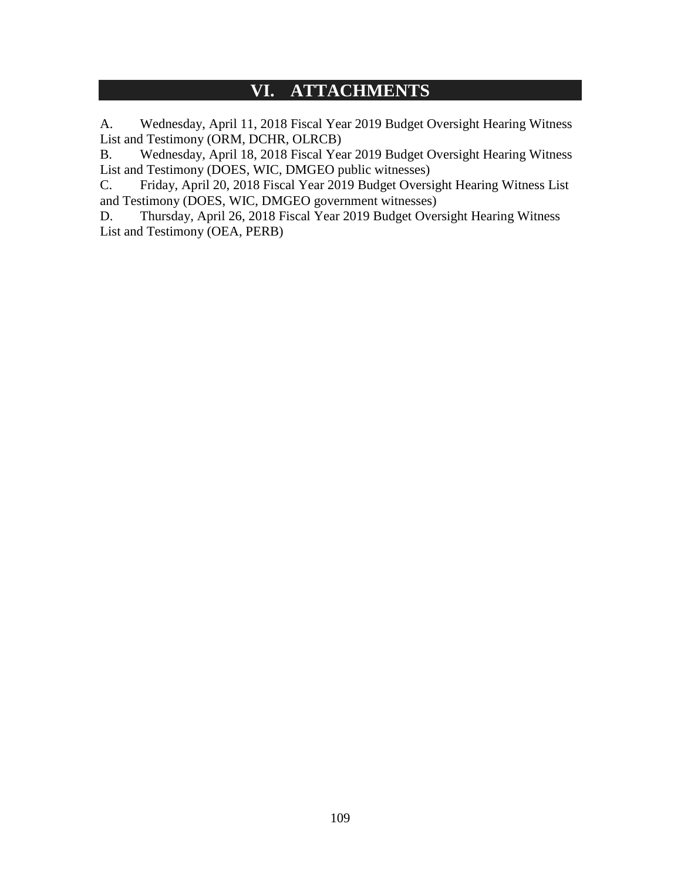# VI. ATTACHMENTS

A. Wednesday, April 11, 2018 Fiscal Year 2019 Budget Oversight Hearing Witness List and Testimony (ORM, DCHR, OLRCB)

B. Wednesday, April 18, 2018 Fiscal Year 2019 Budget Oversight Hearing Witness List and Testimony (DOES, WIC, DMGEO public witnesses)

C. Friday, April 20, 2018 Fiscal Year 2019 Budget Oversight Hearing Witness List and Testimony (DOES, WIC, DMGEO government witnesses)

D. Thursday, April 26, 2018 Fiscal Year 2019 Budget Oversight Hearing Witness List and Testimony (OEA, PERB)